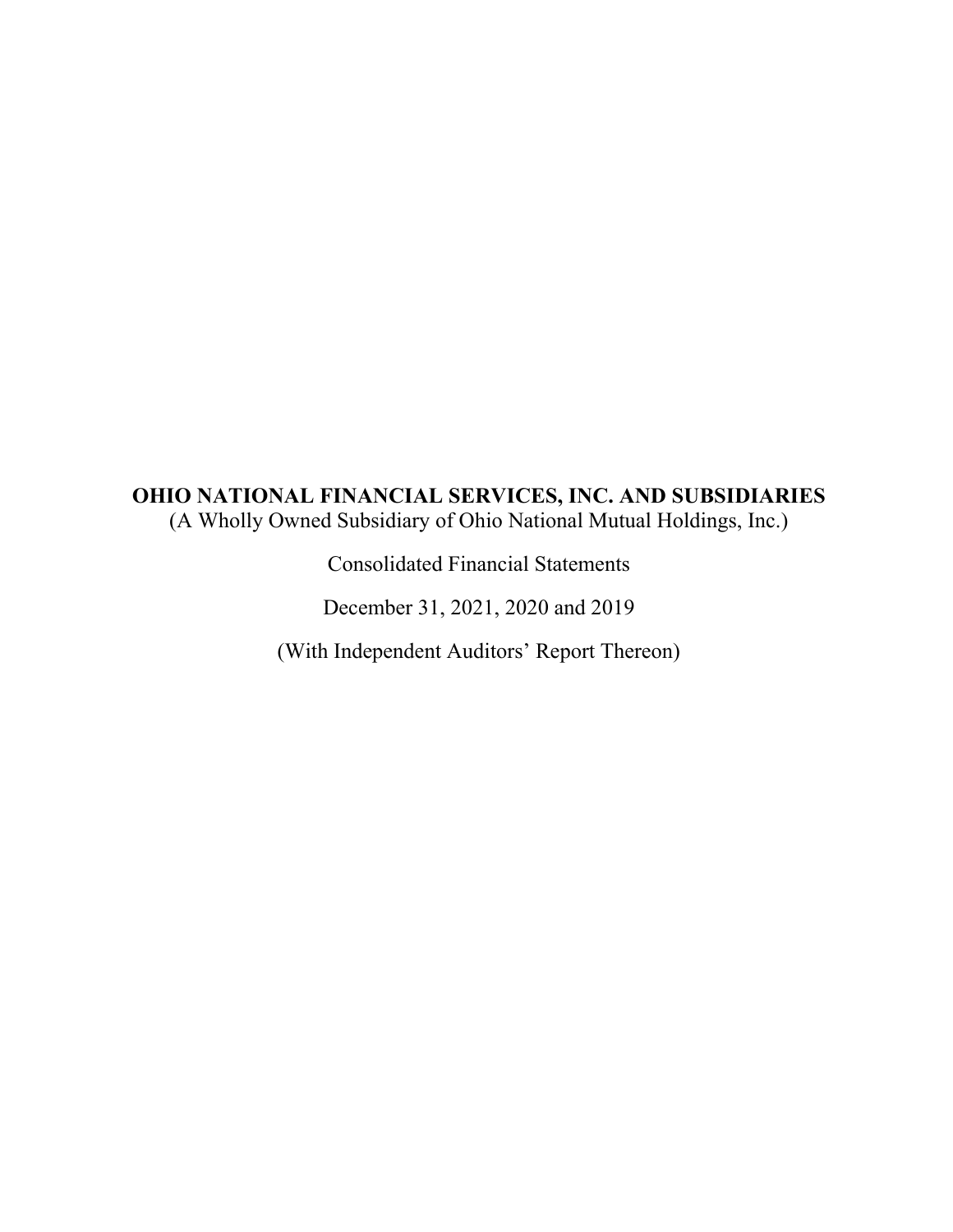# OHIO NATIONAL FINANCIAL SERVICES, INC. AND SUBSIDIARIES

(A Wholly Owned Subsidiary of Ohio National Mutual Holdings, Inc.)

Consolidated Financial Statements

December 31, 2021, 2020 and 2019

(With Independent Auditors' Report Thereon)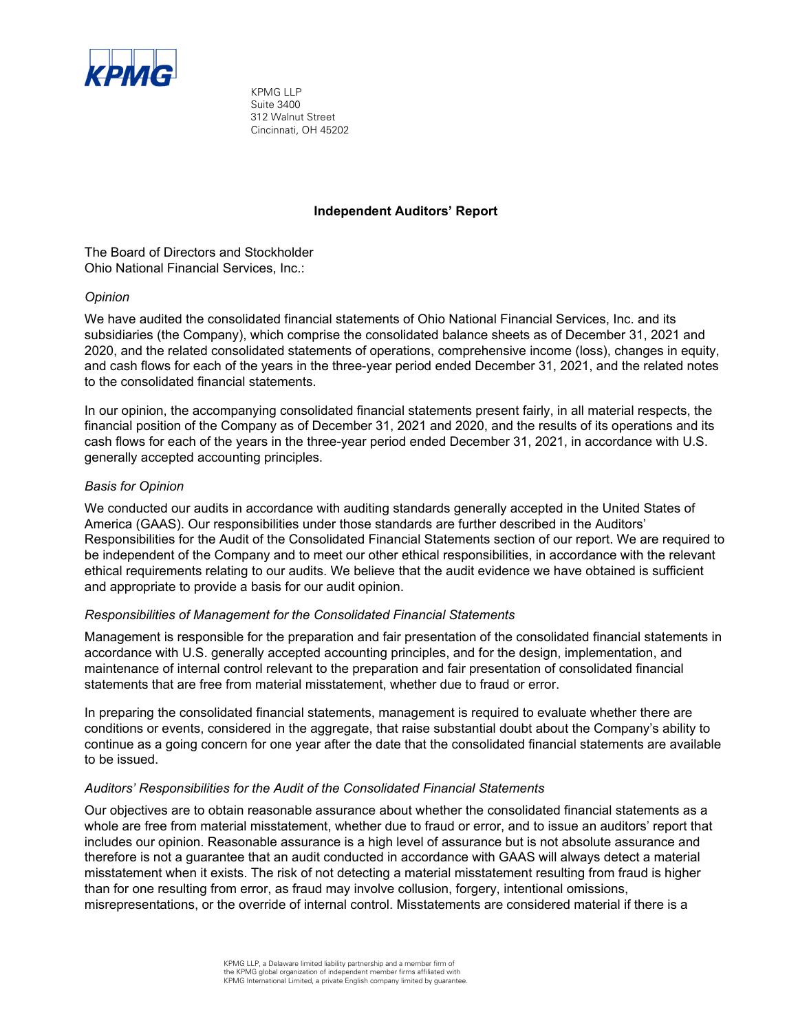KPMG LLP
Suite 3400
312 Walnut Street
Cincinnati, OH 45202

## Independent Auditors' Report

The Board of Directors and Stockholder
Ohio National Financial Services, Inc.:

*Opinion*

We have audited the consolidated financial statements of Ohio National Financial Services, Inc. and its subsidiaries (the Company), which comprise the consolidated balance sheets as of December 31, 2021 and 2020, and the related consolidated statements of operations, comprehensive income (loss), changes in equity, and cash flows for each of the years in the three-year period ended December 31, 2021, and the related notes to the consolidated financial statements.

In our opinion, the accompanying consolidated financial statements present fairly, in all material respects, the financial position of the Company as of December 31, 2021 and 2020, and the results of its operations and its cash flows for each of the years in the three-year period ended December 31, 2021, in accordance with U.S. generally accepted accounting principles.

*Basis for Opinion*

We conducted our audits in accordance with auditing standards generally accepted in the United States of America (GAAS). Our responsibilities under those standards are further described in the Auditors' Responsibilities for the Audit of the Consolidated Financial Statements section of our report. We are required to be independent of the Company and to meet our other ethical responsibilities, in accordance with the relevant ethical requirements relating to our audits. We believe that the audit evidence we have obtained is sufficient and appropriate to provide a basis for our audit opinion.

*Responsibilities of Management for the Consolidated Financial Statements*

Management is responsible for the preparation and fair presentation of the consolidated financial statements in accordance with U.S. generally accepted accounting principles, and for the design, implementation, and maintenance of internal control relevant to the preparation and fair presentation of consolidated financial statements that are free from material misstatement, whether due to fraud or error.

In preparing the consolidated financial statements, management is required to evaluate whether there are conditions or events, considered in the aggregate, that raise substantial doubt about the Company's ability to continue as a going concern for one year after the date that the consolidated financial statements are available to be issued.

*Auditors' Responsibilities for the Audit of the Consolidated Financial Statements*

Our objectives are to obtain reasonable assurance about whether the consolidated financial statements as a whole are free from material misstatement, whether due to fraud or error, and to issue an auditors' report that includes our opinion. Reasonable assurance is a high level of assurance but is not absolute assurance and therefore is not a guarantee that an audit conducted in accordance with GAAS will always detect a material misstatement when it exists. The risk of not detecting a material misstatement resulting from fraud is higher than for one resulting from error, as fraud may involve collusion, forgery, intentional omissions, misrepresentations, or the override of internal control. Misstatements are considered material if there is a

KPMG LLP, a Delaware limited liability partnership and a member firm of the KPMG global organization of independent member firms affiliated with KPMG International Limited, a private English company limited by guarantee.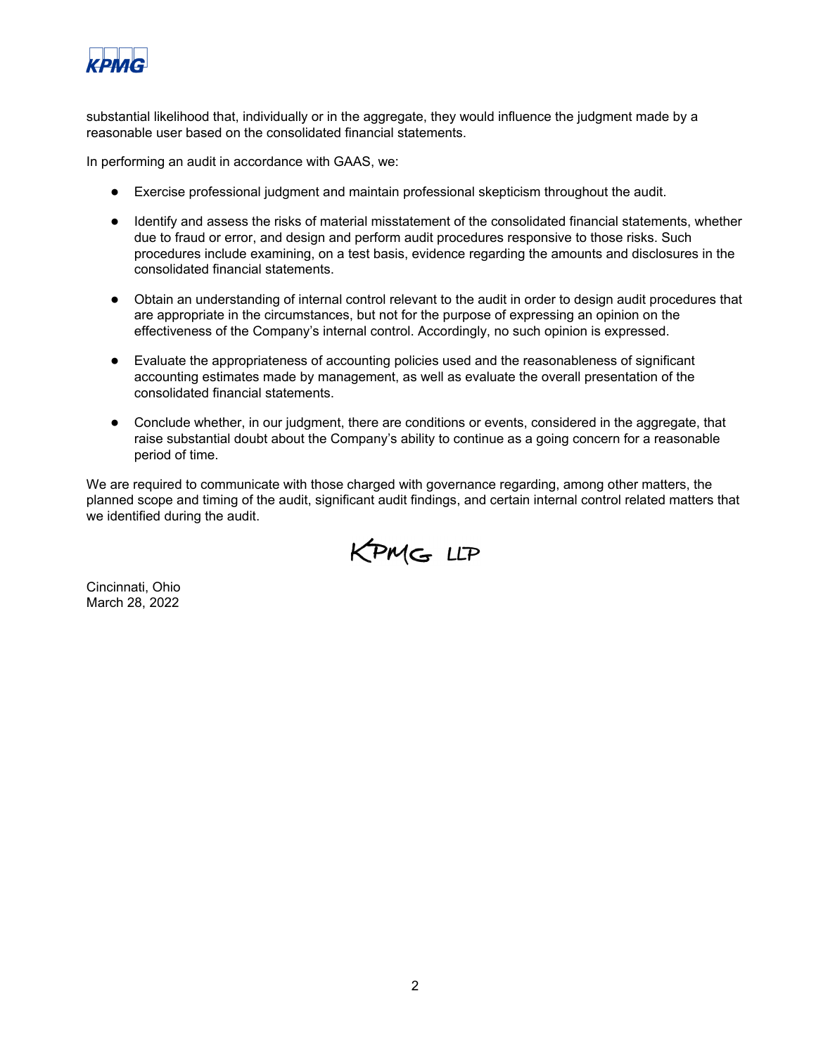substantial likelihood that, individually or in the aggregate, they would influence the judgment made by a reasonable user based on the consolidated financial statements.

In performing an audit in accordance with GAAS, we:

- Exercise professional judgment and maintain professional skepticism throughout the audit.
- Identify and assess the risks of material misstatement of the consolidated financial statements, whether due to fraud or error, and design and perform audit procedures responsive to those risks. Such procedures include examining, on a test basis, evidence regarding the amounts and disclosures in the consolidated financial statements.
- Obtain an understanding of internal control relevant to the audit in order to design audit procedures that are appropriate in the circumstances, but not for the purpose of expressing an opinion on the effectiveness of the Company's internal control. Accordingly, no such opinion is expressed.
- Evaluate the appropriateness of accounting policies used and the reasonableness of significant accounting estimates made by management, as well as evaluate the overall presentation of the consolidated financial statements.
- Conclude whether, in our judgment, there are conditions or events, considered in the aggregate, that raise substantial doubt about the Company's ability to continue as a going concern for a reasonable period of time.

We are required to communicate with those charged with governance regarding, among other matters, the planned scope and timing of the audit, significant audit findings, and certain internal control related matters that we identified during the audit.

KPMG LLP

Cincinnati, Ohio
March 28, 2022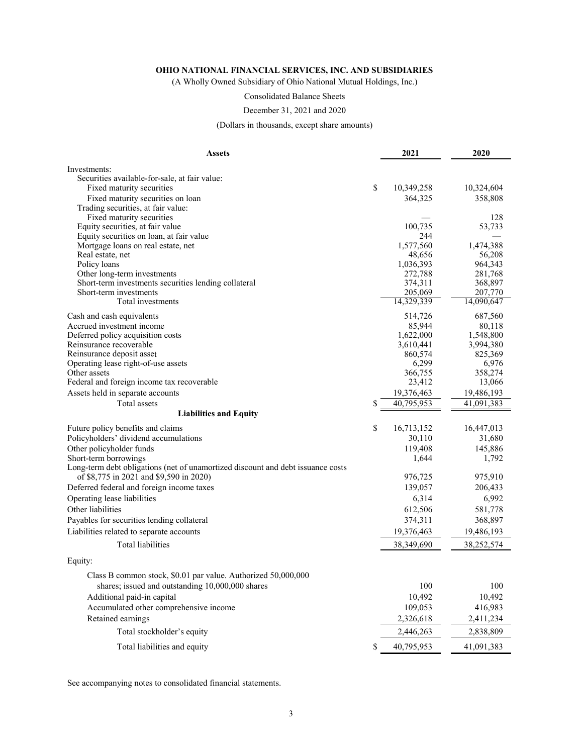**OHIO NATIONAL FINANCIAL SERVICES, INC. AND SUBSIDIARIES**

(A Wholly Owned Subsidiary of Ohio National Mutual Holdings, Inc.)

Consolidated Balance Sheets

December 31, 2021 and 2020

(Dollars in thousands, except share amounts)

| **Assets** | | **2021** | **2020** |
|---|---|---|---|
| Investments: | | | |
| Securities available-for-sale, at fair value: | | | |
| Fixed maturity securities | $ | 10,349,258 | 10,324,604 |
| Fixed maturity securities on loan | | 364,325 | 358,808 |
| Trading securities, at fair value: | | | |
| Fixed maturity securities | | — | 128 |
| Equity securities, at fair value | | 100,735 | 53,733 |
| Equity securities on loan, at fair value | | 244 | — |
| Mortgage loans on real estate, net | | 1,577,560 | 1,474,388 |
| Real estate, net | | 48,656 | 56,208 |
| Policy loans | | 1,036,393 | 964,343 |
| Other long-term investments | | 272,788 | 281,768 |
| Short-term investments securities lending collateral | | 374,311 | 368,897 |
| Short-term investments | | 205,069 | 207,770 |
| Total investments | | 14,329,339 | 14,090,647 |
| Cash and cash equivalents | | 514,726 | 687,560 |
| Accrued investment income | | 85,944 | 80,118 |
| Deferred policy acquisition costs | | 1,622,000 | 1,548,800 |
| Reinsurance recoverable | | 3,610,441 | 3,994,380 |
| Reinsurance deposit asset | | 860,574 | 825,369 |
| Operating lease right-of-use assets | | 6,299 | 6,976 |
| Other assets | | 366,755 | 358,274 |
| Federal and foreign income tax recoverable | | 23,412 | 13,066 |
| Assets held in separate accounts | | 19,376,463 | 19,486,193 |
| Total assets | $ | 40,795,953 | 41,091,383 |
| **Liabilities and Equity** | | | |
| Future policy benefits and claims | $ | 16,713,152 | 16,447,013 |
| Policyholders' dividend accumulations | | 30,110 | 31,680 |
| Other policyholder funds | | 119,408 | 145,886 |
| Short-term borrowings | | 1,644 | 1,792 |
| Long-term debt obligations (net of unamortized discount and debt issuance costs of $8,775 in 2021 and $9,590 in 2020) | | 976,725 | 975,910 |
| Deferred federal and foreign income taxes | | 139,057 | 206,433 |
| Operating lease liabilities | | 6,314 | 6,992 |
| Other liabilities | | 612,506 | 581,778 |
| Payables for securities lending collateral | | 374,311 | 368,897 |
| Liabilities related to separate accounts | | 19,376,463 | 19,486,193 |
| Total liabilities | | 38,349,690 | 38,252,574 |
| Equity: | | | |
| Class B common stock, $0.01 par value. Authorized 50,000,000 shares; issued and outstanding 10,000,000 shares | | 100 | 100 |
| Additional paid-in capital | | 10,492 | 10,492 |
| Accumulated other comprehensive income | | 109,053 | 416,983 |
| Retained earnings | | 2,326,618 | 2,411,234 |
| Total stockholder's equity | | 2,446,263 | 2,838,809 |
| Total liabilities and equity | $ | 40,795,953 | 41,091,383 |

See accompanying notes to consolidated financial statements.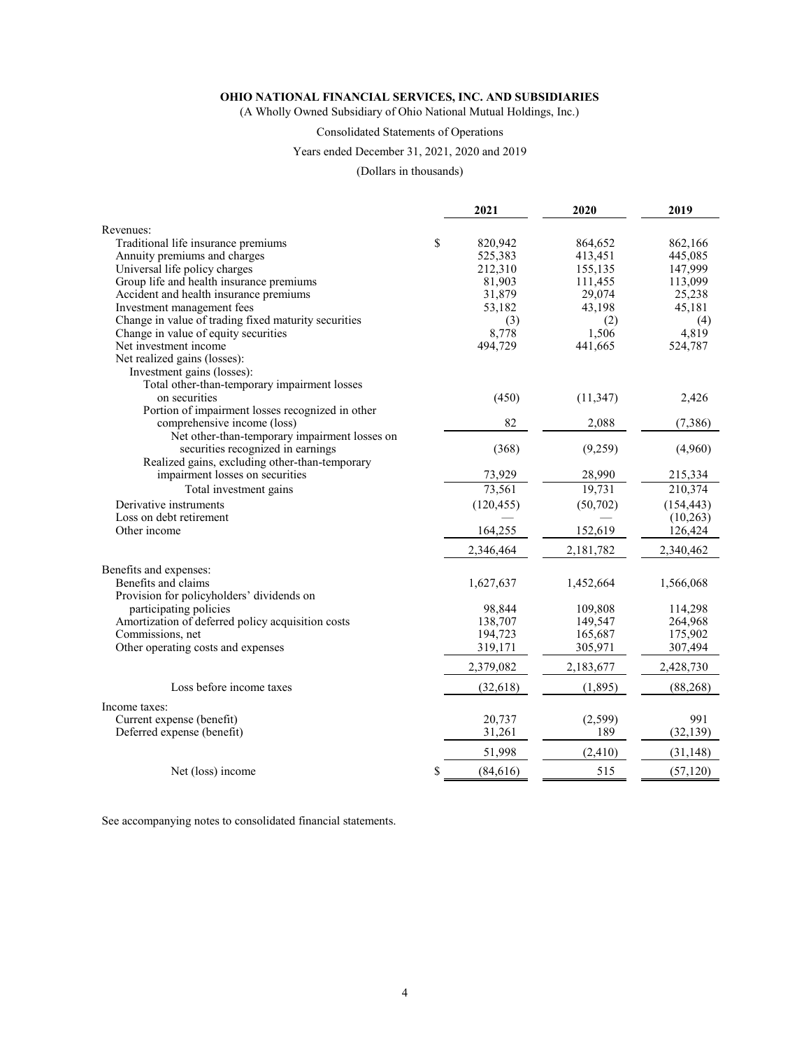**OHIO NATIONAL FINANCIAL SERVICES, INC. AND SUBSIDIARIES**

(A Wholly Owned Subsidiary of Ohio National Mutual Holdings, Inc.)

Consolidated Statements of Operations

Years ended December 31, 2021, 2020 and 2019

(Dollars in thousands)

| | 2021 | 2020 | 2019 |
|---|---|---|---|
| Revenues: | | | |
| Traditional life insurance premiums | $ 820,942 | 864,652 | 862,166 |
| Annuity premiums and charges | 525,383 | 413,451 | 445,085 |
| Universal life policy charges | 212,310 | 155,135 | 147,999 |
| Group life and health insurance premiums | 81,903 | 111,455 | 113,099 |
| Accident and health insurance premiums | 31,879 | 29,074 | 25,238 |
| Investment management fees | 53,182 | 43,198 | 45,181 |
| Change in value of trading fixed maturity securities | (3) | (2) | (4) |
| Change in value of equity securities | 8,778 | 1,506 | 4,819 |
| Net investment income | 494,729 | 441,665 | 524,787 |
| Net realized gains (losses): | | | |
| Investment gains (losses): | | | |
| Total other-than-temporary impairment losses on securities | (450) | (11,347) | 2,426 |
| Portion of impairment losses recognized in other comprehensive income (loss) | 82 | 2,088 | (7,386) |
| Net other-than-temporary impairment losses on securities recognized in earnings | (368) | (9,259) | (4,960) |
| Realized gains, excluding other-than-temporary impairment losses on securities | 73,929 | 28,990 | 215,334 |
| Total investment gains | 73,561 | 19,731 | 210,374 |
| Derivative instruments | (120,455) | (50,702) | (154,443) |
| Loss on debt retirement | — | — | (10,263) |
| Other income | 164,255 | 152,619 | 126,424 |
| | 2,346,464 | 2,181,782 | 2,340,462 |
| Benefits and expenses: | | | |
| Benefits and claims | 1,627,637 | 1,452,664 | 1,566,068 |
| Provision for policyholders' dividends on participating policies | 98,844 | 109,808 | 114,298 |
| Amortization of deferred policy acquisition costs | 138,707 | 149,547 | 264,968 |
| Commissions, net | 194,723 | 165,687 | 175,902 |
| Other operating costs and expenses | 319,171 | 305,971 | 307,494 |
| | 2,379,082 | 2,183,677 | 2,428,730 |
| Loss before income taxes | (32,618) | (1,895) | (88,268) |
| Income taxes: | | | |
| Current expense (benefit) | 20,737 | (2,599) | 991 |
| Deferred expense (benefit) | 31,261 | 189 | (32,139) |
| | 51,998 | (2,410) | (31,148) |
| Net (loss) income | $ (84,616) | 515 | (57,120) |

See accompanying notes to consolidated financial statements.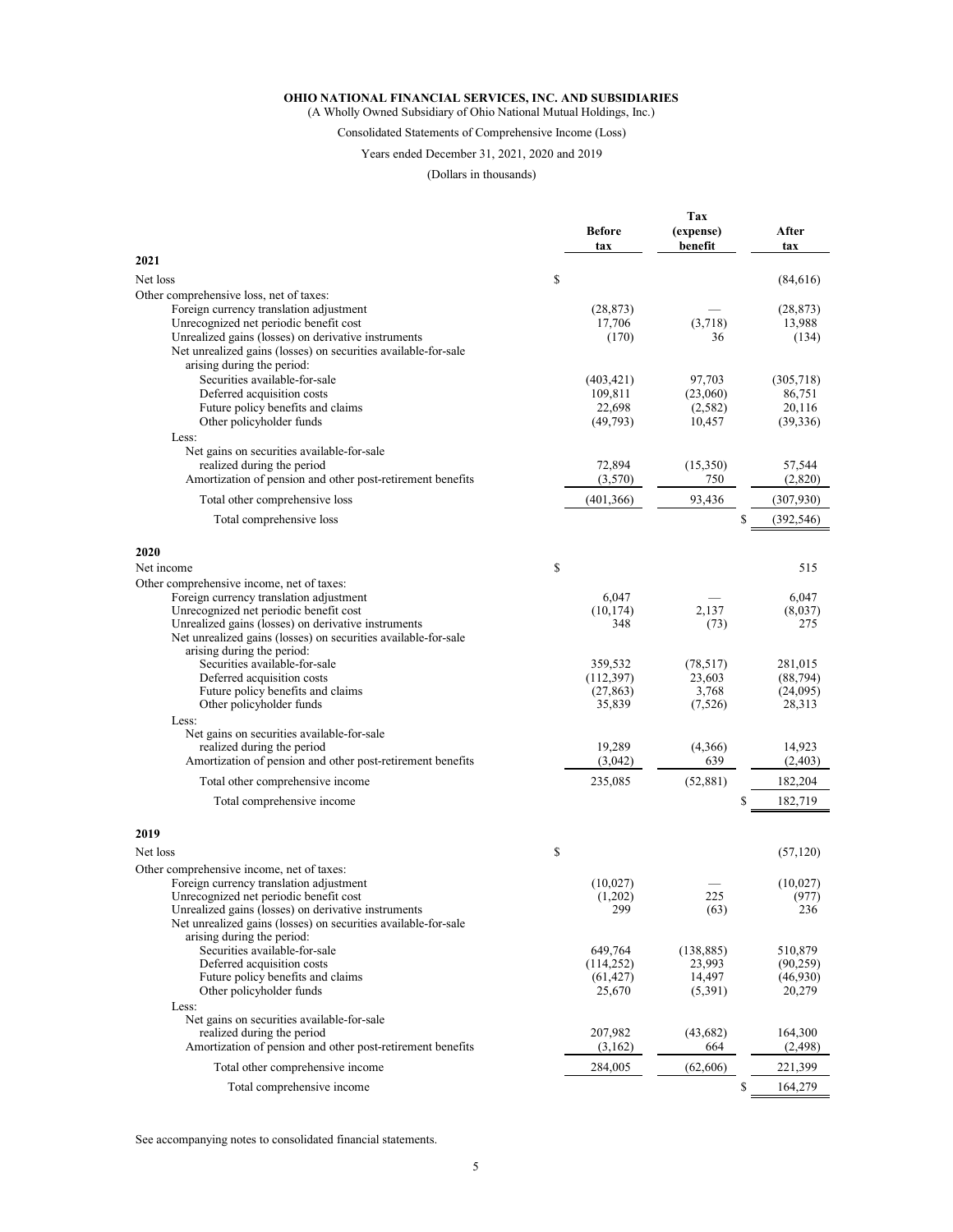**OHIO NATIONAL FINANCIAL SERVICES, INC. AND SUBSIDIARIES**
(A Wholly Owned Subsidiary of Ohio National Mutual Holdings, Inc.)

Consolidated Statements of Comprehensive Income (Loss)

Years ended December 31, 2021, 2020 and 2019

(Dollars in thousands)

| | Before tax | Tax (expense) benefit | After tax |
|---|---|---|---|
| **2021** | | | |
| Net loss | $ | | (84,616) |
| Other comprehensive loss, net of taxes: | | | |
| Foreign currency translation adjustment | (28,873) | — | (28,873) |
| Unrecognized net periodic benefit cost | 17,706 | (3,718) | 13,988 |
| Unrealized gains (losses) on derivative instruments | (170) | 36 | (134) |
| Net unrealized gains (losses) on securities available-for-sale arising during the period: | | | |
| Securities available-for-sale | (403,421) | 97,703 | (305,718) |
| Deferred acquisition costs | 109,811 | (23,060) | 86,751 |
| Future policy benefits and claims | 22,698 | (2,582) | 20,116 |
| Other policyholder funds | (49,793) | 10,457 | (39,336) |
| Less: | | | |
| Net gains on securities available-for-sale realized during the period | 72,894 | (15,350) | 57,544 |
| Amortization of pension and other post-retirement benefits | (3,570) | 750 | (2,820) |
| Total other comprehensive loss | (401,366) | 93,436 | (307,930) |
| Total comprehensive loss | | | $ (392,546) |
| **2020** | | | |
| Net income | $ | | 515 |
| Other comprehensive income, net of taxes: | | | |
| Foreign currency translation adjustment | 6,047 | — | 6,047 |
| Unrecognized net periodic benefit cost | (10,174) | 2,137 | (8,037) |
| Unrealized gains (losses) on derivative instruments | 348 | (73) | 275 |
| Net unrealized gains (losses) on securities available-for-sale arising during the period: | | | |
| Securities available-for-sale | 359,532 | (78,517) | 281,015 |
| Deferred acquisition costs | (112,397) | 23,603 | (88,794) |
| Future policy benefits and claims | (27,863) | 3,768 | (24,095) |
| Other policyholder funds | 35,839 | (7,526) | 28,313 |
| Less: | | | |
| Net gains on securities available-for-sale realized during the period | 19,289 | (4,366) | 14,923 |
| Amortization of pension and other post-retirement benefits | (3,042) | 639 | (2,403) |
| Total other comprehensive income | 235,085 | (52,881) | 182,204 |
| Total comprehensive income | | | $ 182,719 |
| **2019** | | | |
| Net loss | $ | | (57,120) |
| Other comprehensive income, net of taxes: | | | |
| Foreign currency translation adjustment | (10,027) | — | (10,027) |
| Unrecognized net periodic benefit cost | (1,202) | 225 | (977) |
| Unrealized gains (losses) on derivative instruments | 299 | (63) | 236 |
| Net unrealized gains (losses) on securities available-for-sale arising during the period: | | | |
| Securities available-for-sale | 649,764 | (138,885) | 510,879 |
| Deferred acquisition costs | (114,252) | 23,993 | (90,259) |
| Future policy benefits and claims | (61,427) | 14,497 | (46,930) |
| Other policyholder funds | 25,670 | (5,391) | 20,279 |
| Less: | | | |
| Net gains on securities available-for-sale realized during the period | 207,982 | (43,682) | 164,300 |
| Amortization of pension and other post-retirement benefits | (3,162) | 664 | (2,498) |
| Total other comprehensive income | 284,005 | (62,606) | 221,399 |
| Total comprehensive income | | | $ 164,279 |

See accompanying notes to consolidated financial statements.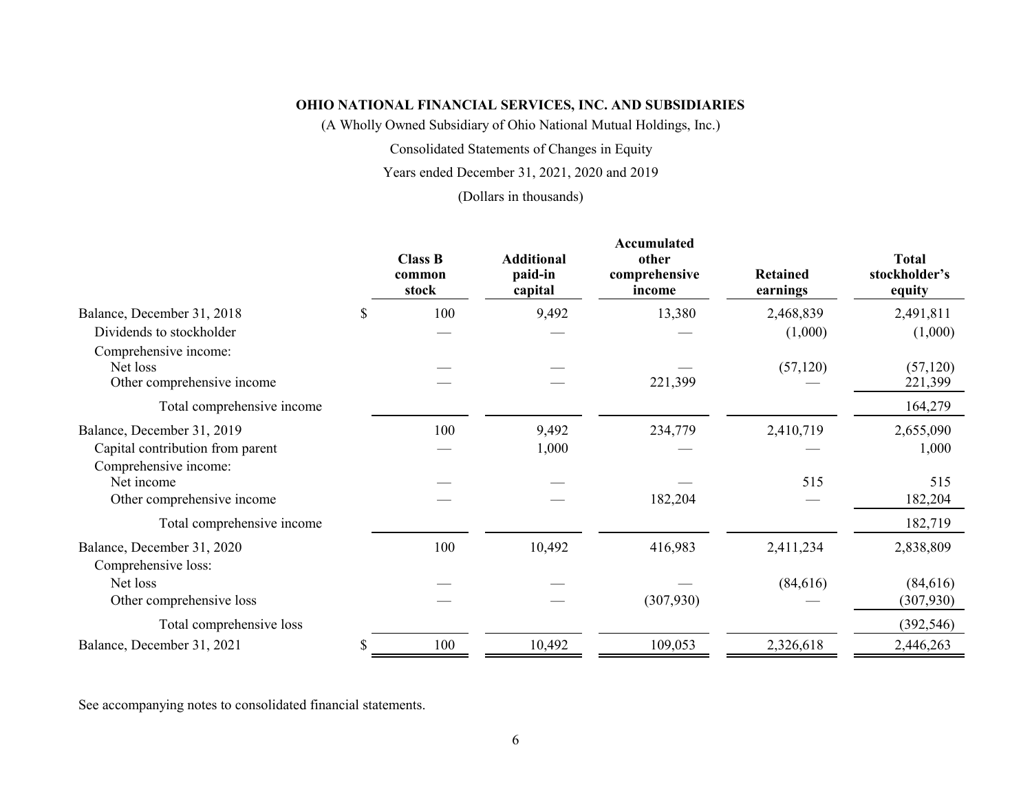**OHIO NATIONAL FINANCIAL SERVICES, INC. AND SUBSIDIARIES**

(A Wholly Owned Subsidiary of Ohio National Mutual Holdings, Inc.)

Consolidated Statements of Changes in Equity

Years ended December 31, 2021, 2020 and 2019

(Dollars in thousands)

| | Class B common stock | Additional paid-in capital | Accumulated other comprehensive income | Retained earnings | Total stockholder's equity |
|---|---|---|---|---|---|
| Balance, December 31, 2018 | $ 100 | 9,492 | 13,380 | 2,468,839 | 2,491,811 |
| Dividends to stockholder | — | — | — | (1,000) | (1,000) |
| Comprehensive income: | | | | | |
| Net loss | — | — | — | (57,120) | (57,120) |
| Other comprehensive income | — | — | 221,399 | — | 221,399 |
| Total comprehensive income | | | | | 164,279 |
| Balance, December 31, 2019 | 100 | 9,492 | 234,779 | 2,410,719 | 2,655,090 |
| Capital contribution from parent | — | 1,000 | — | — | 1,000 |
| Comprehensive income: | | | | | |
| Net income | — | — | — | 515 | 515 |
| Other comprehensive income | — | — | 182,204 | — | 182,204 |
| Total comprehensive income | | | | | 182,719 |
| Balance, December 31, 2020 | 100 | 10,492 | 416,983 | 2,411,234 | 2,838,809 |
| Comprehensive loss: | | | | | |
| Net loss | — | — | — | (84,616) | (84,616) |
| Other comprehensive loss | — | — | (307,930) | — | (307,930) |
| Total comprehensive loss | | | | | (392,546) |
| Balance, December 31, 2021 | $ 100 | 10,492 | 109,053 | 2,326,618 | 2,446,263 |

See accompanying notes to consolidated financial statements.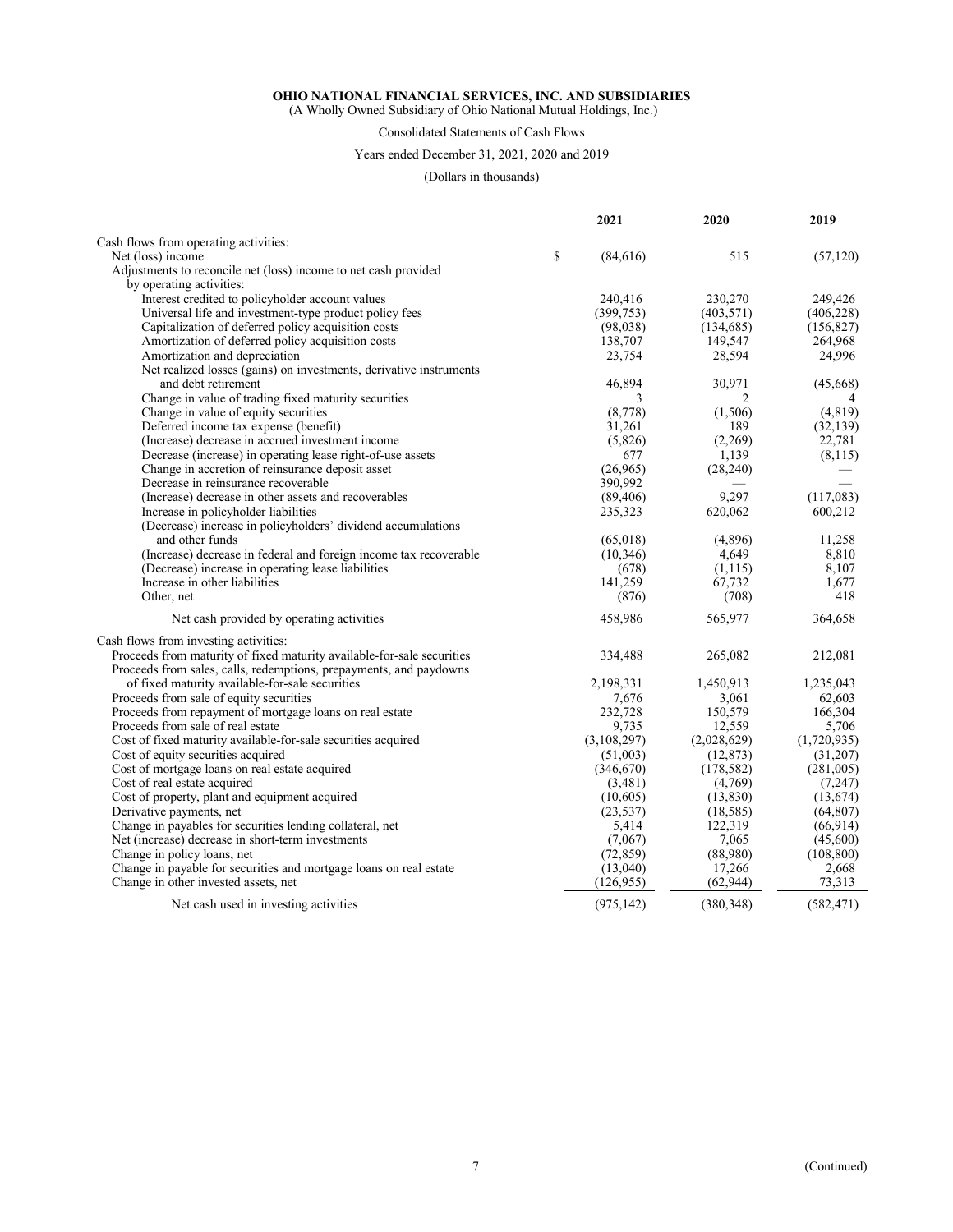**OHIO NATIONAL FINANCIAL SERVICES, INC. AND SUBSIDIARIES**
(A Wholly Owned Subsidiary of Ohio National Mutual Holdings, Inc.)

Consolidated Statements of Cash Flows

Years ended December 31, 2021, 2020 and 2019

(Dollars in thousands)

| | 2021 | 2020 | 2019 |
|---|---|---|---|
| Cash flows from operating activities: | | | |
| Net (loss) income | $ (84,616) | 515 | (57,120) |
| Adjustments to reconcile net (loss) income to net cash provided by operating activities: | | | |
| Interest credited to policyholder account values | 240,416 | 230,270 | 249,426 |
| Universal life and investment-type product policy fees | (399,753) | (403,571) | (406,228) |
| Capitalization of deferred policy acquisition costs | (98,038) | (134,685) | (156,827) |
| Amortization of deferred policy acquisition costs | 138,707 | 149,547 | 264,968 |
| Amortization and depreciation | 23,754 | 28,594 | 24,996 |
| Net realized losses (gains) on investments, derivative instruments and debt retirement | 46,894 | 30,971 | (45,668) |
| Change in value of trading fixed maturity securities | 3 | 2 | 4 |
| Change in value of equity securities | (8,778) | (1,506) | (4,819) |
| Deferred income tax expense (benefit) | 31,261 | 189 | (32,139) |
| (Increase) decrease in accrued investment income | (5,826) | (2,269) | 22,781 |
| Decrease (increase) in operating lease right-of-use assets | 677 | 1,139 | (8,115) |
| Change in accretion of reinsurance deposit asset | (26,965) | (28,240) | — |
| Decrease in reinsurance recoverable | 390,992 | — | — |
| (Increase) decrease in other assets and recoverables | (89,406) | 9,297 | (117,083) |
| Increase in policyholder liabilities | 235,323 | 620,062 | 600,212 |
| (Decrease) increase in policyholders' dividend accumulations and other funds | (65,018) | (4,896) | 11,258 |
| (Increase) decrease in federal and foreign income tax recoverable | (10,346) | 4,649 | 8,810 |
| (Decrease) increase in operating lease liabilities | (678) | (1,115) | 8,107 |
| Increase in other liabilities | 141,259 | 67,732 | 1,677 |
| Other, net | (876) | (708) | 418 |
| Net cash provided by operating activities | 458,986 | 565,977 | 364,658 |
| Cash flows from investing activities: | | | |
| Proceeds from maturity of fixed maturity available-for-sale securities | 334,488 | 265,082 | 212,081 |
| Proceeds from sales, calls, redemptions, prepayments, and paydowns of fixed maturity available-for-sale securities | 2,198,331 | 1,450,913 | 1,235,043 |
| Proceeds from sale of equity securities | 7,676 | 3,061 | 62,603 |
| Proceeds from repayment of mortgage loans on real estate | 232,728 | 150,579 | 166,304 |
| Proceeds from sale of real estate | 9,735 | 12,559 | 5,706 |
| Cost of fixed maturity available-for-sale securities acquired | (3,108,297) | (2,028,629) | (1,720,935) |
| Cost of equity securities acquired | (51,003) | (12,873) | (31,207) |
| Cost of mortgage loans on real estate acquired | (346,670) | (178,582) | (281,005) |
| Cost of real estate acquired | (3,481) | (4,769) | (7,247) |
| Cost of property, plant and equipment acquired | (10,605) | (13,830) | (13,674) |
| Derivative payments, net | (23,537) | (18,585) | (64,807) |
| Change in payables for securities lending collateral, net | 5,414 | 122,319 | (66,914) |
| Net (increase) decrease in short-term investments | (7,067) | 7,065 | (45,600) |
| Change in policy loans, net | (72,859) | (88,980) | (108,800) |
| Change in payable for securities and mortgage loans on real estate | (13,040) | 17,266 | 2,668 |
| Change in other invested assets, net | (126,955) | (62,944) | 73,313 |
| Net cash used in investing activities | (975,142) | (380,348) | (582,471) |

(Continued)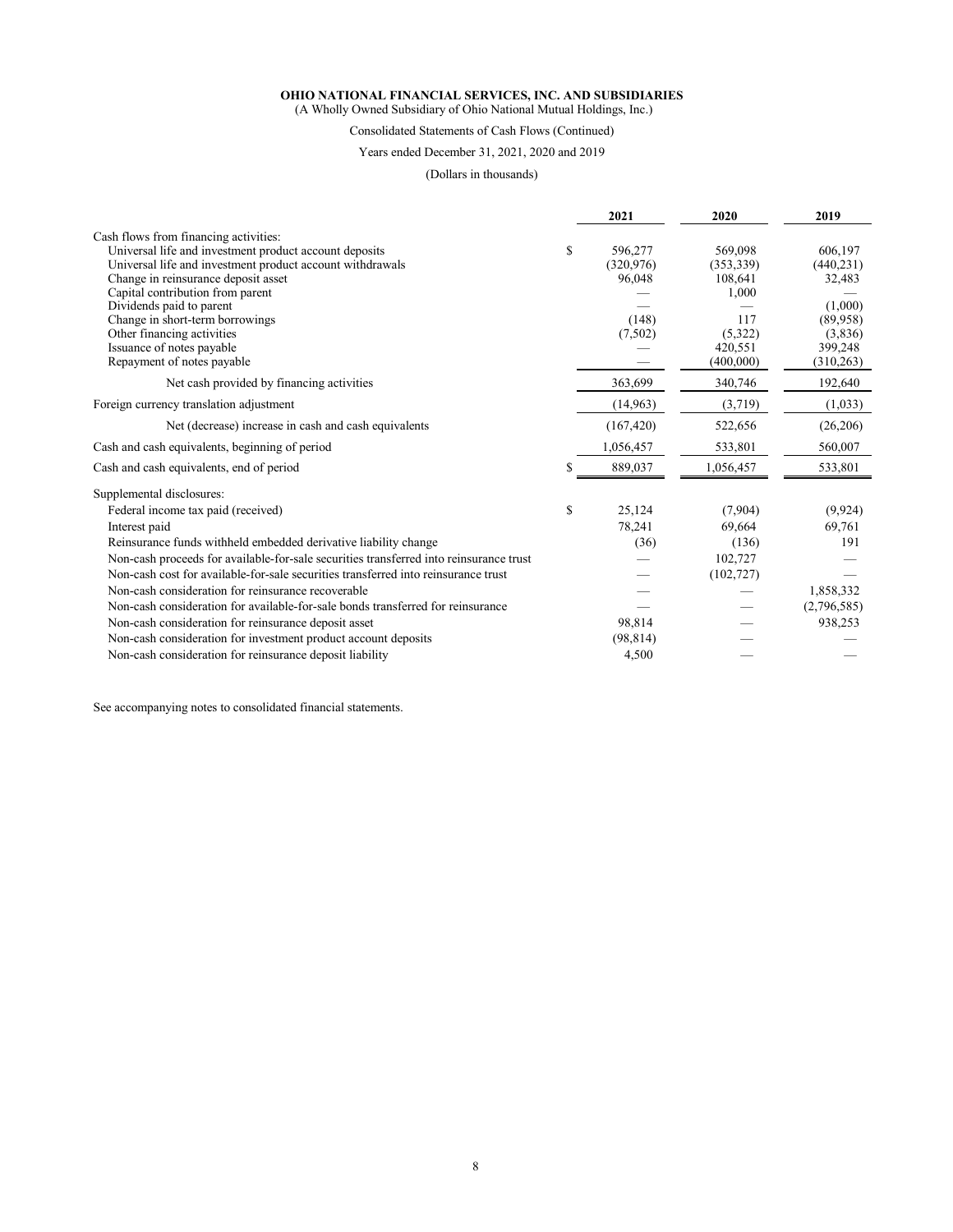**OHIO NATIONAL FINANCIAL SERVICES, INC. AND SUBSIDIARIES**
(A Wholly Owned Subsidiary of Ohio National Mutual Holdings, Inc.)

Consolidated Statements of Cash Flows (Continued)

Years ended December 31, 2021, 2020 and 2019

(Dollars in thousands)

| | 2021 | 2020 | 2019 |
|---|---|---|---|
| Cash flows from financing activities: | | | |
| Universal life and investment product account deposits | $ 596,277 | 569,098 | 606,197 |
| Universal life and investment product account withdrawals | (320,976) | (353,339) | (440,231) |
| Change in reinsurance deposit asset | 96,048 | 108,641 | 32,483 |
| Capital contribution from parent | — | 1,000 | — |
| Dividends paid to parent | — | — | (1,000) |
| Change in short-term borrowings | (148) | 117 | (89,958) |
| Other financing activities | (7,502) | (5,322) | (3,836) |
| Issuance of notes payable | — | 420,551 | 399,248 |
| Repayment of notes payable | — | (400,000) | (310,263) |
| Net cash provided by financing activities | 363,699 | 340,746 | 192,640 |
| Foreign currency translation adjustment | (14,963) | (3,719) | (1,033) |
| Net (decrease) increase in cash and cash equivalents | (167,420) | 522,656 | (26,206) |
| Cash and cash equivalents, beginning of period | 1,056,457 | 533,801 | 560,007 |
| Cash and cash equivalents, end of period | $ 889,037 | 1,056,457 | 533,801 |
| Supplemental disclosures: | | | |
| Federal income tax paid (received) | $ 25,124 | (7,904) | (9,924) |
| Interest paid | 78,241 | 69,664 | 69,761 |
| Reinsurance funds withheld embedded derivative liability change | (36) | (136) | 191 |
| Non-cash proceeds for available-for-sale securities transferred into reinsurance trust | — | 102,727 | — |
| Non-cash cost for available-for-sale securities transferred into reinsurance trust | — | (102,727) | — |
| Non-cash consideration for reinsurance recoverable | — | — | 1,858,332 |
| Non-cash consideration for available-for-sale bonds transferred for reinsurance | — | — | (2,796,585) |
| Non-cash consideration for reinsurance deposit asset | 98,814 | — | 938,253 |
| Non-cash consideration for investment product account deposits | (98,814) | — | — |
| Non-cash consideration for reinsurance deposit liability | 4,500 | — | — |

See accompanying notes to consolidated financial statements.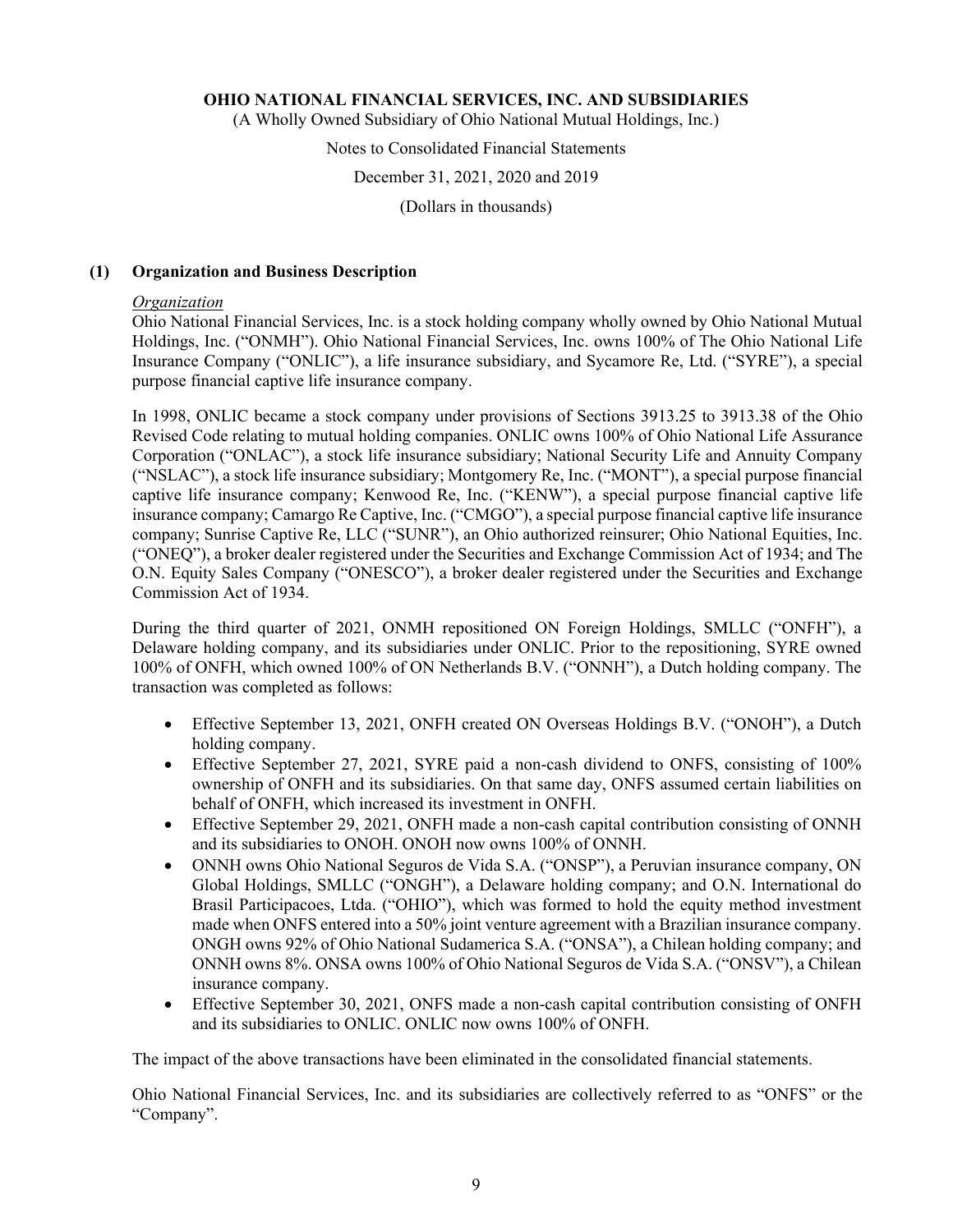# OHIO NATIONAL FINANCIAL SERVICES, INC. AND SUBSIDIARIES

(A Wholly Owned Subsidiary of Ohio National Mutual Holdings, Inc.)

Notes to Consolidated Financial Statements

December 31, 2021, 2020 and 2019

(Dollars in thousands)

## (1) Organization and Business Description

*Organization*

Ohio National Financial Services, Inc. is a stock holding company wholly owned by Ohio National Mutual Holdings, Inc. ("ONMH"). Ohio National Financial Services, Inc. owns 100% of The Ohio National Life Insurance Company ("ONLIC"), a life insurance subsidiary, and Sycamore Re, Ltd. ("SYRE"), a special purpose financial captive life insurance company.

In 1998, ONLIC became a stock company under provisions of Sections 3913.25 to 3913.38 of the Ohio Revised Code relating to mutual holding companies. ONLIC owns 100% of Ohio National Life Assurance Corporation ("ONLAC"), a stock life insurance subsidiary; National Security Life and Annuity Company ("NSLAC"), a stock life insurance subsidiary; Montgomery Re, Inc. ("MONT"), a special purpose financial captive life insurance company; Kenwood Re, Inc. ("KENW"), a special purpose financial captive life insurance company; Camargo Re Captive, Inc. ("CMGO"), a special purpose financial captive life insurance company; Sunrise Captive Re, LLC ("SUNR"), an Ohio authorized reinsurer; Ohio National Equities, Inc. ("ONEQ"), a broker dealer registered under the Securities and Exchange Commission Act of 1934; and The O.N. Equity Sales Company ("ONESCO"), a broker dealer registered under the Securities and Exchange Commission Act of 1934.

During the third quarter of 2021, ONMH repositioned ON Foreign Holdings, SMLLC ("ONFH"), a Delaware holding company, and its subsidiaries under ONLIC. Prior to the repositioning, SYRE owned 100% of ONFH, which owned 100% of ON Netherlands B.V. ("ONNH"), a Dutch holding company. The transaction was completed as follows:

- Effective September 13, 2021, ONFH created ON Overseas Holdings B.V. ("ONOH"), a Dutch holding company.
- Effective September 27, 2021, SYRE paid a non-cash dividend to ONFS, consisting of 100% ownership of ONFH and its subsidiaries. On that same day, ONFS assumed certain liabilities on behalf of ONFH, which increased its investment in ONFH.
- Effective September 29, 2021, ONFH made a non-cash capital contribution consisting of ONNH and its subsidiaries to ONOH. ONOH now owns 100% of ONNH.
- ONNH owns Ohio National Seguros de Vida S.A. ("ONSP"), a Peruvian insurance company, ON Global Holdings, SMLLC ("ONGH"), a Delaware holding company; and O.N. International do Brasil Participacoes, Ltda. ("OHIO"), which was formed to hold the equity method investment made when ONFS entered into a 50% joint venture agreement with a Brazilian insurance company. ONGH owns 92% of Ohio National Sudamerica S.A. ("ONSA"), a Chilean holding company; and ONNH owns 8%. ONSA owns 100% of Ohio National Seguros de Vida S.A. ("ONSV"), a Chilean insurance company.
- Effective September 30, 2021, ONFS made a non-cash capital contribution consisting of ONFH and its subsidiaries to ONLIC. ONLIC now owns 100% of ONFH.

The impact of the above transactions have been eliminated in the consolidated financial statements.

Ohio National Financial Services, Inc. and its subsidiaries are collectively referred to as "ONFS" or the "Company".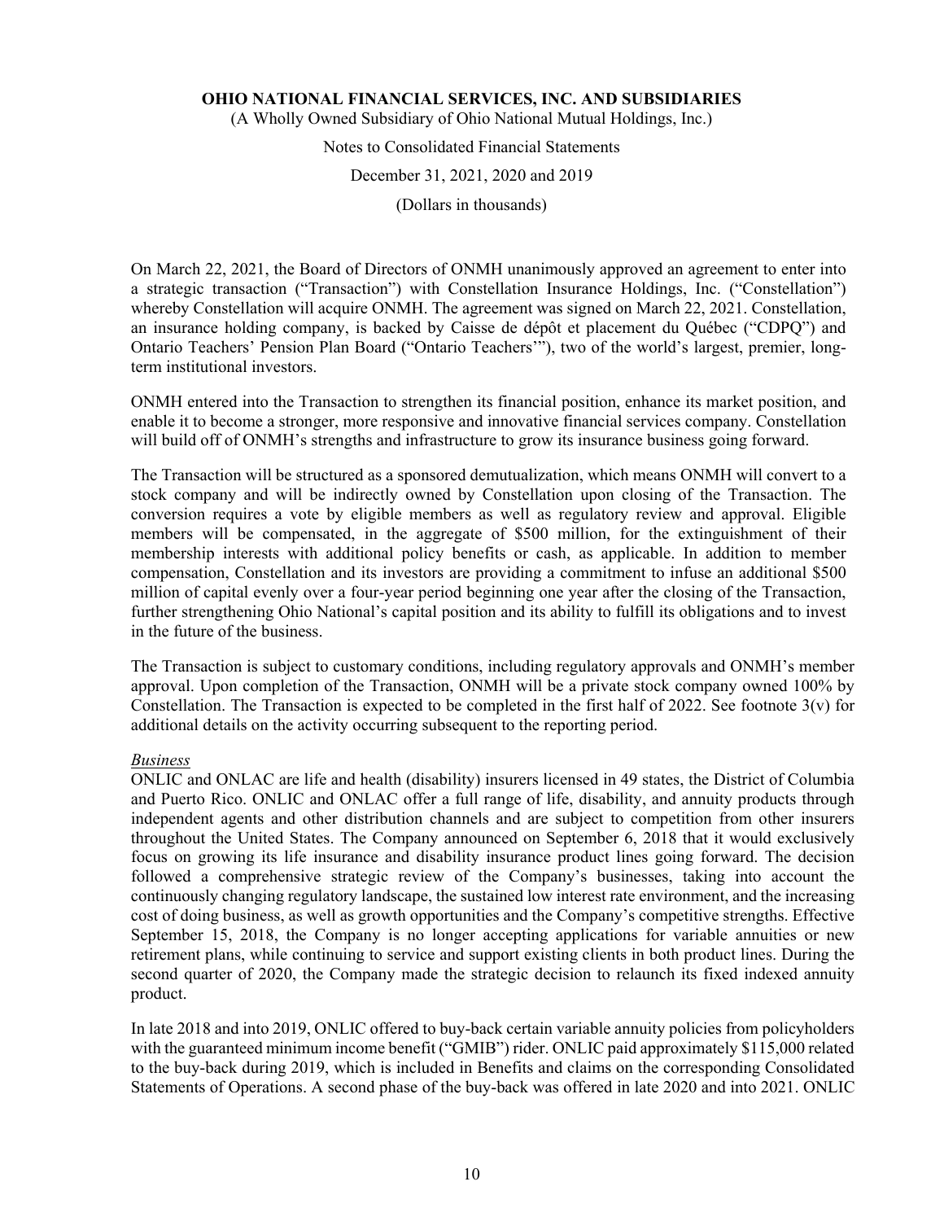On March 22, 2021, the Board of Directors of ONMH unanimously approved an agreement to enter into a strategic transaction ("Transaction") with Constellation Insurance Holdings, Inc. ("Constellation") whereby Constellation will acquire ONMH. The agreement was signed on March 22, 2021. Constellation, an insurance holding company, is backed by Caisse de dépôt et placement du Québec ("CDPQ") and Ontario Teachers' Pension Plan Board ("Ontario Teachers'"), two of the world's largest, premier, long-term institutional investors.

ONMH entered into the Transaction to strengthen its financial position, enhance its market position, and enable it to become a stronger, more responsive and innovative financial services company. Constellation will build off of ONMH's strengths and infrastructure to grow its insurance business going forward.

The Transaction will be structured as a sponsored demutualization, which means ONMH will convert to a stock company and will be indirectly owned by Constellation upon closing of the Transaction. The conversion requires a vote by eligible members as well as regulatory review and approval. Eligible members will be compensated, in the aggregate of $500 million, for the extinguishment of their membership interests with additional policy benefits or cash, as applicable. In addition to member compensation, Constellation and its investors are providing a commitment to infuse an additional $500 million of capital evenly over a four-year period beginning one year after the closing of the Transaction, further strengthening Ohio National's capital position and its ability to fulfill its obligations and to invest in the future of the business.

The Transaction is subject to customary conditions, including regulatory approvals and ONMH's member approval. Upon completion of the Transaction, ONMH will be a private stock company owned 100% by Constellation. The Transaction is expected to be completed in the first half of 2022. See footnote 3(v) for additional details on the activity occurring subsequent to the reporting period.

*Business*

ONLIC and ONLAC are life and health (disability) insurers licensed in 49 states, the District of Columbia and Puerto Rico. ONLIC and ONLAC offer a full range of life, disability, and annuity products through independent agents and other distribution channels and are subject to competition from other insurers throughout the United States. The Company announced on September 6, 2018 that it would exclusively focus on growing its life insurance and disability insurance product lines going forward. The decision followed a comprehensive strategic review of the Company's businesses, taking into account the continuously changing regulatory landscape, the sustained low interest rate environment, and the increasing cost of doing business, as well as growth opportunities and the Company's competitive strengths. Effective September 15, 2018, the Company is no longer accepting applications for variable annuities or new retirement plans, while continuing to service and support existing clients in both product lines. During the second quarter of 2020, the Company made the strategic decision to relaunch its fixed indexed annuity product.

In late 2018 and into 2019, ONLIC offered to buy-back certain variable annuity policies from policyholders with the guaranteed minimum income benefit ("GMIB") rider. ONLIC paid approximately $115,000 related to the buy-back during 2019, which is included in Benefits and claims on the corresponding Consolidated Statements of Operations. A second phase of the buy-back was offered in late 2020 and into 2021. ONLIC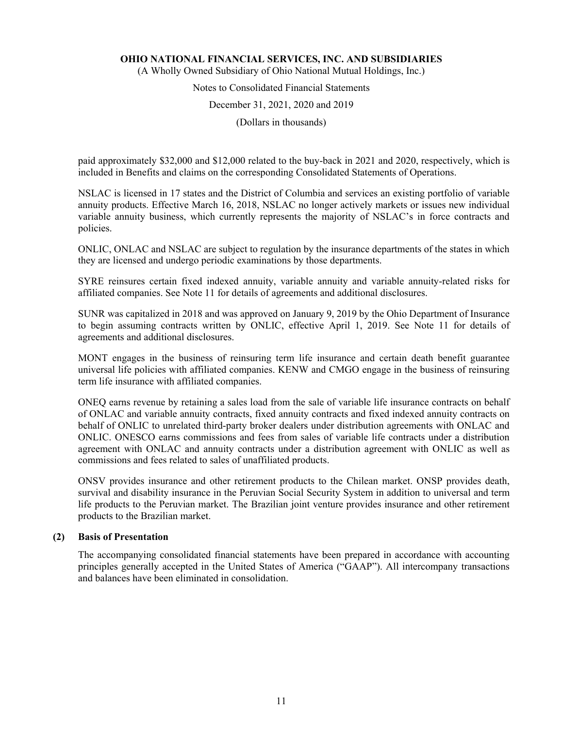paid approximately $32,000 and $12,000 related to the buy-back in 2021 and 2020, respectively, which is included in Benefits and claims on the corresponding Consolidated Statements of Operations.

NSLAC is licensed in 17 states and the District of Columbia and services an existing portfolio of variable annuity products. Effective March 16, 2018, NSLAC no longer actively markets or issues new individual variable annuity business, which currently represents the majority of NSLAC's in force contracts and policies.

ONLIC, ONLAC and NSLAC are subject to regulation by the insurance departments of the states in which they are licensed and undergo periodic examinations by those departments.

SYRE reinsures certain fixed indexed annuity, variable annuity and variable annuity-related risks for affiliated companies. See Note 11 for details of agreements and additional disclosures.

SUNR was capitalized in 2018 and was approved on January 9, 2019 by the Ohio Department of Insurance to begin assuming contracts written by ONLIC, effective April 1, 2019. See Note 11 for details of agreements and additional disclosures.

MONT engages in the business of reinsuring term life insurance and certain death benefit guarantee universal life policies with affiliated companies. KENW and CMGO engage in the business of reinsuring term life insurance with affiliated companies.

ONEQ earns revenue by retaining a sales load from the sale of variable life insurance contracts on behalf of ONLAC and variable annuity contracts, fixed annuity contracts and fixed indexed annuity contracts on behalf of ONLIC to unrelated third-party broker dealers under distribution agreements with ONLAC and ONLIC. ONESCO earns commissions and fees from sales of variable life contracts under a distribution agreement with ONLAC and annuity contracts under a distribution agreement with ONLIC as well as commissions and fees related to sales of unaffiliated products.

ONSV provides insurance and other retirement products to the Chilean market. ONSP provides death, survival and disability insurance in the Peruvian Social Security System in addition to universal and term life products to the Peruvian market. The Brazilian joint venture provides insurance and other retirement products to the Brazilian market.

## (2) Basis of Presentation

The accompanying consolidated financial statements have been prepared in accordance with accounting principles generally accepted in the United States of America ("GAAP"). All intercompany transactions and balances have been eliminated in consolidation.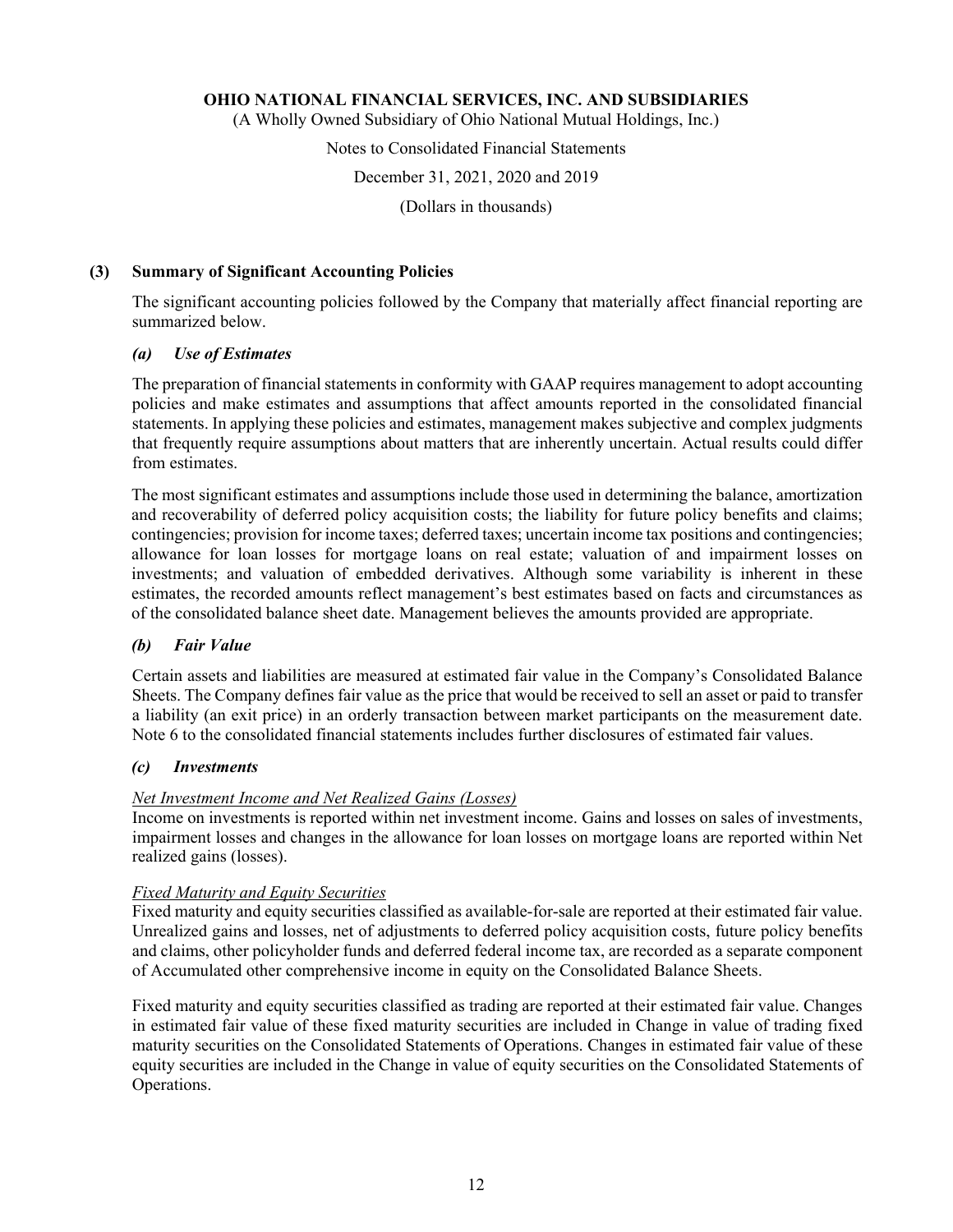# OHIO NATIONAL FINANCIAL SERVICES, INC. AND SUBSIDIARIES

(A Wholly Owned Subsidiary of Ohio National Mutual Holdings, Inc.)

Notes to Consolidated Financial Statements

December 31, 2021, 2020 and 2019

(Dollars in thousands)

## (3) Summary of Significant Accounting Policies

The significant accounting policies followed by the Company that materially affect financial reporting are summarized below.

### *(a) Use of Estimates*

The preparation of financial statements in conformity with GAAP requires management to adopt accounting policies and make estimates and assumptions that affect amounts reported in the consolidated financial statements. In applying these policies and estimates, management makes subjective and complex judgments that frequently require assumptions about matters that are inherently uncertain. Actual results could differ from estimates.

The most significant estimates and assumptions include those used in determining the balance, amortization and recoverability of deferred policy acquisition costs; the liability for future policy benefits and claims; contingencies; provision for income taxes; deferred taxes; uncertain income tax positions and contingencies; allowance for loan losses for mortgage loans on real estate; valuation of and impairment losses on investments; and valuation of embedded derivatives. Although some variability is inherent in these estimates, the recorded amounts reflect management's best estimates based on facts and circumstances as of the consolidated balance sheet date. Management believes the amounts provided are appropriate.

### *(b) Fair Value*

Certain assets and liabilities are measured at estimated fair value in the Company's Consolidated Balance Sheets. The Company defines fair value as the price that would be received to sell an asset or paid to transfer a liability (an exit price) in an orderly transaction between market participants on the measurement date. Note 6 to the consolidated financial statements includes further disclosures of estimated fair values.

### *(c) Investments*

Net Investment Income and Net Realized Gains (Losses)

Income on investments is reported within net investment income. Gains and losses on sales of investments, impairment losses and changes in the allowance for loan losses on mortgage loans are reported within Net realized gains (losses).

Fixed Maturity and Equity Securities

Fixed maturity and equity securities classified as available-for-sale are reported at their estimated fair value. Unrealized gains and losses, net of adjustments to deferred policy acquisition costs, future policy benefits and claims, other policyholder funds and deferred federal income tax, are recorded as a separate component of Accumulated other comprehensive income in equity on the Consolidated Balance Sheets.

Fixed maturity and equity securities classified as trading are reported at their estimated fair value. Changes in estimated fair value of these fixed maturity securities are included in Change in value of trading fixed maturity securities on the Consolidated Statements of Operations. Changes in estimated fair value of these equity securities are included in the Change in value of equity securities on the Consolidated Statements of Operations.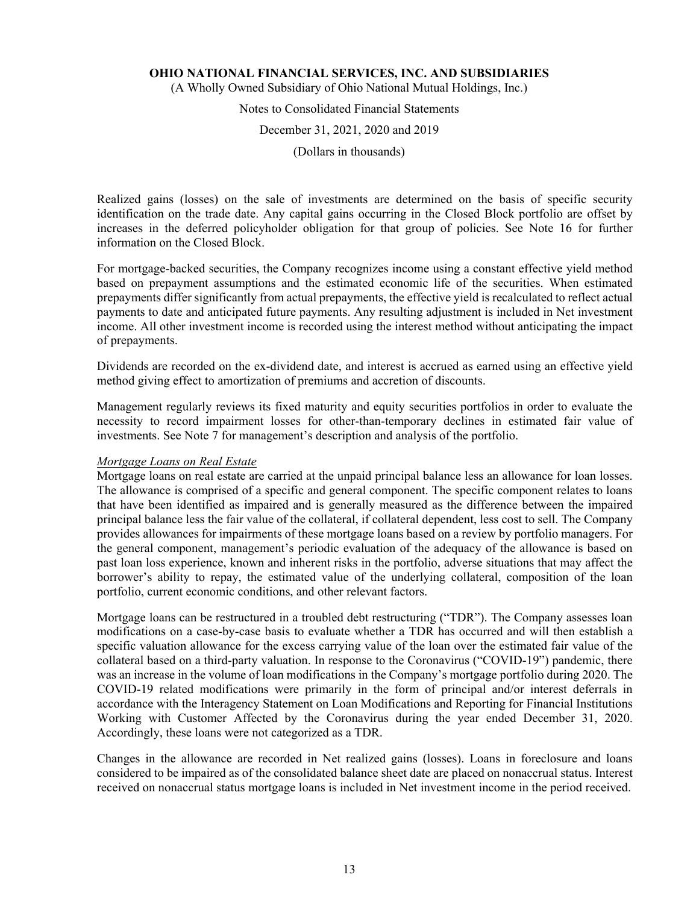Realized gains (losses) on the sale of investments are determined on the basis of specific security identification on the trade date. Any capital gains occurring in the Closed Block portfolio are offset by increases in the deferred policyholder obligation for that group of policies. See Note 16 for further information on the Closed Block.

For mortgage-backed securities, the Company recognizes income using a constant effective yield method based on prepayment assumptions and the estimated economic life of the securities. When estimated prepayments differ significantly from actual prepayments, the effective yield is recalculated to reflect actual payments to date and anticipated future payments. Any resulting adjustment is included in Net investment income. All other investment income is recorded using the interest method without anticipating the impact of prepayments.

Dividends are recorded on the ex-dividend date, and interest is accrued as earned using an effective yield method giving effect to amortization of premiums and accretion of discounts.

Management regularly reviews its fixed maturity and equity securities portfolios in order to evaluate the necessity to record impairment losses for other-than-temporary declines in estimated fair value of investments. See Note 7 for management's description and analysis of the portfolio.

*Mortgage Loans on Real Estate*

Mortgage loans on real estate are carried at the unpaid principal balance less an allowance for loan losses. The allowance is comprised of a specific and general component. The specific component relates to loans that have been identified as impaired and is generally measured as the difference between the impaired principal balance less the fair value of the collateral, if collateral dependent, less cost to sell. The Company provides allowances for impairments of these mortgage loans based on a review by portfolio managers. For the general component, management's periodic evaluation of the adequacy of the allowance is based on past loan loss experience, known and inherent risks in the portfolio, adverse situations that may affect the borrower's ability to repay, the estimated value of the underlying collateral, composition of the loan portfolio, current economic conditions, and other relevant factors.

Mortgage loans can be restructured in a troubled debt restructuring ("TDR"). The Company assesses loan modifications on a case-by-case basis to evaluate whether a TDR has occurred and will then establish a specific valuation allowance for the excess carrying value of the loan over the estimated fair value of the collateral based on a third-party valuation. In response to the Coronavirus ("COVID-19") pandemic, there was an increase in the volume of loan modifications in the Company's mortgage portfolio during 2020. The COVID-19 related modifications were primarily in the form of principal and/or interest deferrals in accordance with the Interagency Statement on Loan Modifications and Reporting for Financial Institutions Working with Customer Affected by the Coronavirus during the year ended December 31, 2020. Accordingly, these loans were not categorized as a TDR.

Changes in the allowance are recorded in Net realized gains (losses). Loans in foreclosure and loans considered to be impaired as of the consolidated balance sheet date are placed on nonaccrual status. Interest received on nonaccrual status mortgage loans is included in Net investment income in the period received.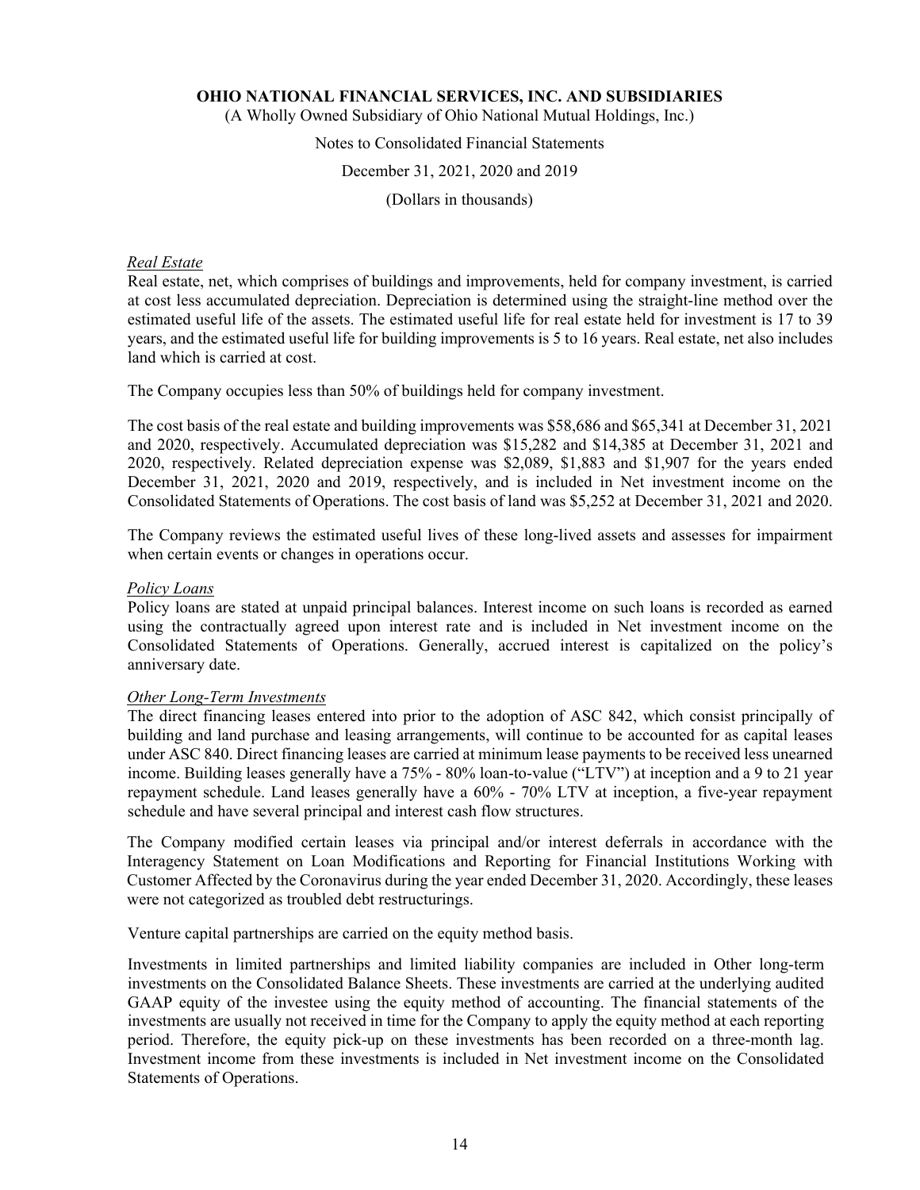*Real Estate*

Real estate, net, which comprises of buildings and improvements, held for company investment, is carried at cost less accumulated depreciation. Depreciation is determined using the straight-line method over the estimated useful life of the assets. The estimated useful life for real estate held for investment is 17 to 39 years, and the estimated useful life for building improvements is 5 to 16 years. Real estate, net also includes land which is carried at cost.

The Company occupies less than 50% of buildings held for company investment.

The cost basis of the real estate and building improvements was $58,686 and $65,341 at December 31, 2021 and 2020, respectively. Accumulated depreciation was $15,282 and $14,385 at December 31, 2021 and 2020, respectively. Related depreciation expense was $2,089, $1,883 and $1,907 for the years ended December 31, 2021, 2020 and 2019, respectively, and is included in Net investment income on the Consolidated Statements of Operations. The cost basis of land was $5,252 at December 31, 2021 and 2020.

The Company reviews the estimated useful lives of these long-lived assets and assesses for impairment when certain events or changes in operations occur.

*Policy Loans*

Policy loans are stated at unpaid principal balances. Interest income on such loans is recorded as earned using the contractually agreed upon interest rate and is included in Net investment income on the Consolidated Statements of Operations. Generally, accrued interest is capitalized on the policy's anniversary date.

*Other Long-Term Investments*

The direct financing leases entered into prior to the adoption of ASC 842, which consist principally of building and land purchase and leasing arrangements, will continue to be accounted for as capital leases under ASC 840. Direct financing leases are carried at minimum lease payments to be received less unearned income. Building leases generally have a 75% - 80% loan-to-value ("LTV") at inception and a 9 to 21 year repayment schedule. Land leases generally have a 60% - 70% LTV at inception, a five-year repayment schedule and have several principal and interest cash flow structures.

The Company modified certain leases via principal and/or interest deferrals in accordance with the Interagency Statement on Loan Modifications and Reporting for Financial Institutions Working with Customer Affected by the Coronavirus during the year ended December 31, 2020. Accordingly, these leases were not categorized as troubled debt restructurings.

Venture capital partnerships are carried on the equity method basis.

Investments in limited partnerships and limited liability companies are included in Other long-term investments on the Consolidated Balance Sheets. These investments are carried at the underlying audited GAAP equity of the investee using the equity method of accounting. The financial statements of the investments are usually not received in time for the Company to apply the equity method at each reporting period. Therefore, the equity pick-up on these investments has been recorded on a three-month lag. Investment income from these investments is included in Net investment income on the Consolidated Statements of Operations.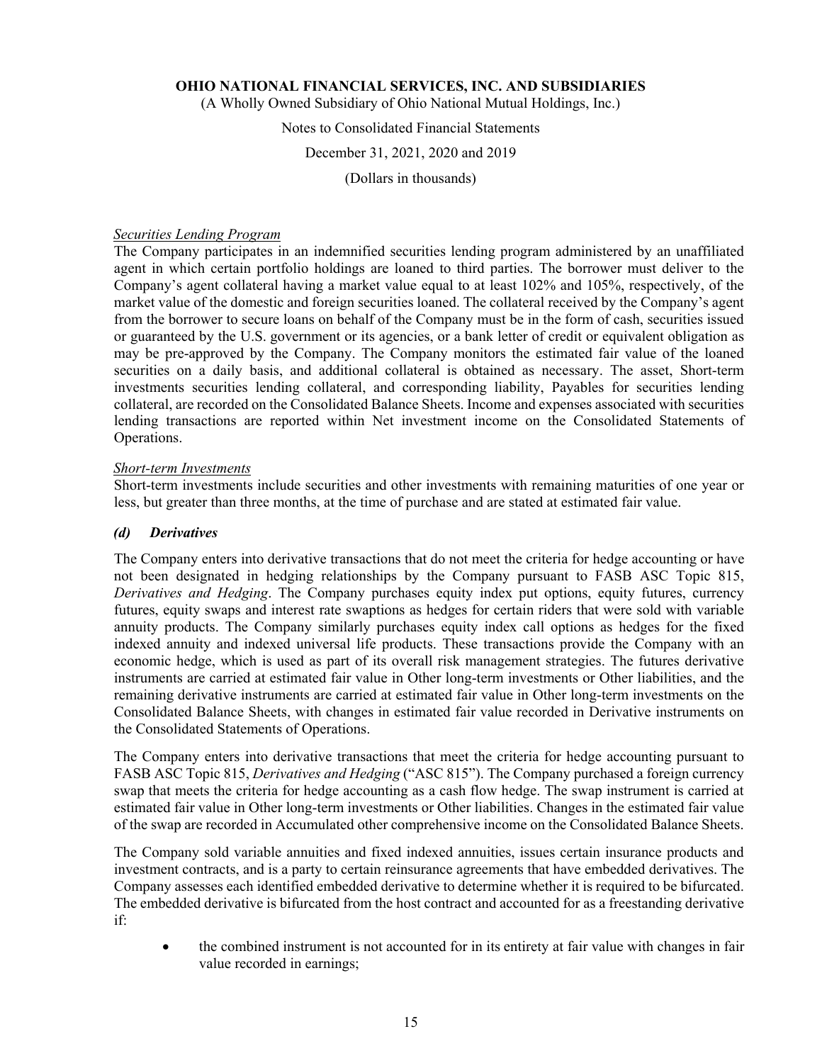*Securities Lending Program*

The Company participates in an indemnified securities lending program administered by an unaffiliated agent in which certain portfolio holdings are loaned to third parties. The borrower must deliver to the Company's agent collateral having a market value equal to at least 102% and 105%, respectively, of the market value of the domestic and foreign securities loaned. The collateral received by the Company's agent from the borrower to secure loans on behalf of the Company must be in the form of cash, securities issued or guaranteed by the U.S. government or its agencies, or a bank letter of credit or equivalent obligation as may be pre-approved by the Company. The Company monitors the estimated fair value of the loaned securities on a daily basis, and additional collateral is obtained as necessary. The asset, Short-term investments securities lending collateral, and corresponding liability, Payables for securities lending collateral, are recorded on the Consolidated Balance Sheets. Income and expenses associated with securities lending transactions are reported within Net investment income on the Consolidated Statements of Operations.

*Short-term Investments*

Short-term investments include securities and other investments with remaining maturities of one year or less, but greater than three months, at the time of purchase and are stated at estimated fair value.

### *(d) Derivatives*

The Company enters into derivative transactions that do not meet the criteria for hedge accounting or have not been designated in hedging relationships by the Company pursuant to FASB ASC Topic 815, *Derivatives and Hedging*. The Company purchases equity index put options, equity futures, currency futures, equity swaps and interest rate swaptions as hedges for certain riders that were sold with variable annuity products. The Company similarly purchases equity index call options as hedges for the fixed indexed annuity and indexed universal life products. These transactions provide the Company with an economic hedge, which is used as part of its overall risk management strategies. The futures derivative instruments are carried at estimated fair value in Other long-term investments or Other liabilities, and the remaining derivative instruments are carried at estimated fair value in Other long-term investments on the Consolidated Balance Sheets, with changes in estimated fair value recorded in Derivative instruments on the Consolidated Statements of Operations.

The Company enters into derivative transactions that meet the criteria for hedge accounting pursuant to FASB ASC Topic 815, *Derivatives and Hedging* ("ASC 815"). The Company purchased a foreign currency swap that meets the criteria for hedge accounting as a cash flow hedge. The swap instrument is carried at estimated fair value in Other long-term investments or Other liabilities. Changes in the estimated fair value of the swap are recorded in Accumulated other comprehensive income on the Consolidated Balance Sheets.

The Company sold variable annuities and fixed indexed annuities, issues certain insurance products and investment contracts, and is a party to certain reinsurance agreements that have embedded derivatives. The Company assesses each identified embedded derivative to determine whether it is required to be bifurcated. The embedded derivative is bifurcated from the host contract and accounted for as a freestanding derivative if:

- the combined instrument is not accounted for in its entirety at fair value with changes in fair value recorded in earnings;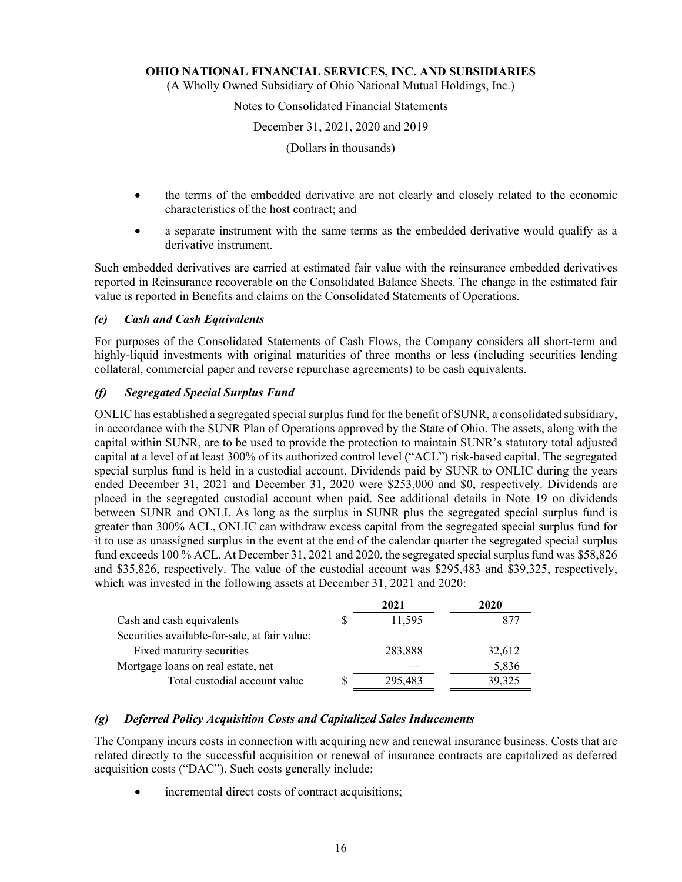- the terms of the embedded derivative are not clearly and closely related to the economic characteristics of the host contract; and
- a separate instrument with the same terms as the embedded derivative would qualify as a derivative instrument.

Such embedded derivatives are carried at estimated fair value with the reinsurance embedded derivatives reported in Reinsurance recoverable on the Consolidated Balance Sheets. The change in the estimated fair value is reported in Benefits and claims on the Consolidated Statements of Operations.

### *(e) Cash and Cash Equivalents*

For purposes of the Consolidated Statements of Cash Flows, the Company considers all short-term and highly-liquid investments with original maturities of three months or less (including securities lending collateral, commercial paper and reverse repurchase agreements) to be cash equivalents.

### *(f) Segregated Special Surplus Fund*

ONLIC has established a segregated special surplus fund for the benefit of SUNR, a consolidated subsidiary, in accordance with the SUNR Plan of Operations approved by the State of Ohio. The assets, along with the capital within SUNR, are to be used to provide the protection to maintain SUNR's statutory total adjusted capital at a level of at least 300% of its authorized control level ("ACL") risk-based capital. The segregated special surplus fund is held in a custodial account. Dividends paid by SUNR to ONLIC during the years ended December 31, 2021 and December 31, 2020 were $253,000 and $0, respectively. Dividends are placed in the segregated custodial account when paid. See additional details in Note 19 on dividends between SUNR and ONLI. As long as the surplus in SUNR plus the segregated special surplus fund is greater than 300% ACL, ONLIC can withdraw excess capital from the segregated special surplus fund for it to use as unassigned surplus in the event at the end of the calendar quarter the segregated special surplus fund exceeds 100 % ACL. At December 31, 2021 and 2020, the segregated special surplus fund was $58,826 and $35,826, respectively. The value of the custodial account was $295,483 and $39,325, respectively, which was invested in the following assets at December 31, 2021 and 2020:

| | 2021 | 2020 |
|---|---|---|
| Cash and cash equivalents | $ 11,595 | 877 |
| Securities available-for-sale, at fair value: | | |
| Fixed maturity securities | 283,888 | 32,612 |
| Mortgage loans on real estate, net | — | 5,836 |
| Total custodial account value | $ 295,483 | 39,325 |

### *(g) Deferred Policy Acquisition Costs and Capitalized Sales Inducements*

The Company incurs costs in connection with acquiring new and renewal insurance business. Costs that are related directly to the successful acquisition or renewal of insurance contracts are capitalized as deferred acquisition costs ("DAC"). Such costs generally include:

- incremental direct costs of contract acquisitions;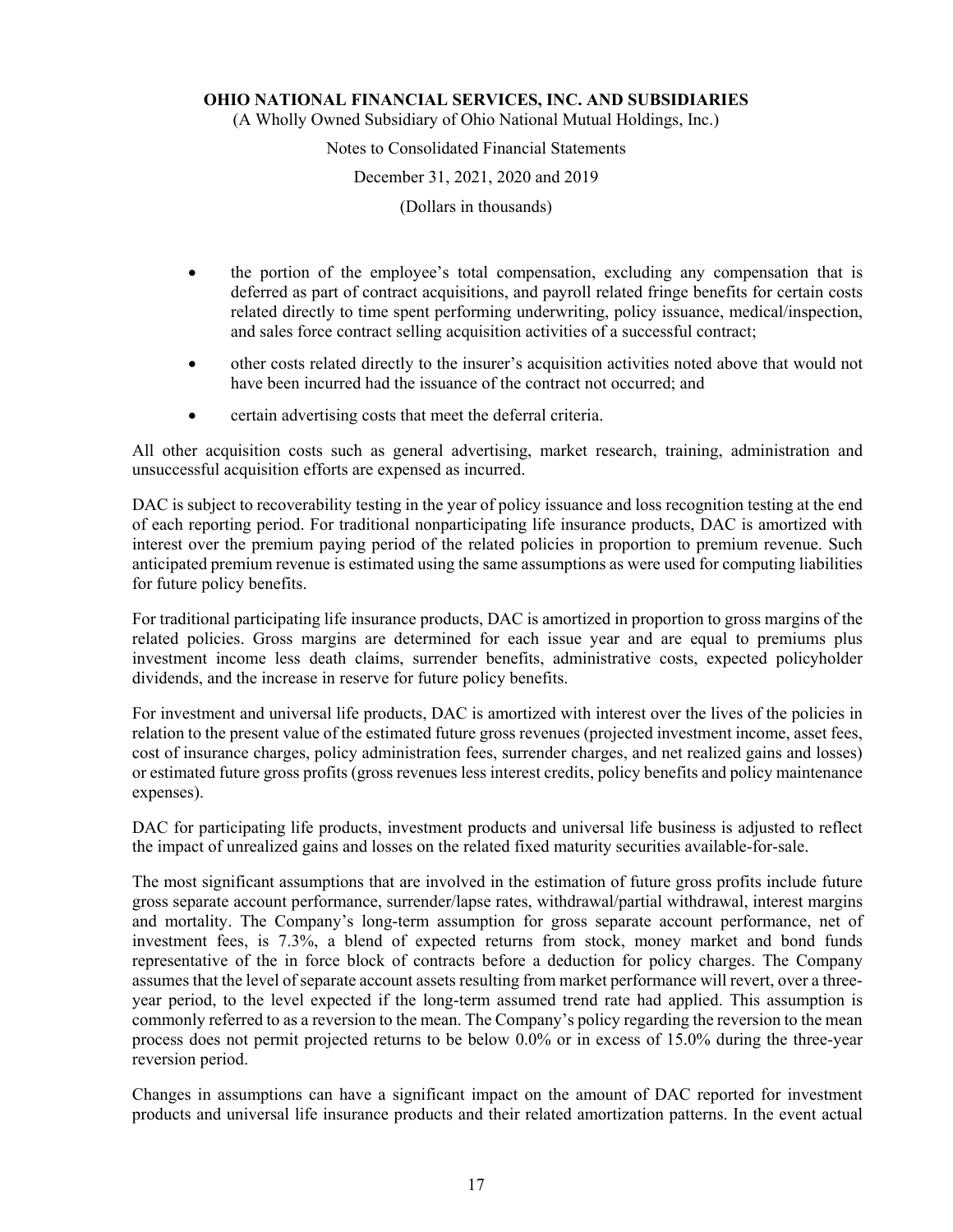- the portion of the employee's total compensation, excluding any compensation that is deferred as part of contract acquisitions, and payroll related fringe benefits for certain costs related directly to time spent performing underwriting, policy issuance, medical/inspection, and sales force contract selling acquisition activities of a successful contract;
- other costs related directly to the insurer's acquisition activities noted above that would not have been incurred had the issuance of the contract not occurred; and
- certain advertising costs that meet the deferral criteria.

All other acquisition costs such as general advertising, market research, training, administration and unsuccessful acquisition efforts are expensed as incurred.

DAC is subject to recoverability testing in the year of policy issuance and loss recognition testing at the end of each reporting period. For traditional nonparticipating life insurance products, DAC is amortized with interest over the premium paying period of the related policies in proportion to premium revenue. Such anticipated premium revenue is estimated using the same assumptions as were used for computing liabilities for future policy benefits.

For traditional participating life insurance products, DAC is amortized in proportion to gross margins of the related policies. Gross margins are determined for each issue year and are equal to premiums plus investment income less death claims, surrender benefits, administrative costs, expected policyholder dividends, and the increase in reserve for future policy benefits.

For investment and universal life products, DAC is amortized with interest over the lives of the policies in relation to the present value of the estimated future gross revenues (projected investment income, asset fees, cost of insurance charges, policy administration fees, surrender charges, and net realized gains and losses) or estimated future gross profits (gross revenues less interest credits, policy benefits and policy maintenance expenses).

DAC for participating life products, investment products and universal life business is adjusted to reflect the impact of unrealized gains and losses on the related fixed maturity securities available-for-sale.

The most significant assumptions that are involved in the estimation of future gross profits include future gross separate account performance, surrender/lapse rates, withdrawal/partial withdrawal, interest margins and mortality. The Company's long-term assumption for gross separate account performance, net of investment fees, is 7.3%, a blend of expected returns from stock, money market and bond funds representative of the in force block of contracts before a deduction for policy charges. The Company assumes that the level of separate account assets resulting from market performance will revert, over a three-year period, to the level expected if the long-term assumed trend rate had applied. This assumption is commonly referred to as a reversion to the mean. The Company's policy regarding the reversion to the mean process does not permit projected returns to be below 0.0% or in excess of 15.0% during the three-year reversion period.

Changes in assumptions can have a significant impact on the amount of DAC reported for investment products and universal life insurance products and their related amortization patterns. In the event actual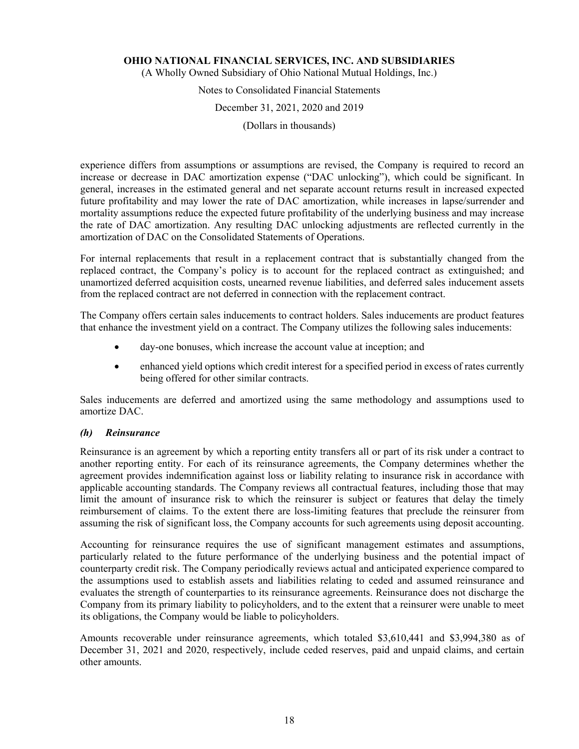experience differs from assumptions or assumptions are revised, the Company is required to record an increase or decrease in DAC amortization expense ("DAC unlocking"), which could be significant. In general, increases in the estimated general and net separate account returns result in increased expected future profitability and may lower the rate of DAC amortization, while increases in lapse/surrender and mortality assumptions reduce the expected future profitability of the underlying business and may increase the rate of DAC amortization. Any resulting DAC unlocking adjustments are reflected currently in the amortization of DAC on the Consolidated Statements of Operations.

For internal replacements that result in a replacement contract that is substantially changed from the replaced contract, the Company's policy is to account for the replaced contract as extinguished; and unamortized deferred acquisition costs, unearned revenue liabilities, and deferred sales inducement assets from the replaced contract are not deferred in connection with the replacement contract.

The Company offers certain sales inducements to contract holders. Sales inducements are product features that enhance the investment yield on a contract. The Company utilizes the following sales inducements:

- day-one bonuses, which increase the account value at inception; and
- enhanced yield options which credit interest for a specified period in excess of rates currently being offered for other similar contracts.

Sales inducements are deferred and amortized using the same methodology and assumptions used to amortize DAC.

### *(h) Reinsurance*

Reinsurance is an agreement by which a reporting entity transfers all or part of its risk under a contract to another reporting entity. For each of its reinsurance agreements, the Company determines whether the agreement provides indemnification against loss or liability relating to insurance risk in accordance with applicable accounting standards. The Company reviews all contractual features, including those that may limit the amount of insurance risk to which the reinsurer is subject or features that delay the timely reimbursement of claims. To the extent there are loss-limiting features that preclude the reinsurer from assuming the risk of significant loss, the Company accounts for such agreements using deposit accounting.

Accounting for reinsurance requires the use of significant management estimates and assumptions, particularly related to the future performance of the underlying business and the potential impact of counterparty credit risk. The Company periodically reviews actual and anticipated experience compared to the assumptions used to establish assets and liabilities relating to ceded and assumed reinsurance and evaluates the strength of counterparties to its reinsurance agreements. Reinsurance does not discharge the Company from its primary liability to policyholders, and to the extent that a reinsurer were unable to meet its obligations, the Company would be liable to policyholders.

Amounts recoverable under reinsurance agreements, which totaled $3,610,441 and $3,994,380 as of December 31, 2021 and 2020, respectively, include ceded reserves, paid and unpaid claims, and certain other amounts.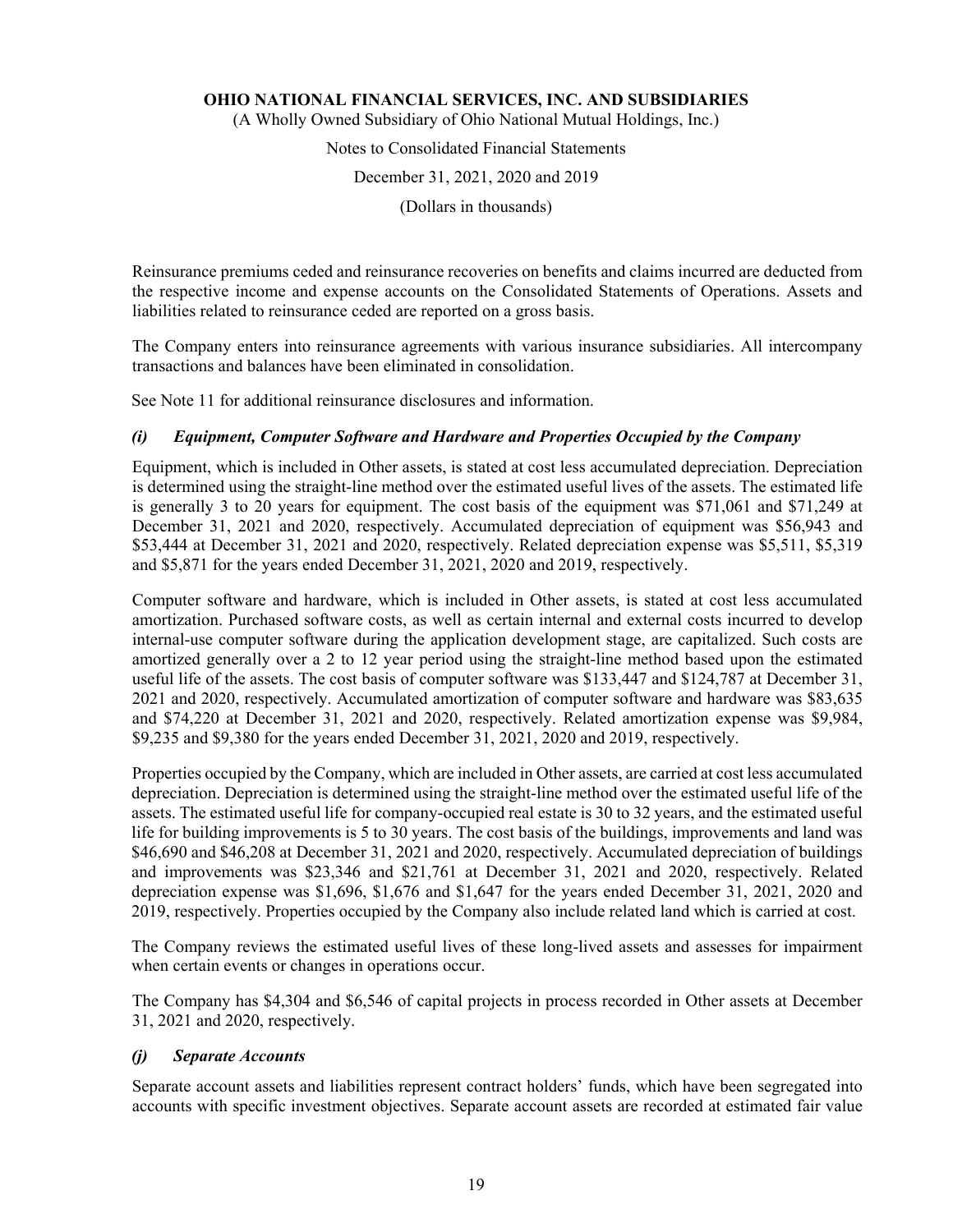Reinsurance premiums ceded and reinsurance recoveries on benefits and claims incurred are deducted from the respective income and expense accounts on the Consolidated Statements of Operations. Assets and liabilities related to reinsurance ceded are reported on a gross basis.

The Company enters into reinsurance agreements with various insurance subsidiaries. All intercompany transactions and balances have been eliminated in consolidation.

See Note 11 for additional reinsurance disclosures and information.

### *(i) Equipment, Computer Software and Hardware and Properties Occupied by the Company*

Equipment, which is included in Other assets, is stated at cost less accumulated depreciation. Depreciation is determined using the straight-line method over the estimated useful lives of the assets. The estimated life is generally 3 to 20 years for equipment. The cost basis of the equipment was $71,061 and $71,249 at December 31, 2021 and 2020, respectively. Accumulated depreciation of equipment was $56,943 and $53,444 at December 31, 2021 and 2020, respectively. Related depreciation expense was $5,511, $5,319 and $5,871 for the years ended December 31, 2021, 2020 and 2019, respectively.

Computer software and hardware, which is included in Other assets, is stated at cost less accumulated amortization. Purchased software costs, as well as certain internal and external costs incurred to develop internal-use computer software during the application development stage, are capitalized. Such costs are amortized generally over a 2 to 12 year period using the straight-line method based upon the estimated useful life of the assets. The cost basis of computer software was $133,447 and $124,787 at December 31, 2021 and 2020, respectively. Accumulated amortization of computer software and hardware was $83,635 and $74,220 at December 31, 2021 and 2020, respectively. Related amortization expense was $9,984, $9,235 and $9,380 for the years ended December 31, 2021, 2020 and 2019, respectively.

Properties occupied by the Company, which are included in Other assets, are carried at cost less accumulated depreciation. Depreciation is determined using the straight-line method over the estimated useful life of the assets. The estimated useful life for company-occupied real estate is 30 to 32 years, and the estimated useful life for building improvements is 5 to 30 years. The cost basis of the buildings, improvements and land was $46,690 and $46,208 at December 31, 2021 and 2020, respectively. Accumulated depreciation of buildings and improvements was $23,346 and $21,761 at December 31, 2021 and 2020, respectively. Related depreciation expense was $1,696, $1,676 and $1,647 for the years ended December 31, 2021, 2020 and 2019, respectively. Properties occupied by the Company also include related land which is carried at cost.

The Company reviews the estimated useful lives of these long-lived assets and assesses for impairment when certain events or changes in operations occur.

The Company has $4,304 and $6,546 of capital projects in process recorded in Other assets at December 31, 2021 and 2020, respectively.

### *(j) Separate Accounts*

Separate account assets and liabilities represent contract holders' funds, which have been segregated into accounts with specific investment objectives. Separate account assets are recorded at estimated fair value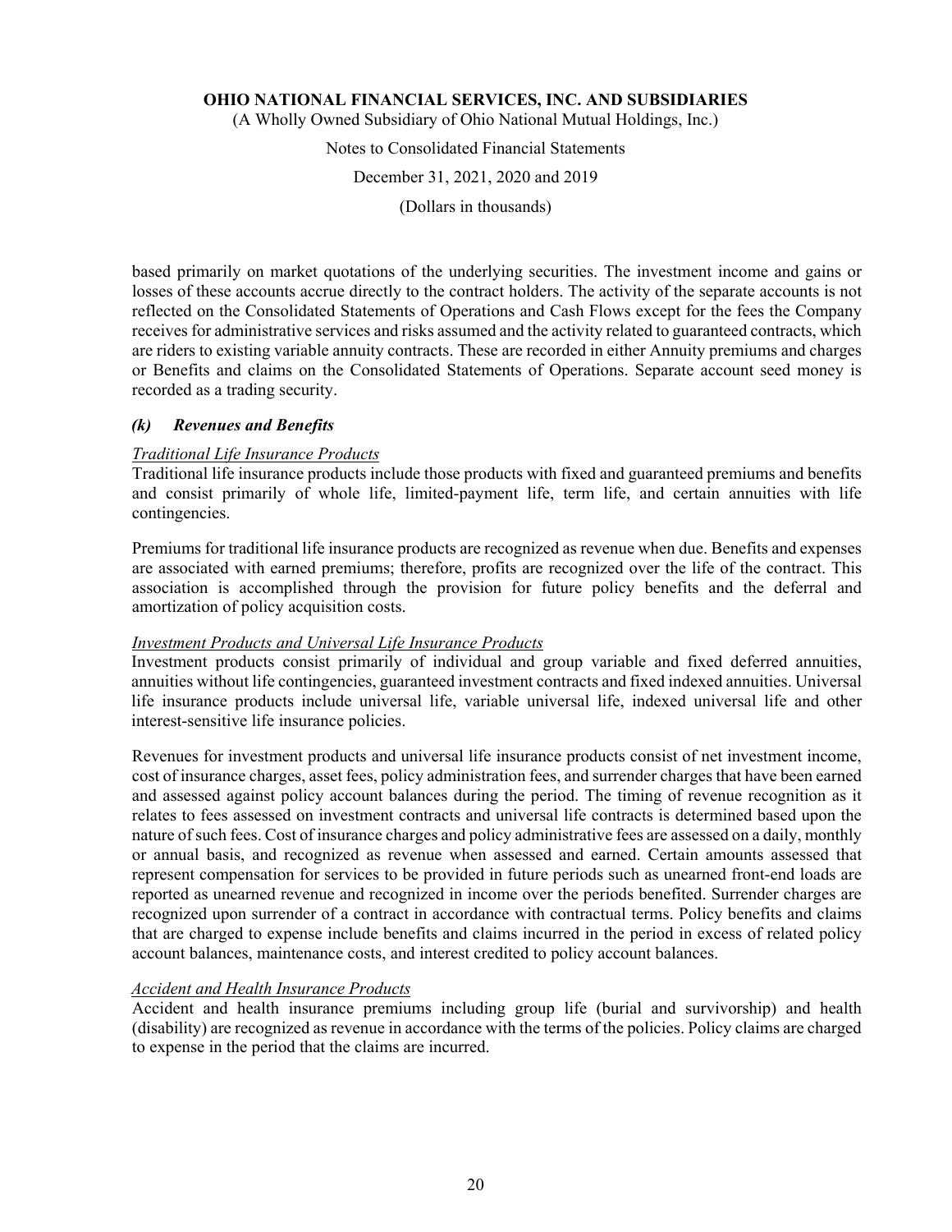based primarily on market quotations of the underlying securities. The investment income and gains or losses of these accounts accrue directly to the contract holders. The activity of the separate accounts is not reflected on the Consolidated Statements of Operations and Cash Flows except for the fees the Company receives for administrative services and risks assumed and the activity related to guaranteed contracts, which are riders to existing variable annuity contracts. These are recorded in either Annuity premiums and charges or Benefits and claims on the Consolidated Statements of Operations. Separate account seed money is recorded as a trading security.

### *(k) Revenues and Benefits*

*Traditional Life Insurance Products*

Traditional life insurance products include those products with fixed and guaranteed premiums and benefits and consist primarily of whole life, limited-payment life, term life, and certain annuities with life contingencies.

Premiums for traditional life insurance products are recognized as revenue when due. Benefits and expenses are associated with earned premiums; therefore, profits are recognized over the life of the contract. This association is accomplished through the provision for future policy benefits and the deferral and amortization of policy acquisition costs.

*Investment Products and Universal Life Insurance Products*

Investment products consist primarily of individual and group variable and fixed deferred annuities, annuities without life contingencies, guaranteed investment contracts and fixed indexed annuities. Universal life insurance products include universal life, variable universal life, indexed universal life and other interest-sensitive life insurance policies.

Revenues for investment products and universal life insurance products consist of net investment income, cost of insurance charges, asset fees, policy administration fees, and surrender charges that have been earned and assessed against policy account balances during the period. The timing of revenue recognition as it relates to fees assessed on investment contracts and universal life contracts is determined based upon the nature of such fees. Cost of insurance charges and policy administrative fees are assessed on a daily, monthly or annual basis, and recognized as revenue when assessed and earned. Certain amounts assessed that represent compensation for services to be provided in future periods such as unearned front-end loads are reported as unearned revenue and recognized in income over the periods benefited. Surrender charges are recognized upon surrender of a contract in accordance with contractual terms. Policy benefits and claims that are charged to expense include benefits and claims incurred in the period in excess of related policy account balances, maintenance costs, and interest credited to policy account balances.

*Accident and Health Insurance Products*

Accident and health insurance premiums including group life (burial and survivorship) and health (disability) are recognized as revenue in accordance with the terms of the policies. Policy claims are charged to expense in the period that the claims are incurred.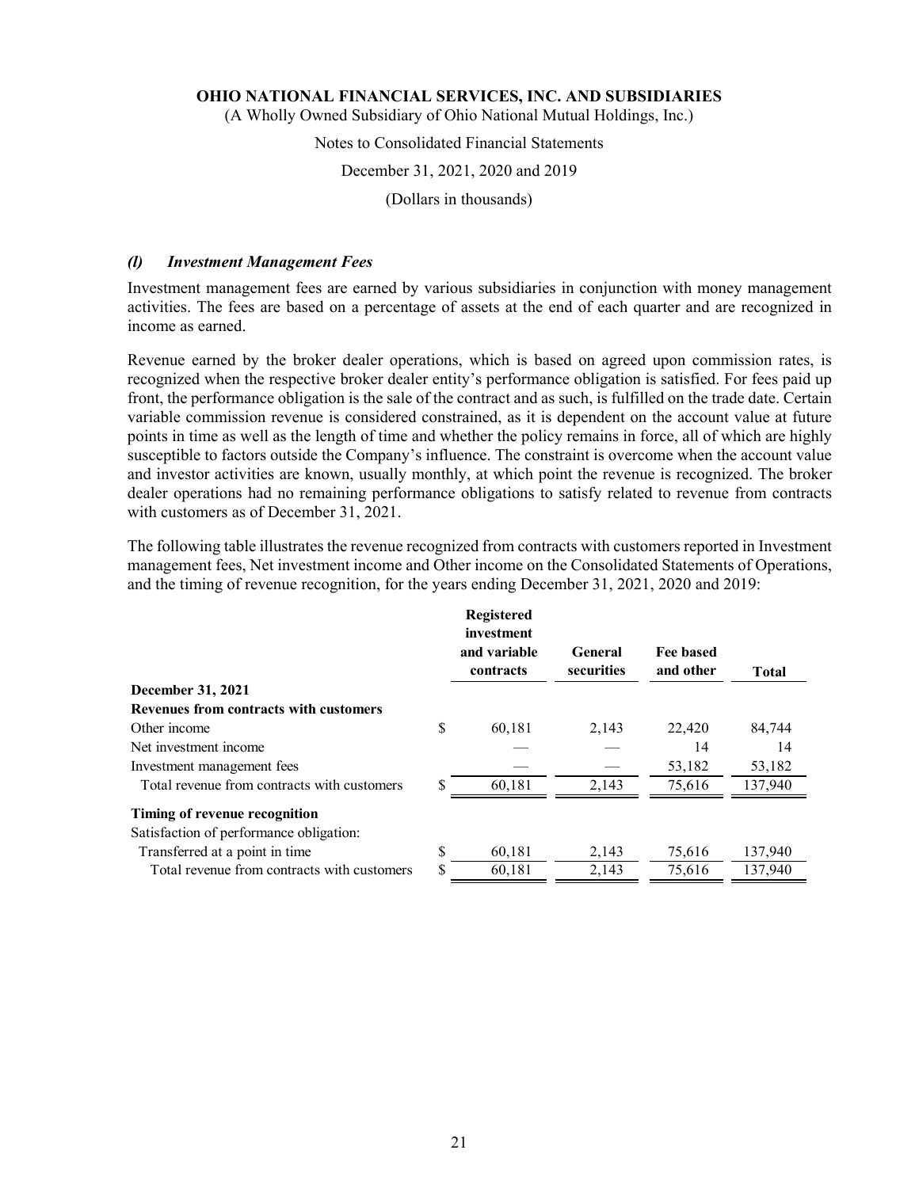# OHIO NATIONAL FINANCIAL SERVICES, INC. AND SUBSIDIARIES

(A Wholly Owned Subsidiary of Ohio National Mutual Holdings, Inc.)

Notes to Consolidated Financial Statements

December 31, 2021, 2020 and 2019

(Dollars in thousands)

### *(l) Investment Management Fees*

Investment management fees are earned by various subsidiaries in conjunction with money management activities. The fees are based on a percentage of assets at the end of each quarter and are recognized in income as earned.

Revenue earned by the broker dealer operations, which is based on agreed upon commission rates, is recognized when the respective broker dealer entity's performance obligation is satisfied. For fees paid up front, the performance obligation is the sale of the contract and as such, is fulfilled on the trade date. Certain variable commission revenue is considered constrained, as it is dependent on the account value at future points in time as well as the length of time and whether the policy remains in force, all of which are highly susceptible to factors outside the Company's influence. The constraint is overcome when the account value and investor activities are known, usually monthly, at which point the revenue is recognized. The broker dealer operations had no remaining performance obligations to satisfy related to revenue from contracts with customers as of December 31, 2021.

The following table illustrates the revenue recognized from contracts with customers reported in Investment management fees, Net investment income and Other income on the Consolidated Statements of Operations, and the timing of revenue recognition, for the years ending December 31, 2021, 2020 and 2019:

| | Registered investment and variable contracts | General securities | Fee based and other | Total |
|---|---|---|---|---|
| **December 31, 2021** | | | | |
| **Revenues from contracts with customers** | | | | |
| Other income | $ 60,181 | 2,143 | 22,420 | 84,744 |
| Net investment income | — | — | 14 | 14 |
| Investment management fees | — | — | 53,182 | 53,182 |
| Total revenue from contracts with customers | $ 60,181 | 2,143 | 75,616 | 137,940 |
| **Timing of revenue recognition** | | | | |
| Satisfaction of performance obligation: | | | | |
| Transferred at a point in time | $ 60,181 | 2,143 | 75,616 | 137,940 |
| Total revenue from contracts with customers | $ 60,181 | 2,143 | 75,616 | 137,940 |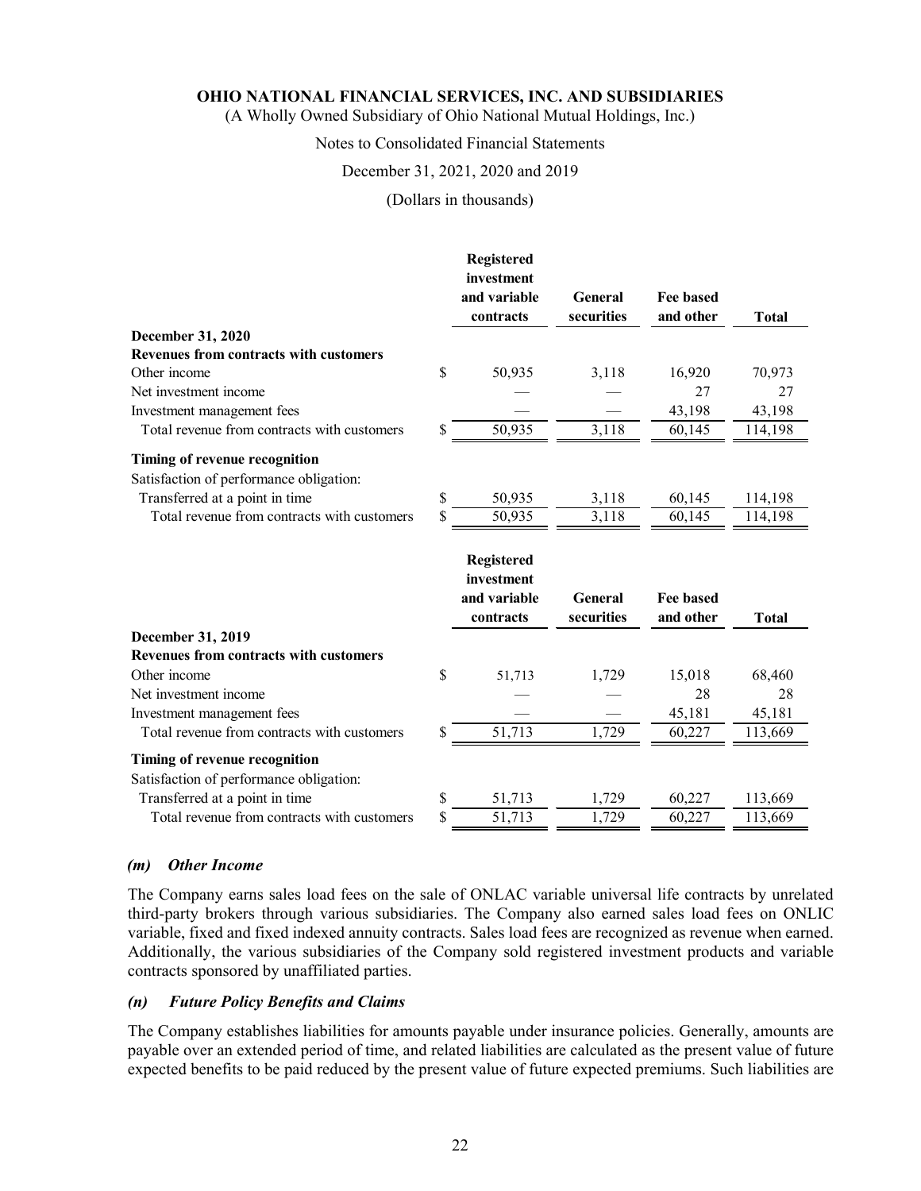| | Registered investment and variable contracts | General securities | Fee based and other | Total |
|---|---|---|---|---|
| **December 31, 2020** | | | | |
| **Revenues from contracts with customers** | | | | |
| Other income | $ 50,935 | 3,118 | 16,920 | 70,973 |
| Net investment income | — | — | 27 | 27 |
| Investment management fees | — | — | 43,198 | 43,198 |
| Total revenue from contracts with customers | $ 50,935 | 3,118 | 60,145 | 114,198 |
| **Timing of revenue recognition** | | | | |
| Satisfaction of performance obligation: | | | | |
| Transferred at a point in time | $ 50,935 | 3,118 | 60,145 | 114,198 |
| Total revenue from contracts with customers | $ 50,935 | 3,118 | 60,145 | 114,198 |

| | Registered investment and variable contracts | General securities | Fee based and other | Total |
|---|---|---|---|---|
| **December 31, 2019** | | | | |
| **Revenues from contracts with customers** | | | | |
| Other income | $ 51,713 | 1,729 | 15,018 | 68,460 |
| Net investment income | — | — | 28 | 28 |
| Investment management fees | — | — | 45,181 | 45,181 |
| Total revenue from contracts with customers | $ 51,713 | 1,729 | 60,227 | 113,669 |
| **Timing of revenue recognition** | | | | |
| Satisfaction of performance obligation: | | | | |
| Transferred at a point in time | $ 51,713 | 1,729 | 60,227 | 113,669 |
| Total revenue from contracts with customers | $ 51,713 | 1,729 | 60,227 | 113,669 |

### *(m) Other Income*

The Company earns sales load fees on the sale of ONLAC variable universal life contracts by unrelated third-party brokers through various subsidiaries. The Company also earned sales load fees on ONLIC variable, fixed and fixed indexed annuity contracts. Sales load fees are recognized as revenue when earned. Additionally, the various subsidiaries of the Company sold registered investment products and variable contracts sponsored by unaffiliated parties.

### *(n) Future Policy Benefits and Claims*

The Company establishes liabilities for amounts payable under insurance policies. Generally, amounts are payable over an extended period of time, and related liabilities are calculated as the present value of future expected benefits to be paid reduced by the present value of future expected premiums. Such liabilities are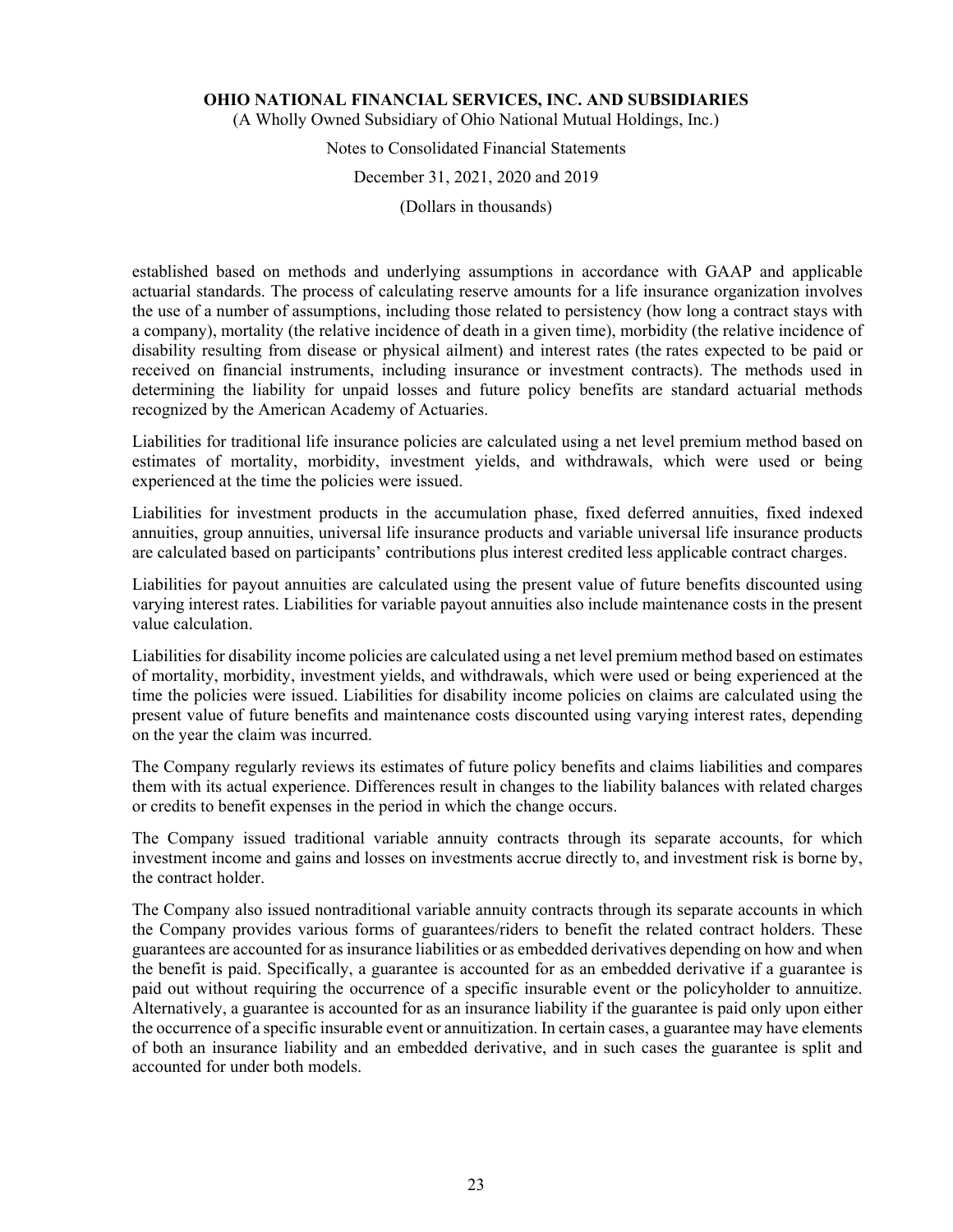established based on methods and underlying assumptions in accordance with GAAP and applicable actuarial standards. The process of calculating reserve amounts for a life insurance organization involves the use of a number of assumptions, including those related to persistency (how long a contract stays with a company), mortality (the relative incidence of death in a given time), morbidity (the relative incidence of disability resulting from disease or physical ailment) and interest rates (the rates expected to be paid or received on financial instruments, including insurance or investment contracts). The methods used in determining the liability for unpaid losses and future policy benefits are standard actuarial methods recognized by the American Academy of Actuaries.

Liabilities for traditional life insurance policies are calculated using a net level premium method based on estimates of mortality, morbidity, investment yields, and withdrawals, which were used or being experienced at the time the policies were issued.

Liabilities for investment products in the accumulation phase, fixed deferred annuities, fixed indexed annuities, group annuities, universal life insurance products and variable universal life insurance products are calculated based on participants' contributions plus interest credited less applicable contract charges.

Liabilities for payout annuities are calculated using the present value of future benefits discounted using varying interest rates. Liabilities for variable payout annuities also include maintenance costs in the present value calculation.

Liabilities for disability income policies are calculated using a net level premium method based on estimates of mortality, morbidity, investment yields, and withdrawals, which were used or being experienced at the time the policies were issued. Liabilities for disability income policies on claims are calculated using the present value of future benefits and maintenance costs discounted using varying interest rates, depending on the year the claim was incurred.

The Company regularly reviews its estimates of future policy benefits and claims liabilities and compares them with its actual experience. Differences result in changes to the liability balances with related charges or credits to benefit expenses in the period in which the change occurs.

The Company issued traditional variable annuity contracts through its separate accounts, for which investment income and gains and losses on investments accrue directly to, and investment risk is borne by, the contract holder.

The Company also issued nontraditional variable annuity contracts through its separate accounts in which the Company provides various forms of guarantees/riders to benefit the related contract holders. These guarantees are accounted for as insurance liabilities or as embedded derivatives depending on how and when the benefit is paid. Specifically, a guarantee is accounted for as an embedded derivative if a guarantee is paid out without requiring the occurrence of a specific insurable event or the policyholder to annuitize. Alternatively, a guarantee is accounted for as an insurance liability if the guarantee is paid only upon either the occurrence of a specific insurable event or annuitization. In certain cases, a guarantee may have elements of both an insurance liability and an embedded derivative, and in such cases the guarantee is split and accounted for under both models.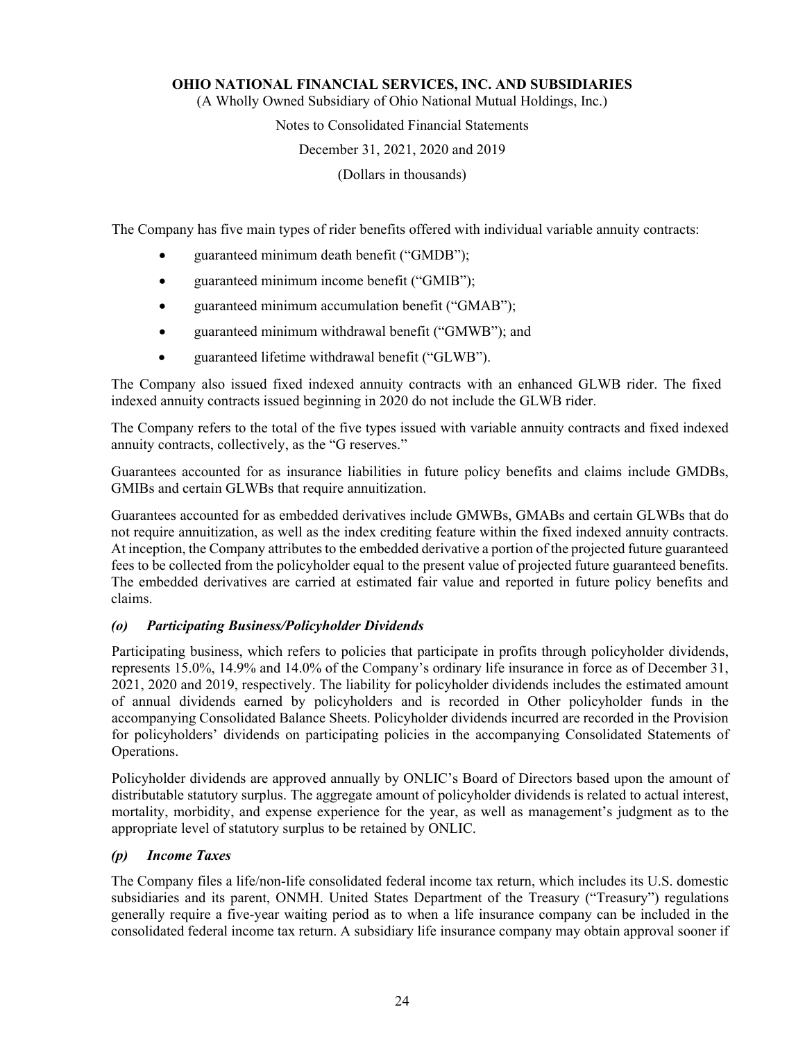The Company has five main types of rider benefits offered with individual variable annuity contracts:

- guaranteed minimum death benefit ("GMDB");
- guaranteed minimum income benefit ("GMIB");
- guaranteed minimum accumulation benefit ("GMAB");
- guaranteed minimum withdrawal benefit ("GMWB"); and
- guaranteed lifetime withdrawal benefit ("GLWB").

The Company also issued fixed indexed annuity contracts with an enhanced GLWB rider. The fixed indexed annuity contracts issued beginning in 2020 do not include the GLWB rider.

The Company refers to the total of the five types issued with variable annuity contracts and fixed indexed annuity contracts, collectively, as the "G reserves."

Guarantees accounted for as insurance liabilities in future policy benefits and claims include GMDBs, GMIBs and certain GLWBs that require annuitization.

Guarantees accounted for as embedded derivatives include GMWBs, GMABs and certain GLWBs that do not require annuitization, as well as the index crediting feature within the fixed indexed annuity contracts. At inception, the Company attributes to the embedded derivative a portion of the projected future guaranteed fees to be collected from the policyholder equal to the present value of projected future guaranteed benefits. The embedded derivatives are carried at estimated fair value and reported in future policy benefits and claims.

### *(o) Participating Business/Policyholder Dividends*

Participating business, which refers to policies that participate in profits through policyholder dividends, represents 15.0%, 14.9% and 14.0% of the Company's ordinary life insurance in force as of December 31, 2021, 2020 and 2019, respectively. The liability for policyholder dividends includes the estimated amount of annual dividends earned by policyholders and is recorded in Other policyholder funds in the accompanying Consolidated Balance Sheets. Policyholder dividends incurred are recorded in the Provision for policyholders' dividends on participating policies in the accompanying Consolidated Statements of Operations.

Policyholder dividends are approved annually by ONLIC's Board of Directors based upon the amount of distributable statutory surplus. The aggregate amount of policyholder dividends is related to actual interest, mortality, morbidity, and expense experience for the year, as well as management's judgment as to the appropriate level of statutory surplus to be retained by ONLIC.

### *(p) Income Taxes*

The Company files a life/non-life consolidated federal income tax return, which includes its U.S. domestic subsidiaries and its parent, ONMH. United States Department of the Treasury ("Treasury") regulations generally require a five-year waiting period as to when a life insurance company can be included in the consolidated federal income tax return. A subsidiary life insurance company may obtain approval sooner if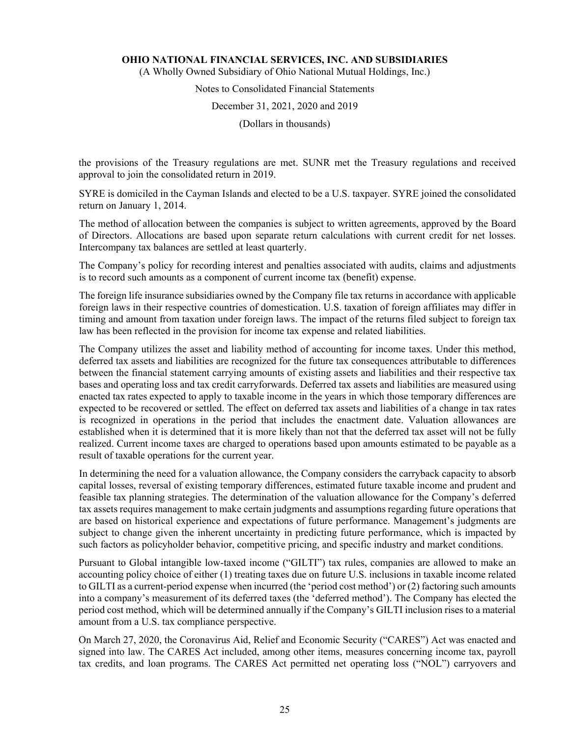the provisions of the Treasury regulations are met. SUNR met the Treasury regulations and received approval to join the consolidated return in 2019.

SYRE is domiciled in the Cayman Islands and elected to be a U.S. taxpayer. SYRE joined the consolidated return on January 1, 2014.

The method of allocation between the companies is subject to written agreements, approved by the Board of Directors. Allocations are based upon separate return calculations with current credit for net losses. Intercompany tax balances are settled at least quarterly.

The Company's policy for recording interest and penalties associated with audits, claims and adjustments is to record such amounts as a component of current income tax (benefit) expense.

The foreign life insurance subsidiaries owned by the Company file tax returns in accordance with applicable foreign laws in their respective countries of domestication. U.S. taxation of foreign affiliates may differ in timing and amount from taxation under foreign laws. The impact of the returns filed subject to foreign tax law has been reflected in the provision for income tax expense and related liabilities.

The Company utilizes the asset and liability method of accounting for income taxes. Under this method, deferred tax assets and liabilities are recognized for the future tax consequences attributable to differences between the financial statement carrying amounts of existing assets and liabilities and their respective tax bases and operating loss and tax credit carryforwards. Deferred tax assets and liabilities are measured using enacted tax rates expected to apply to taxable income in the years in which those temporary differences are expected to be recovered or settled. The effect on deferred tax assets and liabilities of a change in tax rates is recognized in operations in the period that includes the enactment date. Valuation allowances are established when it is determined that it is more likely than not that the deferred tax asset will not be fully realized. Current income taxes are charged to operations based upon amounts estimated to be payable as a result of taxable operations for the current year.

In determining the need for a valuation allowance, the Company considers the carryback capacity to absorb capital losses, reversal of existing temporary differences, estimated future taxable income and prudent and feasible tax planning strategies. The determination of the valuation allowance for the Company's deferred tax assets requires management to make certain judgments and assumptions regarding future operations that are based on historical experience and expectations of future performance. Management's judgments are subject to change given the inherent uncertainty in predicting future performance, which is impacted by such factors as policyholder behavior, competitive pricing, and specific industry and market conditions.

Pursuant to Global intangible low-taxed income ("GILTI") tax rules, companies are allowed to make an accounting policy choice of either (1) treating taxes due on future U.S. inclusions in taxable income related to GILTI as a current-period expense when incurred (the 'period cost method') or (2) factoring such amounts into a company's measurement of its deferred taxes (the 'deferred method'). The Company has elected the period cost method, which will be determined annually if the Company's GILTI inclusion rises to a material amount from a U.S. tax compliance perspective.

On March 27, 2020, the Coronavirus Aid, Relief and Economic Security ("CARES") Act was enacted and signed into law. The CARES Act included, among other items, measures concerning income tax, payroll tax credits, and loan programs. The CARES Act permitted net operating loss ("NOL") carryovers and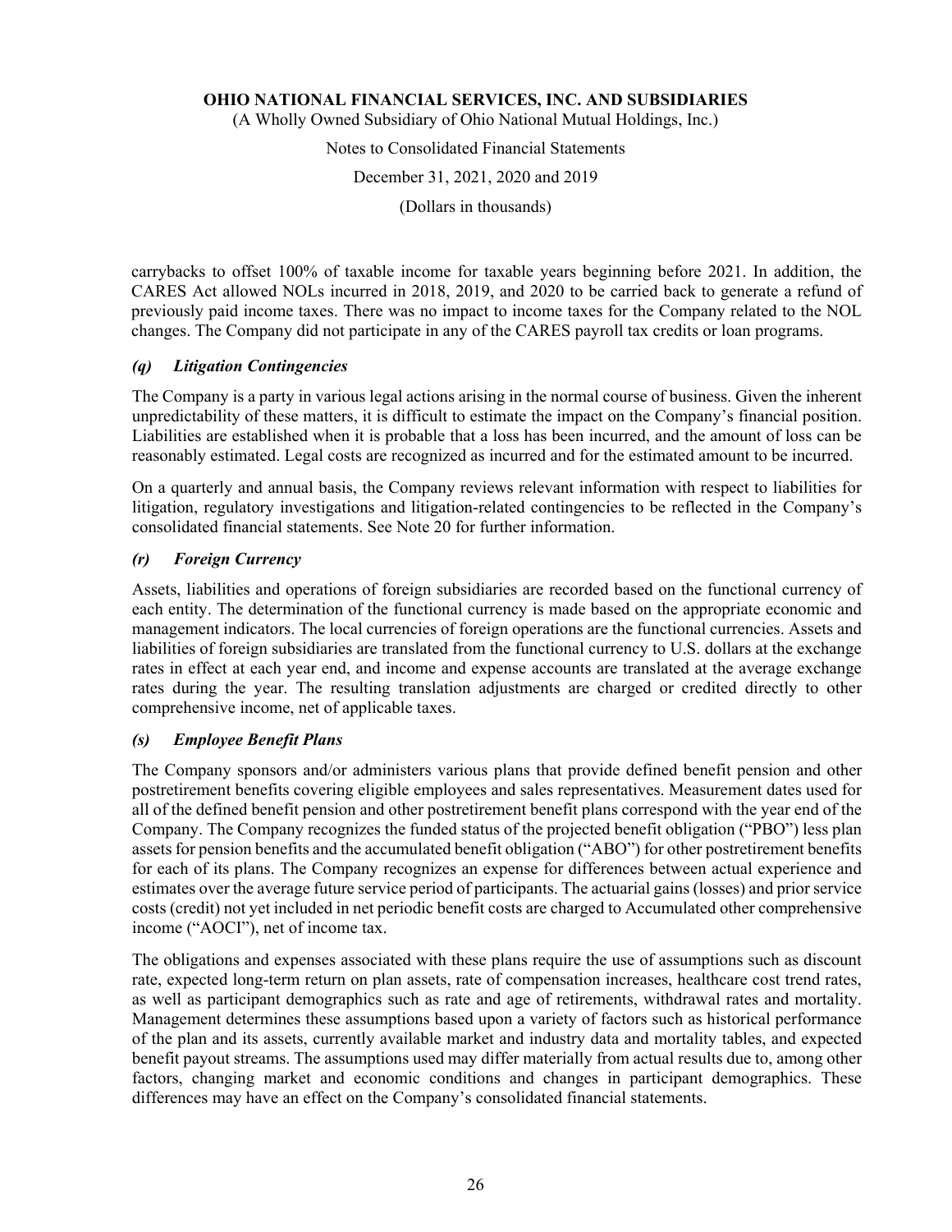carrybacks to offset 100% of taxable income for taxable years beginning before 2021. In addition, the CARES Act allowed NOLs incurred in 2018, 2019, and 2020 to be carried back to generate a refund of previously paid income taxes. There was no impact to income taxes for the Company related to the NOL changes. The Company did not participate in any of the CARES payroll tax credits or loan programs.

### *(q) Litigation Contingencies*

The Company is a party in various legal actions arising in the normal course of business. Given the inherent unpredictability of these matters, it is difficult to estimate the impact on the Company's financial position. Liabilities are established when it is probable that a loss has been incurred, and the amount of loss can be reasonably estimated. Legal costs are recognized as incurred and for the estimated amount to be incurred.

On a quarterly and annual basis, the Company reviews relevant information with respect to liabilities for litigation, regulatory investigations and litigation-related contingencies to be reflected in the Company's consolidated financial statements. See Note 20 for further information.

### *(r) Foreign Currency*

Assets, liabilities and operations of foreign subsidiaries are recorded based on the functional currency of each entity. The determination of the functional currency is made based on the appropriate economic and management indicators. The local currencies of foreign operations are the functional currencies. Assets and liabilities of foreign subsidiaries are translated from the functional currency to U.S. dollars at the exchange rates in effect at each year end, and income and expense accounts are translated at the average exchange rates during the year. The resulting translation adjustments are charged or credited directly to other comprehensive income, net of applicable taxes.

### *(s) Employee Benefit Plans*

The Company sponsors and/or administers various plans that provide defined benefit pension and other postretirement benefits covering eligible employees and sales representatives. Measurement dates used for all of the defined benefit pension and other postretirement benefit plans correspond with the year end of the Company. The Company recognizes the funded status of the projected benefit obligation ("PBO") less plan assets for pension benefits and the accumulated benefit obligation ("ABO") for other postretirement benefits for each of its plans. The Company recognizes an expense for differences between actual experience and estimates over the average future service period of participants. The actuarial gains (losses) and prior service costs (credit) not yet included in net periodic benefit costs are charged to Accumulated other comprehensive income ("AOCI"), net of income tax.

The obligations and expenses associated with these plans require the use of assumptions such as discount rate, expected long-term return on plan assets, rate of compensation increases, healthcare cost trend rates, as well as participant demographics such as rate and age of retirements, withdrawal rates and mortality. Management determines these assumptions based upon a variety of factors such as historical performance of the plan and its assets, currently available market and industry data and mortality tables, and expected benefit payout streams. The assumptions used may differ materially from actual results due to, among other factors, changing market and economic conditions and changes in participant demographics. These differences may have an effect on the Company's consolidated financial statements.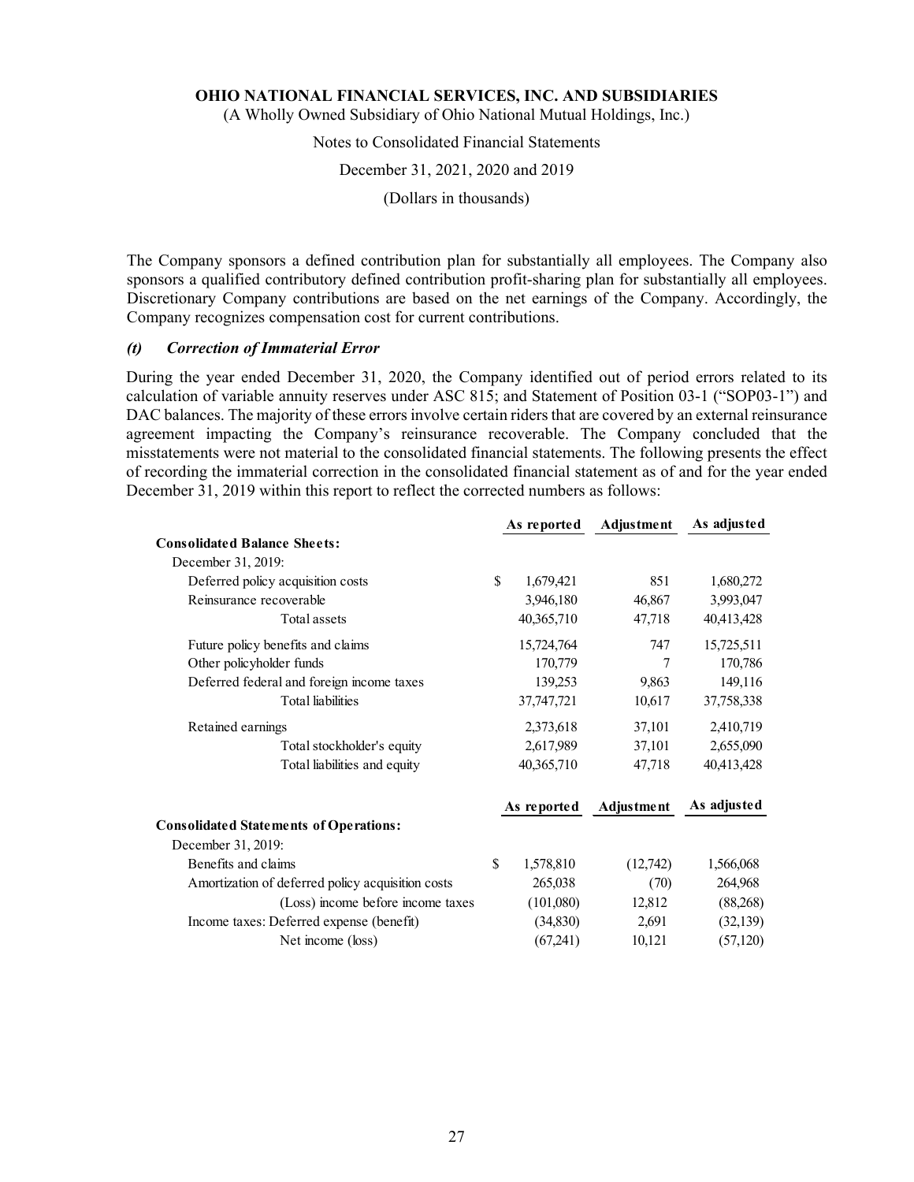The Company sponsors a defined contribution plan for substantially all employees. The Company also sponsors a qualified contributory defined contribution profit-sharing plan for substantially all employees. Discretionary Company contributions are based on the net earnings of the Company. Accordingly, the Company recognizes compensation cost for current contributions.

### *(t) Correction of Immaterial Error*

During the year ended December 31, 2020, the Company identified out of period errors related to its calculation of variable annuity reserves under ASC 815; and Statement of Position 03-1 ("SOP03-1") and DAC balances. The majority of these errors involve certain riders that are covered by an external reinsurance agreement impacting the Company's reinsurance recoverable. The Company concluded that the misstatements were not material to the consolidated financial statements. The following presents the effect of recording the immaterial correction in the consolidated financial statement as of and for the year ended December 31, 2019 within this report to reflect the corrected numbers as follows:

| | As reported | Adjustment | As adjusted |
|---|---|---|---|
| **Consolidated Balance Sheets:** | | | |
| December 31, 2019: | | | |
| Deferred policy acquisition costs | $ 1,679,421 | 851 | 1,680,272 |
| Reinsurance recoverable | 3,946,180 | 46,867 | 3,993,047 |
| Total assets | 40,365,710 | 47,718 | 40,413,428 |
| Future policy benefits and claims | 15,724,764 | 747 | 15,725,511 |
| Other policyholder funds | 170,779 | 7 | 170,786 |
| Deferred federal and foreign income taxes | 139,253 | 9,863 | 149,116 |
| Total liabilities | 37,747,721 | 10,617 | 37,758,338 |
| Retained earnings | 2,373,618 | 37,101 | 2,410,719 |
| Total stockholder's equity | 2,617,989 | 37,101 | 2,655,090 |
| Total liabilities and equity | 40,365,710 | 47,718 | 40,413,428 |

| | As reported | Adjustment | As adjusted |
|---|---|---|---|
| **Consolidated Statements of Operations:** | | | |
| December 31, 2019: | | | |
| Benefits and claims | $ 1,578,810 | (12,742) | 1,566,068 |
| Amortization of deferred policy acquisition costs | 265,038 | (70) | 264,968 |
| (Loss) income before income taxes | (101,080) | 12,812 | (88,268) |
| Income taxes: Deferred expense (benefit) | (34,830) | 2,691 | (32,139) |
| Net income (loss) | (67,241) | 10,121 | (57,120) |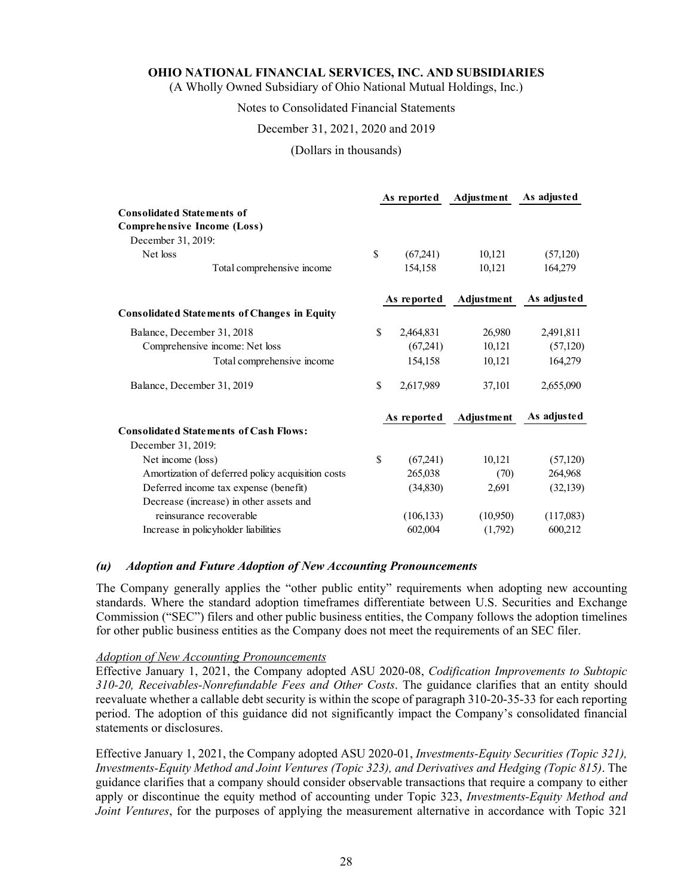|  | As reported | Adjustment | As adjusted |
|---|---|---|---|
| **Consolidated Statements of Comprehensive Income (Loss)** |  |  |  |
| December 31, 2019: |  |  |  |
| Net loss | $ (67,241) | 10,121 | (57,120) |
| Total comprehensive income | 154,158 | 10,121 | 164,279 |

|  | As reported | Adjustment | As adjusted |
|---|---|---|---|
| **Consolidated Statements of Changes in Equity** |  |  |  |
| Balance, December 31, 2018 | $ 2,464,831 | 26,980 | 2,491,811 |
| Comprehensive income: Net loss | (67,241) | 10,121 | (57,120) |
| Total comprehensive income | 154,158 | 10,121 | 164,279 |
| Balance, December 31, 2019 | $ 2,617,989 | 37,101 | 2,655,090 |

|  | As reported | Adjustment | As adjusted |
|---|---|---|---|
| **Consolidated Statements of Cash Flows:** |  |  |  |
| December 31, 2019: |  |  |  |
| Net income (loss) | $ (67,241) | 10,121 | (57,120) |
| Amortization of deferred policy acquisition costs | 265,038 | (70) | 264,968 |
| Deferred income tax expense (benefit) | (34,830) | 2,691 | (32,139) |
| Decrease (increase) in other assets and reinsurance recoverable | (106,133) | (10,950) | (117,083) |
| Increase in policyholder liabilities | 602,004 | (1,792) | 600,212 |

### *(u) Adoption and Future Adoption of New Accounting Pronouncements*

The Company generally applies the "other public entity" requirements when adopting new accounting standards. Where the standard adoption timeframes differentiate between U.S. Securities and Exchange Commission ("SEC") filers and other public business entities, the Company follows the adoption timelines for other public business entities as the Company does not meet the requirements of an SEC filer.

*Adoption of New Accounting Pronouncements*

Effective January 1, 2021, the Company adopted ASU 2020-08, *Codification Improvements to Subtopic 310-20, Receivables-Nonrefundable Fees and Other Costs*. The guidance clarifies that an entity should reevaluate whether a callable debt security is within the scope of paragraph 310-20-35-33 for each reporting period. The adoption of this guidance did not significantly impact the Company's consolidated financial statements or disclosures.

Effective January 1, 2021, the Company adopted ASU 2020-01, *Investments-Equity Securities (Topic 321), Investments-Equity Method and Joint Ventures (Topic 323), and Derivatives and Hedging (Topic 815)*. The guidance clarifies that a company should consider observable transactions that require a company to either apply or discontinue the equity method of accounting under Topic 323, *Investments-Equity Method and Joint Ventures*, for the purposes of applying the measurement alternative in accordance with Topic 321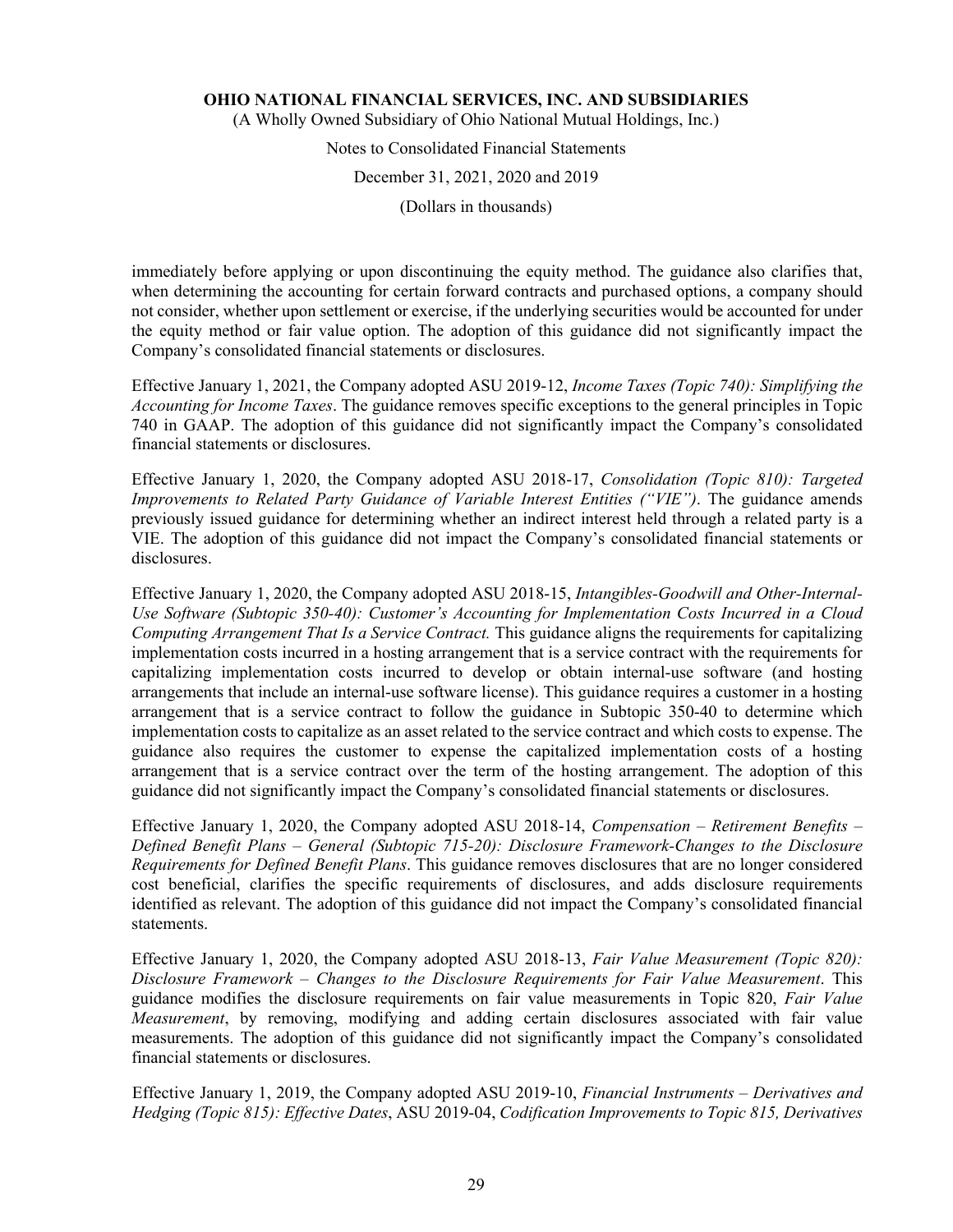immediately before applying or upon discontinuing the equity method. The guidance also clarifies that, when determining the accounting for certain forward contracts and purchased options, a company should not consider, whether upon settlement or exercise, if the underlying securities would be accounted for under the equity method or fair value option. The adoption of this guidance did not significantly impact the Company's consolidated financial statements or disclosures.

Effective January 1, 2021, the Company adopted ASU 2019-12, *Income Taxes (Topic 740): Simplifying the Accounting for Income Taxes*. The guidance removes specific exceptions to the general principles in Topic 740 in GAAP. The adoption of this guidance did not significantly impact the Company's consolidated financial statements or disclosures.

Effective January 1, 2020, the Company adopted ASU 2018-17, *Consolidation (Topic 810): Targeted Improvements to Related Party Guidance of Variable Interest Entities ("VIE")*. The guidance amends previously issued guidance for determining whether an indirect interest held through a related party is a VIE. The adoption of this guidance did not impact the Company's consolidated financial statements or disclosures.

Effective January 1, 2020, the Company adopted ASU 2018-15, *Intangibles-Goodwill and Other-Internal-Use Software (Subtopic 350-40): Customer's Accounting for Implementation Costs Incurred in a Cloud Computing Arrangement That Is a Service Contract.* This guidance aligns the requirements for capitalizing implementation costs incurred in a hosting arrangement that is a service contract with the requirements for capitalizing implementation costs incurred to develop or obtain internal-use software (and hosting arrangements that include an internal-use software license). This guidance requires a customer in a hosting arrangement that is a service contract to follow the guidance in Subtopic 350-40 to determine which implementation costs to capitalize as an asset related to the service contract and which costs to expense. The guidance also requires the customer to expense the capitalized implementation costs of a hosting arrangement that is a service contract over the term of the hosting arrangement. The adoption of this guidance did not significantly impact the Company's consolidated financial statements or disclosures.

Effective January 1, 2020, the Company adopted ASU 2018-14, *Compensation – Retirement Benefits – Defined Benefit Plans – General (Subtopic 715-20): Disclosure Framework-Changes to the Disclosure Requirements for Defined Benefit Plans*. This guidance removes disclosures that are no longer considered cost beneficial, clarifies the specific requirements of disclosures, and adds disclosure requirements identified as relevant. The adoption of this guidance did not impact the Company's consolidated financial statements.

Effective January 1, 2020, the Company adopted ASU 2018-13, *Fair Value Measurement (Topic 820): Disclosure Framework – Changes to the Disclosure Requirements for Fair Value Measurement*. This guidance modifies the disclosure requirements on fair value measurements in Topic 820, *Fair Value Measurement*, by removing, modifying and adding certain disclosures associated with fair value measurements. The adoption of this guidance did not significantly impact the Company's consolidated financial statements or disclosures.

Effective January 1, 2019, the Company adopted ASU 2019-10, *Financial Instruments – Derivatives and Hedging (Topic 815): Effective Dates*, ASU 2019-04, *Codification Improvements to Topic 815, Derivatives*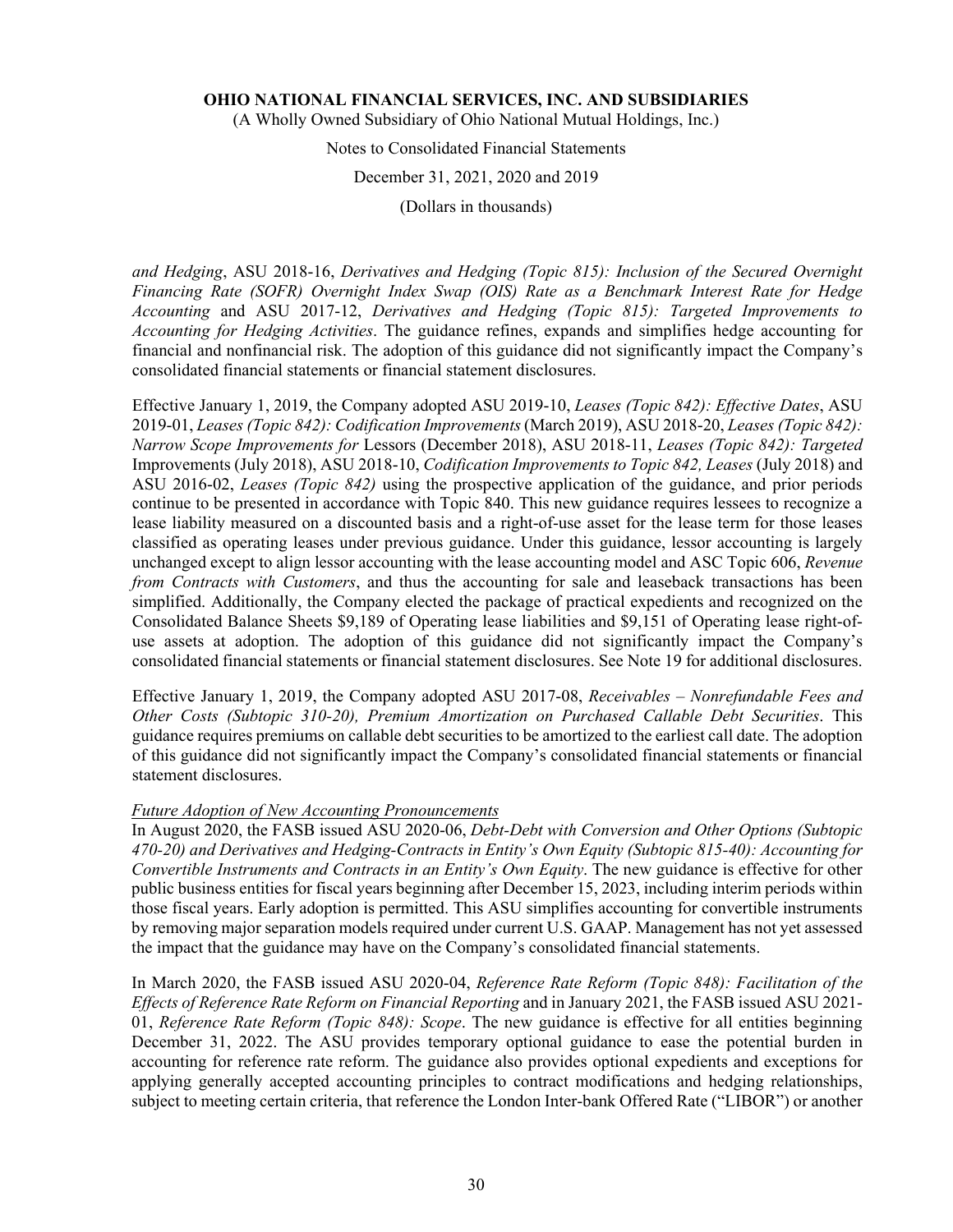*and Hedging*, ASU 2018-16, *Derivatives and Hedging (Topic 815): Inclusion of the Secured Overnight Financing Rate (SOFR) Overnight Index Swap (OIS) Rate as a Benchmark Interest Rate for Hedge Accounting* and ASU 2017-12, *Derivatives and Hedging (Topic 815): Targeted Improvements to Accounting for Hedging Activities*. The guidance refines, expands and simplifies hedge accounting for financial and nonfinancial risk. The adoption of this guidance did not significantly impact the Company's consolidated financial statements or financial statement disclosures.

Effective January 1, 2019, the Company adopted ASU 2019-10, *Leases (Topic 842): Effective Dates*, ASU 2019-01, *Leases (Topic 842): Codification Improvements* (March 2019), ASU 2018-20, *Leases (Topic 842): Narrow Scope Improvements for* Lessors (December 2018), ASU 2018-11, *Leases (Topic 842): Targeted* Improvements (July 2018), ASU 2018-10, *Codification Improvements to Topic 842, Leases* (July 2018) and ASU 2016-02, *Leases (Topic 842)* using the prospective application of the guidance, and prior periods continue to be presented in accordance with Topic 840. This new guidance requires lessees to recognize a lease liability measured on a discounted basis and a right-of-use asset for the lease term for those leases classified as operating leases under previous guidance. Under this guidance, lessor accounting is largely unchanged except to align lessor accounting with the lease accounting model and ASC Topic 606, *Revenue from Contracts with Customers*, and thus the accounting for sale and leaseback transactions has been simplified. Additionally, the Company elected the package of practical expedients and recognized on the Consolidated Balance Sheets $9,189 of Operating lease liabilities and $9,151 of Operating lease right-of-use assets at adoption. The adoption of this guidance did not significantly impact the Company's consolidated financial statements or financial statement disclosures. See Note 19 for additional disclosures.

Effective January 1, 2019, the Company adopted ASU 2017-08, *Receivables – Nonrefundable Fees and Other Costs (Subtopic 310-20), Premium Amortization on Purchased Callable Debt Securities*. This guidance requires premiums on callable debt securities to be amortized to the earliest call date. The adoption of this guidance did not significantly impact the Company's consolidated financial statements or financial statement disclosures.

*Future Adoption of New Accounting Pronouncements*

In August 2020, the FASB issued ASU 2020-06, *Debt-Debt with Conversion and Other Options (Subtopic 470-20) and Derivatives and Hedging-Contracts in Entity's Own Equity (Subtopic 815-40): Accounting for Convertible Instruments and Contracts in an Entity's Own Equity*. The new guidance is effective for other public business entities for fiscal years beginning after December 15, 2023, including interim periods within those fiscal years. Early adoption is permitted. This ASU simplifies accounting for convertible instruments by removing major separation models required under current U.S. GAAP. Management has not yet assessed the impact that the guidance may have on the Company's consolidated financial statements.

In March 2020, the FASB issued ASU 2020-04, *Reference Rate Reform (Topic 848): Facilitation of the Effects of Reference Rate Reform on Financial Reporting* and in January 2021, the FASB issued ASU 2021-01, *Reference Rate Reform (Topic 848): Scope*. The new guidance is effective for all entities beginning December 31, 2022. The ASU provides temporary optional guidance to ease the potential burden in accounting for reference rate reform. The guidance also provides optional expedients and exceptions for applying generally accepted accounting principles to contract modifications and hedging relationships, subject to meeting certain criteria, that reference the London Inter-bank Offered Rate ("LIBOR") or another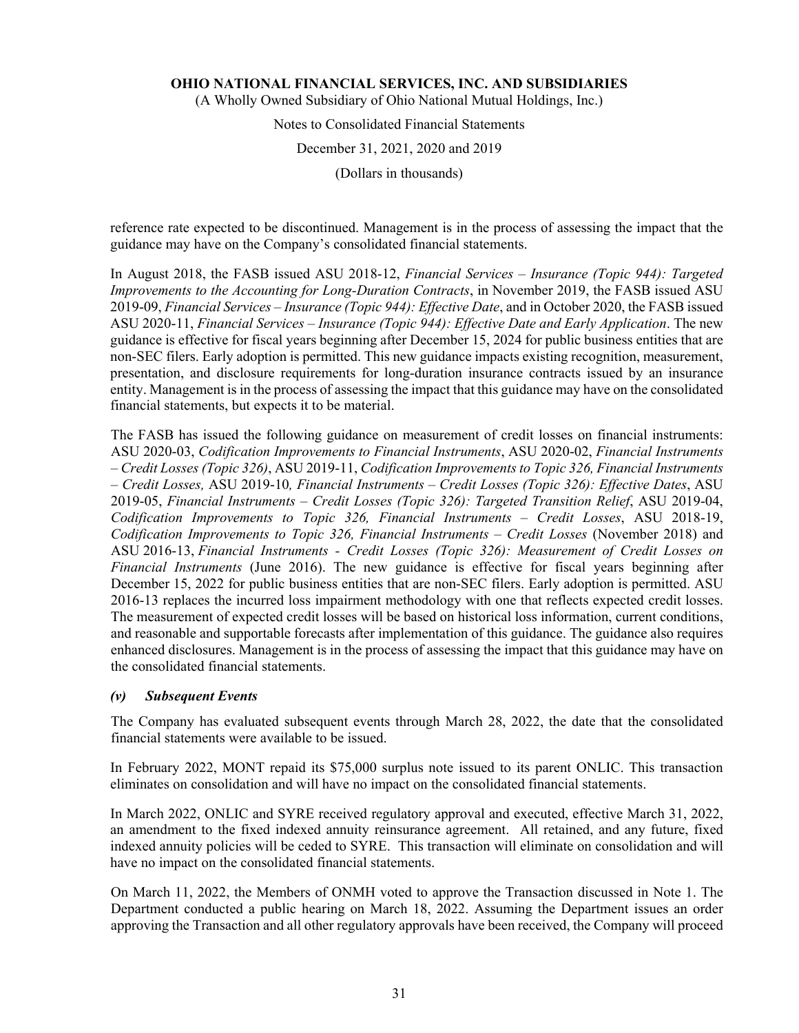reference rate expected to be discontinued. Management is in the process of assessing the impact that the guidance may have on the Company's consolidated financial statements.

In August 2018, the FASB issued ASU 2018-12, *Financial Services – Insurance (Topic 944): Targeted Improvements to the Accounting for Long-Duration Contracts*, in November 2019, the FASB issued ASU 2019-09, *Financial Services – Insurance (Topic 944): Effective Date*, and in October 2020, the FASB issued ASU 2020-11, *Financial Services – Insurance (Topic 944): Effective Date and Early Application*. The new guidance is effective for fiscal years beginning after December 15, 2024 for public business entities that are non-SEC filers. Early adoption is permitted. This new guidance impacts existing recognition, measurement, presentation, and disclosure requirements for long-duration insurance contracts issued by an insurance entity. Management is in the process of assessing the impact that this guidance may have on the consolidated financial statements, but expects it to be material.

The FASB has issued the following guidance on measurement of credit losses on financial instruments: ASU 2020-03, *Codification Improvements to Financial Instruments*, ASU 2020-02, *Financial Instruments – Credit Losses (Topic 326)*, ASU 2019-11, *Codification Improvements to Topic 326, Financial Instruments – Credit Losses,* ASU 2019-10*, Financial Instruments – Credit Losses (Topic 326): Effective Dates*, ASU 2019-05, *Financial Instruments – Credit Losses (Topic 326): Targeted Transition Relief*, ASU 2019-04, *Codification Improvements to Topic 326, Financial Instruments – Credit Losses*, ASU 2018-19, *Codification Improvements to Topic 326, Financial Instruments – Credit Losses* (November 2018) and ASU 2016-13, *Financial Instruments - Credit Losses (Topic 326): Measurement of Credit Losses on Financial Instruments* (June 2016). The new guidance is effective for fiscal years beginning after December 15, 2022 for public business entities that are non-SEC filers. Early adoption is permitted. ASU 2016-13 replaces the incurred loss impairment methodology with one that reflects expected credit losses. The measurement of expected credit losses will be based on historical loss information, current conditions, and reasonable and supportable forecasts after implementation of this guidance. The guidance also requires enhanced disclosures. Management is in the process of assessing the impact that this guidance may have on the consolidated financial statements.

#### *(v) Subsequent Events*

The Company has evaluated subsequent events through March 28, 2022, the date that the consolidated financial statements were available to be issued.

In February 2022, MONT repaid its $75,000 surplus note issued to its parent ONLIC. This transaction eliminates on consolidation and will have no impact on the consolidated financial statements.

In March 2022, ONLIC and SYRE received regulatory approval and executed, effective March 31, 2022, an amendment to the fixed indexed annuity reinsurance agreement. All retained, and any future, fixed indexed annuity policies will be ceded to SYRE. This transaction will eliminate on consolidation and will have no impact on the consolidated financial statements.

On March 11, 2022, the Members of ONMH voted to approve the Transaction discussed in Note 1. The Department conducted a public hearing on March 18, 2022. Assuming the Department issues an order approving the Transaction and all other regulatory approvals have been received, the Company will proceed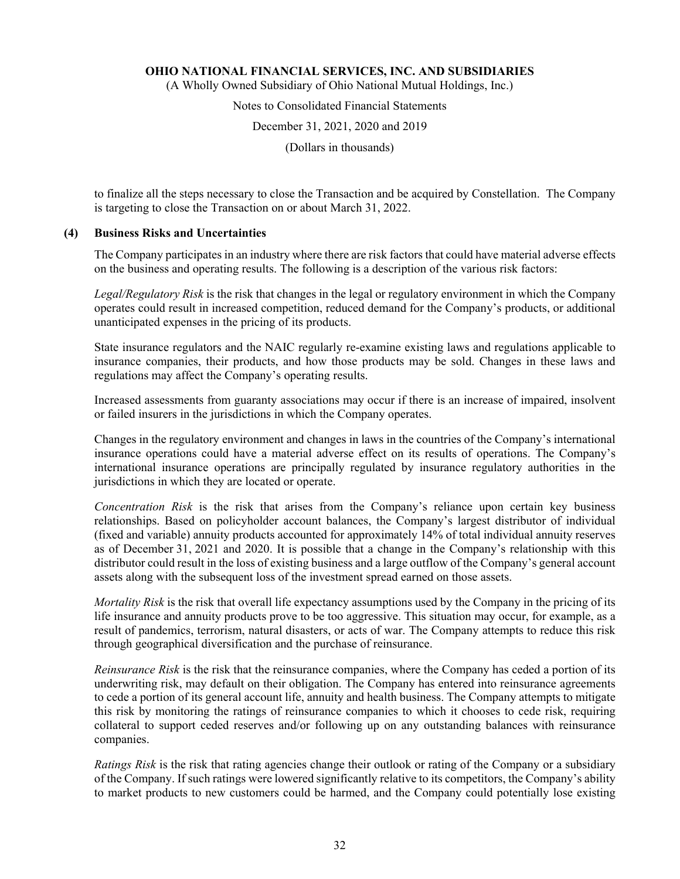to finalize all the steps necessary to close the Transaction and be acquired by Constellation. The Company is targeting to close the Transaction on or about March 31, 2022.

## (4) Business Risks and Uncertainties

The Company participates in an industry where there are risk factors that could have material adverse effects on the business and operating results. The following is a description of the various risk factors:

*Legal/Regulatory Risk* is the risk that changes in the legal or regulatory environment in which the Company operates could result in increased competition, reduced demand for the Company's products, or additional unanticipated expenses in the pricing of its products.

State insurance regulators and the NAIC regularly re-examine existing laws and regulations applicable to insurance companies, their products, and how those products may be sold. Changes in these laws and regulations may affect the Company's operating results.

Increased assessments from guaranty associations may occur if there is an increase of impaired, insolvent or failed insurers in the jurisdictions in which the Company operates.

Changes in the regulatory environment and changes in laws in the countries of the Company's international insurance operations could have a material adverse effect on its results of operations. The Company's international insurance operations are principally regulated by insurance regulatory authorities in the jurisdictions in which they are located or operate.

*Concentration Risk* is the risk that arises from the Company's reliance upon certain key business relationships. Based on policyholder account balances, the Company's largest distributor of individual (fixed and variable) annuity products accounted for approximately 14% of total individual annuity reserves as of December 31, 2021 and 2020. It is possible that a change in the Company's relationship with this distributor could result in the loss of existing business and a large outflow of the Company's general account assets along with the subsequent loss of the investment spread earned on those assets.

*Mortality Risk* is the risk that overall life expectancy assumptions used by the Company in the pricing of its life insurance and annuity products prove to be too aggressive. This situation may occur, for example, as a result of pandemics, terrorism, natural disasters, or acts of war. The Company attempts to reduce this risk through geographical diversification and the purchase of reinsurance.

*Reinsurance Risk* is the risk that the reinsurance companies, where the Company has ceded a portion of its underwriting risk, may default on their obligation. The Company has entered into reinsurance agreements to cede a portion of its general account life, annuity and health business. The Company attempts to mitigate this risk by monitoring the ratings of reinsurance companies to which it chooses to cede risk, requiring collateral to support ceded reserves and/or following up on any outstanding balances with reinsurance companies.

*Ratings Risk* is the risk that rating agencies change their outlook or rating of the Company or a subsidiary of the Company. If such ratings were lowered significantly relative to its competitors, the Company's ability to market products to new customers could be harmed, and the Company could potentially lose existing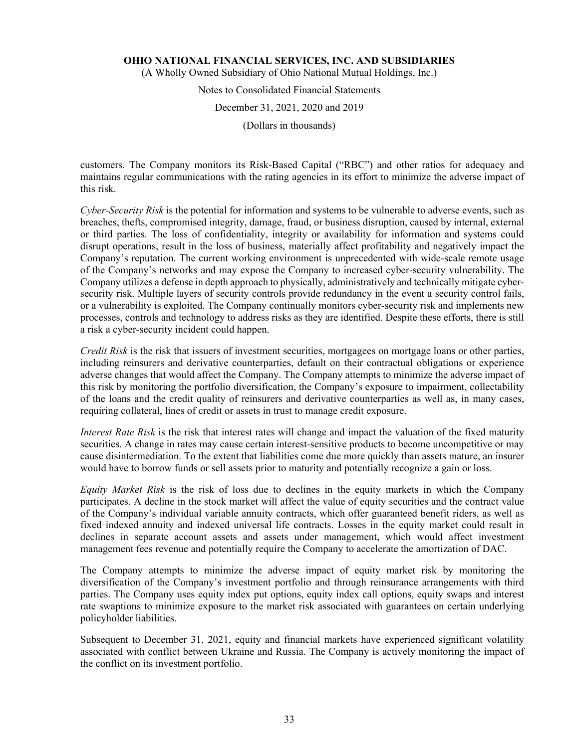customers. The Company monitors its Risk-Based Capital ("RBC") and other ratios for adequacy and maintains regular communications with the rating agencies in its effort to minimize the adverse impact of this risk.

*Cyber-Security Risk* is the potential for information and systems to be vulnerable to adverse events, such as breaches, thefts, compromised integrity, damage, fraud, or business disruption, caused by internal, external or third parties. The loss of confidentiality, integrity or availability for information and systems could disrupt operations, result in the loss of business, materially affect profitability and negatively impact the Company's reputation. The current working environment is unprecedented with wide-scale remote usage of the Company's networks and may expose the Company to increased cyber-security vulnerability. The Company utilizes a defense in depth approach to physically, administratively and technically mitigate cyber-security risk. Multiple layers of security controls provide redundancy in the event a security control fails, or a vulnerability is exploited. The Company continually monitors cyber-security risk and implements new processes, controls and technology to address risks as they are identified. Despite these efforts, there is still a risk a cyber-security incident could happen.

*Credit Risk* is the risk that issuers of investment securities, mortgagees on mortgage loans or other parties, including reinsurers and derivative counterparties, default on their contractual obligations or experience adverse changes that would affect the Company. The Company attempts to minimize the adverse impact of this risk by monitoring the portfolio diversification, the Company's exposure to impairment, collectability of the loans and the credit quality of reinsurers and derivative counterparties as well as, in many cases, requiring collateral, lines of credit or assets in trust to manage credit exposure.

*Interest Rate Risk* is the risk that interest rates will change and impact the valuation of the fixed maturity securities. A change in rates may cause certain interest-sensitive products to become uncompetitive or may cause disintermediation. To the extent that liabilities come due more quickly than assets mature, an insurer would have to borrow funds or sell assets prior to maturity and potentially recognize a gain or loss.

*Equity Market Risk* is the risk of loss due to declines in the equity markets in which the Company participates. A decline in the stock market will affect the value of equity securities and the contract value of the Company's individual variable annuity contracts, which offer guaranteed benefit riders, as well as fixed indexed annuity and indexed universal life contracts. Losses in the equity market could result in declines in separate account assets and assets under management, which would affect investment management fees revenue and potentially require the Company to accelerate the amortization of DAC.

The Company attempts to minimize the adverse impact of equity market risk by monitoring the diversification of the Company's investment portfolio and through reinsurance arrangements with third parties. The Company uses equity index put options, equity index call options, equity swaps and interest rate swaptions to minimize exposure to the market risk associated with guarantees on certain underlying policyholder liabilities.

Subsequent to December 31, 2021, equity and financial markets have experienced significant volatility associated with conflict between Ukraine and Russia. The Company is actively monitoring the impact of the conflict on its investment portfolio.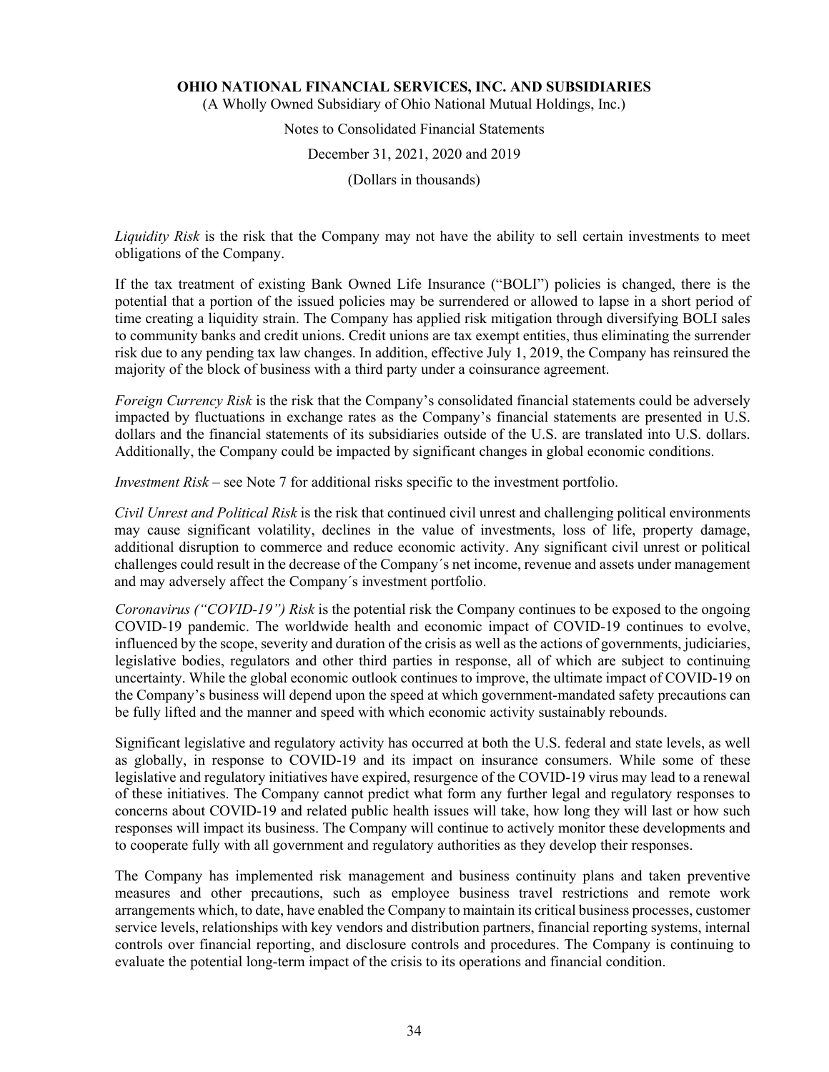*Liquidity Risk* is the risk that the Company may not have the ability to sell certain investments to meet obligations of the Company.

If the tax treatment of existing Bank Owned Life Insurance ("BOLI") policies is changed, there is the potential that a portion of the issued policies may be surrendered or allowed to lapse in a short period of time creating a liquidity strain. The Company has applied risk mitigation through diversifying BOLI sales to community banks and credit unions. Credit unions are tax exempt entities, thus eliminating the surrender risk due to any pending tax law changes. In addition, effective July 1, 2019, the Company has reinsured the majority of the block of business with a third party under a coinsurance agreement.

*Foreign Currency Risk* is the risk that the Company's consolidated financial statements could be adversely impacted by fluctuations in exchange rates as the Company's financial statements are presented in U.S. dollars and the financial statements of its subsidiaries outside of the U.S. are translated into U.S. dollars. Additionally, the Company could be impacted by significant changes in global economic conditions.

*Investment Risk* – see Note 7 for additional risks specific to the investment portfolio.

*Civil Unrest and Political Risk* is the risk that continued civil unrest and challenging political environments may cause significant volatility, declines in the value of investments, loss of life, property damage, additional disruption to commerce and reduce economic activity. Any significant civil unrest or political challenges could result in the decrease of the Company´s net income, revenue and assets under management and may adversely affect the Company´s investment portfolio.

*Coronavirus ("COVID-19") Risk* is the potential risk the Company continues to be exposed to the ongoing COVID-19 pandemic. The worldwide health and economic impact of COVID-19 continues to evolve, influenced by the scope, severity and duration of the crisis as well as the actions of governments, judiciaries, legislative bodies, regulators and other third parties in response, all of which are subject to continuing uncertainty. While the global economic outlook continues to improve, the ultimate impact of COVID-19 on the Company's business will depend upon the speed at which government-mandated safety precautions can be fully lifted and the manner and speed with which economic activity sustainably rebounds.

Significant legislative and regulatory activity has occurred at both the U.S. federal and state levels, as well as globally, in response to COVID-19 and its impact on insurance consumers. While some of these legislative and regulatory initiatives have expired, resurgence of the COVID-19 virus may lead to a renewal of these initiatives. The Company cannot predict what form any further legal and regulatory responses to concerns about COVID-19 and related public health issues will take, how long they will last or how such responses will impact its business. The Company will continue to actively monitor these developments and to cooperate fully with all government and regulatory authorities as they develop their responses.

The Company has implemented risk management and business continuity plans and taken preventive measures and other precautions, such as employee business travel restrictions and remote work arrangements which, to date, have enabled the Company to maintain its critical business processes, customer service levels, relationships with key vendors and distribution partners, financial reporting systems, internal controls over financial reporting, and disclosure controls and procedures. The Company is continuing to evaluate the potential long-term impact of the crisis to its operations and financial condition.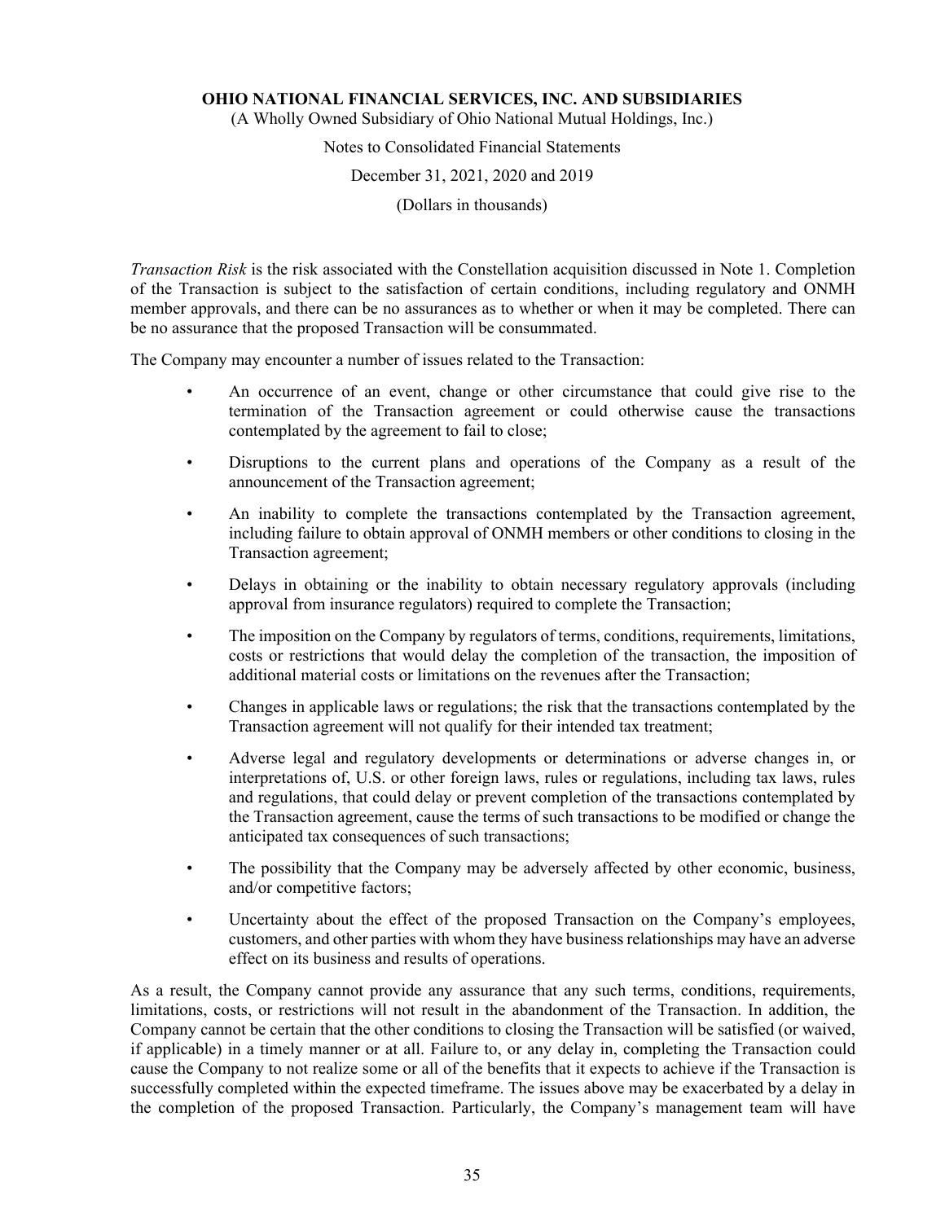*Transaction Risk* is the risk associated with the Constellation acquisition discussed in Note 1. Completion of the Transaction is subject to the satisfaction of certain conditions, including regulatory and ONMH member approvals, and there can be no assurances as to whether or when it may be completed. There can be no assurance that the proposed Transaction will be consummated.

The Company may encounter a number of issues related to the Transaction:

- An occurrence of an event, change or other circumstance that could give rise to the termination of the Transaction agreement or could otherwise cause the transactions contemplated by the agreement to fail to close;
- Disruptions to the current plans and operations of the Company as a result of the announcement of the Transaction agreement;
- An inability to complete the transactions contemplated by the Transaction agreement, including failure to obtain approval of ONMH members or other conditions to closing in the Transaction agreement;
- Delays in obtaining or the inability to obtain necessary regulatory approvals (including approval from insurance regulators) required to complete the Transaction;
- The imposition on the Company by regulators of terms, conditions, requirements, limitations, costs or restrictions that would delay the completion of the transaction, the imposition of additional material costs or limitations on the revenues after the Transaction;
- Changes in applicable laws or regulations; the risk that the transactions contemplated by the Transaction agreement will not qualify for their intended tax treatment;
- Adverse legal and regulatory developments or determinations or adverse changes in, or interpretations of, U.S. or other foreign laws, rules or regulations, including tax laws, rules and regulations, that could delay or prevent completion of the transactions contemplated by the Transaction agreement, cause the terms of such transactions to be modified or change the anticipated tax consequences of such transactions;
- The possibility that the Company may be adversely affected by other economic, business, and/or competitive factors;
- Uncertainty about the effect of the proposed Transaction on the Company's employees, customers, and other parties with whom they have business relationships may have an adverse effect on its business and results of operations.

As a result, the Company cannot provide any assurance that any such terms, conditions, requirements, limitations, costs, or restrictions will not result in the abandonment of the Transaction. In addition, the Company cannot be certain that the other conditions to closing the Transaction will be satisfied (or waived, if applicable) in a timely manner or at all. Failure to, or any delay in, completing the Transaction could cause the Company to not realize some or all of the benefits that it expects to achieve if the Transaction is successfully completed within the expected timeframe. The issues above may be exacerbated by a delay in the completion of the proposed Transaction. Particularly, the Company's management team will have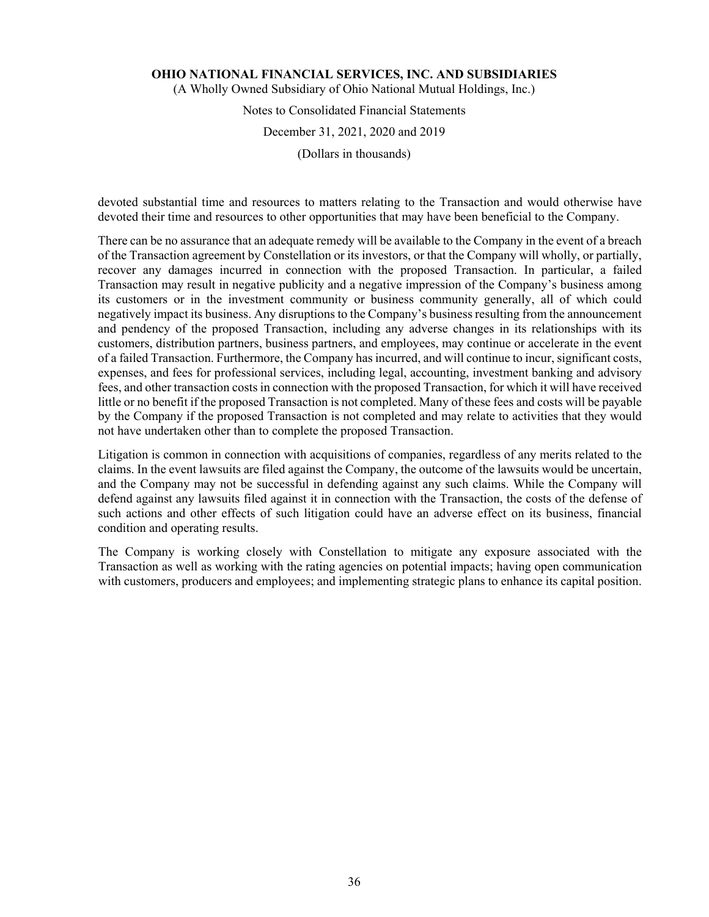devoted substantial time and resources to matters relating to the Transaction and would otherwise have devoted their time and resources to other opportunities that may have been beneficial to the Company.

There can be no assurance that an adequate remedy will be available to the Company in the event of a breach of the Transaction agreement by Constellation or its investors, or that the Company will wholly, or partially, recover any damages incurred in connection with the proposed Transaction. In particular, a failed Transaction may result in negative publicity and a negative impression of the Company's business among its customers or in the investment community or business community generally, all of which could negatively impact its business. Any disruptions to the Company's business resulting from the announcement and pendency of the proposed Transaction, including any adverse changes in its relationships with its customers, distribution partners, business partners, and employees, may continue or accelerate in the event of a failed Transaction. Furthermore, the Company has incurred, and will continue to incur, significant costs, expenses, and fees for professional services, including legal, accounting, investment banking and advisory fees, and other transaction costs in connection with the proposed Transaction, for which it will have received little or no benefit if the proposed Transaction is not completed. Many of these fees and costs will be payable by the Company if the proposed Transaction is not completed and may relate to activities that they would not have undertaken other than to complete the proposed Transaction.

Litigation is common in connection with acquisitions of companies, regardless of any merits related to the claims. In the event lawsuits are filed against the Company, the outcome of the lawsuits would be uncertain, and the Company may not be successful in defending against any such claims. While the Company will defend against any lawsuits filed against it in connection with the Transaction, the costs of the defense of such actions and other effects of such litigation could have an adverse effect on its business, financial condition and operating results.

The Company is working closely with Constellation to mitigate any exposure associated with the Transaction as well as working with the rating agencies on potential impacts; having open communication with customers, producers and employees; and implementing strategic plans to enhance its capital position.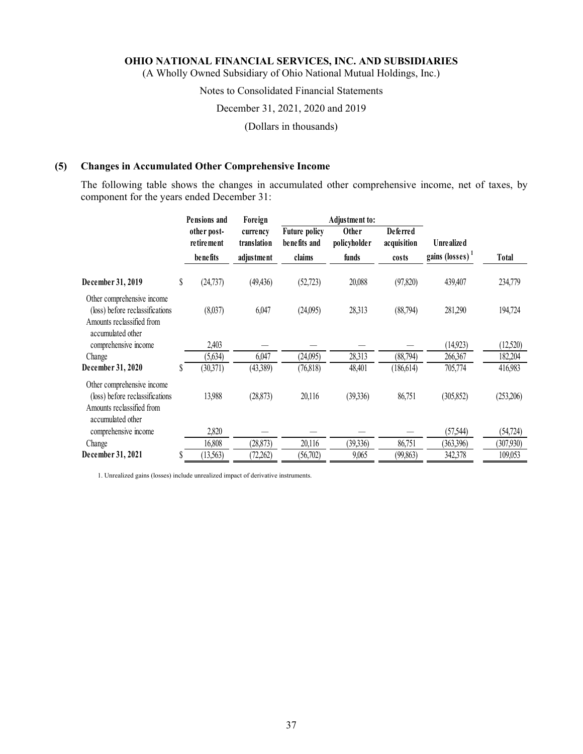## (5) Changes in Accumulated Other Comprehensive Income

The following table shows the changes in accumulated other comprehensive income, net of taxes, by component for the years ended December 31:

| | Pensions and other post-retirement benefits | Foreign currency translation adjustment | Adjustment to: Future policy benefits and claims | Adjustment to: Other policyholder funds | Adjustment to: Deferred acquisition costs | Unrealized gains (losses) [1] | Total |
|---|---|---|---|---|---|---|---|
| **December 31, 2019** | $ (24,737) | (49,436) | (52,723) | 20,088 | (97,820) | 439,407 | 234,779 |
| Other comprehensive income (loss) before reclassifications | (8,037) | 6,047 | (24,095) | 28,313 | (88,794) | 281,290 | 194,724 |
| Amounts reclassified from accumulated other comprehensive income | 2,403 | — | — | — | — | (14,923) | (12,520) |
| Change | (5,634) | 6,047 | (24,095) | 28,313 | (88,794) | 266,367 | 182,204 |
| **December 31, 2020** | $ (30,371) | (43,389) | (76,818) | 48,401 | (186,614) | 705,774 | 416,983 |
| Other comprehensive income (loss) before reclassifications | 13,988 | (28,873) | 20,116 | (39,336) | 86,751 | (305,852) | (253,206) |
| Amounts reclassified from accumulated other comprehensive income | 2,820 | — | — | — | — | (57,544) | (54,724) |
| Change | 16,808 | (28,873) | 20,116 | (39,336) | 86,751 | (363,396) | (307,930) |
| **December 31, 2021** | $ (13,563) | (72,262) | (56,702) | 9,065 | (99,863) | 342,378 | 109,053 |

1. Unrealized gains (losses) include unrealized impact of derivative instruments.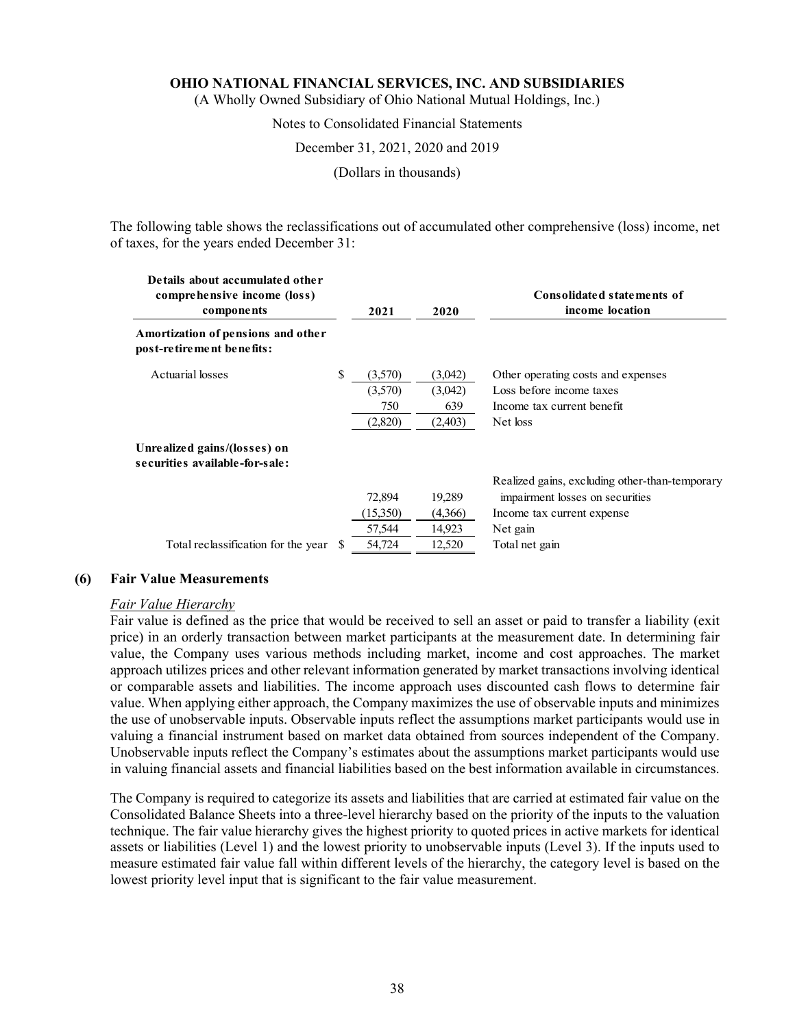The following table shows the reclassifications out of accumulated other comprehensive (loss) income, net of taxes, for the years ended December 31:

| Details about accumulated other comprehensive income (loss) components | 2021 | 2020 | Consolidated statements of income location |
|---|---|---|---|
| **Amortization of pensions and other post-retirement benefits:** | | | |
| Actuarial losses | $ (3,570) | (3,042) | Other operating costs and expenses |
| | (3,570) | (3,042) | Loss before income taxes |
| | 750 | 639 | Income tax current benefit |
| | (2,820) | (2,403) | Net loss |
| **Unrealized gains/(losses) on securities available-for-sale:** | | | |
| | 72,894 | 19,289 | Realized gains, excluding other-than-temporary impairment losses on securities |
| | (15,350) | (4,366) | Income tax current expense |
| | 57,544 | 14,923 | Net gain |
| Total reclassification for the year | $ 54,724 | 12,520 | Total net gain |

## (6) Fair Value Measurements

*Fair Value Hierarchy*

Fair value is defined as the price that would be received to sell an asset or paid to transfer a liability (exit price) in an orderly transaction between market participants at the measurement date. In determining fair value, the Company uses various methods including market, income and cost approaches. The market approach utilizes prices and other relevant information generated by market transactions involving identical or comparable assets and liabilities. The income approach uses discounted cash flows to determine fair value. When applying either approach, the Company maximizes the use of observable inputs and minimizes the use of unobservable inputs. Observable inputs reflect the assumptions market participants would use in valuing a financial instrument based on market data obtained from sources independent of the Company. Unobservable inputs reflect the Company's estimates about the assumptions market participants would use in valuing financial assets and financial liabilities based on the best information available in circumstances.

The Company is required to categorize its assets and liabilities that are carried at estimated fair value on the Consolidated Balance Sheets into a three-level hierarchy based on the priority of the inputs to the valuation technique. The fair value hierarchy gives the highest priority to quoted prices in active markets for identical assets or liabilities (Level 1) and the lowest priority to unobservable inputs (Level 3). If the inputs used to measure estimated fair value fall within different levels of the hierarchy, the category level is based on the lowest priority level input that is significant to the fair value measurement.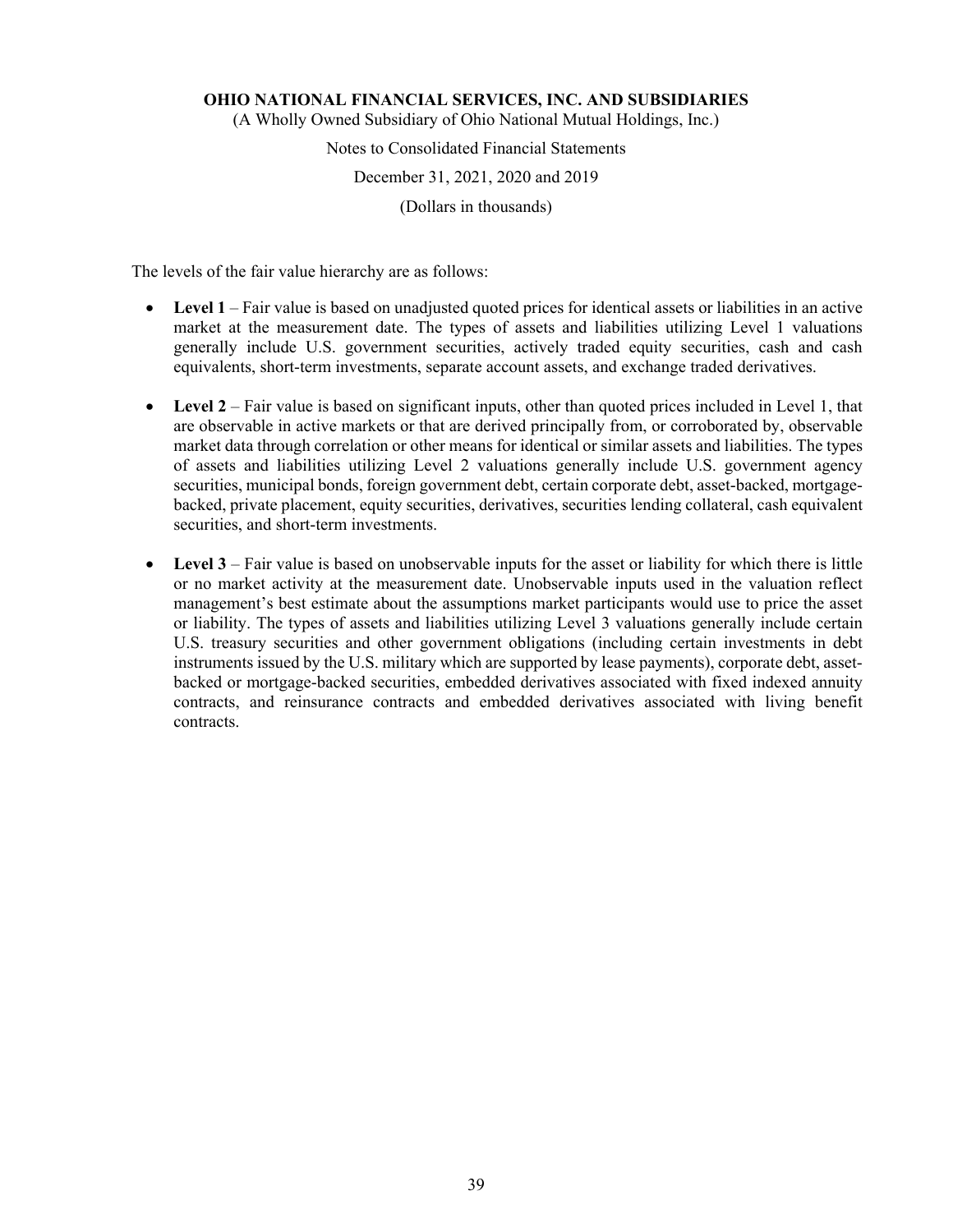The levels of the fair value hierarchy are as follows:

- **Level 1** – Fair value is based on unadjusted quoted prices for identical assets or liabilities in an active market at the measurement date. The types of assets and liabilities utilizing Level 1 valuations generally include U.S. government securities, actively traded equity securities, cash and cash equivalents, short-term investments, separate account assets, and exchange traded derivatives.

- **Level 2** – Fair value is based on significant inputs, other than quoted prices included in Level 1, that are observable in active markets or that are derived principally from, or corroborated by, observable market data through correlation or other means for identical or similar assets and liabilities. The types of assets and liabilities utilizing Level 2 valuations generally include U.S. government agency securities, municipal bonds, foreign government debt, certain corporate debt, asset-backed, mortgage-backed, private placement, equity securities, derivatives, securities lending collateral, cash equivalent securities, and short-term investments.

- **Level 3** – Fair value is based on unobservable inputs for the asset or liability for which there is little or no market activity at the measurement date. Unobservable inputs used in the valuation reflect management's best estimate about the assumptions market participants would use to price the asset or liability. The types of assets and liabilities utilizing Level 3 valuations generally include certain U.S. treasury securities and other government obligations (including certain investments in debt instruments issued by the U.S. military which are supported by lease payments), corporate debt, asset-backed or mortgage-backed securities, embedded derivatives associated with fixed indexed annuity contracts, and reinsurance contracts and embedded derivatives associated with living benefit contracts.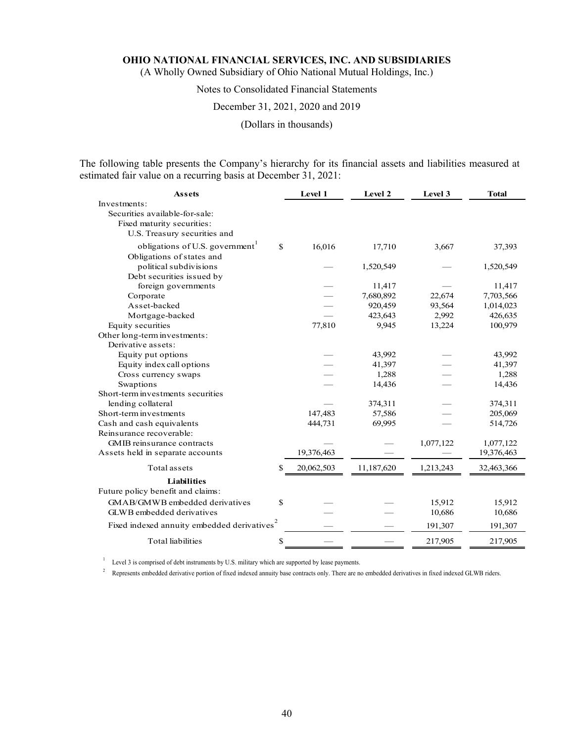**OHIO NATIONAL FINANCIAL SERVICES, INC. AND SUBSIDIARIES**

(A Wholly Owned Subsidiary of Ohio National Mutual Holdings, Inc.)

Notes to Consolidated Financial Statements

December 31, 2021, 2020 and 2019

(Dollars in thousands)

The following table presents the Company's hierarchy for its financial assets and liabilities measured at estimated fair value on a recurring basis at December 31, 2021:

| Assets | Level 1 | Level 2 | Level 3 | Total |
|---|---|---|---|---|
| Investments: | | | | |
| Securities available-for-sale: | | | | |
| Fixed maturity securities: | | | | |
| U.S. Treasury securities and obligations of U.S. government[1] | $ 16,016 | 17,710 | 3,667 | 37,393 |
| Obligations of states and political subdivisions | — | 1,520,549 | — | 1,520,549 |
| Debt securities issued by foreign governments | — | 11,417 | — | 11,417 |
| Corporate | — | 7,680,892 | 22,674 | 7,703,566 |
| Asset-backed | — | 920,459 | 93,564 | 1,014,023 |
| Mortgage-backed | — | 423,643 | 2,992 | 426,635 |
| Equity securities | 77,810 | 9,945 | 13,224 | 100,979 |
| Other long-term investments: | | | | |
| Derivative assets: | | | | |
| Equity put options | — | 43,992 | — | 43,992 |
| Equity index call options | — | 41,397 | — | 41,397 |
| Cross currency swaps | — | 1,288 | — | 1,288 |
| Swaptions | — | 14,436 | — | 14,436 |
| Short-term investments securities lending collateral | — | 374,311 | — | 374,311 |
| Short-term investments | 147,483 | 57,586 | — | 205,069 |
| Cash and cash equivalents | 444,731 | 69,995 | — | 514,726 |
| Reinsurance recoverable: | | | | |
| GMIB reinsurance contracts | — | — | 1,077,122 | 1,077,122 |
| Assets held in separate accounts | 19,376,463 | — | — | 19,376,463 |
| Total assets | $ 20,062,503 | 11,187,620 | 1,213,243 | 32,463,366 |
| **Liabilities** | | | | |
| Future policy benefit and claims: | | | | |
| GMAB/GMWB embedded derivatives | $ — | — | 15,912 | 15,912 |
| GLWB embedded derivatives | — | — | 10,686 | 10,686 |
| Fixed indexed annuity embedded derivatives[2] | — | — | 191,307 | 191,307 |
| Total liabilities | $ — | — | 217,905 | 217,905 |

[1] Level 3 is comprised of debt instruments by U.S. military which are supported by lease payments.

[2] Represents embedded derivative portion of fixed indexed annuity base contracts only. There are no embedded derivatives in fixed indexed GLWB riders.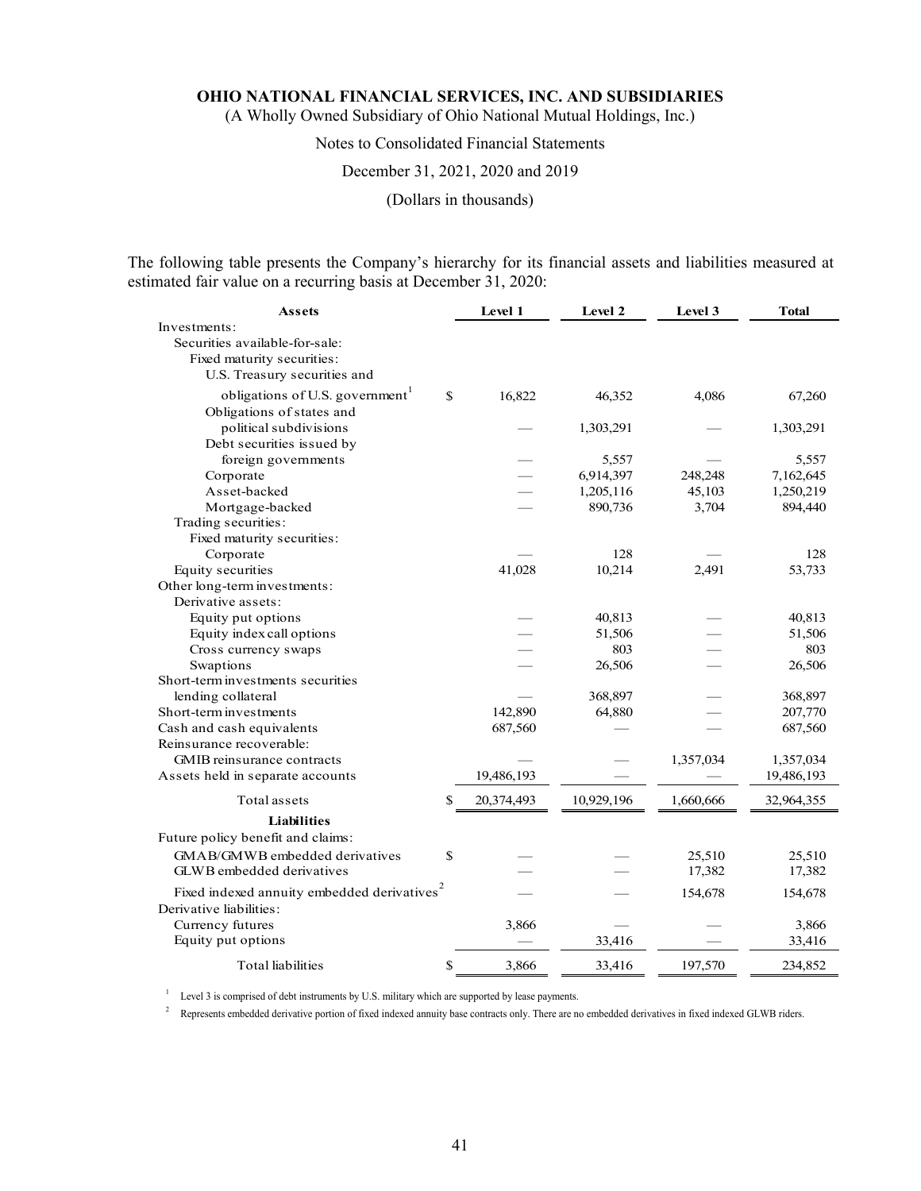**OHIO NATIONAL FINANCIAL SERVICES, INC. AND SUBSIDIARIES**
(A Wholly Owned Subsidiary of Ohio National Mutual Holdings, Inc.)

Notes to Consolidated Financial Statements

December 31, 2021, 2020 and 2019

(Dollars in thousands)

The following table presents the Company's hierarchy for its financial assets and liabilities measured at estimated fair value on a recurring basis at December 31, 2020:

| Assets | Level 1 | Level 2 | Level 3 | Total |
|---|---|---|---|---|
| Investments: | | | | |
| Securities available-for-sale: | | | | |
| Fixed maturity securities: | | | | |
| U.S. Treasury securities and obligations of U.S. government[1] | $ 16,822 | 46,352 | 4,086 | 67,260 |
| Obligations of states and political subdivisions | — | 1,303,291 | — | 1,303,291 |
| Debt securities issued by foreign governments | — | 5,557 | — | 5,557 |
| Corporate | — | 6,914,397 | 248,248 | 7,162,645 |
| Asset-backed | — | 1,205,116 | 45,103 | 1,250,219 |
| Mortgage-backed | — | 890,736 | 3,704 | 894,440 |
| Trading securities: | | | | |
| Fixed maturity securities: | | | | |
| Corporate | — | 128 | — | 128 |
| Equity securities | 41,028 | 10,214 | 2,491 | 53,733 |
| Other long-term investments: | | | | |
| Derivative assets: | | | | |
| Equity put options | — | 40,813 | — | 40,813 |
| Equity index call options | — | 51,506 | — | 51,506 |
| Cross currency swaps | — | 803 | — | 803 |
| Swaptions | — | 26,506 | — | 26,506 |
| Short-term investments securities lending collateral | — | 368,897 | — | 368,897 |
| Short-term investments | 142,890 | 64,880 | — | 207,770 |
| Cash and cash equivalents | 687,560 | — | — | 687,560 |
| Reinsurance recoverable: | | | | |
| GMIB reinsurance contracts | — | — | 1,357,034 | 1,357,034 |
| Assets held in separate accounts | 19,486,193 | — | — | 19,486,193 |
| Total assets | $ 20,374,493 | 10,929,196 | 1,660,666 | 32,964,355 |
| **Liabilities** | | | | |
| Future policy benefit and claims: | | | | |
| GMAB/GMWB embedded derivatives | $ — | — | 25,510 | 25,510 |
| GLWB embedded derivatives | — | — | 17,382 | 17,382 |
| Fixed indexed annuity embedded derivatives[2] | — | — | 154,678 | 154,678 |
| Derivative liabilities: | | | | |
| Currency futures | 3,866 | — | — | 3,866 |
| Equity put options | — | 33,416 | — | 33,416 |
| Total liabilities | $ 3,866 | 33,416 | 197,570 | 234,852 |

[1] Level 3 is comprised of debt instruments by U.S. military which are supported by lease payments.

[2] Represents embedded derivative portion of fixed indexed annuity base contracts only. There are no embedded derivatives in fixed indexed GLWB riders.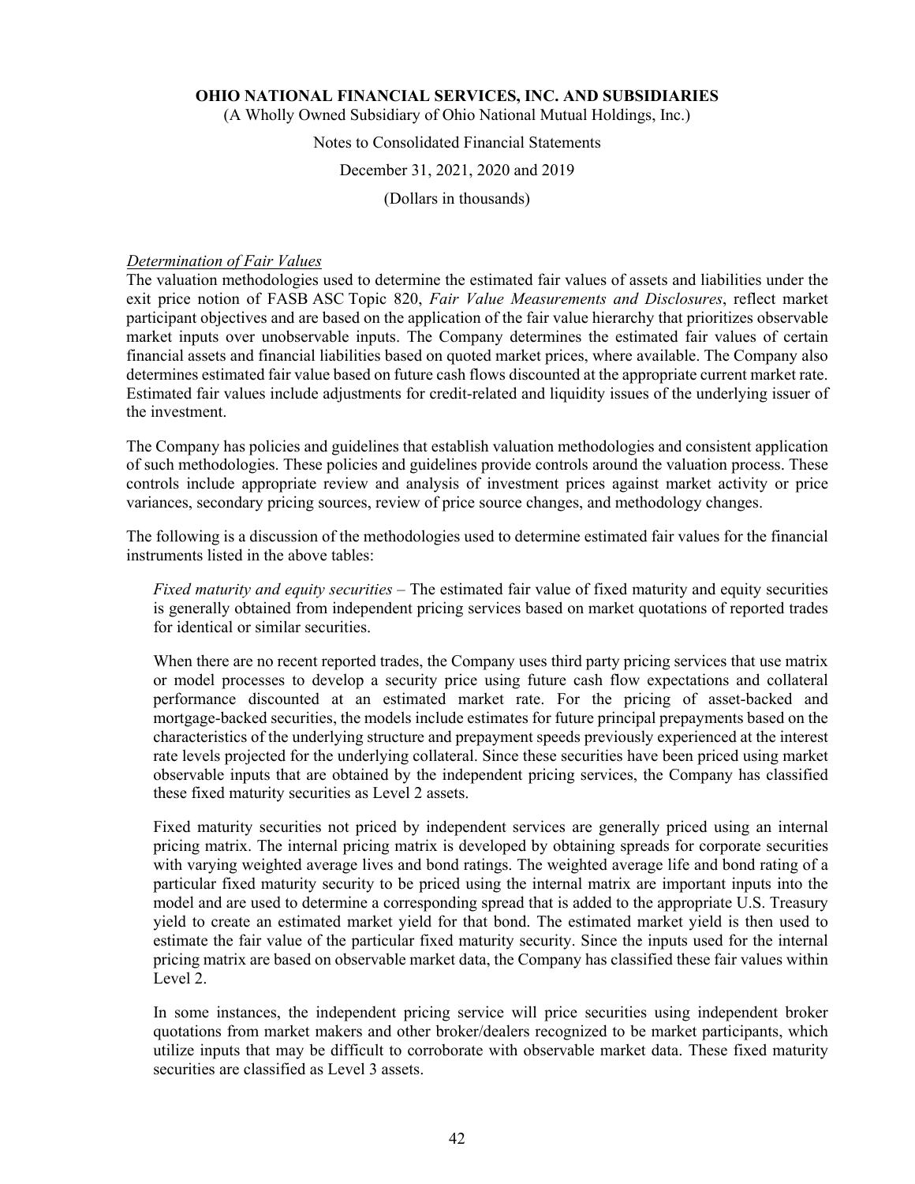*Determination of Fair Values*

The valuation methodologies used to determine the estimated fair values of assets and liabilities under the exit price notion of FASB ASC Topic 820, *Fair Value Measurements and Disclosures*, reflect market participant objectives and are based on the application of the fair value hierarchy that prioritizes observable market inputs over unobservable inputs. The Company determines the estimated fair values of certain financial assets and financial liabilities based on quoted market prices, where available. The Company also determines estimated fair value based on future cash flows discounted at the appropriate current market rate. Estimated fair values include adjustments for credit-related and liquidity issues of the underlying issuer of the investment.

The Company has policies and guidelines that establish valuation methodologies and consistent application of such methodologies. These policies and guidelines provide controls around the valuation process. These controls include appropriate review and analysis of investment prices against market activity or price variances, secondary pricing sources, review of price source changes, and methodology changes.

The following is a discussion of the methodologies used to determine estimated fair values for the financial instruments listed in the above tables:

*Fixed maturity and equity securities* – The estimated fair value of fixed maturity and equity securities is generally obtained from independent pricing services based on market quotations of reported trades for identical or similar securities.

When there are no recent reported trades, the Company uses third party pricing services that use matrix or model processes to develop a security price using future cash flow expectations and collateral performance discounted at an estimated market rate. For the pricing of asset-backed and mortgage-backed securities, the models include estimates for future principal prepayments based on the characteristics of the underlying structure and prepayment speeds previously experienced at the interest rate levels projected for the underlying collateral. Since these securities have been priced using market observable inputs that are obtained by the independent pricing services, the Company has classified these fixed maturity securities as Level 2 assets.

Fixed maturity securities not priced by independent services are generally priced using an internal pricing matrix. The internal pricing matrix is developed by obtaining spreads for corporate securities with varying weighted average lives and bond ratings. The weighted average life and bond rating of a particular fixed maturity security to be priced using the internal matrix are important inputs into the model and are used to determine a corresponding spread that is added to the appropriate U.S. Treasury yield to create an estimated market yield for that bond. The estimated market yield is then used to estimate the fair value of the particular fixed maturity security. Since the inputs used for the internal pricing matrix are based on observable market data, the Company has classified these fair values within Level 2.

In some instances, the independent pricing service will price securities using independent broker quotations from market makers and other broker/dealers recognized to be market participants, which utilize inputs that may be difficult to corroborate with observable market data. These fixed maturity securities are classified as Level 3 assets.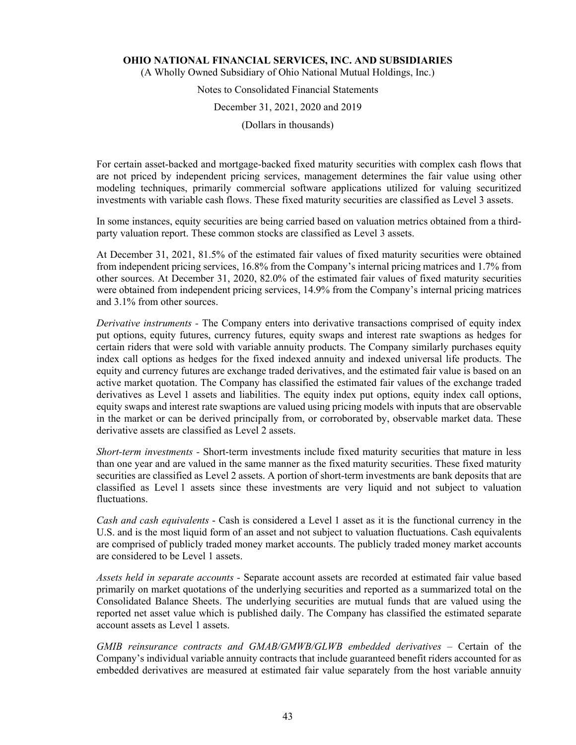For certain asset-backed and mortgage-backed fixed maturity securities with complex cash flows that are not priced by independent pricing services, management determines the fair value using other modeling techniques, primarily commercial software applications utilized for valuing securitized investments with variable cash flows. These fixed maturity securities are classified as Level 3 assets.

In some instances, equity securities are being carried based on valuation metrics obtained from a third-party valuation report. These common stocks are classified as Level 3 assets.

At December 31, 2021, 81.5% of the estimated fair values of fixed maturity securities were obtained from independent pricing services, 16.8% from the Company's internal pricing matrices and 1.7% from other sources. At December 31, 2020, 82.0% of the estimated fair values of fixed maturity securities were obtained from independent pricing services, 14.9% from the Company's internal pricing matrices and 3.1% from other sources.

*Derivative instruments -* The Company enters into derivative transactions comprised of equity index put options, equity futures, currency futures, equity swaps and interest rate swaptions as hedges for certain riders that were sold with variable annuity products. The Company similarly purchases equity index call options as hedges for the fixed indexed annuity and indexed universal life products. The equity and currency futures are exchange traded derivatives, and the estimated fair value is based on an active market quotation. The Company has classified the estimated fair values of the exchange traded derivatives as Level 1 assets and liabilities. The equity index put options, equity index call options, equity swaps and interest rate swaptions are valued using pricing models with inputs that are observable in the market or can be derived principally from, or corroborated by, observable market data. These derivative assets are classified as Level 2 assets.

*Short-term investments -* Short-term investments include fixed maturity securities that mature in less than one year and are valued in the same manner as the fixed maturity securities. These fixed maturity securities are classified as Level 2 assets. A portion of short-term investments are bank deposits that are classified as Level 1 assets since these investments are very liquid and not subject to valuation fluctuations.

*Cash and cash equivalents* - Cash is considered a Level 1 asset as it is the functional currency in the U.S. and is the most liquid form of an asset and not subject to valuation fluctuations. Cash equivalents are comprised of publicly traded money market accounts. The publicly traded money market accounts are considered to be Level 1 assets.

*Assets held in separate accounts -* Separate account assets are recorded at estimated fair value based primarily on market quotations of the underlying securities and reported as a summarized total on the Consolidated Balance Sheets. The underlying securities are mutual funds that are valued using the reported net asset value which is published daily. The Company has classified the estimated separate account assets as Level 1 assets.

*GMIB reinsurance contracts and GMAB/GMWB/GLWB embedded derivatives* – Certain of the Company's individual variable annuity contracts that include guaranteed benefit riders accounted for as embedded derivatives are measured at estimated fair value separately from the host variable annuity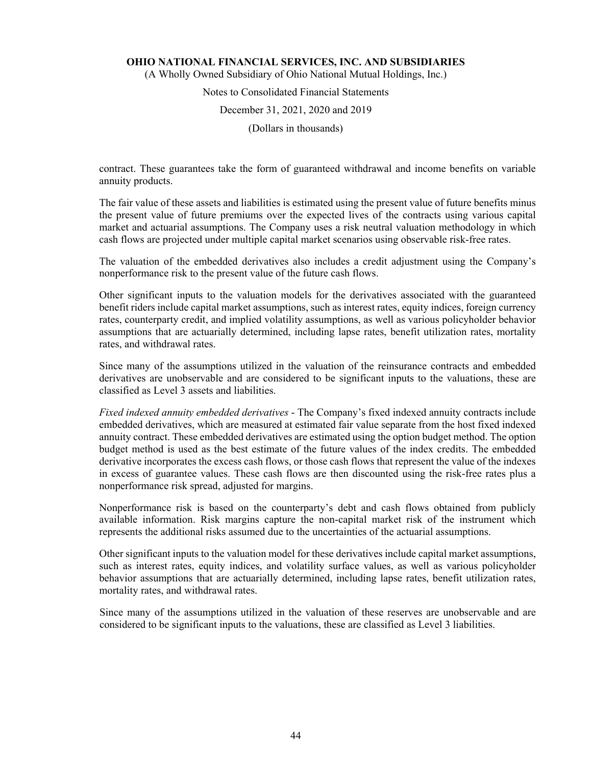contract. These guarantees take the form of guaranteed withdrawal and income benefits on variable annuity products.

The fair value of these assets and liabilities is estimated using the present value of future benefits minus the present value of future premiums over the expected lives of the contracts using various capital market and actuarial assumptions. The Company uses a risk neutral valuation methodology in which cash flows are projected under multiple capital market scenarios using observable risk-free rates.

The valuation of the embedded derivatives also includes a credit adjustment using the Company's nonperformance risk to the present value of the future cash flows.

Other significant inputs to the valuation models for the derivatives associated with the guaranteed benefit riders include capital market assumptions, such as interest rates, equity indices, foreign currency rates, counterparty credit, and implied volatility assumptions, as well as various policyholder behavior assumptions that are actuarially determined, including lapse rates, benefit utilization rates, mortality rates, and withdrawal rates.

Since many of the assumptions utilized in the valuation of the reinsurance contracts and embedded derivatives are unobservable and are considered to be significant inputs to the valuations, these are classified as Level 3 assets and liabilities.

*Fixed indexed annuity embedded derivatives* - The Company's fixed indexed annuity contracts include embedded derivatives, which are measured at estimated fair value separate from the host fixed indexed annuity contract. These embedded derivatives are estimated using the option budget method. The option budget method is used as the best estimate of the future values of the index credits. The embedded derivative incorporates the excess cash flows, or those cash flows that represent the value of the indexes in excess of guarantee values. These cash flows are then discounted using the risk-free rates plus a nonperformance risk spread, adjusted for margins.

Nonperformance risk is based on the counterparty's debt and cash flows obtained from publicly available information. Risk margins capture the non-capital market risk of the instrument which represents the additional risks assumed due to the uncertainties of the actuarial assumptions.

Other significant inputs to the valuation model for these derivatives include capital market assumptions, such as interest rates, equity indices, and volatility surface values, as well as various policyholder behavior assumptions that are actuarially determined, including lapse rates, benefit utilization rates, mortality rates, and withdrawal rates.

Since many of the assumptions utilized in the valuation of these reserves are unobservable and are considered to be significant inputs to the valuations, these are classified as Level 3 liabilities.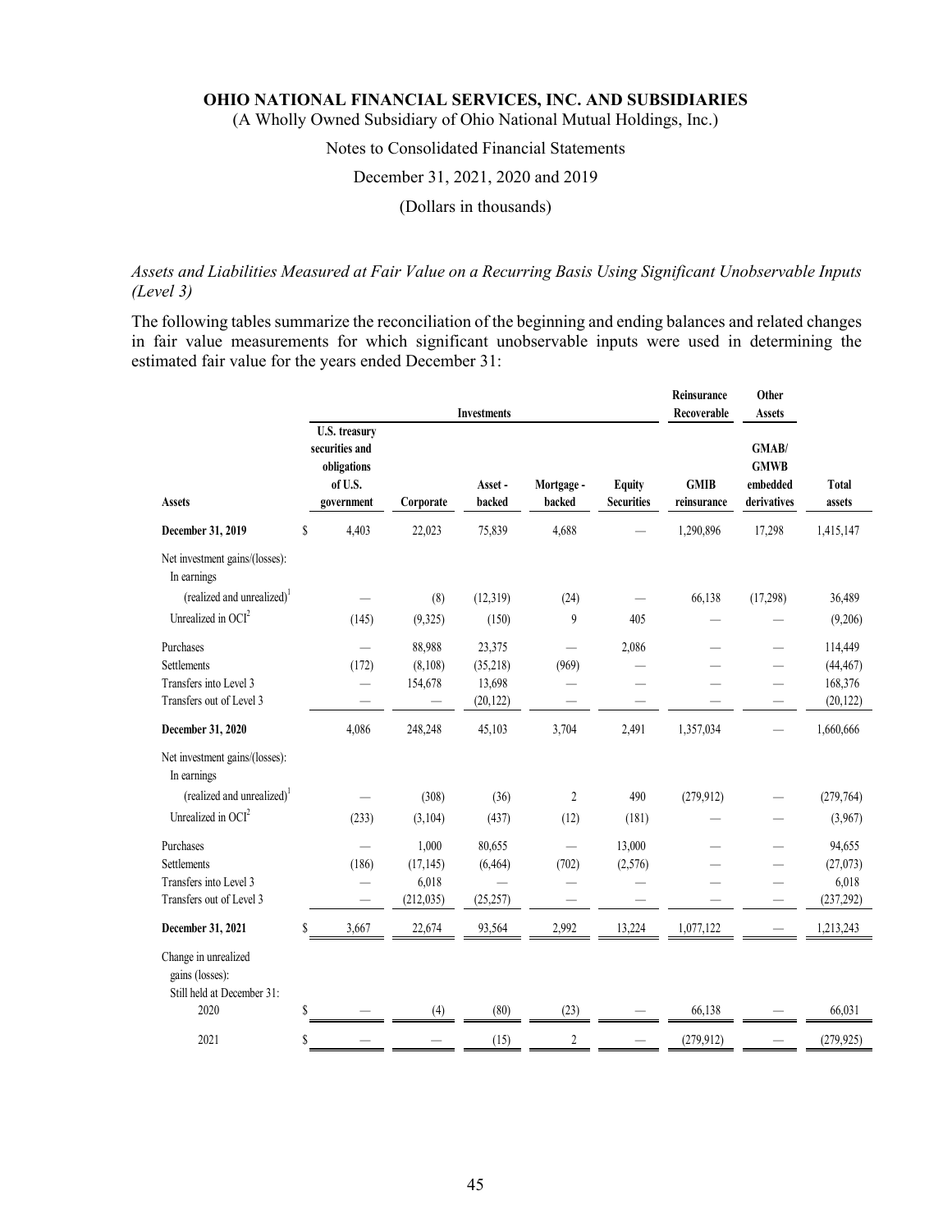# OHIO NATIONAL FINANCIAL SERVICES, INC. AND SUBSIDIARIES

(A Wholly Owned Subsidiary of Ohio National Mutual Holdings, Inc.)

Notes to Consolidated Financial Statements

December 31, 2021, 2020 and 2019

(Dollars in thousands)

*Assets and Liabilities Measured at Fair Value on a Recurring Basis Using Significant Unobservable Inputs (Level 3)*

The following tables summarize the reconciliation of the beginning and ending balances and related changes in fair value measurements for which significant unobservable inputs were used in determining the estimated fair value for the years ended December 31:

| | Investments | | | | | Reinsurance Recoverable | Other Assets | |
|---|---|---|---|---|---|---|---|---|
| **Assets** | **U.S. treasury securities and obligations of U.S. government** | **Corporate** | **Asset - backed** | **Mortgage - backed** | **Equity Securities** | **GMIB reinsurance** | **GMAB/ GMWB embedded derivatives** | **Total assets** |
| **December 31, 2019** | $ 4,403 | 22,023 | 75,839 | 4,688 | — | 1,290,896 | 17,298 | 1,415,147 |
| Net investment gains/(losses): In earnings | | | | | | | | |
| (realized and unrealized)[1] | — | (8) | (12,319) | (24) | — | 66,138 | (17,298) | 36,489 |
| Unrealized in OCI[2] | (145) | (9,325) | (150) | 9 | 405 | — | — | (9,206) |
| Purchases | — | 88,988 | 23,375 | — | 2,086 | — | — | 114,449 |
| Settlements | (172) | (8,108) | (35,218) | (969) | — | — | — | (44,467) |
| Transfers into Level 3 | — | 154,678 | 13,698 | — | — | — | — | 168,376 |
| Transfers out of Level 3 | — | — | (20,122) | — | — | — | — | (20,122) |
| **December 31, 2020** | 4,086 | 248,248 | 45,103 | 3,704 | 2,491 | 1,357,034 | — | 1,660,666 |
| Net investment gains/(losses): In earnings | | | | | | | | |
| (realized and unrealized)[1] | — | (308) | (36) | 2 | 490 | (279,912) | — | (279,764) |
| Unrealized in OCI[2] | (233) | (3,104) | (437) | (12) | (181) | — | — | (3,967) |
| Purchases | — | 1,000 | 80,655 | — | 13,000 | — | — | 94,655 |
| Settlements | (186) | (17,145) | (6,464) | (702) | (2,576) | — | — | (27,073) |
| Transfers into Level 3 | — | 6,018 | — | — | — | — | — | 6,018 |
| Transfers out of Level 3 | — | (212,035) | (25,257) | — | — | — | — | (237,292) |
| **December 31, 2021** | $ 3,667 | 22,674 | 93,564 | 2,992 | 13,224 | 1,077,122 | — | 1,213,243 |
| Change in unrealized gains (losses): Still held at December 31: | | | | | | | | |
| 2020 | $ — | (4) | (80) | (23) | — | 66,138 | — | 66,031 |
| 2021 | $ — | — | (15) | 2 | — | (279,912) | — | (279,925) |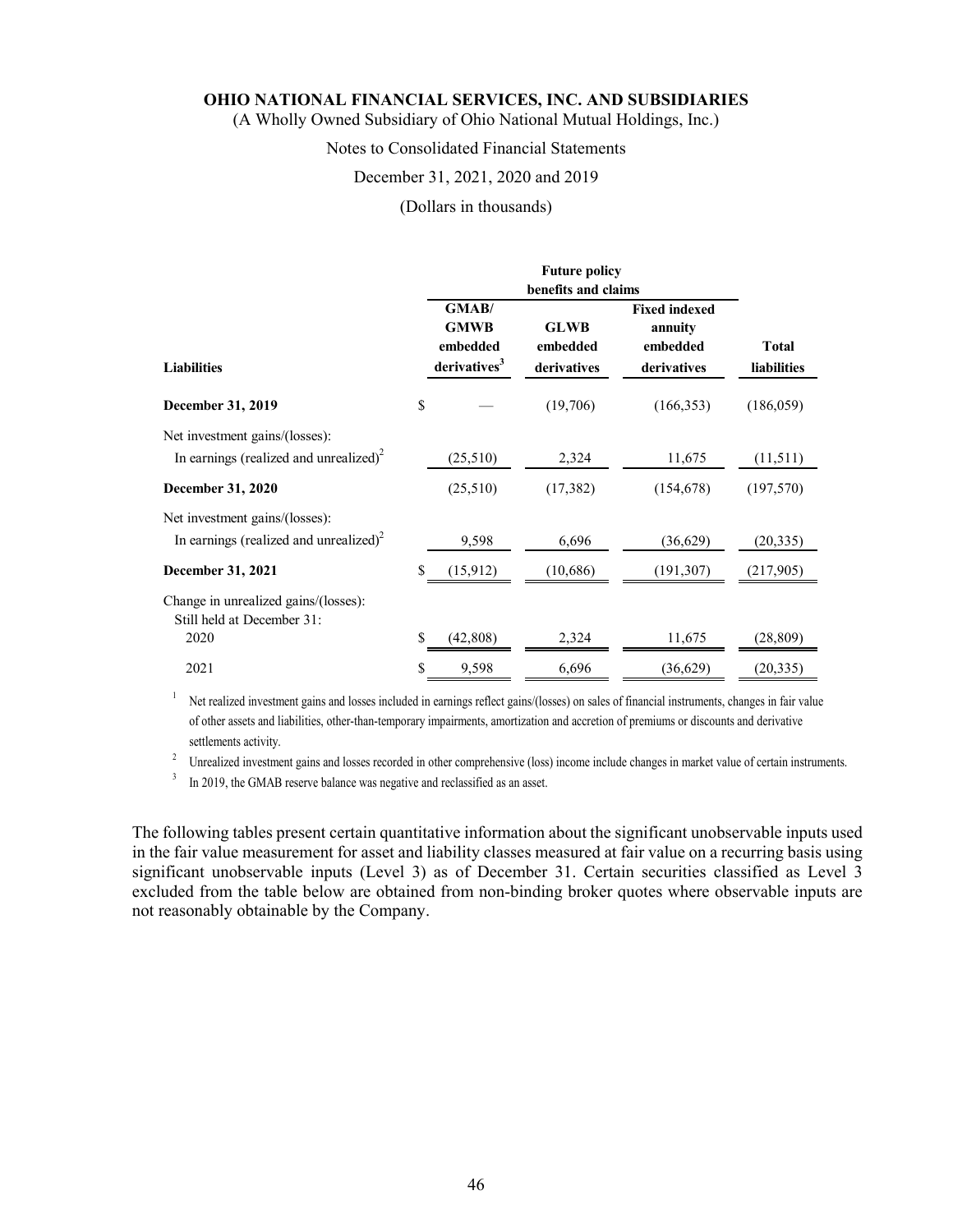| Liabilities | Future policy benefits and claims GMAB/ GMWB embedded derivatives[3] | GLWB embedded derivatives | Fixed indexed annuity embedded derivatives | Total liabilities |
|---|---|---|---|---|
| **December 31, 2019** | $ — | (19,706) | (166,353) | (186,059) |
| Net investment gains/(losses): | | | | |
| In earnings (realized and unrealized)[2] | (25,510) | 2,324 | 11,675 | (11,511) |
| **December 31, 2020** | (25,510) | (17,382) | (154,678) | (197,570) |
| Net investment gains/(losses): | | | | |
| In earnings (realized and unrealized)[2] | 9,598 | 6,696 | (36,629) | (20,335) |
| **December 31, 2021** | $ (15,912) | (10,686) | (191,307) | (217,905) |
| Change in unrealized gains/(losses): Still held at December 31: | | | | |
| 2020 | $ (42,808) | 2,324 | 11,675 | (28,809) |
| 2021 | $ 9,598 | 6,696 | (36,629) | (20,335) |

[1] Net realized investment gains and losses included in earnings reflect gains/(losses) on sales of financial instruments, changes in fair value of other assets and liabilities, other-than-temporary impairments, amortization and accretion of premiums or discounts and derivative settlements activity.

[2] Unrealized investment gains and losses recorded in other comprehensive (loss) income include changes in market value of certain instruments.

[3] In 2019, the GMAB reserve balance was negative and reclassified as an asset.

The following tables present certain quantitative information about the significant unobservable inputs used in the fair value measurement for asset and liability classes measured at fair value on a recurring basis using significant unobservable inputs (Level 3) as of December 31. Certain securities classified as Level 3 excluded from the table below are obtained from non-binding broker quotes where observable inputs are not reasonably obtainable by the Company.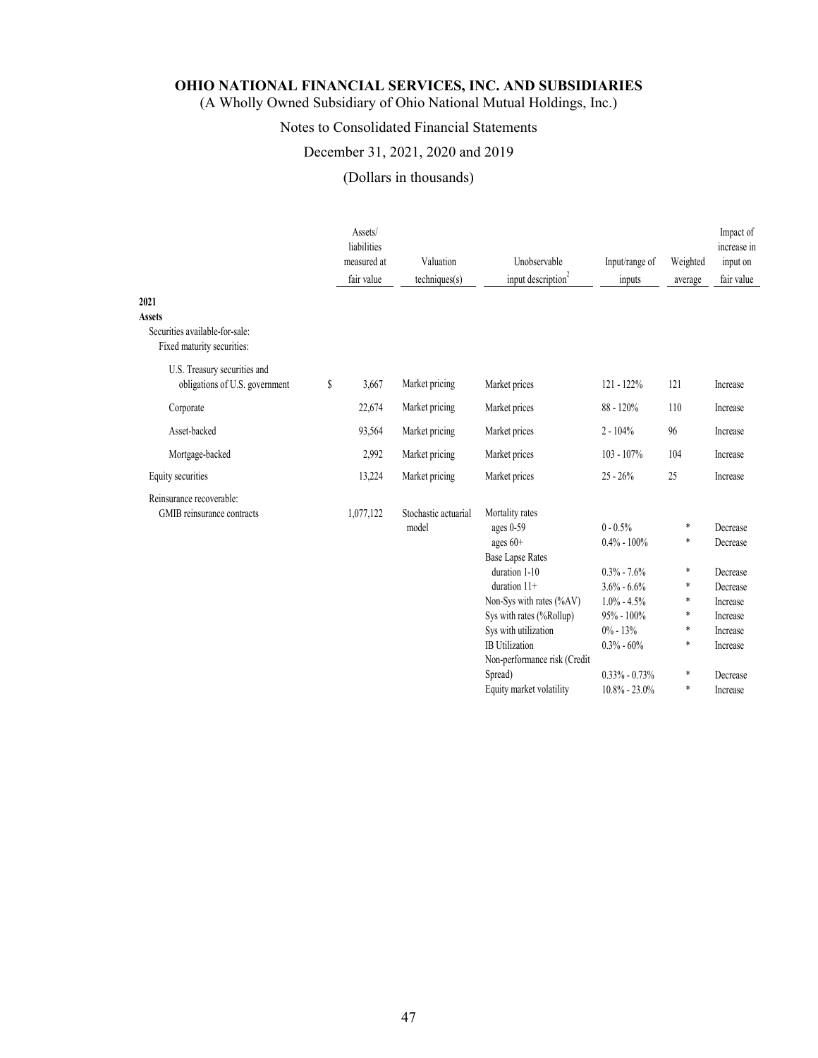# OHIO NATIONAL FINANCIAL SERVICES, INC. AND SUBSIDIARIES

(A Wholly Owned Subsidiary of Ohio National Mutual Holdings, Inc.)

Notes to Consolidated Financial Statements

December 31, 2021, 2020 and 2019

(Dollars in thousands)

| | Assets/ liabilities measured at fair value | Valuation techniques(s) | Unobservable input description[2] | Input/range of inputs | Weighted average | Impact of increase in input on fair value |
|---|---|---|---|---|---|---|
| **2021** | | | | | | |
| **Assets** | | | | | | |
| Securities available-for-sale: | | | | | | |
| Fixed maturity securities: | | | | | | |
| U.S. Treasury securities and obligations of U.S. government | $ 3,667 | Market pricing | Market prices | 121 - 122% | 121 | Increase |
| Corporate | 22,674 | Market pricing | Market prices | 88 - 120% | 110 | Increase |
| Asset-backed | 93,564 | Market pricing | Market prices | 2 - 104% | 96 | Increase |
| Mortgage-backed | 2,992 | Market pricing | Market prices | 103 - 107% | 104 | Increase |
| Equity securities | 13,224 | Market pricing | Market prices | 25 - 26% | 25 | Increase |
| Reinsurance recoverable: | | | | | | |
| GMIB reinsurance contracts | 1,077,122 | Stochastic actuarial model | Mortality rates | | | |
| | | | ages 0-59 | 0 - 0.5% | * | Decrease |
| | | | ages 60+ | 0.4% - 100% | * | Decrease |
| | | | Base Lapse Rates | | | |
| | | | duration 1-10 | 0.3% - 7.6% | * | Decrease |
| | | | duration 11+ | 3.6% - 6.6% | * | Decrease |
| | | | Non-Sys with rates (%AV) | 1.0% - 4.5% | * | Increase |
| | | | Sys with rates (%Rollup) | 95% - 100% | * | Increase |
| | | | Sys with utilization | 0% - 13% | * | Increase |
| | | | IB Utilization | 0.3% - 60% | * | Increase |
| | | | Non-performance risk (Credit Spread) | 0.33% - 0.73% | * | Decrease |
| | | | Equity market volatility | 10.8% - 23.0% | * | Increase |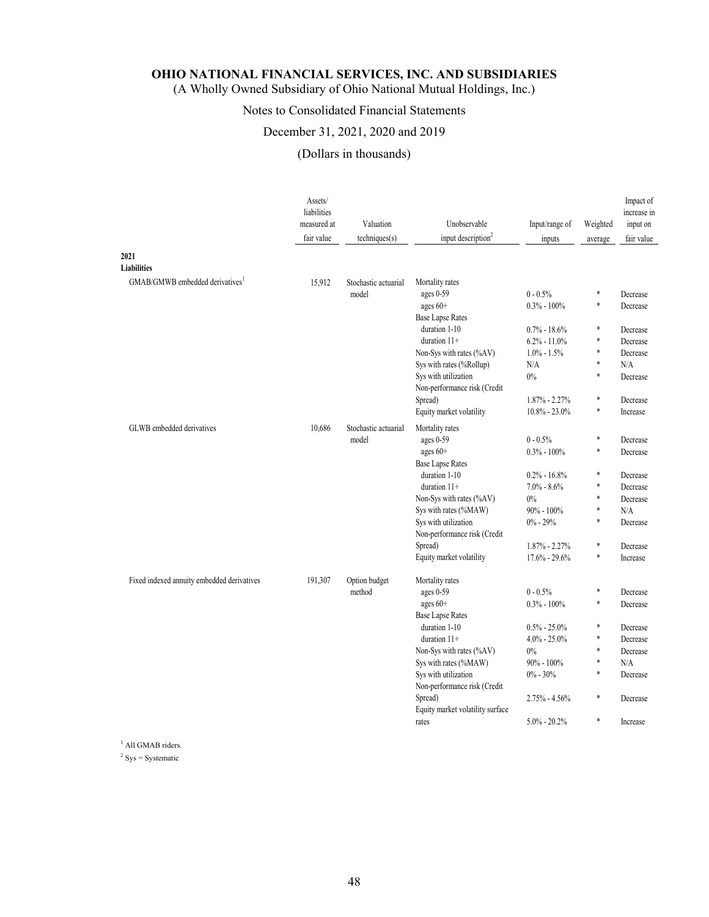| | Assets/ liabilities measured at fair value | Valuation techniques(s) | Unobservable input description[2] | Input/range of inputs | Weighted average | Impact of increase in input on fair value |
|---|---|---|---|---|---|---|
| **2021** | | | | | | |
| **Liabilities** | | | | | | |
| GMAB/GMWB embedded derivatives[1] | 15,912 | Stochastic actuarial model | Mortality rates | | | |
| | | | ages 0-59 | 0 - 0.5% | * | Decrease |
| | | | ages 60+ | 0.3% - 100% | * | Decrease |
| | | | Base Lapse Rates | | | |
| | | | duration 1-10 | 0.7% - 18.6% | * | Decrease |
| | | | duration 11+ | 6.2% - 11.0% | * | Decrease |
| | | | Non-Sys with rates (%AV) | 1.0% - 1.5% | * | Decrease |
| | | | Sys with rates (%Rollup) | N/A | * | N/A |
| | | | Sys with utilization | 0% | * | Decrease |
| | | | Non-performance risk (Credit Spread) | 1.87% - 2.27% | * | Decrease |
| | | | Equity market volatility | 10.8% - 23.0% | * | Increase |
| GLWB embedded derivatives | 10,686 | Stochastic actuarial model | Mortality rates | | | |
| | | | ages 0-59 | 0 - 0.5% | * | Decrease |
| | | | ages 60+ | 0.3% - 100% | * | Decrease |
| | | | Base Lapse Rates | | | |
| | | | duration 1-10 | 0.2% - 16.8% | * | Decrease |
| | | | duration 11+ | 7.0% - 8.6% | * | Decrease |
| | | | Non-Sys with rates (%AV) | 0% | * | Decrease |
| | | | Sys with rates (%MAW) | 90% - 100% | * | N/A |
| | | | Sys with utilization | 0% - 29% | * | Decrease |
| | | | Non-performance risk (Credit Spread) | 1.87% - 2.27% | * | Decrease |
| | | | Equity market volatility | 17.6% - 29.6% | * | Increase |
| Fixed indexed annuity embedded derivatives | 191,307 | Option budget method | Mortality rates | | | |
| | | | ages 0-59 | 0 - 0.5% | * | Decrease |
| | | | ages 60+ | 0.3% - 100% | * | Decrease |
| | | | Base Lapse Rates | | | |
| | | | duration 1-10 | 0.5% - 25.0% | * | Decrease |
| | | | duration 11+ | 4.0% - 25.0% | * | Decrease |
| | | | Non-Sys with rates (%AV) | 0% | * | Decrease |
| | | | Sys with rates (%MAW) | 90% - 100% | * | N/A |
| | | | Sys with utilization | 0% - 30% | * | Decrease |
| | | | Non-performance risk (Credit Spread) | 2.75% - 4.56% | * | Decrease |
| | | | Equity market volatility surface rates | 5.0% - 20.2% | * | Increase |

[1] All GMAB riders.

[2] Sys = Systematic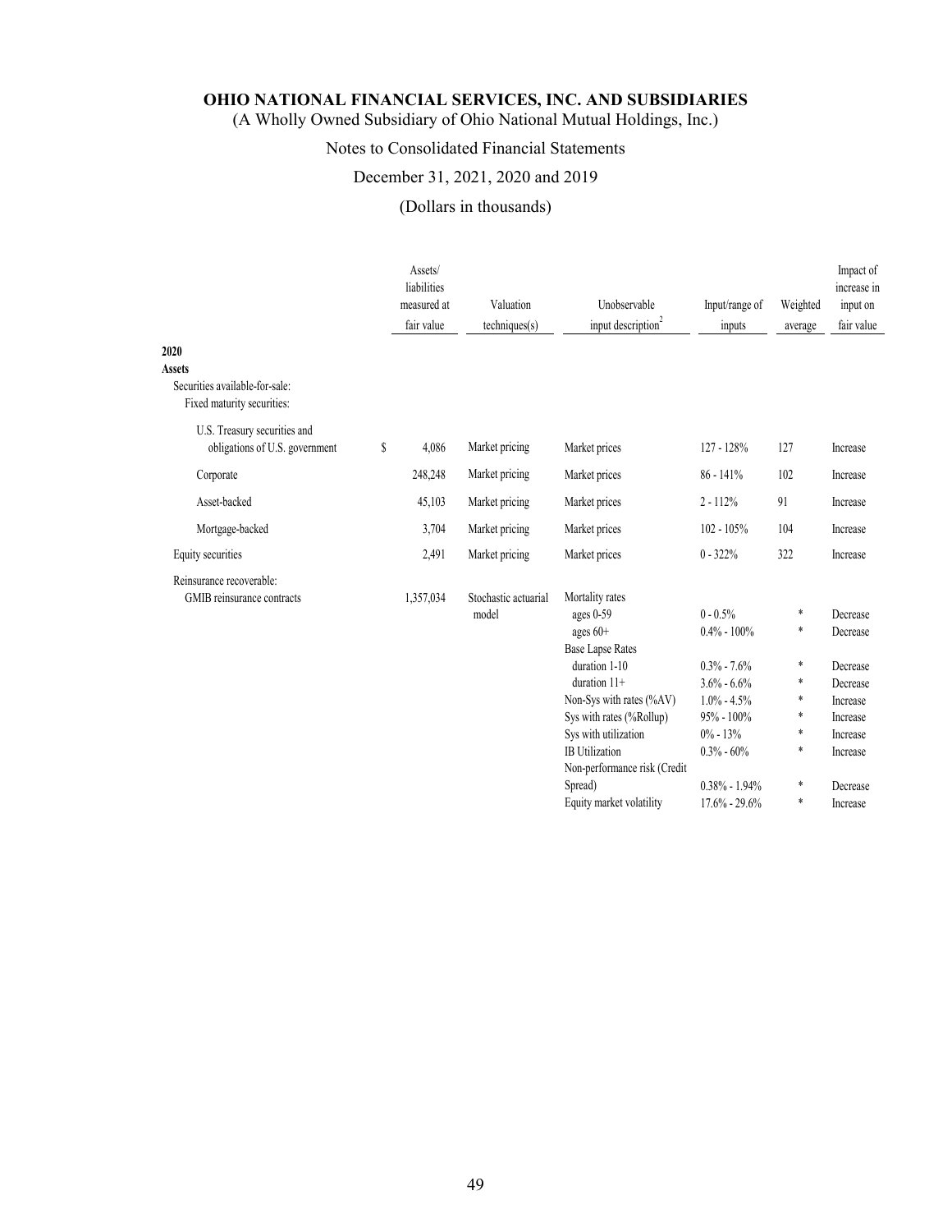# OHIO NATIONAL FINANCIAL SERVICES, INC. AND SUBSIDIARIES

(A Wholly Owned Subsidiary of Ohio National Mutual Holdings, Inc.)

Notes to Consolidated Financial Statements

December 31, 2021, 2020 and 2019

(Dollars in thousands)

| | Assets/ liabilities measured at fair value | Valuation techniques(s) | Unobservable input description[2] | Input/range of inputs | Weighted average | Impact of increase in input on fair value |
|---|---|---|---|---|---|---|
| **2020** | | | | | | |
| **Assets** | | | | | | |
| Securities available-for-sale: | | | | | | |
| Fixed maturity securities: | | | | | | |
| U.S. Treasury securities and obligations of U.S. government | $ 4,086 | Market pricing | Market prices | 127 - 128% | 127 | Increase |
| Corporate | 248,248 | Market pricing | Market prices | 86 - 141% | 102 | Increase |
| Asset-backed | 45,103 | Market pricing | Market prices | 2 - 112% | 91 | Increase |
| Mortgage-backed | 3,704 | Market pricing | Market prices | 102 - 105% | 104 | Increase |
| Equity securities | 2,491 | Market pricing | Market prices | 0 - 322% | 322 | Increase |
| Reinsurance recoverable: | | | | | | |
| GMIB reinsurance contracts | 1,357,034 | Stochastic actuarial model | Mortality rates | | | |
| | | | ages 0-59 | 0 - 0.5% | * | Decrease |
| | | | ages 60+ | 0.4% - 100% | * | Decrease |
| | | | Base Lapse Rates | | | |
| | | | duration 1-10 | 0.3% - 7.6% | * | Decrease |
| | | | duration 11+ | 3.6% - 6.6% | * | Decrease |
| | | | Non-Sys with rates (%AV) | 1.0% - 4.5% | * | Increase |
| | | | Sys with rates (%Rollup) | 95% - 100% | * | Increase |
| | | | Sys with utilization | 0% - 13% | * | Increase |
| | | | IB Utilization | 0.3% - 60% | * | Increase |
| | | | Non-performance risk (Credit Spread) | 0.38% - 1.94% | * | Decrease |
| | | | Equity market volatility | 17.6% - 29.6% | * | Increase |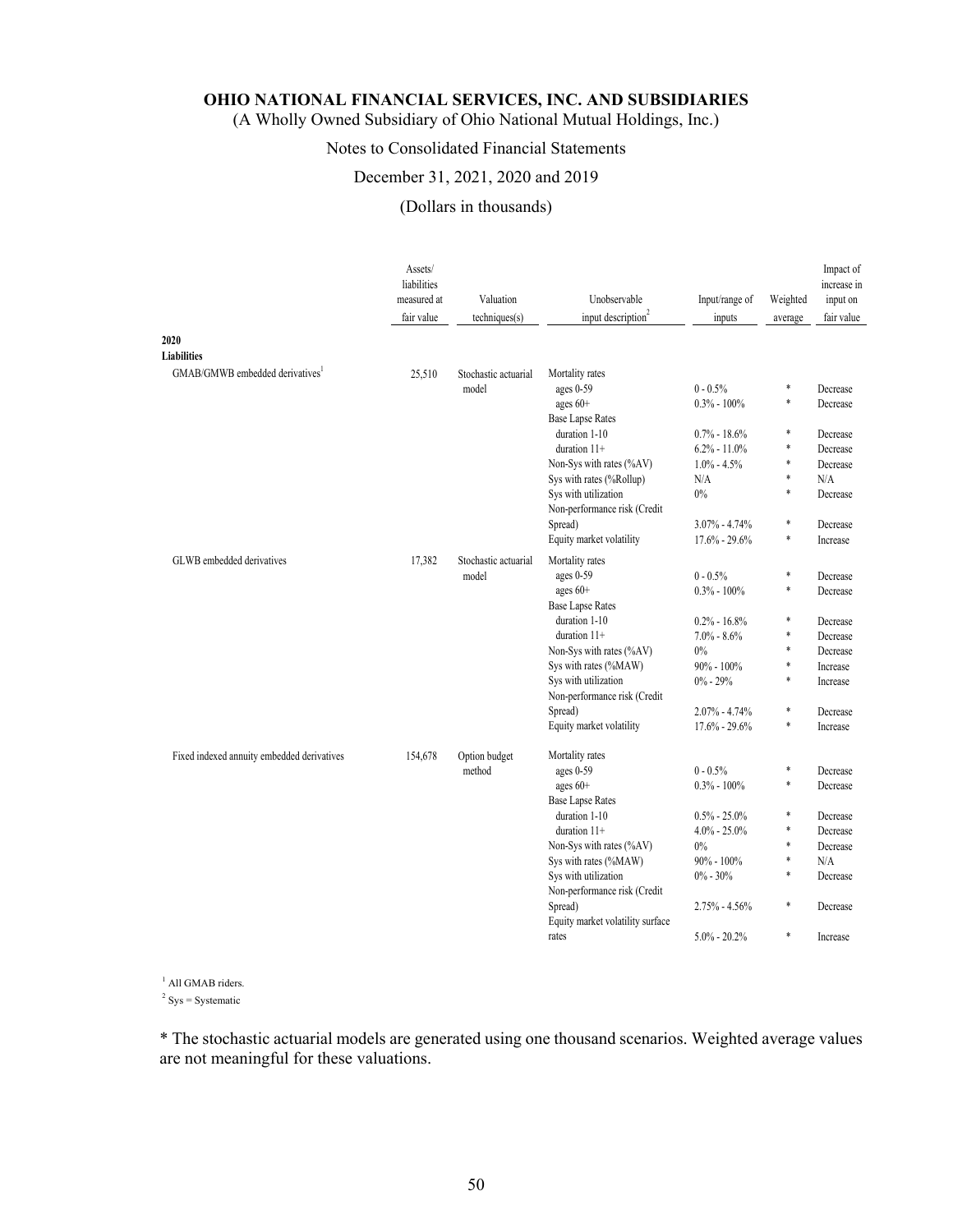**OHIO NATIONAL FINANCIAL SERVICES, INC. AND SUBSIDIARIES**
(A Wholly Owned Subsidiary of Ohio National Mutual Holdings, Inc.)

Notes to Consolidated Financial Statements

December 31, 2021, 2020 and 2019

(Dollars in thousands)

| | Assets/ liabilities measured at fair value | Valuation techniques(s) | Unobservable input description[2] | Input/range of inputs | Weighted average | Impact of increase in input on fair value |
|---|---|---|---|---|---|---|
| **2020** | | | | | | |
| **Liabilities** | | | | | | |
| GMAB/GMWB embedded derivatives[1] | 25,510 | Stochastic actuarial model | Mortality rates | | | |
| | | | ages 0-59 | 0 - 0.5% | * | Decrease |
| | | | ages 60+ | 0.3% - 100% | * | Decrease |
| | | | Base Lapse Rates | | | |
| | | | duration 1-10 | 0.7% - 18.6% | * | Decrease |
| | | | duration 11+ | 6.2% - 11.0% | * | Decrease |
| | | | Non-Sys with rates (%AV) | 1.0% - 4.5% | * | Decrease |
| | | | Sys with rates (%Rollup) | N/A | * | N/A |
| | | | Sys with utilization | 0% | * | Decrease |
| | | | Non-performance risk (Credit Spread) | 3.07% - 4.74% | * | Decrease |
| | | | Equity market volatility | 17.6% - 29.6% | * | Increase |
| GLWB embedded derivatives | 17,382 | Stochastic actuarial model | Mortality rates | | | |
| | | | ages 0-59 | 0 - 0.5% | * | Decrease |
| | | | ages 60+ | 0.3% - 100% | * | Decrease |
| | | | Base Lapse Rates | | | |
| | | | duration 1-10 | 0.2% - 16.8% | * | Decrease |
| | | | duration 11+ | 7.0% - 8.6% | * | Decrease |
| | | | Non-Sys with rates (%AV) | 0% | * | Decrease |
| | | | Sys with rates (%MAW) | 90% - 100% | * | Increase |
| | | | Sys with utilization | 0% - 29% | * | Increase |
| | | | Non-performance risk (Credit Spread) | 2.07% - 4.74% | * | Decrease |
| | | | Equity market volatility | 17.6% - 29.6% | * | Increase |
| Fixed indexed annuity embedded derivatives | 154,678 | Option budget method | Mortality rates | | | |
| | | | ages 0-59 | 0 - 0.5% | * | Decrease |
| | | | ages 60+ | 0.3% - 100% | * | Decrease |
| | | | Base Lapse Rates | | | |
| | | | duration 1-10 | 0.5% - 25.0% | * | Decrease |
| | | | duration 11+ | 4.0% - 25.0% | * | Decrease |
| | | | Non-Sys with rates (%AV) | 0% | * | Decrease |
| | | | Sys with rates (%MAW) | 90% - 100% | * | N/A |
| | | | Sys with utilization | 0% - 30% | * | Decrease |
| | | | Non-performance risk (Credit Spread) | 2.75% - 4.56% | * | Decrease |
| | | | Equity market volatility surface rates | 5.0% - 20.2% | * | Increase |

[1] All GMAB riders.
[2] Sys = Systematic

* The stochastic actuarial models are generated using one thousand scenarios. Weighted average values are not meaningful for these valuations.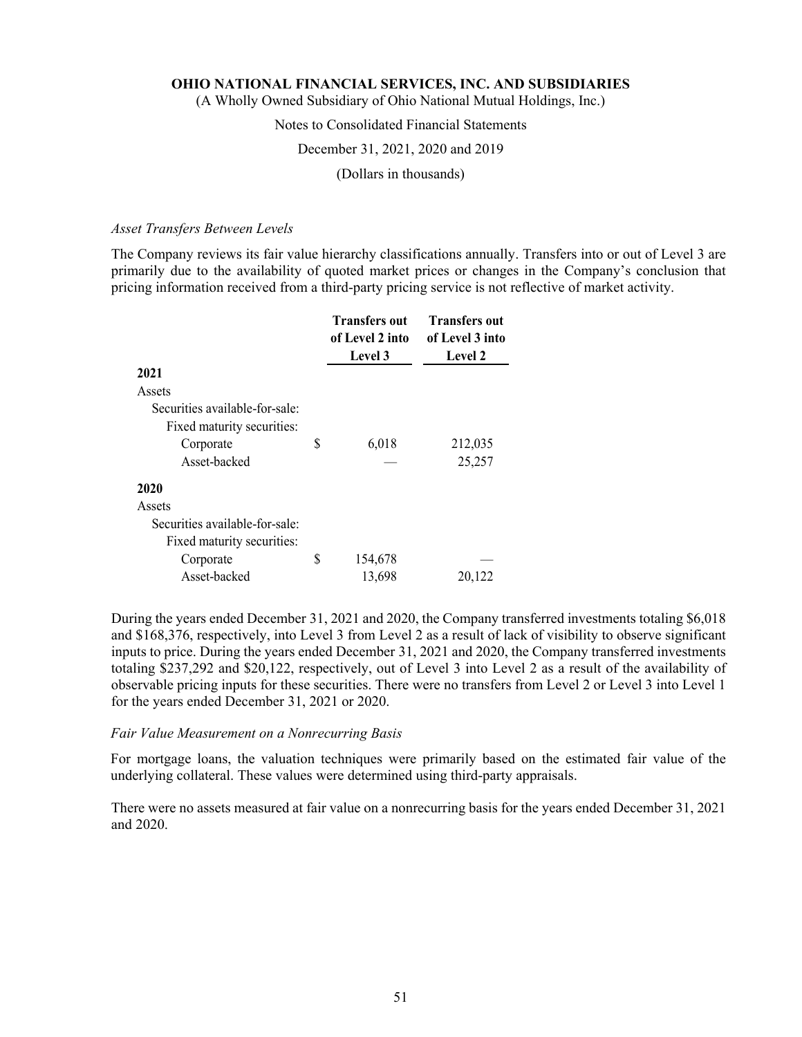*Asset Transfers Between Levels*

The Company reviews its fair value hierarchy classifications annually. Transfers into or out of Level 3 are primarily due to the availability of quoted market prices or changes in the Company's conclusion that pricing information received from a third-party pricing service is not reflective of market activity.

| | Transfers out of Level 2 into Level 3 | Transfers out of Level 3 into Level 2 |
|---|---|---|
| **2021** | | |
| Assets | | |
| Securities available-for-sale: | | |
| Fixed maturity securities: | | |
| Corporate | $ 6,018 | 212,035 |
| Asset-backed | — | 25,257 |
| **2020** | | |
| Assets | | |
| Securities available-for-sale: | | |
| Fixed maturity securities: | | |
| Corporate | $ 154,678 | — |
| Asset-backed | 13,698 | 20,122 |

During the years ended December 31, 2021 and 2020, the Company transferred investments totaling $6,018 and $168,376, respectively, into Level 3 from Level 2 as a result of lack of visibility to observe significant inputs to price. During the years ended December 31, 2021 and 2020, the Company transferred investments totaling $237,292 and $20,122, respectively, out of Level 3 into Level 2 as a result of the availability of observable pricing inputs for these securities. There were no transfers from Level 2 or Level 3 into Level 1 for the years ended December 31, 2021 or 2020.

*Fair Value Measurement on a Nonrecurring Basis*

For mortgage loans, the valuation techniques were primarily based on the estimated fair value of the underlying collateral. These values were determined using third-party appraisals.

There were no assets measured at fair value on a nonrecurring basis for the years ended December 31, 2021 and 2020.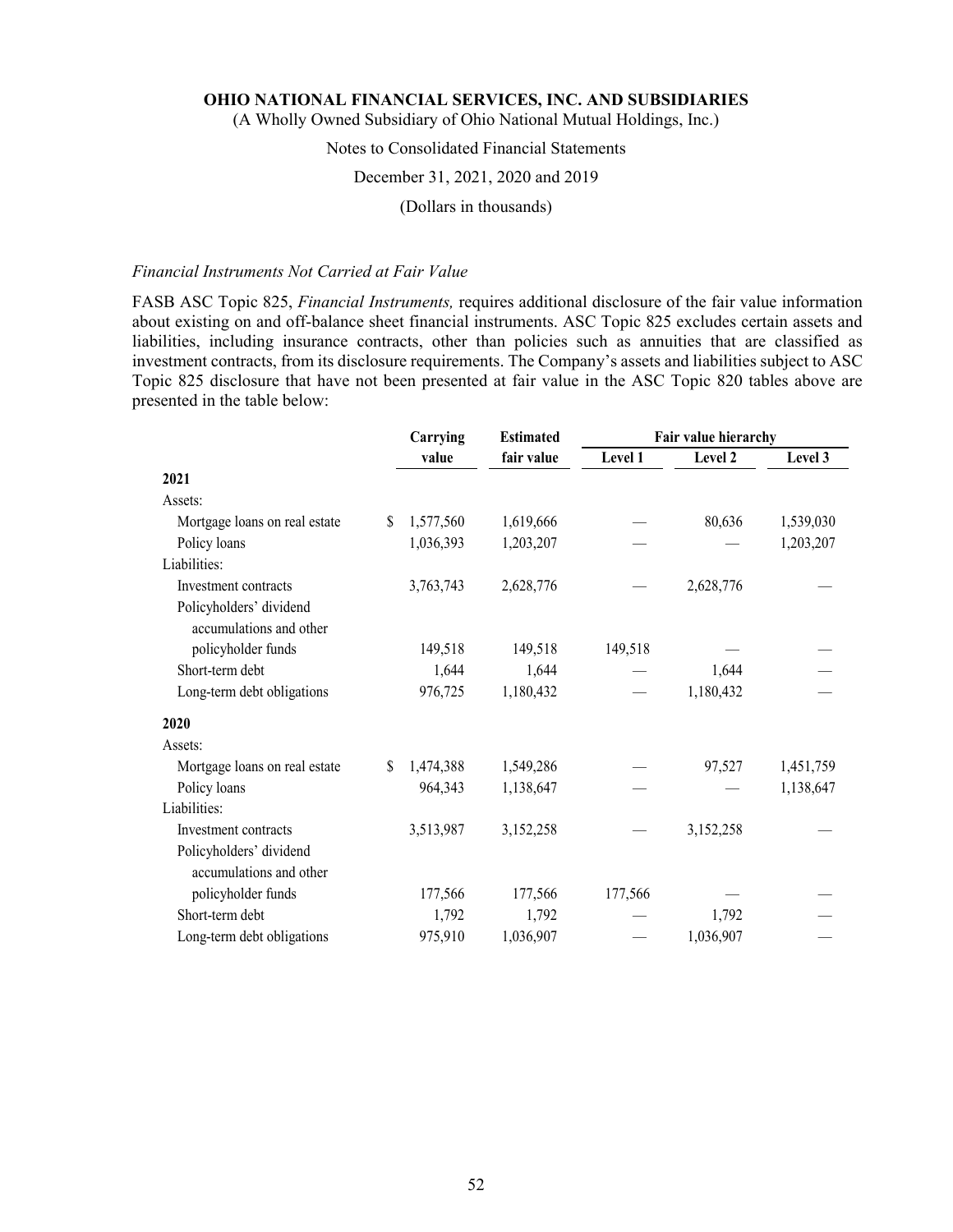*Financial Instruments Not Carried at Fair Value*

FASB ASC Topic 825, *Financial Instruments,* requires additional disclosure of the fair value information about existing on and off-balance sheet financial instruments. ASC Topic 825 excludes certain assets and liabilities, including insurance contracts, other than policies such as annuities that are classified as investment contracts, from its disclosure requirements. The Company's assets and liabilities subject to ASC Topic 825 disclosure that have not been presented at fair value in the ASC Topic 820 tables above are presented in the table below:

| | Carrying value | Estimated fair value | Fair value hierarchy | | |
|---|---|---|---|---|---|
| | | | Level 1 | Level 2 | Level 3 |
| **2021** | | | | | |
| Assets: | | | | | |
| Mortgage loans on real estate | $ 1,577,560 | 1,619,666 | — | 80,636 | 1,539,030 |
| Policy loans | 1,036,393 | 1,203,207 | — | — | 1,203,207 |
| Liabilities: | | | | | |
| Investment contracts | 3,763,743 | 2,628,776 | — | 2,628,776 | — |
| Policyholders' dividend accumulations and other policyholder funds | 149,518 | 149,518 | 149,518 | — | — |
| Short-term debt | 1,644 | 1,644 | — | 1,644 | — |
| Long-term debt obligations | 976,725 | 1,180,432 | — | 1,180,432 | — |
| **2020** | | | | | |
| Assets: | | | | | |
| Mortgage loans on real estate | $ 1,474,388 | 1,549,286 | — | 97,527 | 1,451,759 |
| Policy loans | 964,343 | 1,138,647 | — | — | 1,138,647 |
| Liabilities: | | | | | |
| Investment contracts | 3,513,987 | 3,152,258 | — | 3,152,258 | — |
| Policyholders' dividend accumulations and other policyholder funds | 177,566 | 177,566 | 177,566 | — | — |
| Short-term debt | 1,792 | 1,792 | — | 1,792 | — |
| Long-term debt obligations | 975,910 | 1,036,907 | — | 1,036,907 | — |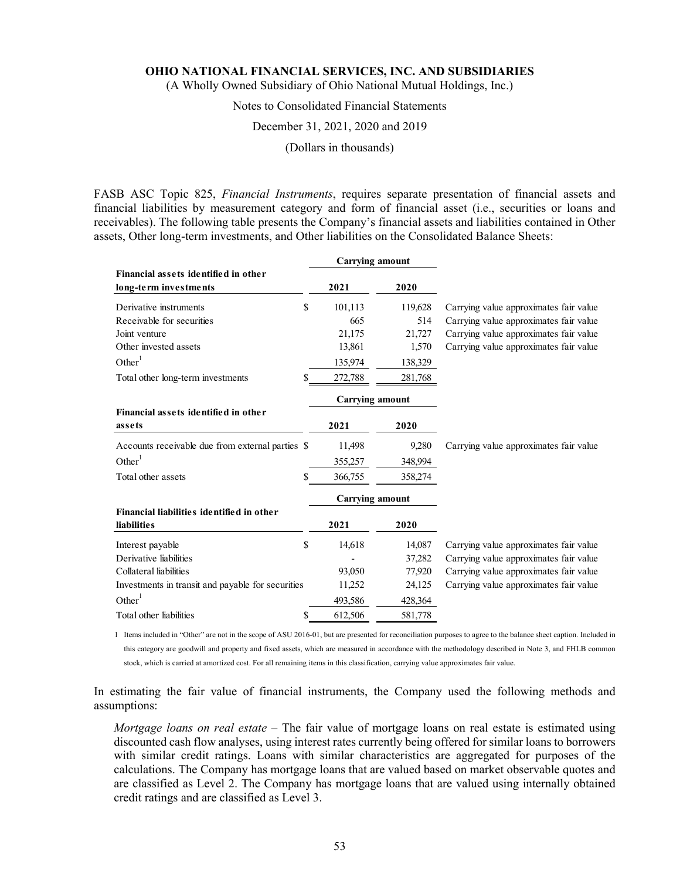FASB ASC Topic 825, *Financial Instruments*, requires separate presentation of financial assets and financial liabilities by measurement category and form of financial asset (i.e., securities or loans and receivables). The following table presents the Company's financial assets and liabilities contained in Other assets, Other long-term investments, and Other liabilities on the Consolidated Balance Sheets:

| | Carrying amount | | |
|---|---|---|---|
| **Financial assets identified in other long-term investments** | **2021** | **2020** | |
| Derivative instruments | $ 101,113 | 119,628 | Carrying value approximates fair value |
| Receivable for securities | 665 | 514 | Carrying value approximates fair value |
| Joint venture | 21,175 | 21,727 | Carrying value approximates fair value |
| Other invested assets | 13,861 | 1,570 | Carrying value approximates fair value |
| Other[1] | 135,974 | 138,329 | |
| Total other long-term investments | $ 272,788 | 281,768 | |

| | Carrying amount | | |
|---|---|---|---|
| **Financial assets identified in other assets** | **2021** | **2020** | |
| Accounts receivable due from external parties | $ 11,498 | 9,280 | Carrying value approximates fair value |
| Other[1] | 355,257 | 348,994 | |
| Total other assets | $ 366,755 | 358,274 | |

| | Carrying amount | | |
|---|---|---|---|
| **Financial liabilities identified in other liabilities** | **2021** | **2020** | |
| Interest payable | $ 14,618 | 14,087 | Carrying value approximates fair value |
| Derivative liabilities | - | 37,282 | Carrying value approximates fair value |
| Collateral liabilities | 93,050 | 77,920 | Carrying value approximates fair value |
| Investments in transit and payable for securities | 11,252 | 24,125 | Carrying value approximates fair value |
| Other[1] | 493,586 | 428,364 | |
| Total other liabilities | $ 612,506 | 581,778 | |

1 Items included in "Other" are not in the scope of ASU 2016-01, but are presented for reconciliation purposes to agree to the balance sheet caption. Included in this category are goodwill and property and fixed assets, which are measured in accordance with the methodology described in Note 3, and FHLB common stock, which is carried at amortized cost. For all remaining items in this classification, carrying value approximates fair value.

In estimating the fair value of financial instruments, the Company used the following methods and assumptions:

*Mortgage loans on real estate* – The fair value of mortgage loans on real estate is estimated using discounted cash flow analyses, using interest rates currently being offered for similar loans to borrowers with similar credit ratings. Loans with similar characteristics are aggregated for purposes of the calculations. The Company has mortgage loans that are valued based on market observable quotes and are classified as Level 2. The Company has mortgage loans that are valued using internally obtained credit ratings and are classified as Level 3.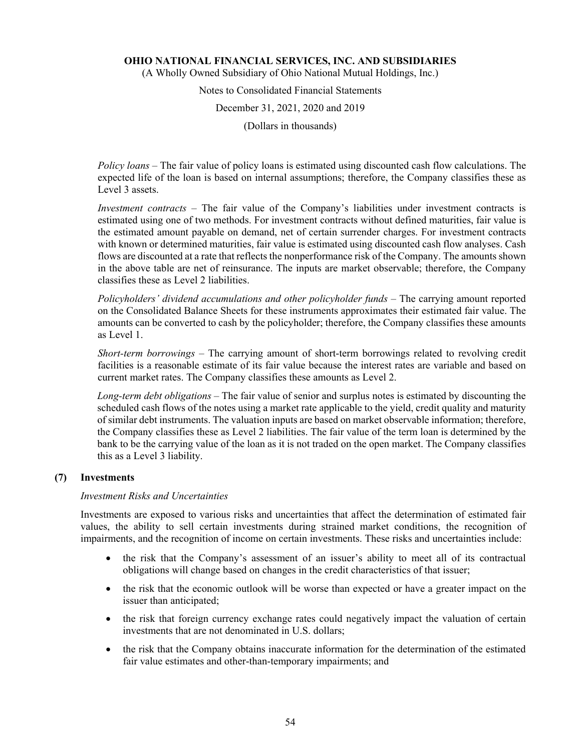*Policy loans* – The fair value of policy loans is estimated using discounted cash flow calculations. The expected life of the loan is based on internal assumptions; therefore, the Company classifies these as Level 3 assets.

*Investment contracts* – The fair value of the Company's liabilities under investment contracts is estimated using one of two methods. For investment contracts without defined maturities, fair value is the estimated amount payable on demand, net of certain surrender charges. For investment contracts with known or determined maturities, fair value is estimated using discounted cash flow analyses. Cash flows are discounted at a rate that reflects the nonperformance risk of the Company. The amounts shown in the above table are net of reinsurance. The inputs are market observable; therefore, the Company classifies these as Level 2 liabilities.

*Policyholders' dividend accumulations and other policyholder funds* – The carrying amount reported on the Consolidated Balance Sheets for these instruments approximates their estimated fair value. The amounts can be converted to cash by the policyholder; therefore, the Company classifies these amounts as Level 1.

*Short-term borrowings* – The carrying amount of short-term borrowings related to revolving credit facilities is a reasonable estimate of its fair value because the interest rates are variable and based on current market rates. The Company classifies these amounts as Level 2.

*Long-term debt obligations* – The fair value of senior and surplus notes is estimated by discounting the scheduled cash flows of the notes using a market rate applicable to the yield, credit quality and maturity of similar debt instruments. The valuation inputs are based on market observable information; therefore, the Company classifies these as Level 2 liabilities. The fair value of the term loan is determined by the bank to be the carrying value of the loan as it is not traded on the open market. The Company classifies this as a Level 3 liability.

## (7) Investments

*Investment Risks and Uncertainties*

Investments are exposed to various risks and uncertainties that affect the determination of estimated fair values, the ability to sell certain investments during strained market conditions, the recognition of impairments, and the recognition of income on certain investments. These risks and uncertainties include:

- the risk that the Company's assessment of an issuer's ability to meet all of its contractual obligations will change based on changes in the credit characteristics of that issuer;
- the risk that the economic outlook will be worse than expected or have a greater impact on the issuer than anticipated;
- the risk that foreign currency exchange rates could negatively impact the valuation of certain investments that are not denominated in U.S. dollars;
- the risk that the Company obtains inaccurate information for the determination of the estimated fair value estimates and other-than-temporary impairments; and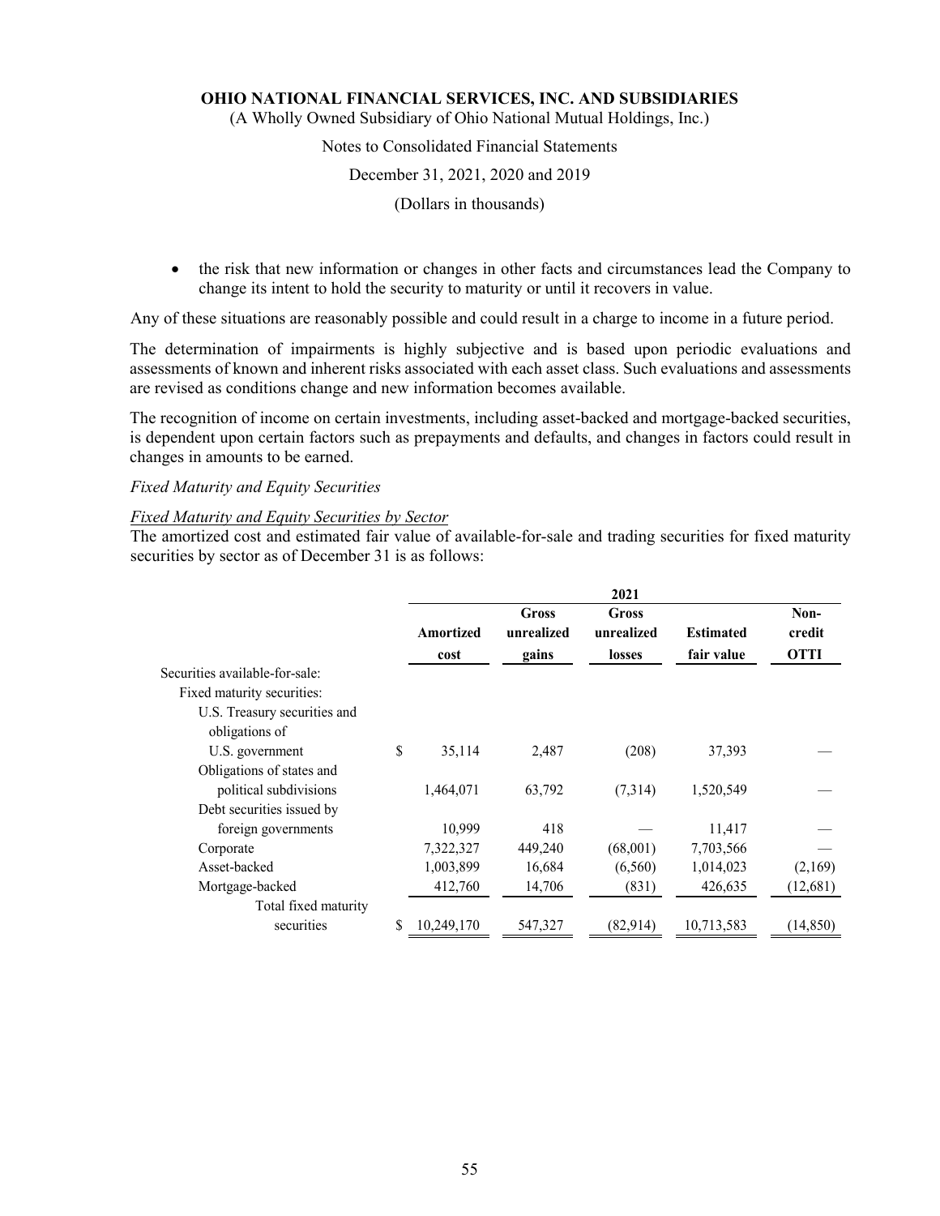- the risk that new information or changes in other facts and circumstances lead the Company to change its intent to hold the security to maturity or until it recovers in value.

Any of these situations are reasonably possible and could result in a charge to income in a future period.

The determination of impairments is highly subjective and is based upon periodic evaluations and assessments of known and inherent risks associated with each asset class. Such evaluations and assessments are revised as conditions change and new information becomes available.

The recognition of income on certain investments, including asset-backed and mortgage-backed securities, is dependent upon certain factors such as prepayments and defaults, and changes in factors could result in changes in amounts to be earned.

*Fixed Maturity and Equity Securities*

*Fixed Maturity and Equity Securities by Sector*

The amortized cost and estimated fair value of available-for-sale and trading securities for fixed maturity securities by sector as of December 31 is as follows:

| | 2021 | | | | |
|---|---|---|---|---|---|
| | Amortized cost | Gross unrealized gains | Gross unrealized losses | Estimated fair value | Non-credit OTTI |
| Securities available-for-sale: | | | | | |
| Fixed maturity securities: | | | | | |
| U.S. Treasury securities and obligations of U.S. government | $ 35,114 | 2,487 | (208) | 37,393 | — |
| Obligations of states and political subdivisions | 1,464,071 | 63,792 | (7,314) | 1,520,549 | — |
| Debt securities issued by foreign governments | 10,999 | 418 | — | 11,417 | — |
| Corporate | 7,322,327 | 449,240 | (68,001) | 7,703,566 | — |
| Asset-backed | 1,003,899 | 16,684 | (6,560) | 1,014,023 | (2,169) |
| Mortgage-backed | 412,760 | 14,706 | (831) | 426,635 | (12,681) |
| Total fixed maturity securities | $ 10,249,170 | 547,327 | (82,914) | 10,713,583 | (14,850) |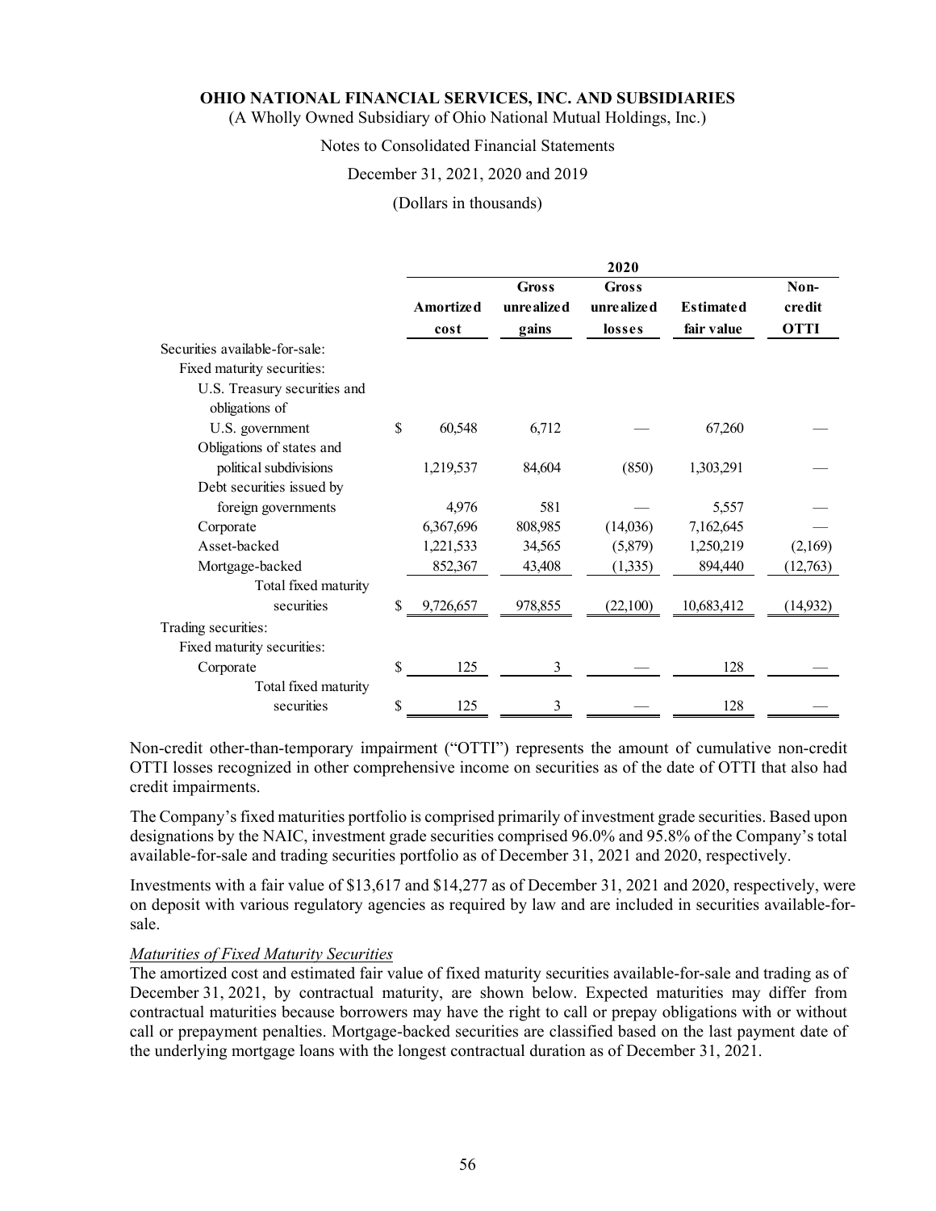| | 2020 | | | | |
|---|---|---|---|---|---|
| | Amortized cost | Gross unrealized gains | Gross unrealized losses | Estimated fair value | Non-credit OTTI |
| Securities available-for-sale: | | | | | |
| Fixed maturity securities: | | | | | |
| U.S. Treasury securities and obligations of U.S. government | $ 60,548 | 6,712 | — | 67,260 | — |
| Obligations of states and political subdivisions | 1,219,537 | 84,604 | (850) | 1,303,291 | — |
| Debt securities issued by foreign governments | 4,976 | 581 | — | 5,557 | — |
| Corporate | 6,367,696 | 808,985 | (14,036) | 7,162,645 | — |
| Asset-backed | 1,221,533 | 34,565 | (5,879) | 1,250,219 | (2,169) |
| Mortgage-backed | 852,367 | 43,408 | (1,335) | 894,440 | (12,763) |
| Total fixed maturity securities | $ 9,726,657 | 978,855 | (22,100) | 10,683,412 | (14,932) |
| Trading securities: | | | | | |
| Fixed maturity securities: | | | | | |
| Corporate | $ 125 | 3 | — | 128 | — |
| Total fixed maturity securities | $ 125 | 3 | — | 128 | — |

Non-credit other-than-temporary impairment ("OTTI") represents the amount of cumulative non-credit OTTI losses recognized in other comprehensive income on securities as of the date of OTTI that also had credit impairments.

The Company's fixed maturities portfolio is comprised primarily of investment grade securities. Based upon designations by the NAIC, investment grade securities comprised 96.0% and 95.8% of the Company's total available-for-sale and trading securities portfolio as of December 31, 2021 and 2020, respectively.

Investments with a fair value of $13,617 and $14,277 as of December 31, 2021 and 2020, respectively, were on deposit with various regulatory agencies as required by law and are included in securities available-for-sale.

*Maturities of Fixed Maturity Securities*

The amortized cost and estimated fair value of fixed maturity securities available-for-sale and trading as of December 31, 2021, by contractual maturity, are shown below. Expected maturities may differ from contractual maturities because borrowers may have the right to call or prepay obligations with or without call or prepayment penalties. Mortgage-backed securities are classified based on the last payment date of the underlying mortgage loans with the longest contractual duration as of December 31, 2021.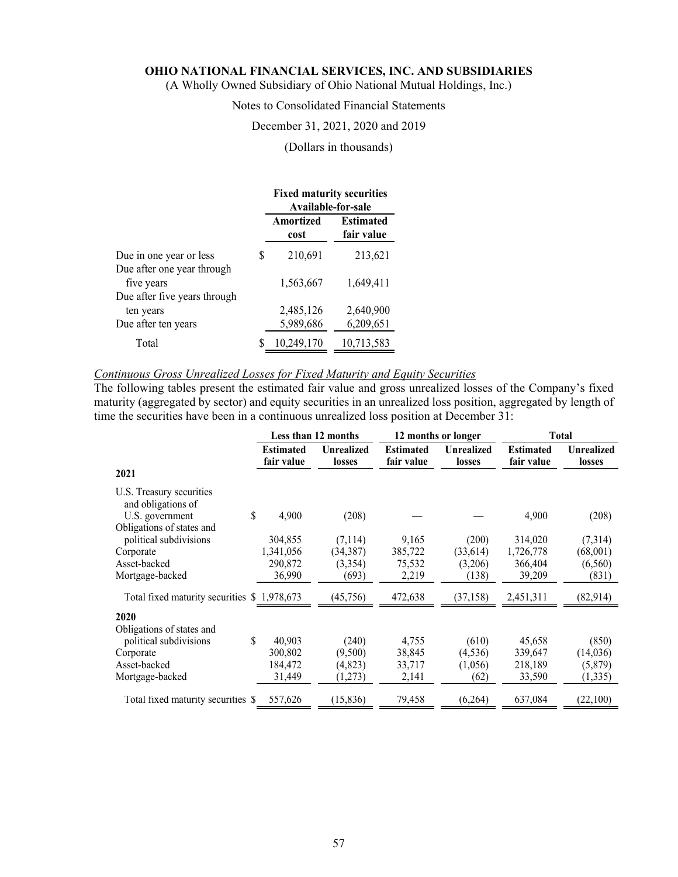|  | Fixed maturity securities Available-for-sale |  |
|---|---|---|
|  | Amortized cost | Estimated fair value |
| Due in one year or less | $ 210,691 | 213,621 |
| Due after one year through five years | 1,563,667 | 1,649,411 |
| Due after five years through ten years | 2,485,126 | 2,640,900 |
| Due after ten years | 5,989,686 | 6,209,651 |
| Total | $ 10,249,170 | 10,713,583 |

*Continuous Gross Unrealized Losses for Fixed Maturity and Equity Securities*

The following tables present the estimated fair value and gross unrealized losses of the Company's fixed maturity (aggregated by sector) and equity securities in an unrealized loss position, aggregated by length of time the securities have been in a continuous unrealized loss position at December 31:

|  | Less than 12 months |  | 12 months or longer |  | Total |  |
|---|---|---|---|---|---|---|
|  | Estimated fair value | Unrealized losses | Estimated fair value | Unrealized losses | Estimated fair value | Unrealized losses |
| **2021** |  |  |  |  |  |  |
| U.S. Treasury securities and obligations of U.S. government | $ 4,900 | (208) | — | — | 4,900 | (208) |
| Obligations of states and political subdivisions | 304,855 | (7,114) | 9,165 | (200) | 314,020 | (7,314) |
| Corporate | 1,341,056 | (34,387) | 385,722 | (33,614) | 1,726,778 | (68,001) |
| Asset-backed | 290,872 | (3,354) | 75,532 | (3,206) | 366,404 | (6,560) |
| Mortgage-backed | 36,990 | (693) | 2,219 | (138) | 39,209 | (831) |
| Total fixed maturity securities | $ 1,978,673 | (45,756) | 472,638 | (37,158) | 2,451,311 | (82,914) |
| **2020** |  |  |  |  |  |  |
| Obligations of states and political subdivisions | $ 40,903 | (240) | 4,755 | (610) | 45,658 | (850) |
| Corporate | 300,802 | (9,500) | 38,845 | (4,536) | 339,647 | (14,036) |
| Asset-backed | 184,472 | (4,823) | 33,717 | (1,056) | 218,189 | (5,879) |
| Mortgage-backed | 31,449 | (1,273) | 2,141 | (62) | 33,590 | (1,335) |
| Total fixed maturity securities | $ 557,626 | (15,836) | 79,458 | (6,264) | 637,084 | (22,100) |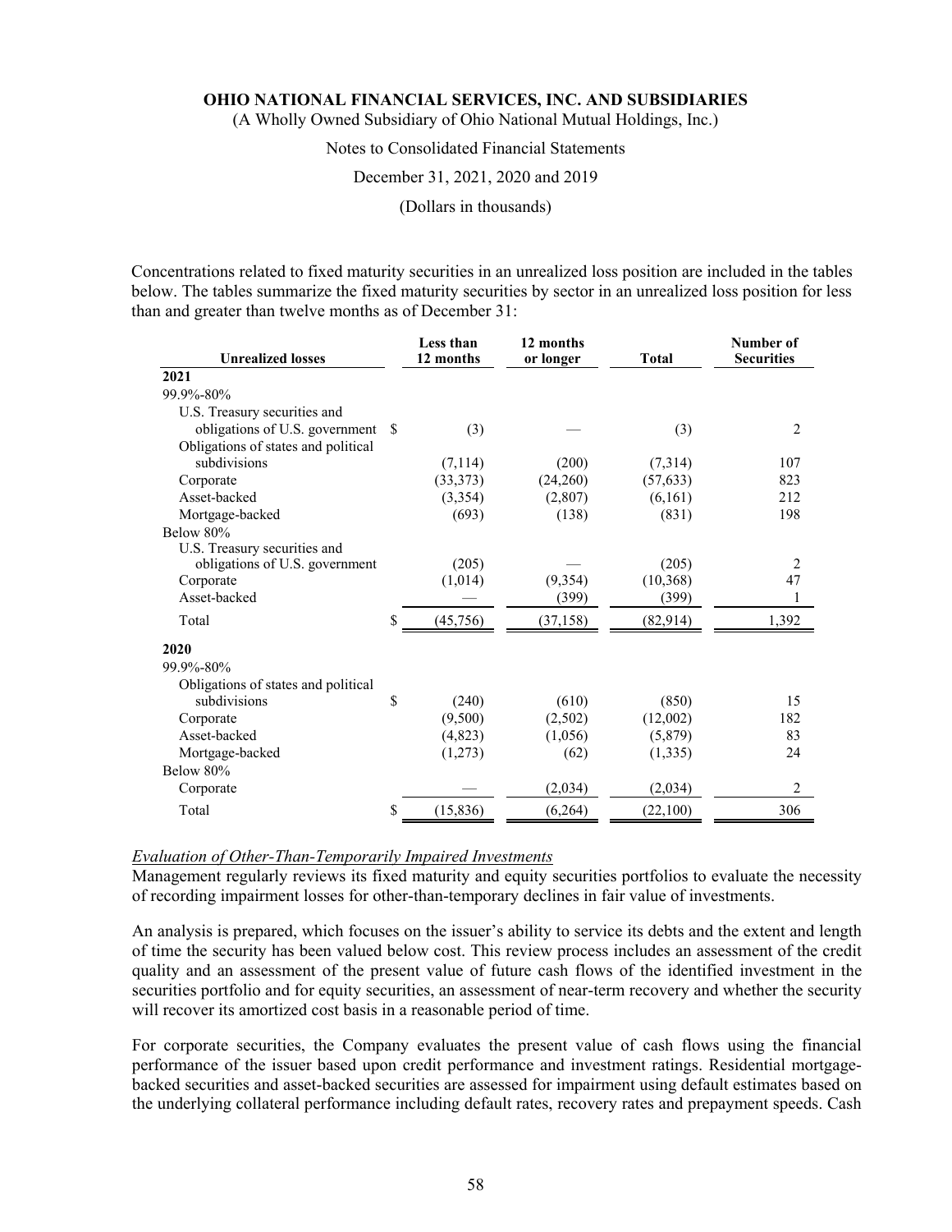Concentrations related to fixed maturity securities in an unrealized loss position are included in the tables below. The tables summarize the fixed maturity securities by sector in an unrealized loss position for less than and greater than twelve months as of December 31:

| Unrealized losses | Less than 12 months | 12 months or longer | Total | Number of Securities |
|---|---|---|---|---|
| **2021** | | | | |
| 99.9%-80% | | | | |
| U.S. Treasury securities and obligations of U.S. government | $ (3) | — | (3) | 2 |
| Obligations of states and political subdivisions | (7,114) | (200) | (7,314) | 107 |
| Corporate | (33,373) | (24,260) | (57,633) | 823 |
| Asset-backed | (3,354) | (2,807) | (6,161) | 212 |
| Mortgage-backed | (693) | (138) | (831) | 198 |
| Below 80% | | | | |
| U.S. Treasury securities and obligations of U.S. government | (205) | — | (205) | 2 |
| Corporate | (1,014) | (9,354) | (10,368) | 47 |
| Asset-backed | — | (399) | (399) | 1 |
| Total | $ (45,756) | (37,158) | (82,914) | 1,392 |
| **2020** | | | | |
| 99.9%-80% | | | | |
| Obligations of states and political subdivisions | $ (240) | (610) | (850) | 15 |
| Corporate | (9,500) | (2,502) | (12,002) | 182 |
| Asset-backed | (4,823) | (1,056) | (5,879) | 83 |
| Mortgage-backed | (1,273) | (62) | (1,335) | 24 |
| Below 80% | | | | |
| Corporate | — | (2,034) | (2,034) | 2 |
| Total | $ (15,836) | (6,264) | (22,100) | 306 |

*Evaluation of Other-Than-Temporarily Impaired Investments*

Management regularly reviews its fixed maturity and equity securities portfolios to evaluate the necessity of recording impairment losses for other-than-temporary declines in fair value of investments.

An analysis is prepared, which focuses on the issuer's ability to service its debts and the extent and length of time the security has been valued below cost. This review process includes an assessment of the credit quality and an assessment of the present value of future cash flows of the identified investment in the securities portfolio and for equity securities, an assessment of near-term recovery and whether the security will recover its amortized cost basis in a reasonable period of time.

For corporate securities, the Company evaluates the present value of cash flows using the financial performance of the issuer based upon credit performance and investment ratings. Residential mortgage-backed securities and asset-backed securities are assessed for impairment using default estimates based on the underlying collateral performance including default rates, recovery rates and prepayment speeds. Cash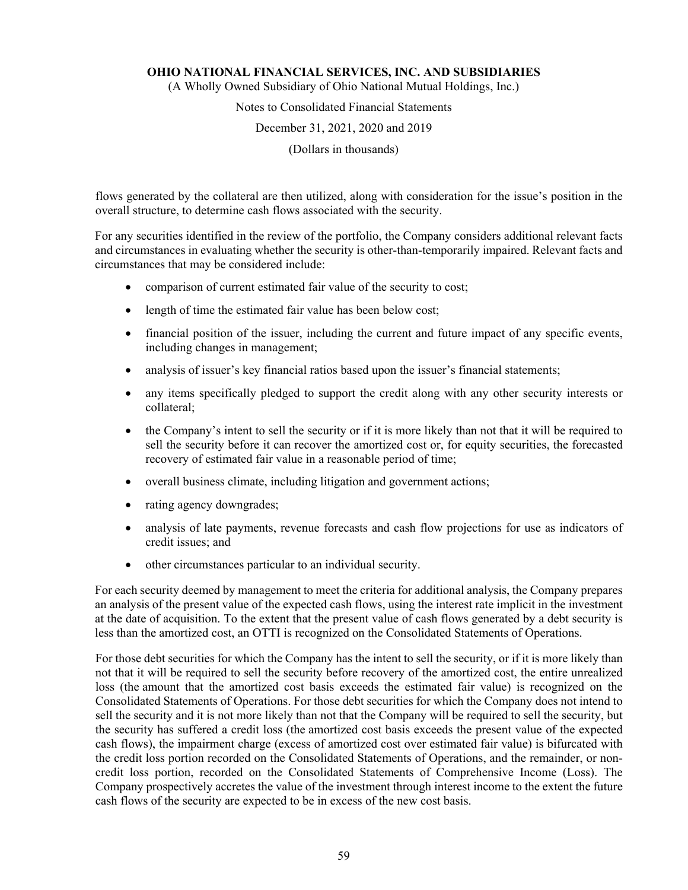flows generated by the collateral are then utilized, along with consideration for the issue's position in the overall structure, to determine cash flows associated with the security.

For any securities identified in the review of the portfolio, the Company considers additional relevant facts and circumstances in evaluating whether the security is other-than-temporarily impaired. Relevant facts and circumstances that may be considered include:

- comparison of current estimated fair value of the security to cost;
- length of time the estimated fair value has been below cost;
- financial position of the issuer, including the current and future impact of any specific events, including changes in management;
- analysis of issuer's key financial ratios based upon the issuer's financial statements;
- any items specifically pledged to support the credit along with any other security interests or collateral;
- the Company's intent to sell the security or if it is more likely than not that it will be required to sell the security before it can recover the amortized cost or, for equity securities, the forecasted recovery of estimated fair value in a reasonable period of time;
- overall business climate, including litigation and government actions;
- rating agency downgrades;
- analysis of late payments, revenue forecasts and cash flow projections for use as indicators of credit issues; and
- other circumstances particular to an individual security.

For each security deemed by management to meet the criteria for additional analysis, the Company prepares an analysis of the present value of the expected cash flows, using the interest rate implicit in the investment at the date of acquisition. To the extent that the present value of cash flows generated by a debt security is less than the amortized cost, an OTTI is recognized on the Consolidated Statements of Operations.

For those debt securities for which the Company has the intent to sell the security, or if it is more likely than not that it will be required to sell the security before recovery of the amortized cost, the entire unrealized loss (the amount that the amortized cost basis exceeds the estimated fair value) is recognized on the Consolidated Statements of Operations. For those debt securities for which the Company does not intend to sell the security and it is not more likely than not that the Company will be required to sell the security, but the security has suffered a credit loss (the amortized cost basis exceeds the present value of the expected cash flows), the impairment charge (excess of amortized cost over estimated fair value) is bifurcated with the credit loss portion recorded on the Consolidated Statements of Operations, and the remainder, or non-credit loss portion, recorded on the Consolidated Statements of Comprehensive Income (Loss). The Company prospectively accretes the value of the investment through interest income to the extent the future cash flows of the security are expected to be in excess of the new cost basis.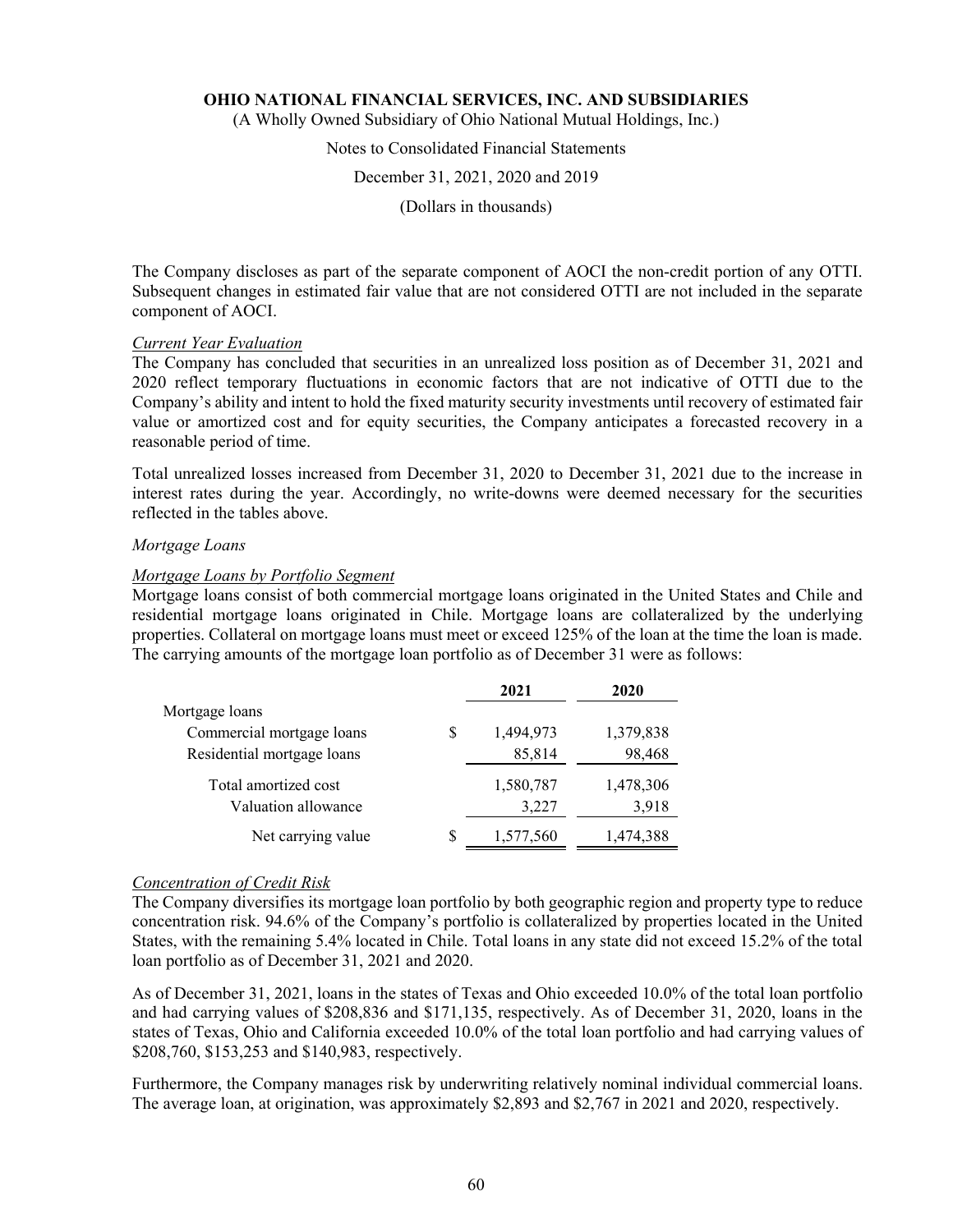The Company discloses as part of the separate component of AOCI the non-credit portion of any OTTI. Subsequent changes in estimated fair value that are not considered OTTI are not included in the separate component of AOCI.

*Current Year Evaluation*

The Company has concluded that securities in an unrealized loss position as of December 31, 2021 and 2020 reflect temporary fluctuations in economic factors that are not indicative of OTTI due to the Company's ability and intent to hold the fixed maturity security investments until recovery of estimated fair value or amortized cost and for equity securities, the Company anticipates a forecasted recovery in a reasonable period of time.

Total unrealized losses increased from December 31, 2020 to December 31, 2021 due to the increase in interest rates during the year. Accordingly, no write-downs were deemed necessary for the securities reflected in the tables above.

*Mortgage Loans*

*Mortgage Loans by Portfolio Segment*

Mortgage loans consist of both commercial mortgage loans originated in the United States and Chile and residential mortgage loans originated in Chile. Mortgage loans are collateralized by the underlying properties. Collateral on mortgage loans must meet or exceed 125% of the loan at the time the loan is made. The carrying amounts of the mortgage loan portfolio as of December 31 were as follows:

| | | 2021 | 2020 |
|---|---|---|---|
| Mortgage loans | | | |
| Commercial mortgage loans | $ | 1,494,973 | 1,379,838 |
| Residential mortgage loans | | 85,814 | 98,468 |
| Total amortized cost | | 1,580,787 | 1,478,306 |
| Valuation allowance | | 3,227 | 3,918 |
| Net carrying value | $ | 1,577,560 | 1,474,388 |

*Concentration of Credit Risk*

The Company diversifies its mortgage loan portfolio by both geographic region and property type to reduce concentration risk. 94.6% of the Company's portfolio is collateralized by properties located in the United States, with the remaining 5.4% located in Chile. Total loans in any state did not exceed 15.2% of the total loan portfolio as of December 31, 2021 and 2020.

As of December 31, 2021, loans in the states of Texas and Ohio exceeded 10.0% of the total loan portfolio and had carrying values of $208,836 and $171,135, respectively. As of December 31, 2020, loans in the states of Texas, Ohio and California exceeded 10.0% of the total loan portfolio and had carrying values of $208,760, $153,253 and $140,983, respectively.

Furthermore, the Company manages risk by underwriting relatively nominal individual commercial loans. The average loan, at origination, was approximately $2,893 and $2,767 in 2021 and 2020, respectively.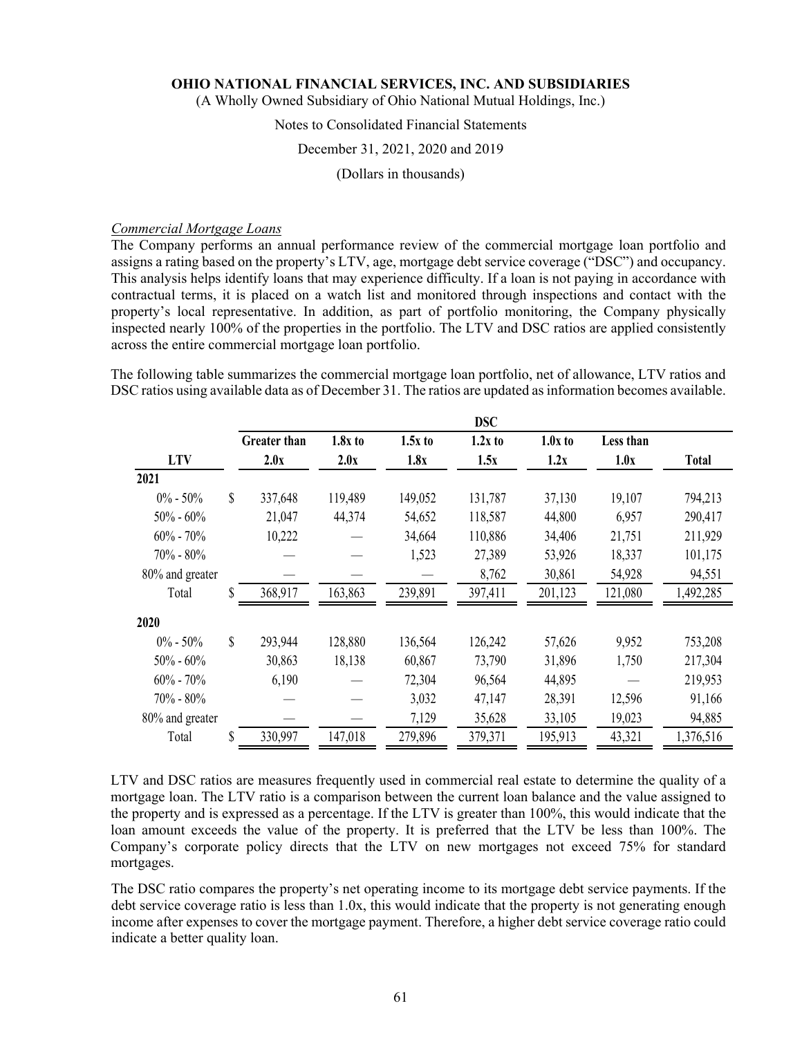*Commercial Mortgage Loans*

The Company performs an annual performance review of the commercial mortgage loan portfolio and assigns a rating based on the property's LTV, age, mortgage debt service coverage ("DSC") and occupancy. This analysis helps identify loans that may experience difficulty. If a loan is not paying in accordance with contractual terms, it is placed on a watch list and monitored through inspections and contact with the property's local representative. In addition, as part of portfolio monitoring, the Company physically inspected nearly 100% of the properties in the portfolio. The LTV and DSC ratios are applied consistently across the entire commercial mortgage loan portfolio.

The following table summarizes the commercial mortgage loan portfolio, net of allowance, LTV ratios and DSC ratios using available data as of December 31. The ratios are updated as information becomes available.

| | DSC | | | | | | |
|---|---|---|---|---|---|---|---|
| **LTV** | **Greater than 2.0x** | **1.8x to 2.0x** | **1.5x to 1.8x** | **1.2x to 1.5x** | **1.0x to 1.2x** | **Less than 1.0x** | **Total** |
| **2021** | | | | | | | |
| 0% - 50% | $ 337,648 | 119,489 | 149,052 | 131,787 | 37,130 | 19,107 | 794,213 |
| 50% - 60% | 21,047 | 44,374 | 54,652 | 118,587 | 44,800 | 6,957 | 290,417 |
| 60% - 70% | 10,222 | — | 34,664 | 110,886 | 34,406 | 21,751 | 211,929 |
| 70% - 80% | — | — | 1,523 | 27,389 | 53,926 | 18,337 | 101,175 |
| 80% and greater | — | — | — | 8,762 | 30,861 | 54,928 | 94,551 |
| Total | $ 368,917 | 163,863 | 239,891 | 397,411 | 201,123 | 121,080 | 1,492,285 |
| **2020** | | | | | | | |
| 0% - 50% | $ 293,944 | 128,880 | 136,564 | 126,242 | 57,626 | 9,952 | 753,208 |
| 50% - 60% | 30,863 | 18,138 | 60,867 | 73,790 | 31,896 | 1,750 | 217,304 |
| 60% - 70% | 6,190 | — | 72,304 | 96,564 | 44,895 | — | 219,953 |
| 70% - 80% | — | — | 3,032 | 47,147 | 28,391 | 12,596 | 91,166 |
| 80% and greater | — | — | 7,129 | 35,628 | 33,105 | 19,023 | 94,885 |
| Total | $ 330,997 | 147,018 | 279,896 | 379,371 | 195,913 | 43,321 | 1,376,516 |

LTV and DSC ratios are measures frequently used in commercial real estate to determine the quality of a mortgage loan. The LTV ratio is a comparison between the current loan balance and the value assigned to the property and is expressed as a percentage. If the LTV is greater than 100%, this would indicate that the loan amount exceeds the value of the property. It is preferred that the LTV be less than 100%. The Company's corporate policy directs that the LTV on new mortgages not exceed 75% for standard mortgages.

The DSC ratio compares the property's net operating income to its mortgage debt service payments. If the debt service coverage ratio is less than 1.0x, this would indicate that the property is not generating enough income after expenses to cover the mortgage payment. Therefore, a higher debt service coverage ratio could indicate a better quality loan.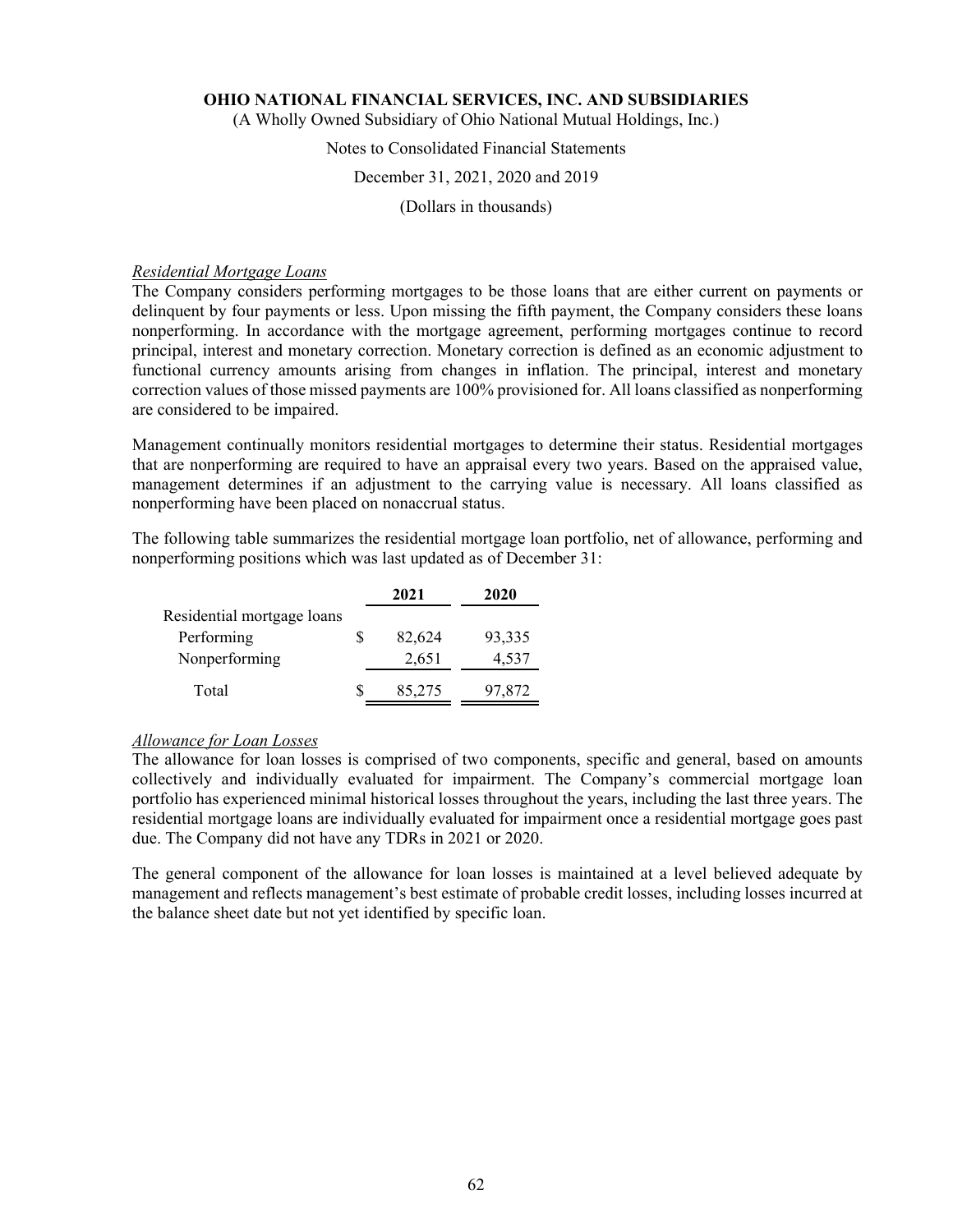*Residential Mortgage Loans*

The Company considers performing mortgages to be those loans that are either current on payments or delinquent by four payments or less. Upon missing the fifth payment, the Company considers these loans nonperforming. In accordance with the mortgage agreement, performing mortgages continue to record principal, interest and monetary correction. Monetary correction is defined as an economic adjustment to functional currency amounts arising from changes in inflation. The principal, interest and monetary correction values of those missed payments are 100% provisioned for. All loans classified as nonperforming are considered to be impaired.

Management continually monitors residential mortgages to determine their status. Residential mortgages that are nonperforming are required to have an appraisal every two years. Based on the appraised value, management determines if an adjustment to the carrying value is necessary. All loans classified as nonperforming have been placed on nonaccrual status.

The following table summarizes the residential mortgage loan portfolio, net of allowance, performing and nonperforming positions which was last updated as of December 31:

| | 2021 | 2020 |
|---|---|---|
| Residential mortgage loans | | |
| Performing | $ 82,624 | 93,335 |
| Nonperforming | 2,651 | 4,537 |
| Total | $ 85,275 | 97,872 |

*Allowance for Loan Losses*

The allowance for loan losses is comprised of two components, specific and general, based on amounts collectively and individually evaluated for impairment. The Company's commercial mortgage loan portfolio has experienced minimal historical losses throughout the years, including the last three years. The residential mortgage loans are individually evaluated for impairment once a residential mortgage goes past due. The Company did not have any TDRs in 2021 or 2020.

The general component of the allowance for loan losses is maintained at a level believed adequate by management and reflects management's best estimate of probable credit losses, including losses incurred at the balance sheet date but not yet identified by specific loan.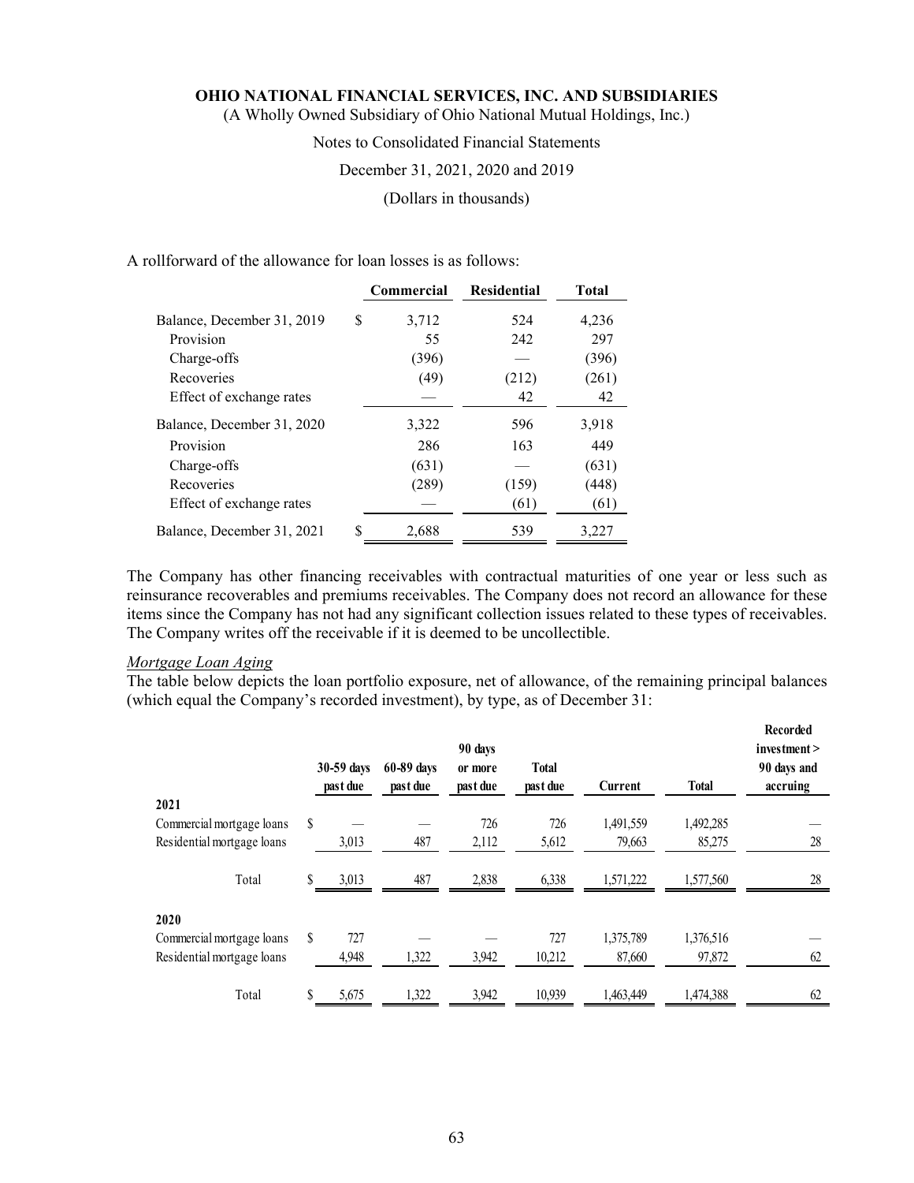A rollforward of the allowance for loan losses is as follows:

| | Commercial | Residential | Total |
|---|---|---|---|
| Balance, December 31, 2019 | $ 3,712 | 524 | 4,236 |
| Provision | 55 | 242 | 297 |
| Charge-offs | (396) | — | (396) |
| Recoveries | (49) | (212) | (261) |
| Effect of exchange rates | — | 42 | 42 |
| Balance, December 31, 2020 | 3,322 | 596 | 3,918 |
| Provision | 286 | 163 | 449 |
| Charge-offs | (631) | — | (631) |
| Recoveries | (289) | (159) | (448) |
| Effect of exchange rates | — | (61) | (61) |
| Balance, December 31, 2021 | $ 2,688 | 539 | 3,227 |

The Company has other financing receivables with contractual maturities of one year or less such as reinsurance recoverables and premiums receivables. The Company does not record an allowance for these items since the Company has not had any significant collection issues related to these types of receivables. The Company writes off the receivable if it is deemed to be uncollectible.

*Mortgage Loan Aging*

The table below depicts the loan portfolio exposure, net of allowance, of the remaining principal balances (which equal the Company's recorded investment), by type, as of December 31:

| | 30-59 days past due | 60-89 days past due | 90 days or more past due | Total past due | Current | Total | Recorded investment > 90 days and accruing |
|---|---|---|---|---|---|---|---|
| **2021** | | | | | | | |
| Commercial mortgage loans | $ — | — | 726 | 726 | 1,491,559 | 1,492,285 | — |
| Residential mortgage loans | 3,013 | 487 | 2,112 | 5,612 | 79,663 | 85,275 | 28 |
| Total | $ 3,013 | 487 | 2,838 | 6,338 | 1,571,222 | 1,577,560 | 28 |
| **2020** | | | | | | | |
| Commercial mortgage loans | $ 727 | — | — | 727 | 1,375,789 | 1,376,516 | — |
| Residential mortgage loans | 4,948 | 1,322 | 3,942 | 10,212 | 87,660 | 97,872 | 62 |
| Total | $ 5,675 | 1,322 | 3,942 | 10,939 | 1,463,449 | 1,474,388 | 62 |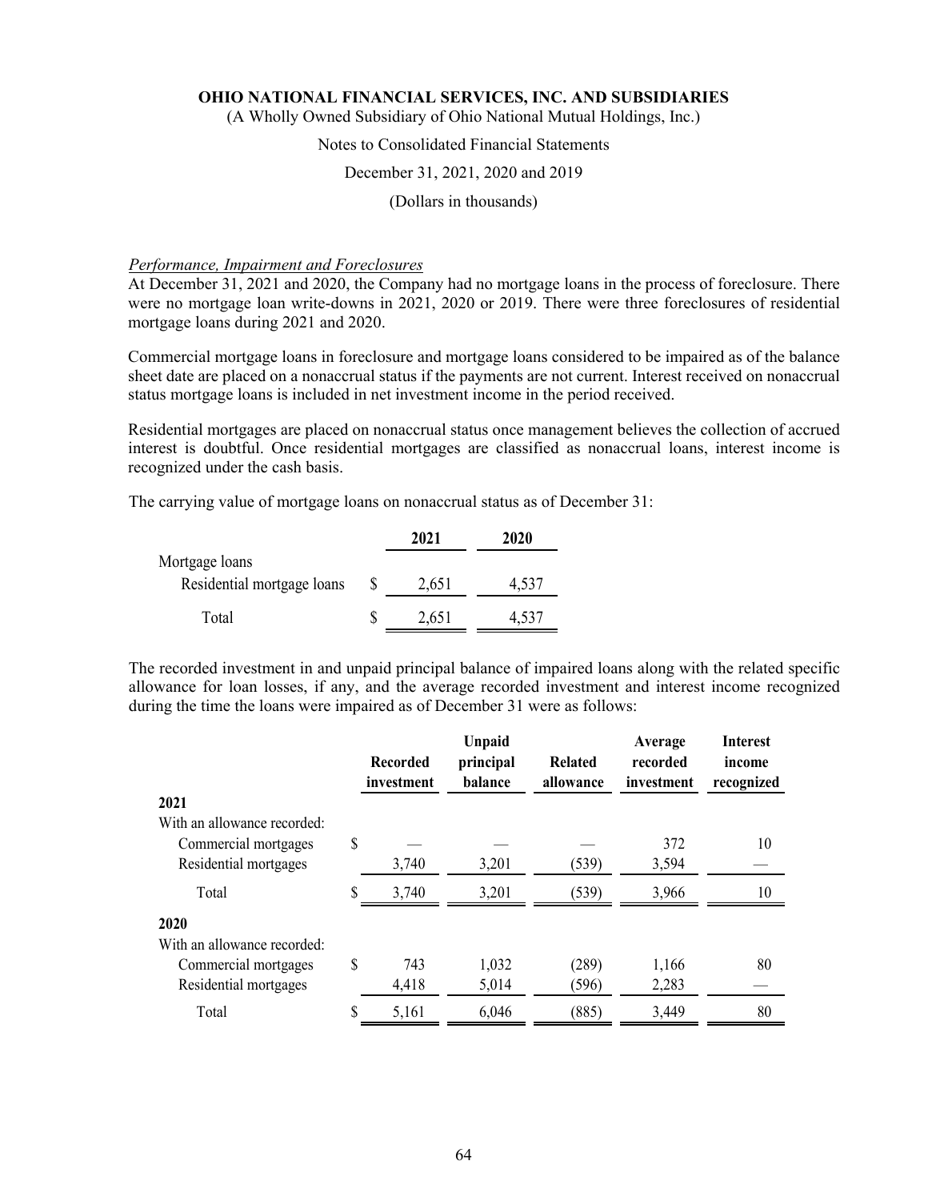*Performance, Impairment and Foreclosures*

At December 31, 2021 and 2020, the Company had no mortgage loans in the process of foreclosure. There were no mortgage loan write-downs in 2021, 2020 or 2019. There were three foreclosures of residential mortgage loans during 2021 and 2020.

Commercial mortgage loans in foreclosure and mortgage loans considered to be impaired as of the balance sheet date are placed on a nonaccrual status if the payments are not current. Interest received on nonaccrual status mortgage loans is included in net investment income in the period received.

Residential mortgages are placed on nonaccrual status once management believes the collection of accrued interest is doubtful. Once residential mortgages are classified as nonaccrual loans, interest income is recognized under the cash basis.

The carrying value of mortgage loans on nonaccrual status as of December 31:

| | 2021 | 2020 |
|---|---|---|
| Mortgage loans | | |
| Residential mortgage loans | $ 2,651 | 4,537 |
| Total | $ 2,651 | 4,537 |

The recorded investment in and unpaid principal balance of impaired loans along with the related specific allowance for loan losses, if any, and the average recorded investment and interest income recognized during the time the loans were impaired as of December 31 were as follows:

| | Recorded investment | Unpaid principal balance | Related allowance | Average recorded investment | Interest income recognized |
|---|---|---|---|---|---|
| **2021** | | | | | |
| With an allowance recorded: | | | | | |
| Commercial mortgages | $ — | — | — | 372 | 10 |
| Residential mortgages | 3,740 | 3,201 | (539) | 3,594 | — |
| Total | $ 3,740 | 3,201 | (539) | 3,966 | 10 |
| **2020** | | | | | |
| With an allowance recorded: | | | | | |
| Commercial mortgages | $ 743 | 1,032 | (289) | 1,166 | 80 |
| Residential mortgages | 4,418 | 5,014 | (596) | 2,283 | — |
| Total | $ 5,161 | 6,046 | (885) | 3,449 | 80 |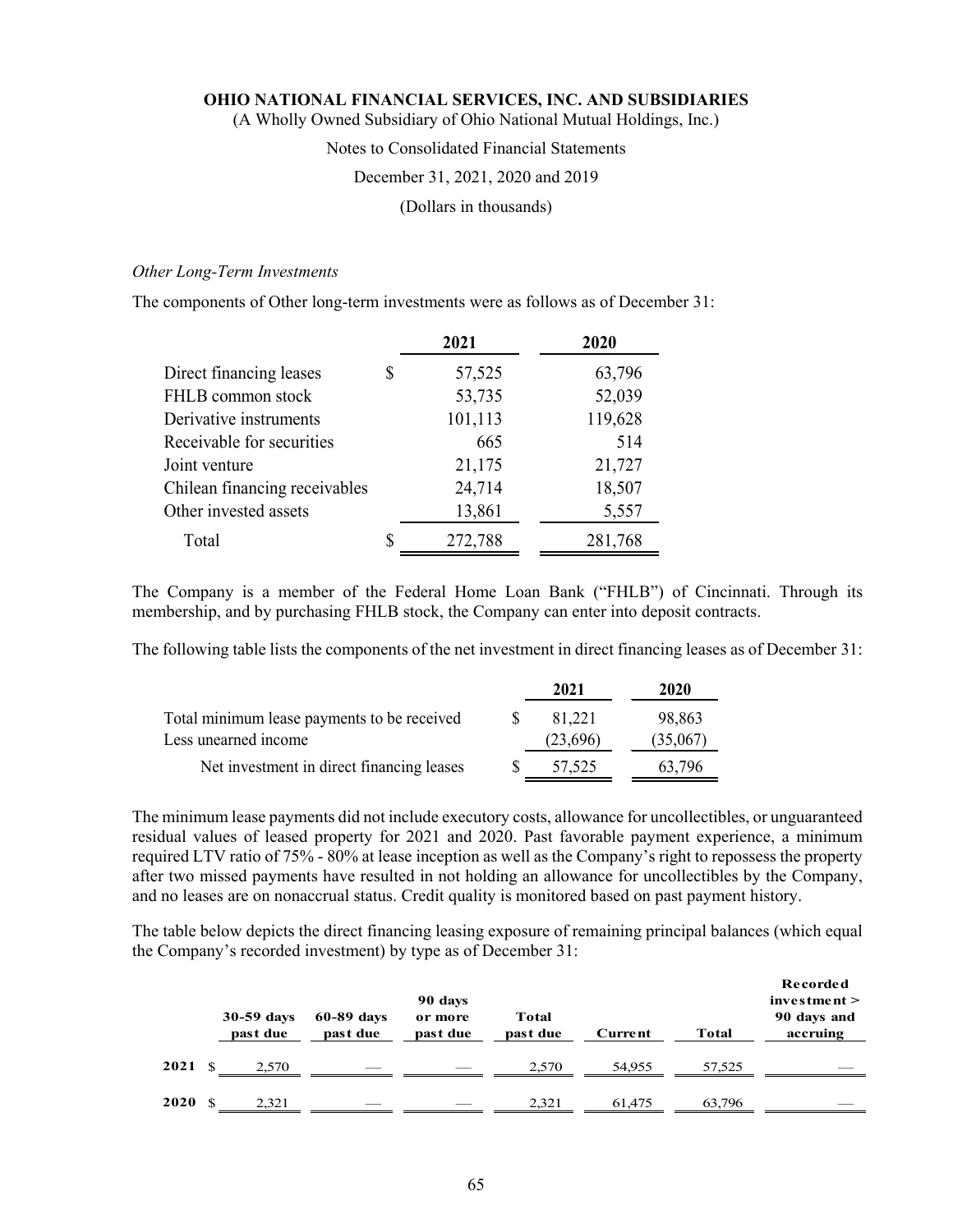*Other Long-Term Investments*

The components of Other long-term investments were as follows as of December 31:

| | 2021 | 2020 |
|---|---|---|
| Direct financing leases | $ 57,525 | 63,796 |
| FHLB common stock | 53,735 | 52,039 |
| Derivative instruments | 101,113 | 119,628 |
| Receivable for securities | 665 | 514 |
| Joint venture | 21,175 | 21,727 |
| Chilean financing receivables | 24,714 | 18,507 |
| Other invested assets | 13,861 | 5,557 |
| Total | $ 272,788 | 281,768 |

The Company is a member of the Federal Home Loan Bank ("FHLB") of Cincinnati. Through its membership, and by purchasing FHLB stock, the Company can enter into deposit contracts.

The following table lists the components of the net investment in direct financing leases as of December 31:

| | 2021 | 2020 |
|---|---|---|
| Total minimum lease payments to be received | $ 81,221 | 98,863 |
| Less unearned income | (23,696) | (35,067) |
| Net investment in direct financing leases | $ 57,525 | 63,796 |

The minimum lease payments did not include executory costs, allowance for uncollectibles, or unguaranteed residual values of leased property for 2021 and 2020. Past favorable payment experience, a minimum required LTV ratio of 75% - 80% at lease inception as well as the Company's right to repossess the property after two missed payments have resulted in not holding an allowance for uncollectibles by the Company, and no leases are on nonaccrual status. Credit quality is monitored based on past payment history.

The table below depicts the direct financing leasing exposure of remaining principal balances (which equal the Company's recorded investment) by type as of December 31:

| | 30-59 days past due | 60-89 days past due | 90 days or more past due | Total past due | Current | Total | Recorded investment > 90 days and accruing |
|---|---|---|---|---|---|---|---|
| 2021 | $ 2,570 | — | — | 2,570 | 54,955 | 57,525 | — |
| 2020 | $ 2,321 | — | — | 2,321 | 61,475 | 63,796 | — |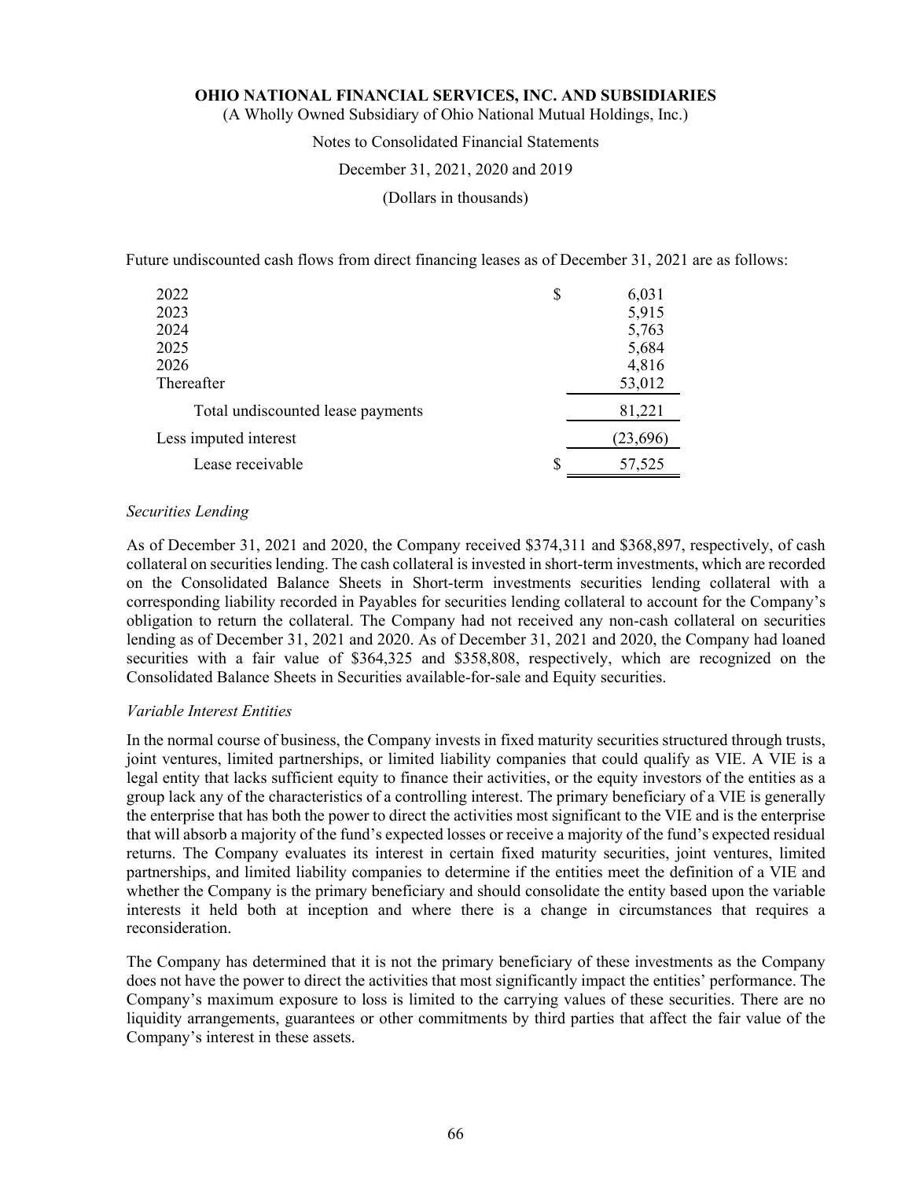Future undiscounted cash flows from direct financing leases as of December 31, 2021 are as follows:

| | |
|---|---|
| 2022 | $ 6,031 |
| 2023 | 5,915 |
| 2024 | 5,763 |
| 2025 | 5,684 |
| 2026 | 4,816 |
| Thereafter | 53,012 |
| Total undiscounted lease payments | 81,221 |
| Less imputed interest | (23,696) |
| Lease receivable | $ 57,525 |

*Securities Lending*

As of December 31, 2021 and 2020, the Company received $374,311 and $368,897, respectively, of cash collateral on securities lending. The cash collateral is invested in short-term investments, which are recorded on the Consolidated Balance Sheets in Short-term investments securities lending collateral with a corresponding liability recorded in Payables for securities lending collateral to account for the Company's obligation to return the collateral. The Company had not received any non-cash collateral on securities lending as of December 31, 2021 and 2020. As of December 31, 2021 and 2020, the Company had loaned securities with a fair value of $364,325 and $358,808, respectively, which are recognized on the Consolidated Balance Sheets in Securities available-for-sale and Equity securities.

*Variable Interest Entities*

In the normal course of business, the Company invests in fixed maturity securities structured through trusts, joint ventures, limited partnerships, or limited liability companies that could qualify as VIE. A VIE is a legal entity that lacks sufficient equity to finance their activities, or the equity investors of the entities as a group lack any of the characteristics of a controlling interest. The primary beneficiary of a VIE is generally the enterprise that has both the power to direct the activities most significant to the VIE and is the enterprise that will absorb a majority of the fund's expected losses or receive a majority of the fund's expected residual returns. The Company evaluates its interest in certain fixed maturity securities, joint ventures, limited partnerships, and limited liability companies to determine if the entities meet the definition of a VIE and whether the Company is the primary beneficiary and should consolidate the entity based upon the variable interests it held both at inception and where there is a change in circumstances that requires a reconsideration.

The Company has determined that it is not the primary beneficiary of these investments as the Company does not have the power to direct the activities that most significantly impact the entities' performance. The Company's maximum exposure to loss is limited to the carrying values of these securities. There are no liquidity arrangements, guarantees or other commitments by third parties that affect the fair value of the Company's interest in these assets.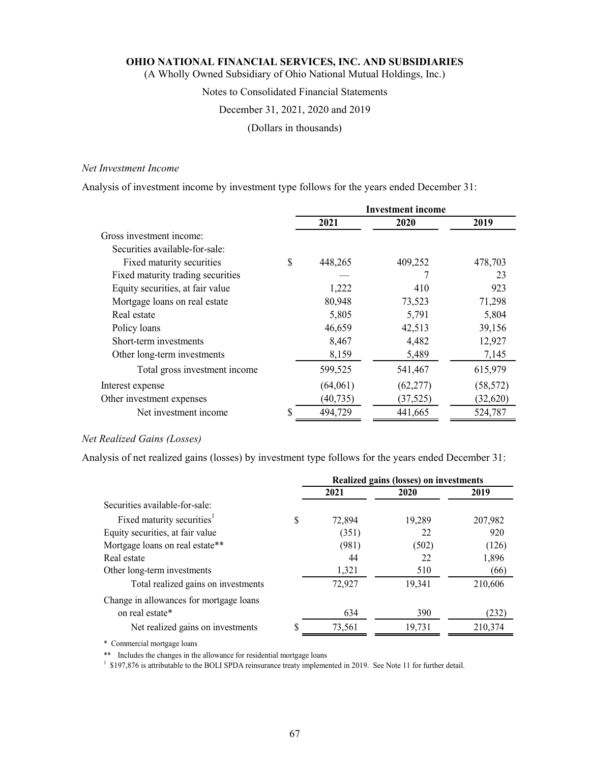# OHIO NATIONAL FINANCIAL SERVICES, INC. AND SUBSIDIARIES

(A Wholly Owned Subsidiary of Ohio National Mutual Holdings, Inc.)

Notes to Consolidated Financial Statements

December 31, 2021, 2020 and 2019

(Dollars in thousands)

*Net Investment Income*

Analysis of investment income by investment type follows for the years ended December 31:

| | Investment income | | |
|---|---|---|---|
| | 2021 | 2020 | 2019 |
| Gross investment income: | | | |
| Securities available-for-sale: | | | |
| Fixed maturity securities | $ 448,265 | 409,252 | 478,703 |
| Fixed maturity trading securities | — | 7 | 23 |
| Equity securities, at fair value | 1,222 | 410 | 923 |
| Mortgage loans on real estate | 80,948 | 73,523 | 71,298 |
| Real estate | 5,805 | 5,791 | 5,804 |
| Policy loans | 46,659 | 42,513 | 39,156 |
| Short-term investments | 8,467 | 4,482 | 12,927 |
| Other long-term investments | 8,159 | 5,489 | 7,145 |
| Total gross investment income | 599,525 | 541,467 | 615,979 |
| Interest expense | (64,061) | (62,277) | (58,572) |
| Other investment expenses | (40,735) | (37,525) | (32,620) |
| Net investment income | $ 494,729 | 441,665 | 524,787 |

*Net Realized Gains (Losses)*

Analysis of net realized gains (losses) by investment type follows for the years ended December 31:

| | Realized gains (losses) on investments | | |
|---|---|---|---|
| | 2021 | 2020 | 2019 |
| Securities available-for-sale: | | | |
| Fixed maturity securities[1] | $ 72,894 | 19,289 | 207,982 |
| Equity securities, at fair value | (351) | 22 | 920 |
| Mortgage loans on real estate** | (981) | (502) | (126) |
| Real estate | 44 | 22 | 1,896 |
| Other long-term investments | 1,321 | 510 | (66) |
| Total realized gains on investments | 72,927 | 19,341 | 210,606 |
| Change in allowances for mortgage loans on real estate* | 634 | 390 | (232) |
| Net realized gains on investments | $ 73,561 | 19,731 | 210,374 |

\* Commercial mortgage loans

** Includes the changes in the allowance for residential mortgage loans

[1] $197,876 is attributable to the BOLI SPDA reinsurance treaty implemented in 2019. See Note 11 for further detail.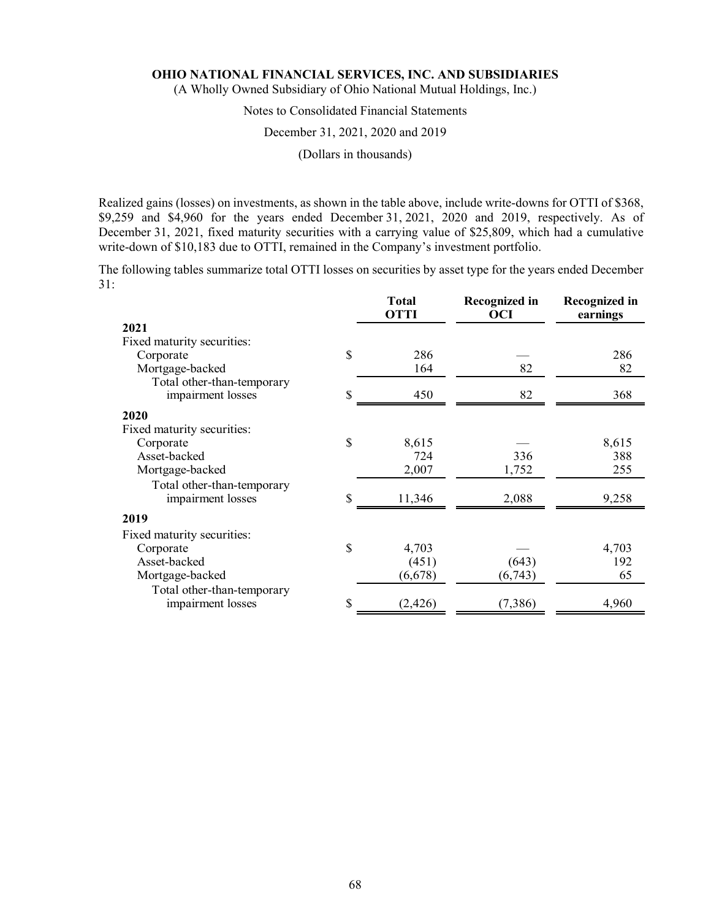**OHIO NATIONAL FINANCIAL SERVICES, INC. AND SUBSIDIARIES**

(A Wholly Owned Subsidiary of Ohio National Mutual Holdings, Inc.)

Notes to Consolidated Financial Statements

December 31, 2021, 2020 and 2019

(Dollars in thousands)

Realized gains (losses) on investments, as shown in the table above, include write-downs for OTTI of $368, $9,259 and $4,960 for the years ended December 31, 2021, 2020 and 2019, respectively. As of December 31, 2021, fixed maturity securities with a carrying value of $25,809, which had a cumulative write-down of $10,183 due to OTTI, remained in the Company's investment portfolio.

The following tables summarize total OTTI losses on securities by asset type for the years ended December 31:

| | Total OTTI | Recognized in OCI | Recognized in earnings |
|---|---|---|---|
| **2021** | | | |
| Fixed maturity securities: | | | |
| Corporate | $ 286 | — | 286 |
| Mortgage-backed | 164 | 82 | 82 |
| Total other-than-temporary impairment losses | $ 450 | 82 | 368 |
| **2020** | | | |
| Fixed maturity securities: | | | |
| Corporate | $ 8,615 | — | 8,615 |
| Asset-backed | 724 | 336 | 388 |
| Mortgage-backed | 2,007 | 1,752 | 255 |
| Total other-than-temporary impairment losses | $ 11,346 | 2,088 | 9,258 |
| **2019** | | | |
| Fixed maturity securities: | | | |
| Corporate | $ 4,703 | — | 4,703 |
| Asset-backed | (451) | (643) | 192 |
| Mortgage-backed | (6,678) | (6,743) | 65 |
| Total other-than-temporary impairment losses | $ (2,426) | (7,386) | 4,960 |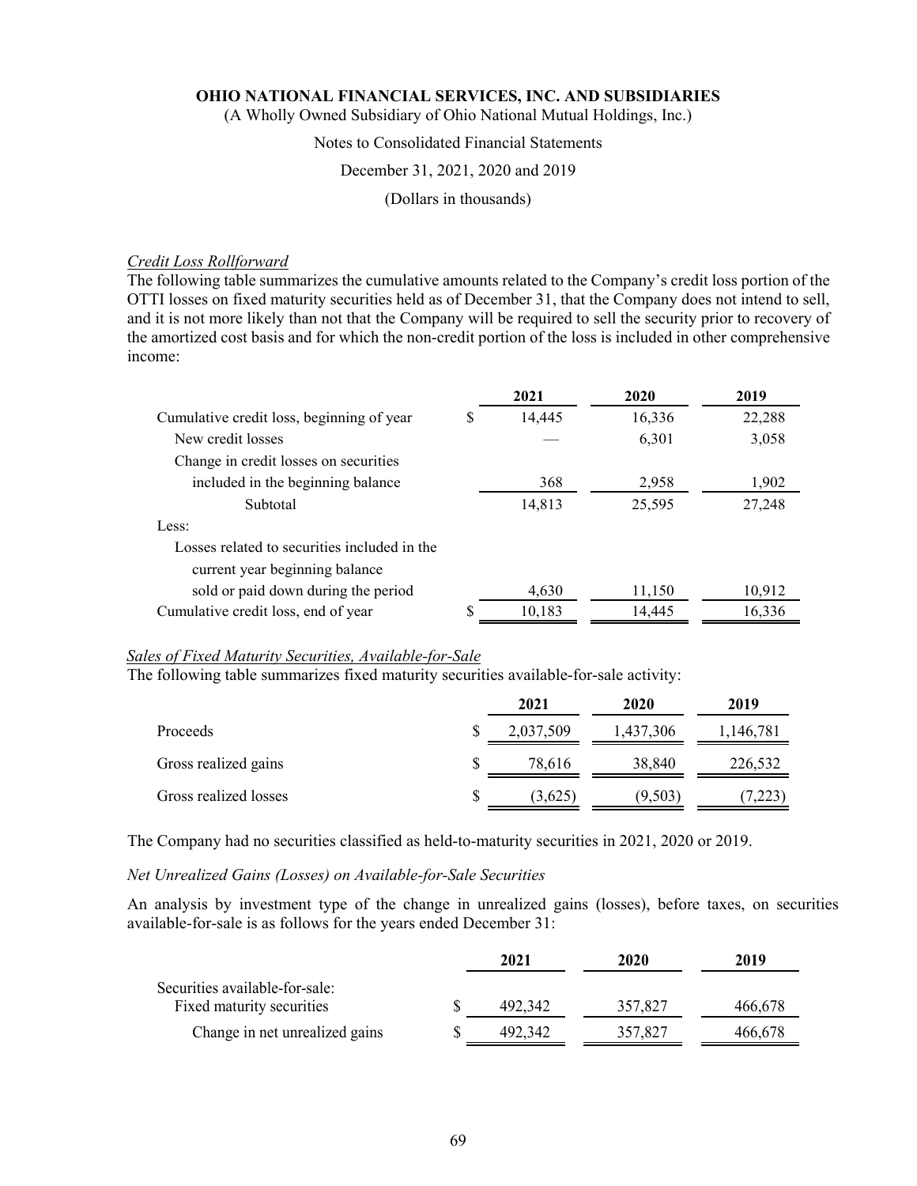*Credit Loss Rollforward*

The following table summarizes the cumulative amounts related to the Company's credit loss portion of the OTTI losses on fixed maturity securities held as of December 31, that the Company does not intend to sell, and it is not more likely than not that the Company will be required to sell the security prior to recovery of the amortized cost basis and for which the non-credit portion of the loss is included in other comprehensive income:

| | 2021 | 2020 | 2019 |
|---|---|---|---|
| Cumulative credit loss, beginning of year | $ 14,445 | 16,336 | 22,288 |
| New credit losses | — | 6,301 | 3,058 |
| Change in credit losses on securities included in the beginning balance | 368 | 2,958 | 1,902 |
| Subtotal | 14,813 | 25,595 | 27,248 |
| Less: | | | |
| Losses related to securities included in the current year beginning balance sold or paid down during the period | 4,630 | 11,150 | 10,912 |
| Cumulative credit loss, end of year | $ 10,183 | 14,445 | 16,336 |

*Sales of Fixed Maturity Securities, Available-for-Sale*

The following table summarizes fixed maturity securities available-for-sale activity:

| | 2021 | 2020 | 2019 |
|---|---|---|---|
| Proceeds | $ 2,037,509 | 1,437,306 | 1,146,781 |
| Gross realized gains | $ 78,616 | 38,840 | 226,532 |
| Gross realized losses | $ (3,625) | (9,503) | (7,223) |

The Company had no securities classified as held-to-maturity securities in 2021, 2020 or 2019.

*Net Unrealized Gains (Losses) on Available-for-Sale Securities*

An analysis by investment type of the change in unrealized gains (losses), before taxes, on securities available-for-sale is as follows for the years ended December 31:

| | 2021 | 2020 | 2019 |
|---|---|---|---|
| Securities available-for-sale: | | | |
| Fixed maturity securities | $ 492,342 | 357,827 | 466,678 |
| Change in net unrealized gains | $ 492,342 | 357,827 | 466,678 |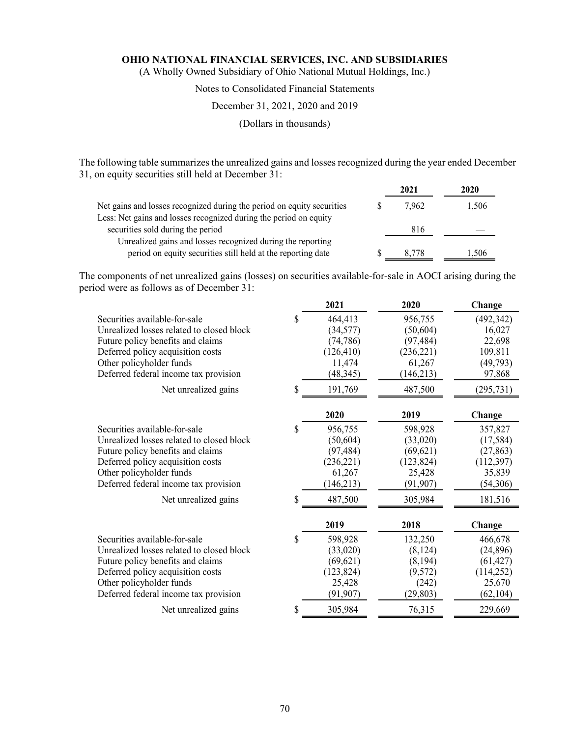**OHIO NATIONAL FINANCIAL SERVICES, INC. AND SUBSIDIARIES**

(A Wholly Owned Subsidiary of Ohio National Mutual Holdings, Inc.)

Notes to Consolidated Financial Statements

December 31, 2021, 2020 and 2019

(Dollars in thousands)

The following table summarizes the unrealized gains and losses recognized during the year ended December 31, on equity securities still held at December 31:

| | | 2021 | 2020 |
|---|---|---|---|
| Net gains and losses recognized during the period on equity securities | $ | 7,962 | 1,506 |
| Less: Net gains and losses recognized during the period on equity securities sold during the period | | 816 | — |
| Unrealized gains and losses recognized during the reporting period on equity securities still held at the reporting date | $ | 8,778 | 1,506 |

The components of net unrealized gains (losses) on securities available-for-sale in AOCI arising during the period were as follows as of December 31:

| | | 2021 | 2020 | Change |
|---|---|---|---|---|
| Securities available-for-sale | $ | 464,413 | 956,755 | (492,342) |
| Unrealized losses related to closed block | | (34,577) | (50,604) | 16,027 |
| Future policy benefits and claims | | (74,786) | (97,484) | 22,698 |
| Deferred policy acquisition costs | | (126,410) | (236,221) | 109,811 |
| Other policyholder funds | | 11,474 | 61,267 | (49,793) |
| Deferred federal income tax provision | | (48,345) | (146,213) | 97,868 |
| Net unrealized gains | $ | 191,769 | 487,500 | (295,731) |

| | | 2020 | 2019 | Change |
|---|---|---|---|---|
| Securities available-for-sale | $ | 956,755 | 598,928 | 357,827 |
| Unrealized losses related to closed block | | (50,604) | (33,020) | (17,584) |
| Future policy benefits and claims | | (97,484) | (69,621) | (27,863) |
| Deferred policy acquisition costs | | (236,221) | (123,824) | (112,397) |
| Other policyholder funds | | 61,267 | 25,428 | 35,839 |
| Deferred federal income tax provision | | (146,213) | (91,907) | (54,306) |
| Net unrealized gains | $ | 487,500 | 305,984 | 181,516 |

| | | 2019 | 2018 | Change |
|---|---|---|---|---|
| Securities available-for-sale | $ | 598,928 | 132,250 | 466,678 |
| Unrealized losses related to closed block | | (33,020) | (8,124) | (24,896) |
| Future policy benefits and claims | | (69,621) | (8,194) | (61,427) |
| Deferred policy acquisition costs | | (123,824) | (9,572) | (114,252) |
| Other policyholder funds | | 25,428 | (242) | 25,670 |
| Deferred federal income tax provision | | (91,907) | (29,803) | (62,104) |
| Net unrealized gains | $ | 305,984 | 76,315 | 229,669 |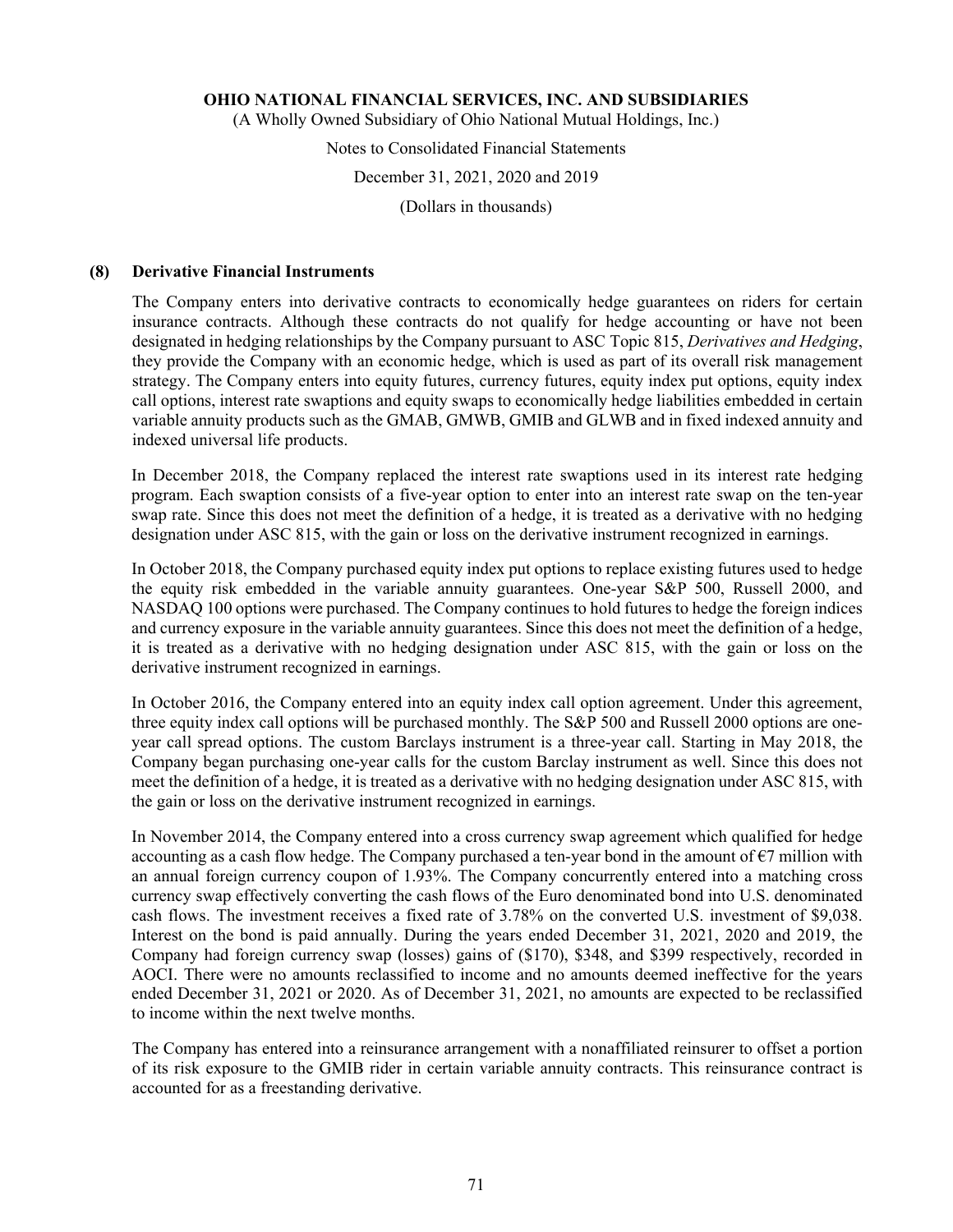## (8) Derivative Financial Instruments

The Company enters into derivative contracts to economically hedge guarantees on riders for certain insurance contracts. Although these contracts do not qualify for hedge accounting or have not been designated in hedging relationships by the Company pursuant to ASC Topic 815, *Derivatives and Hedging*, they provide the Company with an economic hedge, which is used as part of its overall risk management strategy. The Company enters into equity futures, currency futures, equity index put options, equity index call options, interest rate swaptions and equity swaps to economically hedge liabilities embedded in certain variable annuity products such as the GMAB, GMWB, GMIB and GLWB and in fixed indexed annuity and indexed universal life products.

In December 2018, the Company replaced the interest rate swaptions used in its interest rate hedging program. Each swaption consists of a five-year option to enter into an interest rate swap on the ten-year swap rate. Since this does not meet the definition of a hedge, it is treated as a derivative with no hedging designation under ASC 815, with the gain or loss on the derivative instrument recognized in earnings.

In October 2018, the Company purchased equity index put options to replace existing futures used to hedge the equity risk embedded in the variable annuity guarantees. One-year S&P 500, Russell 2000, and NASDAQ 100 options were purchased. The Company continues to hold futures to hedge the foreign indices and currency exposure in the variable annuity guarantees. Since this does not meet the definition of a hedge, it is treated as a derivative with no hedging designation under ASC 815, with the gain or loss on the derivative instrument recognized in earnings.

In October 2016, the Company entered into an equity index call option agreement. Under this agreement, three equity index call options will be purchased monthly. The S&P 500 and Russell 2000 options are one-year call spread options. The custom Barclays instrument is a three-year call. Starting in May 2018, the Company began purchasing one-year calls for the custom Barclay instrument as well. Since this does not meet the definition of a hedge, it is treated as a derivative with no hedging designation under ASC 815, with the gain or loss on the derivative instrument recognized in earnings.

In November 2014, the Company entered into a cross currency swap agreement which qualified for hedge accounting as a cash flow hedge. The Company purchased a ten-year bond in the amount of €7 million with an annual foreign currency coupon of 1.93%. The Company concurrently entered into a matching cross currency swap effectively converting the cash flows of the Euro denominated bond into U.S. denominated cash flows. The investment receives a fixed rate of 3.78% on the converted U.S. investment of $9,038. Interest on the bond is paid annually. During the years ended December 31, 2021, 2020 and 2019, the Company had foreign currency swap (losses) gains of ($170), $348, and $399 respectively, recorded in AOCI. There were no amounts reclassified to income and no amounts deemed ineffective for the years ended December 31, 2021 or 2020. As of December 31, 2021, no amounts are expected to be reclassified to income within the next twelve months.

The Company has entered into a reinsurance arrangement with a nonaffiliated reinsurer to offset a portion of its risk exposure to the GMIB rider in certain variable annuity contracts. This reinsurance contract is accounted for as a freestanding derivative.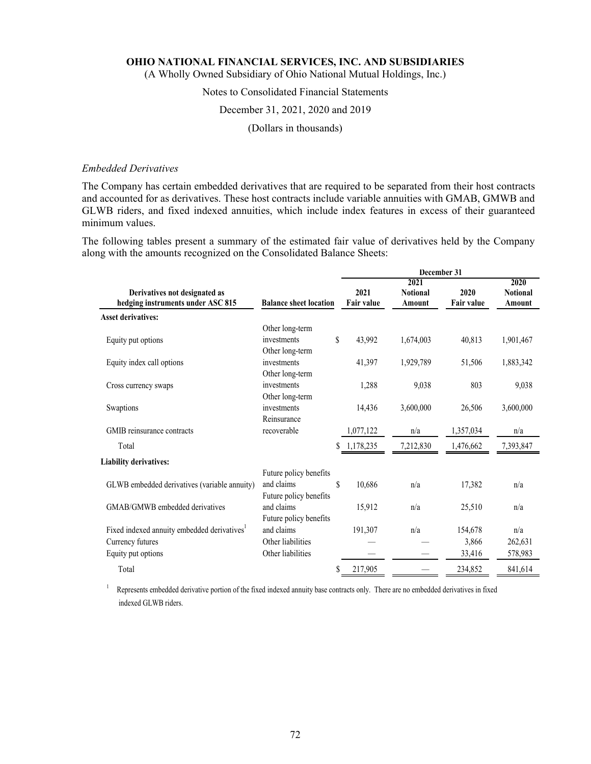*Embedded Derivatives*

The Company has certain embedded derivatives that are required to be separated from their host contracts and accounted for as derivatives. These host contracts include variable annuities with GMAB, GMWB and GLWB riders, and fixed indexed annuities, which include index features in excess of their guaranteed minimum values.

The following tables present a summary of the estimated fair value of derivatives held by the Company along with the amounts recognized on the Consolidated Balance Sheets:

| | | December 31 | | | |
|---|---|---|---|---|---|
| **Derivatives not designated as hedging instruments under ASC 815** | **Balance sheet location** | **2021 Fair value** | **2021 Notional Amount** | **2020 Fair value** | **2020 Notional Amount** |
| **Asset derivatives:** | | | | | |
| Equity put options | Other long-term investments | $ 43,992 | 1,674,003 | 40,813 | 1,901,467 |
| Equity index call options | Other long-term investments | 41,397 | 1,929,789 | 51,506 | 1,883,342 |
| Cross currency swaps | Other long-term investments | 1,288 | 9,038 | 803 | 9,038 |
| Swaptions | Other long-term investments | 14,436 | 3,600,000 | 26,506 | 3,600,000 |
| GMIB reinsurance contracts | Reinsurance recoverable | 1,077,122 | n/a | 1,357,034 | n/a |
| Total | | $ 1,178,235 | 7,212,830 | 1,476,662 | 7,393,847 |
| **Liability derivatives:** | | | | | |
| GLWB embedded derivatives (variable annuity) | Future policy benefits and claims | $ 10,686 | n/a | 17,382 | n/a |
| GMAB/GMWB embedded derivatives | Future policy benefits and claims | 15,912 | n/a | 25,510 | n/a |
| Fixed indexed annuity embedded derivatives[1] | Future policy benefits and claims | 191,307 | n/a | 154,678 | n/a |
| Currency futures | Other liabilities | — | — | 3,866 | 262,631 |
| Equity put options | Other liabilities | — | — | 33,416 | 578,983 |
| Total | | $ 217,905 | — | 234,852 | 841,614 |

[1] Represents embedded derivative portion of the fixed indexed annuity base contracts only. There are no embedded derivatives in fixed indexed GLWB riders.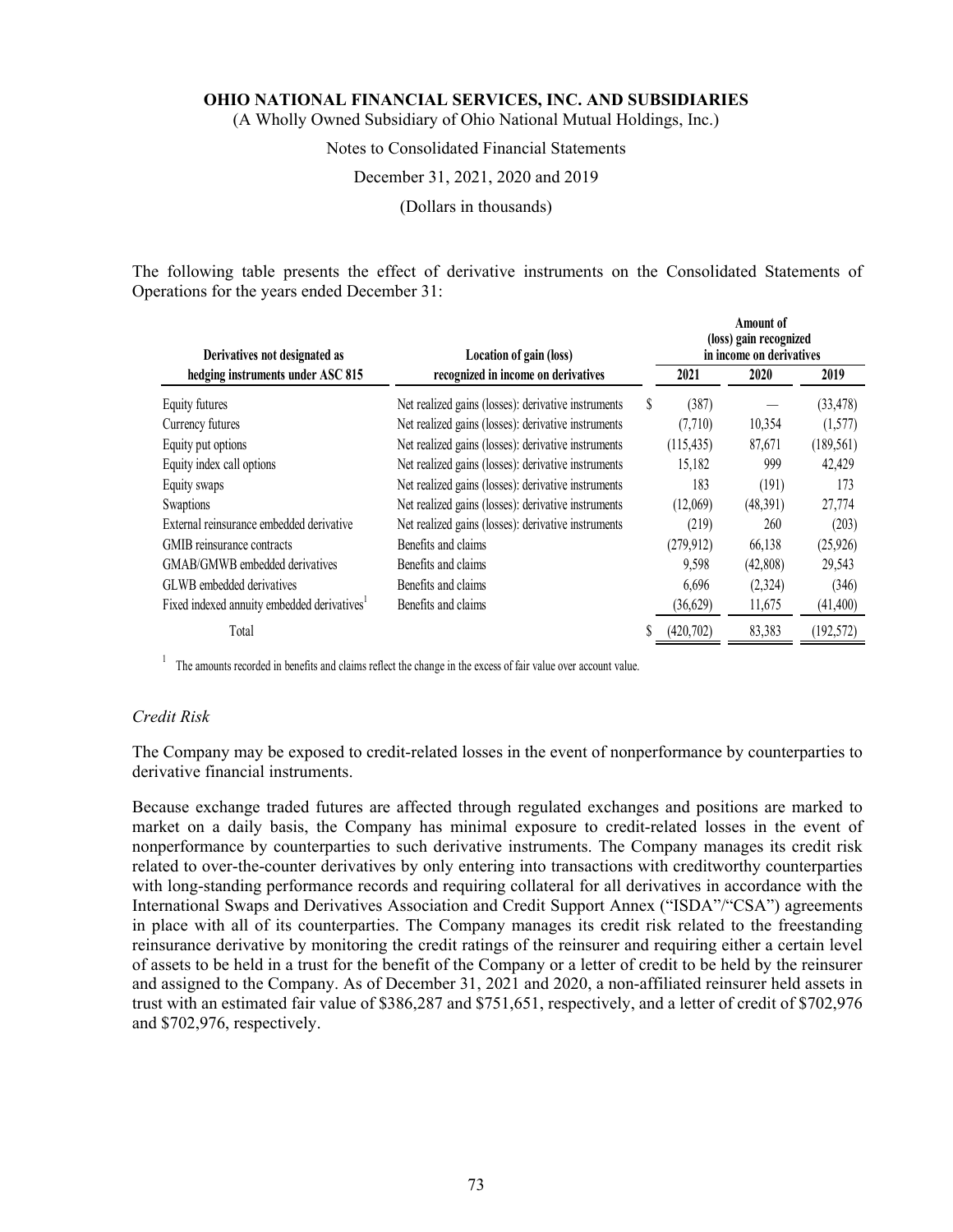The following table presents the effect of derivative instruments on the Consolidated Statements of Operations for the years ended December 31:

| Derivatives not designated as hedging instruments under ASC 815 | Location of gain (loss) recognized in income on derivatives | Amount of (loss) gain recognized in income on derivatives | | |
|---|---|---|---|---|
| | | 2021 | 2020 | 2019 |
| Equity futures | Net realized gains (losses): derivative instruments | $ (387) | — | (33,478) |
| Currency futures | Net realized gains (losses): derivative instruments | (7,710) | 10,354 | (1,577) |
| Equity put options | Net realized gains (losses): derivative instruments | (115,435) | 87,671 | (189,561) |
| Equity index call options | Net realized gains (losses): derivative instruments | 15,182 | 999 | 42,429 |
| Equity swaps | Net realized gains (losses): derivative instruments | 183 | (191) | 173 |
| Swaptions | Net realized gains (losses): derivative instruments | (12,069) | (48,391) | 27,774 |
| External reinsurance embedded derivative | Net realized gains (losses): derivative instruments | (219) | 260 | (203) |
| GMIB reinsurance contracts | Benefits and claims | (279,912) | 66,138 | (25,926) |
| GMAB/GMWB embedded derivatives | Benefits and claims | 9,598 | (42,808) | 29,543 |
| GLWB embedded derivatives | Benefits and claims | 6,696 | (2,324) | (346) |
| Fixed indexed annuity embedded derivatives[1] | Benefits and claims | (36,629) | 11,675 | (41,400) |
| Total | | $ (420,702) | 83,383 | (192,572) |

[1] The amounts recorded in benefits and claims reflect the change in the excess of fair value over account value.

*Credit Risk*

The Company may be exposed to credit-related losses in the event of nonperformance by counterparties to derivative financial instruments.

Because exchange traded futures are affected through regulated exchanges and positions are marked to market on a daily basis, the Company has minimal exposure to credit-related losses in the event of nonperformance by counterparties to such derivative instruments. The Company manages its credit risk related to over-the-counter derivatives by only entering into transactions with creditworthy counterparties with long-standing performance records and requiring collateral for all derivatives in accordance with the International Swaps and Derivatives Association and Credit Support Annex ("ISDA"/"CSA") agreements in place with all of its counterparties. The Company manages its credit risk related to the freestanding reinsurance derivative by monitoring the credit ratings of the reinsurer and requiring either a certain level of assets to be held in a trust for the benefit of the Company or a letter of credit to be held by the reinsurer and assigned to the Company. As of December 31, 2021 and 2020, a non-affiliated reinsurer held assets in trust with an estimated fair value of $386,287 and $751,651, respectively, and a letter of credit of $702,976 and $702,976, respectively.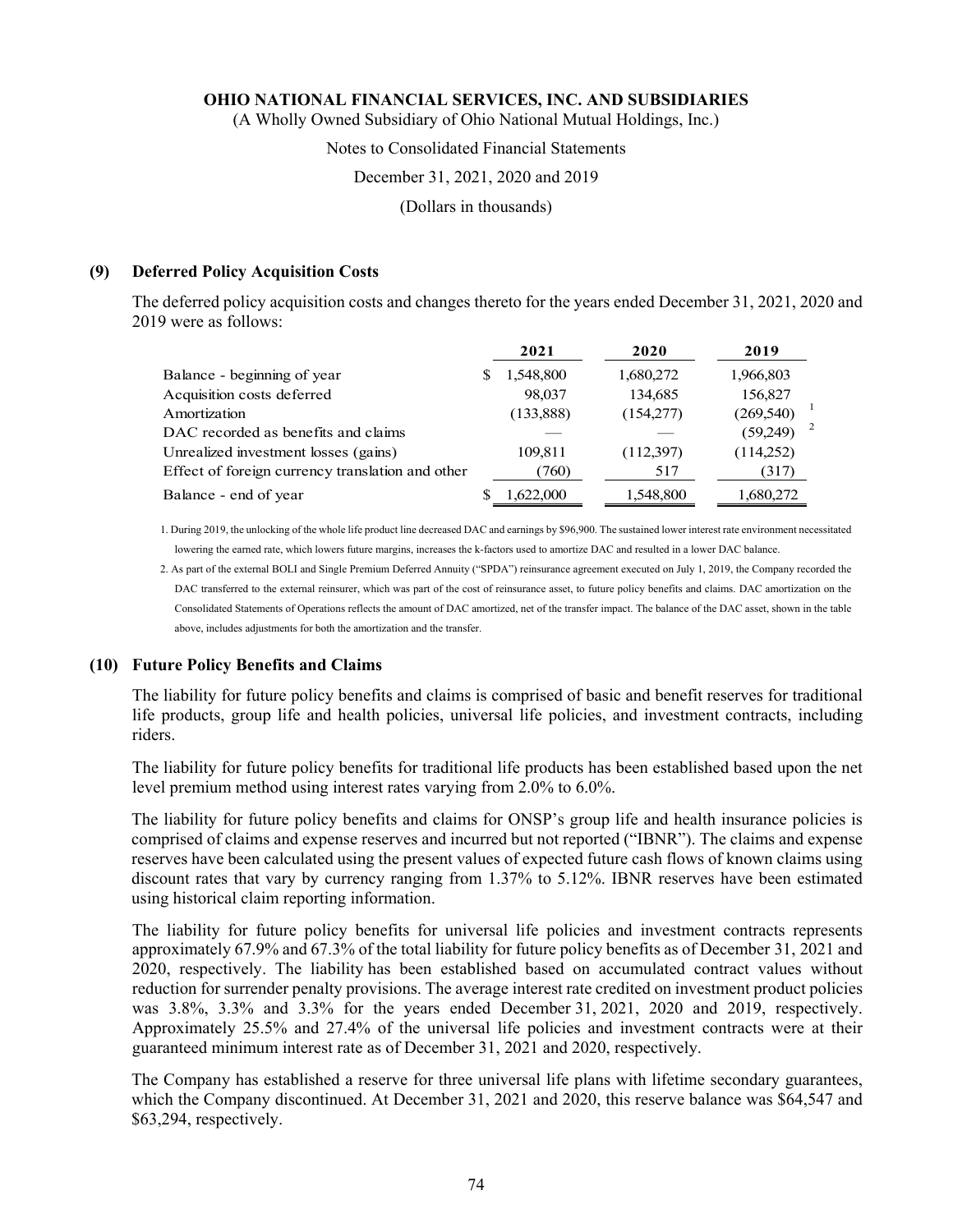OHIO NATIONAL FINANCIAL SERVICES, INC. AND SUBSIDIARIES
(A Wholly Owned Subsidiary of Ohio National Mutual Holdings, Inc.)

Notes to Consolidated Financial Statements

December 31, 2021, 2020 and 2019

(Dollars in thousands)

## (9) Deferred Policy Acquisition Costs

The deferred policy acquisition costs and changes thereto for the years ended December 31, 2021, 2020 and 2019 were as follows:

| | 2021 | 2020 | 2019 |
|---|---|---|---|
| Balance - beginning of year | $ 1,548,800 | 1,680,272 | 1,966,803 |
| Acquisition costs deferred | 98,037 | 134,685 | 156,827 |
| Amortization | (133,888) | (154,277) | (269,540) [1] |
| DAC recorded as benefits and claims | — | — | (59,249) [2] |
| Unrealized investment losses (gains) | 109,811 | (112,397) | (114,252) |
| Effect of foreign currency translation and other | (760) | 517 | (317) |
| Balance - end of year | $ 1,622,000 | 1,548,800 | 1,680,272 |

1. During 2019, the unlocking of the whole life product line decreased DAC and earnings by $96,900. The sustained lower interest rate environment necessitated lowering the earned rate, which lowers future margins, increases the k-factors used to amortize DAC and resulted in a lower DAC balance.

2. As part of the external BOLI and Single Premium Deferred Annuity ("SPDA") reinsurance agreement executed on July 1, 2019, the Company recorded the DAC transferred to the external reinsurer, which was part of the cost of reinsurance asset, to future policy benefits and claims. DAC amortization on the Consolidated Statements of Operations reflects the amount of DAC amortized, net of the transfer impact. The balance of the DAC asset, shown in the table above, includes adjustments for both the amortization and the transfer.

## (10) Future Policy Benefits and Claims

The liability for future policy benefits and claims is comprised of basic and benefit reserves for traditional life products, group life and health policies, universal life policies, and investment contracts, including riders.

The liability for future policy benefits for traditional life products has been established based upon the net level premium method using interest rates varying from 2.0% to 6.0%.

The liability for future policy benefits and claims for ONSP's group life and health insurance policies is comprised of claims and expense reserves and incurred but not reported ("IBNR"). The claims and expense reserves have been calculated using the present values of expected future cash flows of known claims using discount rates that vary by currency ranging from 1.37% to 5.12%. IBNR reserves have been estimated using historical claim reporting information.

The liability for future policy benefits for universal life policies and investment contracts represents approximately 67.9% and 67.3% of the total liability for future policy benefits as of December 31, 2021 and 2020, respectively. The liability has been established based on accumulated contract values without reduction for surrender penalty provisions. The average interest rate credited on investment product policies was 3.8%, 3.3% and 3.3% for the years ended December 31, 2021, 2020 and 2019, respectively. Approximately 25.5% and 27.4% of the universal life policies and investment contracts were at their guaranteed minimum interest rate as of December 31, 2021 and 2020, respectively.

The Company has established a reserve for three universal life plans with lifetime secondary guarantees, which the Company discontinued. At December 31, 2021 and 2020, this reserve balance was $64,547 and $63,294, respectively.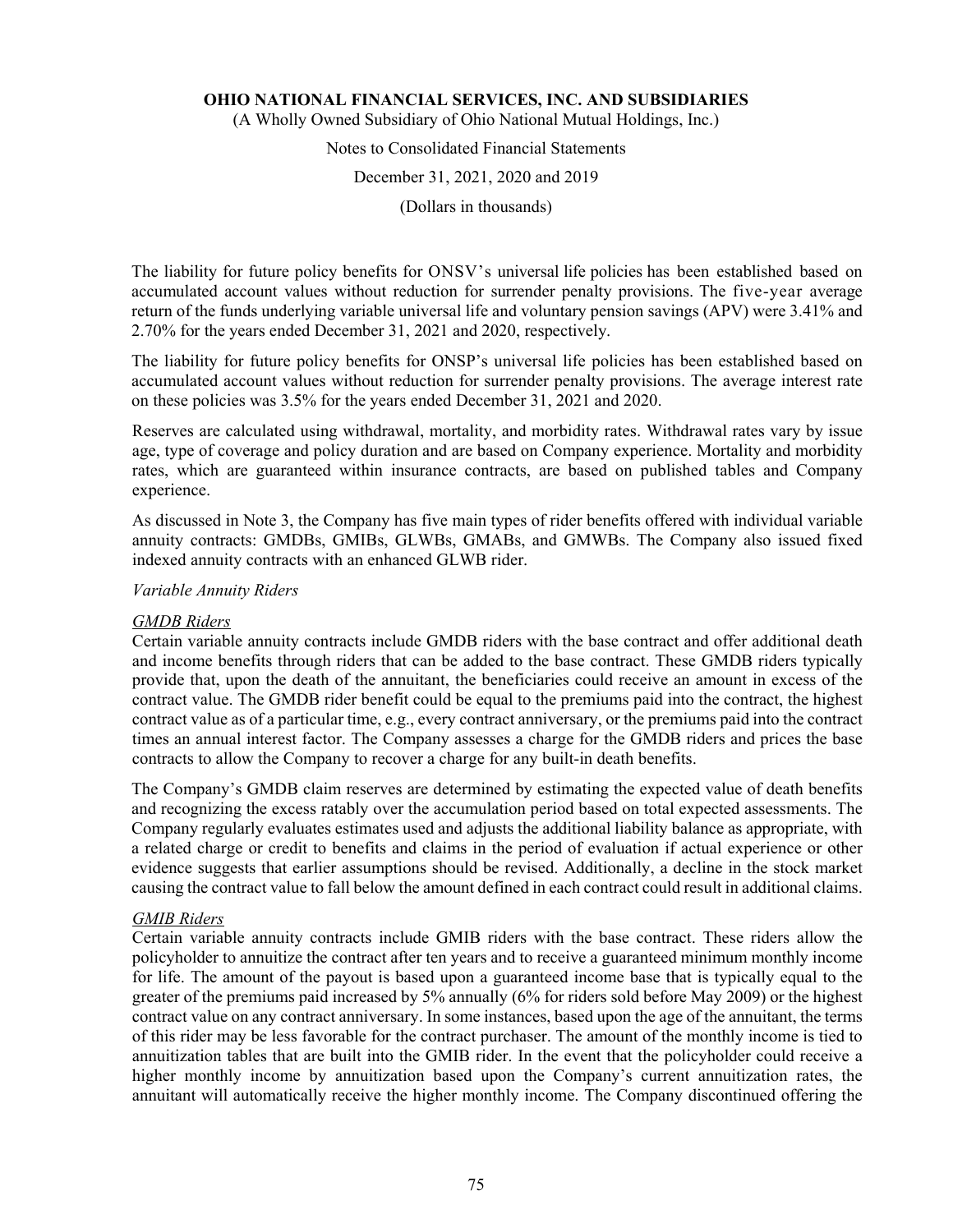The liability for future policy benefits for ONSV's universal life policies has been established based on accumulated account values without reduction for surrender penalty provisions. The five-year average return of the funds underlying variable universal life and voluntary pension savings (APV) were 3.41% and 2.70% for the years ended December 31, 2021 and 2020, respectively.

The liability for future policy benefits for ONSP's universal life policies has been established based on accumulated account values without reduction for surrender penalty provisions. The average interest rate on these policies was 3.5% for the years ended December 31, 2021 and 2020.

Reserves are calculated using withdrawal, mortality, and morbidity rates. Withdrawal rates vary by issue age, type of coverage and policy duration and are based on Company experience. Mortality and morbidity rates, which are guaranteed within insurance contracts, are based on published tables and Company experience.

As discussed in Note 3, the Company has five main types of rider benefits offered with individual variable annuity contracts: GMDBs, GMIBs, GLWBs, GMABs, and GMWBs. The Company also issued fixed indexed annuity contracts with an enhanced GLWB rider.

*Variable Annuity Riders*

*GMDB Riders*

Certain variable annuity contracts include GMDB riders with the base contract and offer additional death and income benefits through riders that can be added to the base contract. These GMDB riders typically provide that, upon the death of the annuitant, the beneficiaries could receive an amount in excess of the contract value. The GMDB rider benefit could be equal to the premiums paid into the contract, the highest contract value as of a particular time, e.g., every contract anniversary, or the premiums paid into the contract times an annual interest factor. The Company assesses a charge for the GMDB riders and prices the base contracts to allow the Company to recover a charge for any built-in death benefits.

The Company's GMDB claim reserves are determined by estimating the expected value of death benefits and recognizing the excess ratably over the accumulation period based on total expected assessments. The Company regularly evaluates estimates used and adjusts the additional liability balance as appropriate, with a related charge or credit to benefits and claims in the period of evaluation if actual experience or other evidence suggests that earlier assumptions should be revised. Additionally, a decline in the stock market causing the contract value to fall below the amount defined in each contract could result in additional claims.

*GMIB Riders*

Certain variable annuity contracts include GMIB riders with the base contract. These riders allow the policyholder to annuitize the contract after ten years and to receive a guaranteed minimum monthly income for life. The amount of the payout is based upon a guaranteed income base that is typically equal to the greater of the premiums paid increased by 5% annually (6% for riders sold before May 2009) or the highest contract value on any contract anniversary. In some instances, based upon the age of the annuitant, the terms of this rider may be less favorable for the contract purchaser. The amount of the monthly income is tied to annuitization tables that are built into the GMIB rider. In the event that the policyholder could receive a higher monthly income by annuitization based upon the Company's current annuitization rates, the annuitant will automatically receive the higher monthly income. The Company discontinued offering the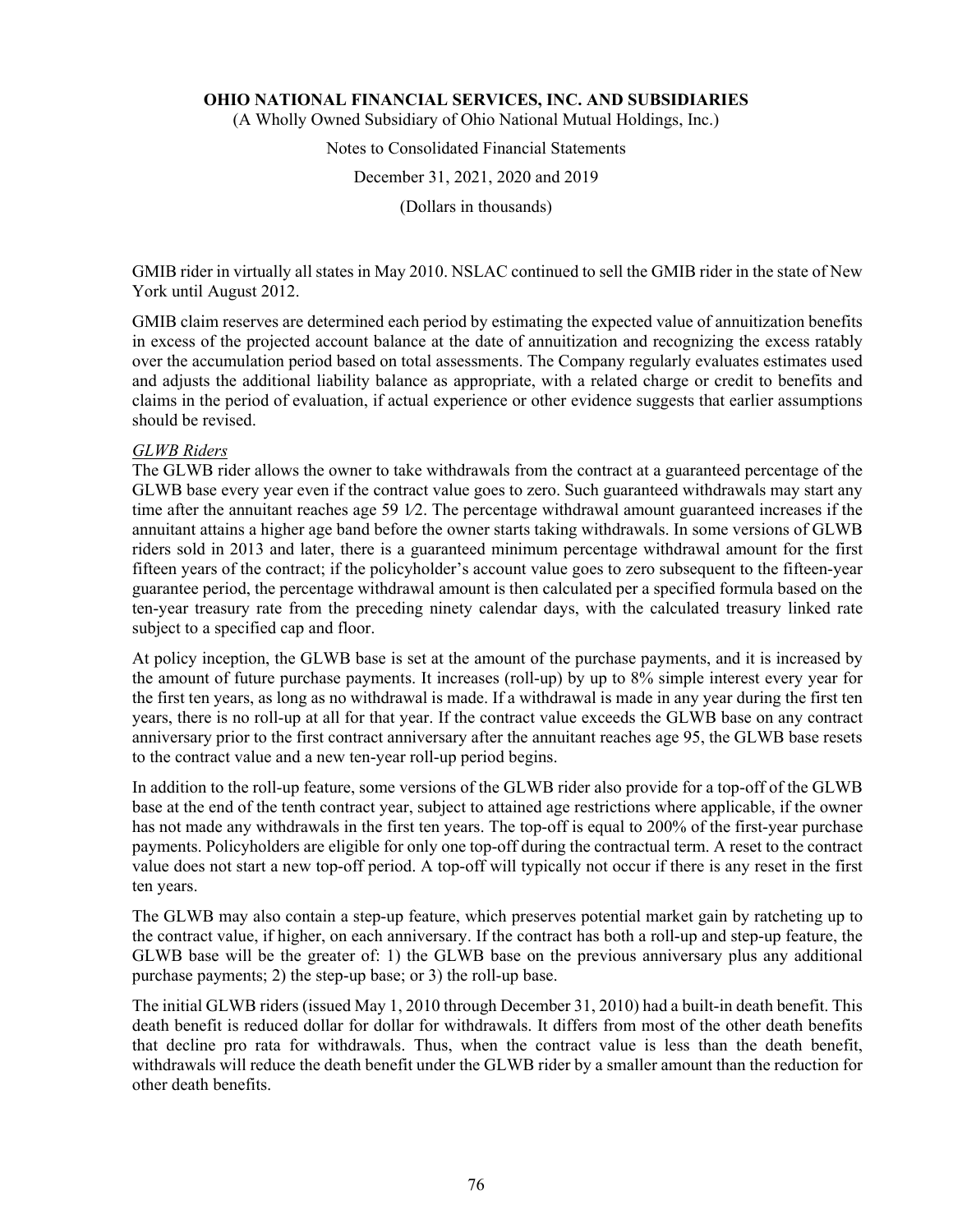GMIB rider in virtually all states in May 2010. NSLAC continued to sell the GMIB rider in the state of New York until August 2012.

GMIB claim reserves are determined each period by estimating the expected value of annuitization benefits in excess of the projected account balance at the date of annuitization and recognizing the excess ratably over the accumulation period based on total assessments. The Company regularly evaluates estimates used and adjusts the additional liability balance as appropriate, with a related charge or credit to benefits and claims in the period of evaluation, if actual experience or other evidence suggests that earlier assumptions should be revised.

*GLWB Riders*

The GLWB rider allows the owner to take withdrawals from the contract at a guaranteed percentage of the GLWB base every year even if the contract value goes to zero. Such guaranteed withdrawals may start any time after the annuitant reaches age 59 1⁄2. The percentage withdrawal amount guaranteed increases if the annuitant attains a higher age band before the owner starts taking withdrawals. In some versions of GLWB riders sold in 2013 and later, there is a guaranteed minimum percentage withdrawal amount for the first fifteen years of the contract; if the policyholder's account value goes to zero subsequent to the fifteen-year guarantee period, the percentage withdrawal amount is then calculated per a specified formula based on the ten-year treasury rate from the preceding ninety calendar days, with the calculated treasury linked rate subject to a specified cap and floor.

At policy inception, the GLWB base is set at the amount of the purchase payments, and it is increased by the amount of future purchase payments. It increases (roll-up) by up to 8% simple interest every year for the first ten years, as long as no withdrawal is made. If a withdrawal is made in any year during the first ten years, there is no roll-up at all for that year. If the contract value exceeds the GLWB base on any contract anniversary prior to the first contract anniversary after the annuitant reaches age 95, the GLWB base resets to the contract value and a new ten-year roll-up period begins.

In addition to the roll-up feature, some versions of the GLWB rider also provide for a top-off of the GLWB base at the end of the tenth contract year, subject to attained age restrictions where applicable, if the owner has not made any withdrawals in the first ten years. The top-off is equal to 200% of the first-year purchase payments. Policyholders are eligible for only one top-off during the contractual term. A reset to the contract value does not start a new top-off period. A top-off will typically not occur if there is any reset in the first ten years.

The GLWB may also contain a step-up feature, which preserves potential market gain by ratcheting up to the contract value, if higher, on each anniversary. If the contract has both a roll-up and step-up feature, the GLWB base will be the greater of: 1) the GLWB base on the previous anniversary plus any additional purchase payments; 2) the step-up base; or 3) the roll-up base.

The initial GLWB riders (issued May 1, 2010 through December 31, 2010) had a built-in death benefit. This death benefit is reduced dollar for dollar for withdrawals. It differs from most of the other death benefits that decline pro rata for withdrawals. Thus, when the contract value is less than the death benefit, withdrawals will reduce the death benefit under the GLWB rider by a smaller amount than the reduction for other death benefits.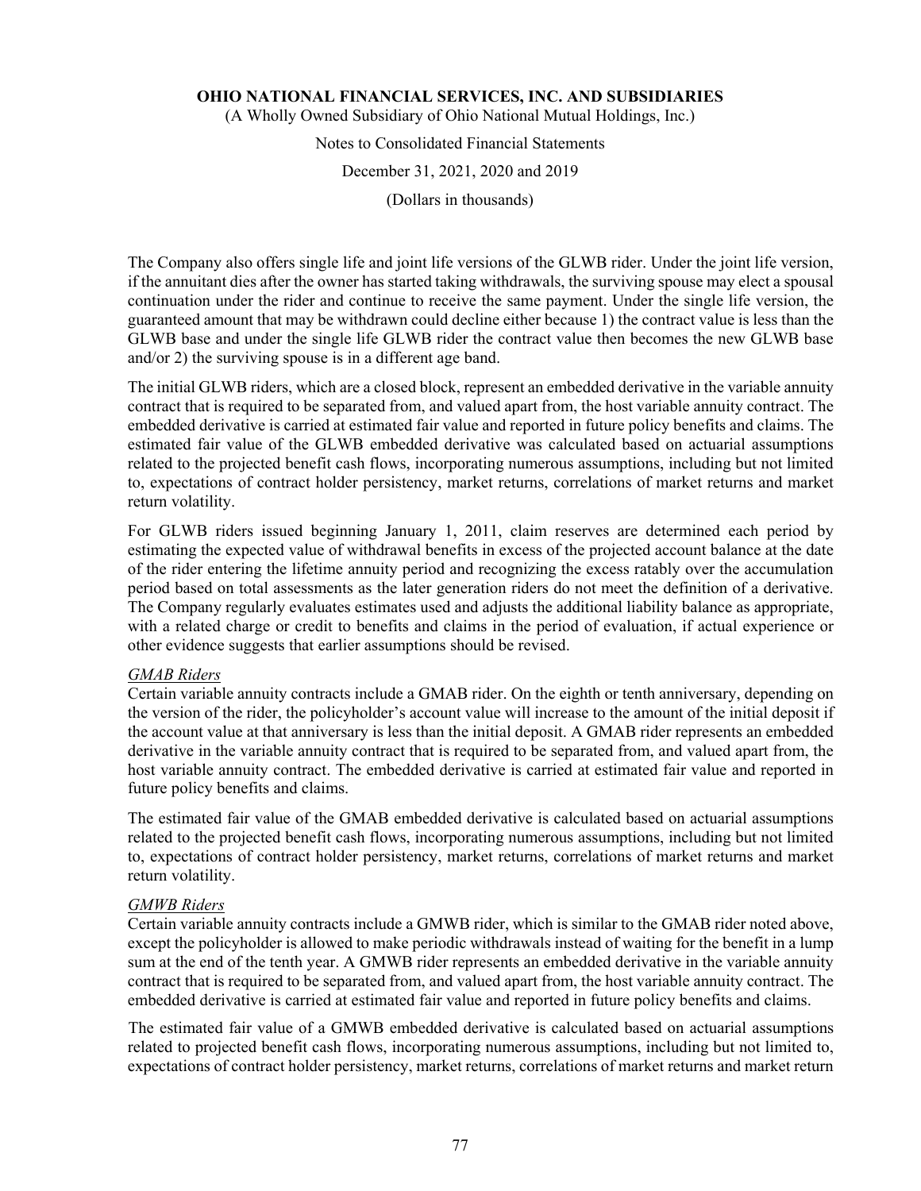The Company also offers single life and joint life versions of the GLWB rider. Under the joint life version, if the annuitant dies after the owner has started taking withdrawals, the surviving spouse may elect a spousal continuation under the rider and continue to receive the same payment. Under the single life version, the guaranteed amount that may be withdrawn could decline either because 1) the contract value is less than the GLWB base and under the single life GLWB rider the contract value then becomes the new GLWB base and/or 2) the surviving spouse is in a different age band.

The initial GLWB riders, which are a closed block, represent an embedded derivative in the variable annuity contract that is required to be separated from, and valued apart from, the host variable annuity contract. The embedded derivative is carried at estimated fair value and reported in future policy benefits and claims. The estimated fair value of the GLWB embedded derivative was calculated based on actuarial assumptions related to the projected benefit cash flows, incorporating numerous assumptions, including but not limited to, expectations of contract holder persistency, market returns, correlations of market returns and market return volatility.

For GLWB riders issued beginning January 1, 2011, claim reserves are determined each period by estimating the expected value of withdrawal benefits in excess of the projected account balance at the date of the rider entering the lifetime annuity period and recognizing the excess ratably over the accumulation period based on total assessments as the later generation riders do not meet the definition of a derivative. The Company regularly evaluates estimates used and adjusts the additional liability balance as appropriate, with a related charge or credit to benefits and claims in the period of evaluation, if actual experience or other evidence suggests that earlier assumptions should be revised.

*GMAB Riders*

Certain variable annuity contracts include a GMAB rider. On the eighth or tenth anniversary, depending on the version of the rider, the policyholder's account value will increase to the amount of the initial deposit if the account value at that anniversary is less than the initial deposit. A GMAB rider represents an embedded derivative in the variable annuity contract that is required to be separated from, and valued apart from, the host variable annuity contract. The embedded derivative is carried at estimated fair value and reported in future policy benefits and claims.

The estimated fair value of the GMAB embedded derivative is calculated based on actuarial assumptions related to the projected benefit cash flows, incorporating numerous assumptions, including but not limited to, expectations of contract holder persistency, market returns, correlations of market returns and market return volatility.

*GMWB Riders*

Certain variable annuity contracts include a GMWB rider, which is similar to the GMAB rider noted above, except the policyholder is allowed to make periodic withdrawals instead of waiting for the benefit in a lump sum at the end of the tenth year. A GMWB rider represents an embedded derivative in the variable annuity contract that is required to be separated from, and valued apart from, the host variable annuity contract. The embedded derivative is carried at estimated fair value and reported in future policy benefits and claims.

The estimated fair value of a GMWB embedded derivative is calculated based on actuarial assumptions related to projected benefit cash flows, incorporating numerous assumptions, including but not limited to, expectations of contract holder persistency, market returns, correlations of market returns and market return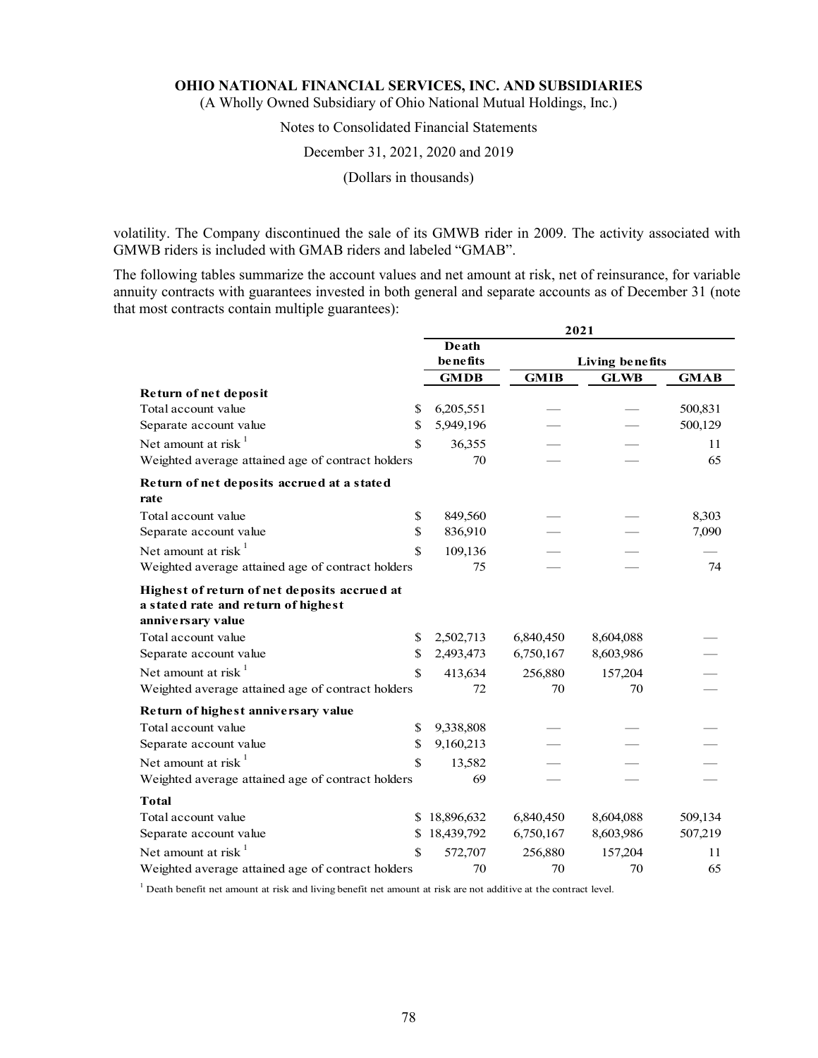volatility. The Company discontinued the sale of its GMWB rider in 2009. The activity associated with GMWB riders is included with GMAB riders and labeled "GMAB".

The following tables summarize the account values and net amount at risk, net of reinsurance, for variable annuity contracts with guarantees invested in both general and separate accounts as of December 31 (note that most contracts contain multiple guarantees):

| | 2021 | | | |
|---|---|---|---|---|
| | Death benefits | Living benefits | | |
| | GMDB | GMIB | GLWB | GMAB |
| **Return of net deposit** | | | | |
| Total account value | $ 6,205,551 | — | — | 500,831 |
| Separate account value | $ 5,949,196 | — | — | 500,129 |
| Net amount at risk [1] | $ 36,355 | — | — | 11 |
| Weighted average attained age of contract holders | 70 | — | — | 65 |
| **Return of net deposits accrued at a stated rate** | | | | |
| Total account value | $ 849,560 | — | — | 8,303 |
| Separate account value | $ 836,910 | — | — | 7,090 |
| Net amount at risk [1] | $ 109,136 | — | — | — |
| Weighted average attained age of contract holders | 75 | — | — | 74 |
| **Highest of return of net deposits accrued at a stated rate and return of highest anniversary value** | | | | |
| Total account value | $ 2,502,713 | 6,840,450 | 8,604,088 | — |
| Separate account value | $ 2,493,473 | 6,750,167 | 8,603,986 | — |
| Net amount at risk [1] | $ 413,634 | 256,880 | 157,204 | — |
| Weighted average attained age of contract holders | 72 | 70 | 70 | — |
| **Return of highest anniversary value** | | | | |
| Total account value | $ 9,338,808 | — | — | — |
| Separate account value | $ 9,160,213 | — | — | — |
| Net amount at risk [1] | $ 13,582 | — | — | — |
| Weighted average attained age of contract holders | 69 | — | — | — |
| **Total** | | | | |
| Total account value | $ 18,896,632 | 6,840,450 | 8,604,088 | 509,134 |
| Separate account value | $ 18,439,792 | 6,750,167 | 8,603,986 | 507,219 |
| Net amount at risk [1] | $ 572,707 | 256,880 | 157,204 | 11 |
| Weighted average attained age of contract holders | 70 | 70 | 70 | 65 |

[1] Death benefit net amount at risk and living benefit net amount at risk are not additive at the contract level.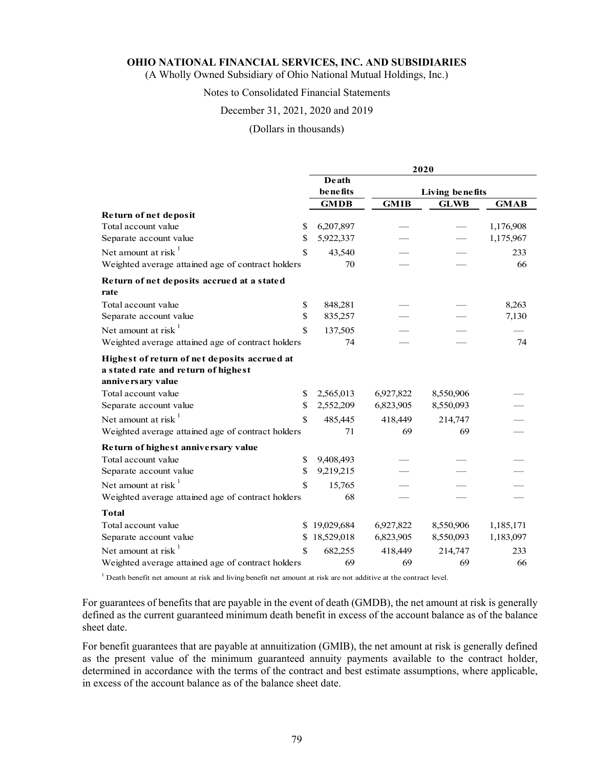**OHIO NATIONAL FINANCIAL SERVICES, INC. AND SUBSIDIARIES**

(A Wholly Owned Subsidiary of Ohio National Mutual Holdings, Inc.)

Notes to Consolidated Financial Statements

December 31, 2021, 2020 and 2019

(Dollars in thousands)

| | 2020 | | | |
|---|---|---|---|---|
| | Death benefits | Living benefits | | |
| | GMDB | GMIB | GLWB | GMAB |
| **Return of net deposit** | | | | |
| Total account value | $ 6,207,897 | — | — | 1,176,908 |
| Separate account value | $ 5,922,337 | — | — | 1,175,967 |
| Net amount at risk [1] | $ 43,540 | — | — | 233 |
| Weighted average attained age of contract holders | 70 | — | — | 66 |
| **Return of net deposits accrued at a stated rate** | | | | |
| Total account value | $ 848,281 | — | — | 8,263 |
| Separate account value | $ 835,257 | — | — | 7,130 |
| Net amount at risk [1] | $ 137,505 | — | — | — |
| Weighted average attained age of contract holders | 74 | — | — | 74 |
| **Highest of return of net deposits accrued at a stated rate and return of highest anniversary value** | | | | |
| Total account value | $ 2,565,013 | 6,927,822 | 8,550,906 | — |
| Separate account value | $ 2,552,209 | 6,823,905 | 8,550,093 | — |
| Net amount at risk [1] | $ 485,445 | 418,449 | 214,747 | — |
| Weighted average attained age of contract holders | 71 | 69 | 69 | — |
| **Return of highest anniversary value** | | | | |
| Total account value | $ 9,408,493 | — | — | — |
| Separate account value | $ 9,219,215 | — | — | — |
| Net amount at risk [1] | $ 15,765 | — | — | — |
| Weighted average attained age of contract holders | 68 | — | — | — |
| **Total** | | | | |
| Total account value | $ 19,029,684 | 6,927,822 | 8,550,906 | 1,185,171 |
| Separate account value | $ 18,529,018 | 6,823,905 | 8,550,093 | 1,183,097 |
| Net amount at risk [1] | $ 682,255 | 418,449 | 214,747 | 233 |
| Weighted average attained age of contract holders | 69 | 69 | 69 | 66 |

[1] Death benefit net amount at risk and living benefit net amount at risk are not additive at the contract level.

For guarantees of benefits that are payable in the event of death (GMDB), the net amount at risk is generally defined as the current guaranteed minimum death benefit in excess of the account balance as of the balance sheet date.

For benefit guarantees that are payable at annuitization (GMIB), the net amount at risk is generally defined as the present value of the minimum guaranteed annuity payments available to the contract holder, determined in accordance with the terms of the contract and best estimate assumptions, where applicable, in excess of the account balance as of the balance sheet date.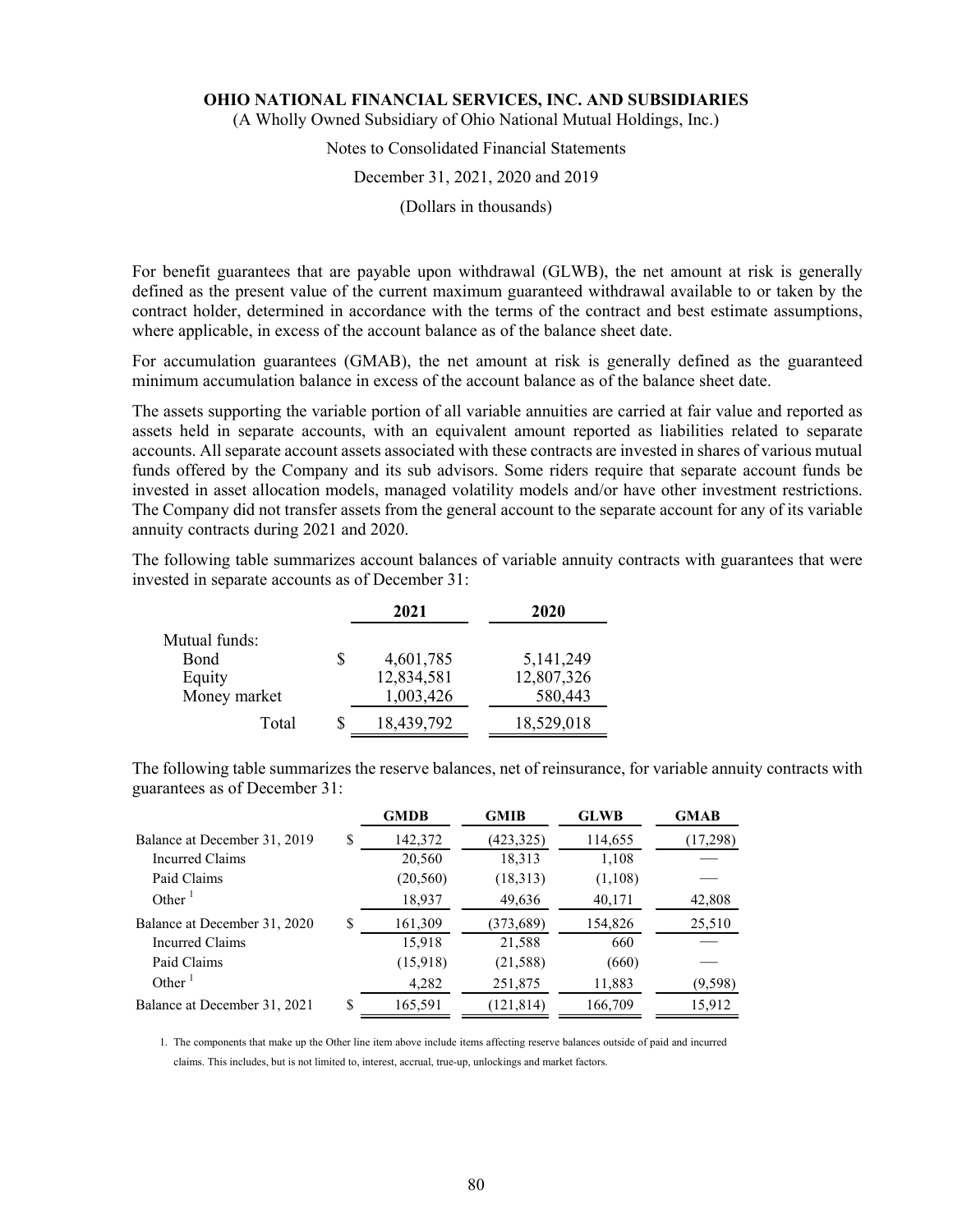For benefit guarantees that are payable upon withdrawal (GLWB), the net amount at risk is generally defined as the present value of the current maximum guaranteed withdrawal available to or taken by the contract holder, determined in accordance with the terms of the contract and best estimate assumptions, where applicable, in excess of the account balance as of the balance sheet date.

For accumulation guarantees (GMAB), the net amount at risk is generally defined as the guaranteed minimum accumulation balance in excess of the account balance as of the balance sheet date.

The assets supporting the variable portion of all variable annuities are carried at fair value and reported as assets held in separate accounts, with an equivalent amount reported as liabilities related to separate accounts. All separate account assets associated with these contracts are invested in shares of various mutual funds offered by the Company and its sub advisors. Some riders require that separate account funds be invested in asset allocation models, managed volatility models and/or have other investment restrictions. The Company did not transfer assets from the general account to the separate account for any of its variable annuity contracts during 2021 and 2020.

The following table summarizes account balances of variable annuity contracts with guarantees that were invested in separate accounts as of December 31:

| | 2021 | 2020 |
|---|---|---|
| Mutual funds: | | |
| Bond | $ 4,601,785 | 5,141,249 |
| Equity | 12,834,581 | 12,807,326 |
| Money market | 1,003,426 | 580,443 |
| Total | $ 18,439,792 | 18,529,018 |

The following table summarizes the reserve balances, net of reinsurance, for variable annuity contracts with guarantees as of December 31:

| | GMDB | GMIB | GLWB | GMAB |
|---|---|---|---|---|
| Balance at December 31, 2019 | $ 142,372 | (423,325) | 114,655 | (17,298) |
| Incurred Claims | 20,560 | 18,313 | 1,108 | — |
| Paid Claims | (20,560) | (18,313) | (1,108) | — |
| Other [1] | 18,937 | 49,636 | 40,171 | 42,808 |
| Balance at December 31, 2020 | $ 161,309 | (373,689) | 154,826 | 25,510 |
| Incurred Claims | 15,918 | 21,588 | 660 | — |
| Paid Claims | (15,918) | (21,588) | (660) | — |
| Other [1] | 4,282 | 251,875 | 11,883 | (9,598) |
| Balance at December 31, 2021 | $ 165,591 | (121,814) | 166,709 | 15,912 |

1. The components that make up the Other line item above include items affecting reserve balances outside of paid and incurred claims. This includes, but is not limited to, interest, accrual, true-up, unlockings and market factors.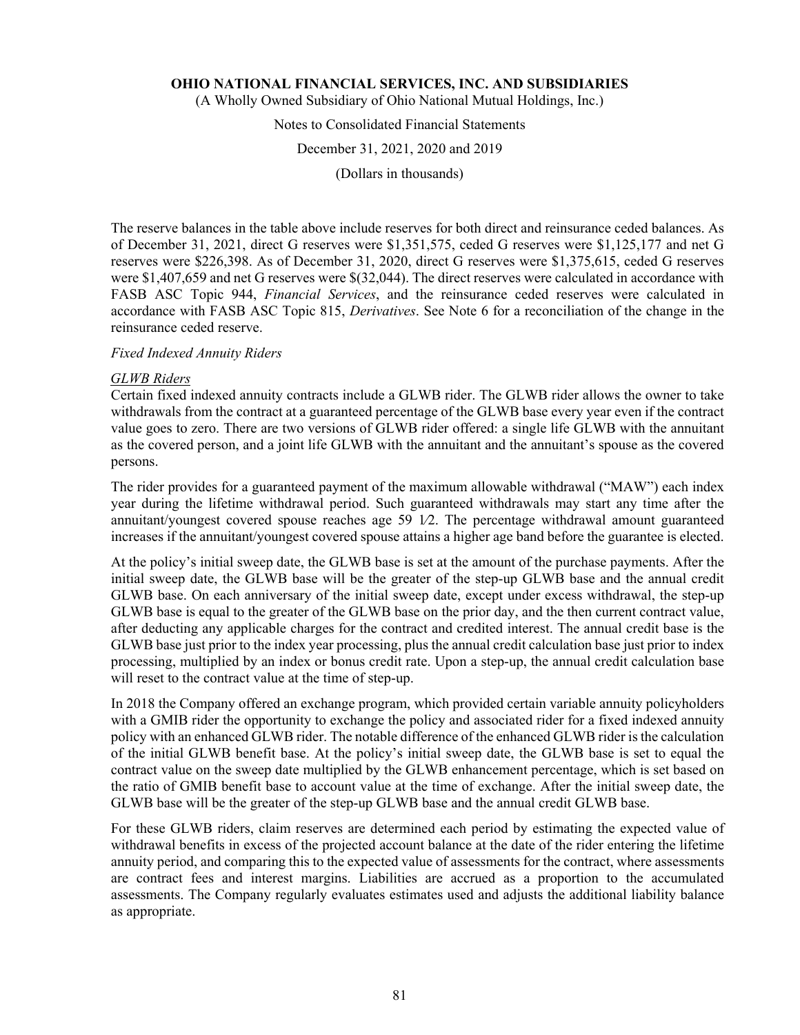The reserve balances in the table above include reserves for both direct and reinsurance ceded balances. As of December 31, 2021, direct G reserves were $1,351,575, ceded G reserves were $1,125,177 and net G reserves were $226,398. As of December 31, 2020, direct G reserves were $1,375,615, ceded G reserves were $1,407,659 and net G reserves were $(32,044). The direct reserves were calculated in accordance with FASB ASC Topic 944, *Financial Services*, and the reinsurance ceded reserves were calculated in accordance with FASB ASC Topic 815, *Derivatives*. See Note 6 for a reconciliation of the change in the reinsurance ceded reserve.

*Fixed Indexed Annuity Riders*

*GLWB Riders*

Certain fixed indexed annuity contracts include a GLWB rider. The GLWB rider allows the owner to take withdrawals from the contract at a guaranteed percentage of the GLWB base every year even if the contract value goes to zero. There are two versions of GLWB rider offered: a single life GLWB with the annuitant as the covered person, and a joint life GLWB with the annuitant and the annuitant's spouse as the covered persons.

The rider provides for a guaranteed payment of the maximum allowable withdrawal ("MAW") each index year during the lifetime withdrawal period. Such guaranteed withdrawals may start any time after the annuitant/youngest covered spouse reaches age 59 1⁄2. The percentage withdrawal amount guaranteed increases if the annuitant/youngest covered spouse attains a higher age band before the guarantee is elected.

At the policy's initial sweep date, the GLWB base is set at the amount of the purchase payments. After the initial sweep date, the GLWB base will be the greater of the step-up GLWB base and the annual credit GLWB base. On each anniversary of the initial sweep date, except under excess withdrawal, the step-up GLWB base is equal to the greater of the GLWB base on the prior day, and the then current contract value, after deducting any applicable charges for the contract and credited interest. The annual credit base is the GLWB base just prior to the index year processing, plus the annual credit calculation base just prior to index processing, multiplied by an index or bonus credit rate. Upon a step-up, the annual credit calculation base will reset to the contract value at the time of step-up.

In 2018 the Company offered an exchange program, which provided certain variable annuity policyholders with a GMIB rider the opportunity to exchange the policy and associated rider for a fixed indexed annuity policy with an enhanced GLWB rider. The notable difference of the enhanced GLWB rider is the calculation of the initial GLWB benefit base. At the policy's initial sweep date, the GLWB base is set to equal the contract value on the sweep date multiplied by the GLWB enhancement percentage, which is set based on the ratio of GMIB benefit base to account value at the time of exchange. After the initial sweep date, the GLWB base will be the greater of the step-up GLWB base and the annual credit GLWB base.

For these GLWB riders, claim reserves are determined each period by estimating the expected value of withdrawal benefits in excess of the projected account balance at the date of the rider entering the lifetime annuity period, and comparing this to the expected value of assessments for the contract, where assessments are contract fees and interest margins. Liabilities are accrued as a proportion to the accumulated assessments. The Company regularly evaluates estimates used and adjusts the additional liability balance as appropriate.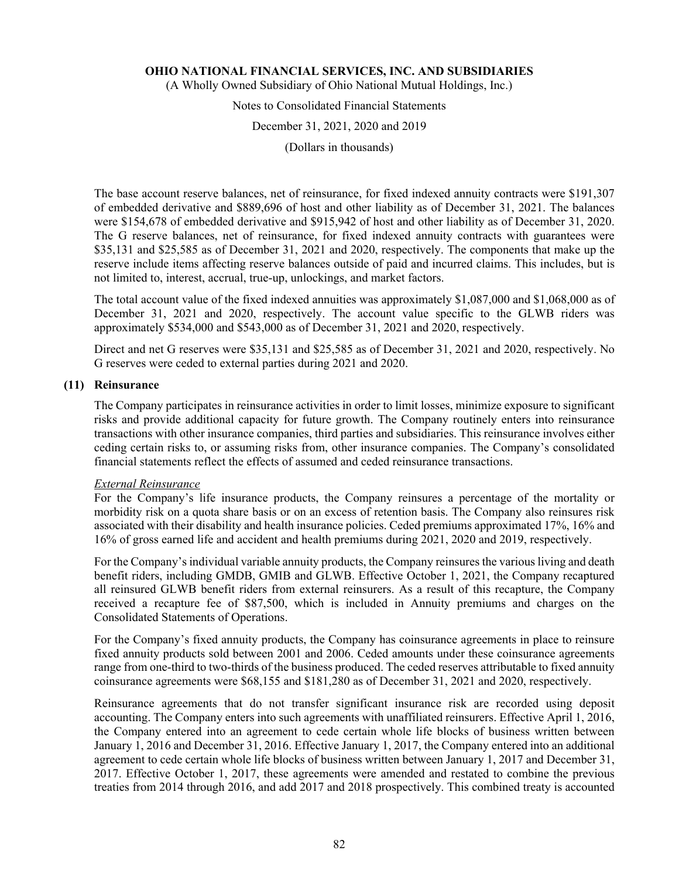The base account reserve balances, net of reinsurance, for fixed indexed annuity contracts were $191,307 of embedded derivative and $889,696 of host and other liability as of December 31, 2021. The balances were $154,678 of embedded derivative and $915,942 of host and other liability as of December 31, 2020. The G reserve balances, net of reinsurance, for fixed indexed annuity contracts with guarantees were $35,131 and $25,585 as of December 31, 2021 and 2020, respectively. The components that make up the reserve include items affecting reserve balances outside of paid and incurred claims. This includes, but is not limited to, interest, accrual, true-up, unlockings, and market factors.

The total account value of the fixed indexed annuities was approximately $1,087,000 and $1,068,000 as of December 31, 2021 and 2020, respectively. The account value specific to the GLWB riders was approximately $534,000 and $543,000 as of December 31, 2021 and 2020, respectively.

Direct and net G reserves were $35,131 and $25,585 as of December 31, 2021 and 2020, respectively. No G reserves were ceded to external parties during 2021 and 2020.

## (11) Reinsurance

The Company participates in reinsurance activities in order to limit losses, minimize exposure to significant risks and provide additional capacity for future growth. The Company routinely enters into reinsurance transactions with other insurance companies, third parties and subsidiaries. This reinsurance involves either ceding certain risks to, or assuming risks from, other insurance companies. The Company's consolidated financial statements reflect the effects of assumed and ceded reinsurance transactions.

*External Reinsurance*

For the Company's life insurance products, the Company reinsures a percentage of the mortality or morbidity risk on a quota share basis or on an excess of retention basis. The Company also reinsures risk associated with their disability and health insurance policies. Ceded premiums approximated 17%, 16% and 16% of gross earned life and accident and health premiums during 2021, 2020 and 2019, respectively.

For the Company's individual variable annuity products, the Company reinsures the various living and death benefit riders, including GMDB, GMIB and GLWB. Effective October 1, 2021, the Company recaptured all reinsured GLWB benefit riders from external reinsurers. As a result of this recapture, the Company received a recapture fee of $87,500, which is included in Annuity premiums and charges on the Consolidated Statements of Operations.

For the Company's fixed annuity products, the Company has coinsurance agreements in place to reinsure fixed annuity products sold between 2001 and 2006. Ceded amounts under these coinsurance agreements range from one-third to two-thirds of the business produced. The ceded reserves attributable to fixed annuity coinsurance agreements were $68,155 and $181,280 as of December 31, 2021 and 2020, respectively.

Reinsurance agreements that do not transfer significant insurance risk are recorded using deposit accounting. The Company enters into such agreements with unaffiliated reinsurers. Effective April 1, 2016, the Company entered into an agreement to cede certain whole life blocks of business written between January 1, 2016 and December 31, 2016. Effective January 1, 2017, the Company entered into an additional agreement to cede certain whole life blocks of business written between January 1, 2017 and December 31, 2017. Effective October 1, 2017, these agreements were amended and restated to combine the previous treaties from 2014 through 2016, and add 2017 and 2018 prospectively. This combined treaty is accounted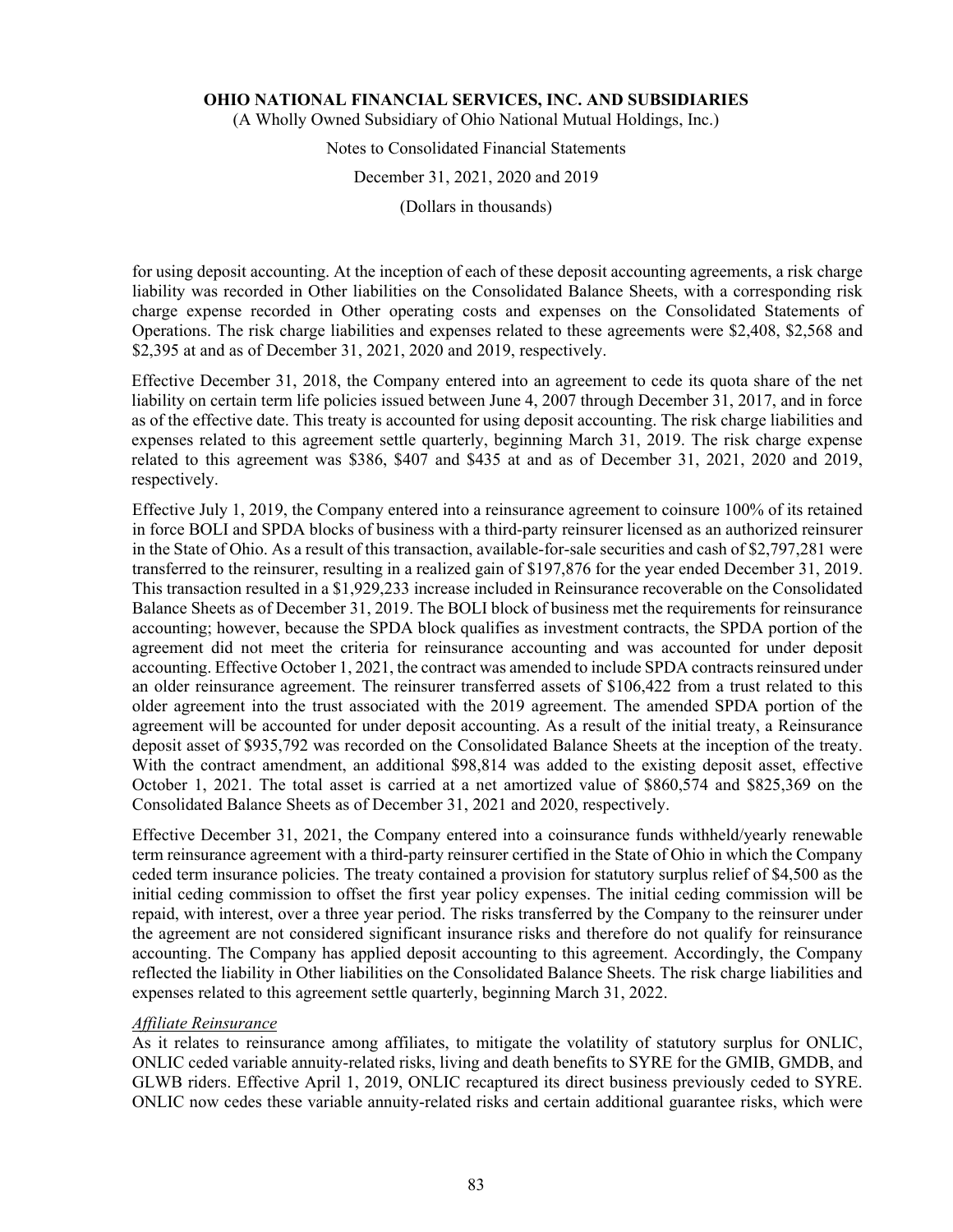for using deposit accounting. At the inception of each of these deposit accounting agreements, a risk charge liability was recorded in Other liabilities on the Consolidated Balance Sheets, with a corresponding risk charge expense recorded in Other operating costs and expenses on the Consolidated Statements of Operations. The risk charge liabilities and expenses related to these agreements were $2,408, $2,568 and $2,395 at and as of December 31, 2021, 2020 and 2019, respectively.

Effective December 31, 2018, the Company entered into an agreement to cede its quota share of the net liability on certain term life policies issued between June 4, 2007 through December 31, 2017, and in force as of the effective date. This treaty is accounted for using deposit accounting. The risk charge liabilities and expenses related to this agreement settle quarterly, beginning March 31, 2019. The risk charge expense related to this agreement was $386, $407 and $435 at and as of December 31, 2021, 2020 and 2019, respectively.

Effective July 1, 2019, the Company entered into a reinsurance agreement to coinsure 100% of its retained in force BOLI and SPDA blocks of business with a third-party reinsurer licensed as an authorized reinsurer in the State of Ohio. As a result of this transaction, available-for-sale securities and cash of $2,797,281 were transferred to the reinsurer, resulting in a realized gain of $197,876 for the year ended December 31, 2019. This transaction resulted in a $1,929,233 increase included in Reinsurance recoverable on the Consolidated Balance Sheets as of December 31, 2019. The BOLI block of business met the requirements for reinsurance accounting; however, because the SPDA block qualifies as investment contracts, the SPDA portion of the agreement did not meet the criteria for reinsurance accounting and was accounted for under deposit accounting. Effective October 1, 2021, the contract was amended to include SPDA contracts reinsured under an older reinsurance agreement. The reinsurer transferred assets of $106,422 from a trust related to this older agreement into the trust associated with the 2019 agreement. The amended SPDA portion of the agreement will be accounted for under deposit accounting. As a result of the initial treaty, a Reinsurance deposit asset of $935,792 was recorded on the Consolidated Balance Sheets at the inception of the treaty. With the contract amendment, an additional $98,814 was added to the existing deposit asset, effective October 1, 2021. The total asset is carried at a net amortized value of $860,574 and $825,369 on the Consolidated Balance Sheets as of December 31, 2021 and 2020, respectively.

Effective December 31, 2021, the Company entered into a coinsurance funds withheld/yearly renewable term reinsurance agreement with a third-party reinsurer certified in the State of Ohio in which the Company ceded term insurance policies. The treaty contained a provision for statutory surplus relief of $4,500 as the initial ceding commission to offset the first year policy expenses. The initial ceding commission will be repaid, with interest, over a three year period. The risks transferred by the Company to the reinsurer under the agreement are not considered significant insurance risks and therefore do not qualify for reinsurance accounting. The Company has applied deposit accounting to this agreement. Accordingly, the Company reflected the liability in Other liabilities on the Consolidated Balance Sheets. The risk charge liabilities and expenses related to this agreement settle quarterly, beginning March 31, 2022.

*Affiliate Reinsurance*

As it relates to reinsurance among affiliates, to mitigate the volatility of statutory surplus for ONLIC, ONLIC ceded variable annuity-related risks, living and death benefits to SYRE for the GMIB, GMDB, and GLWB riders. Effective April 1, 2019, ONLIC recaptured its direct business previously ceded to SYRE. ONLIC now cedes these variable annuity-related risks and certain additional guarantee risks, which were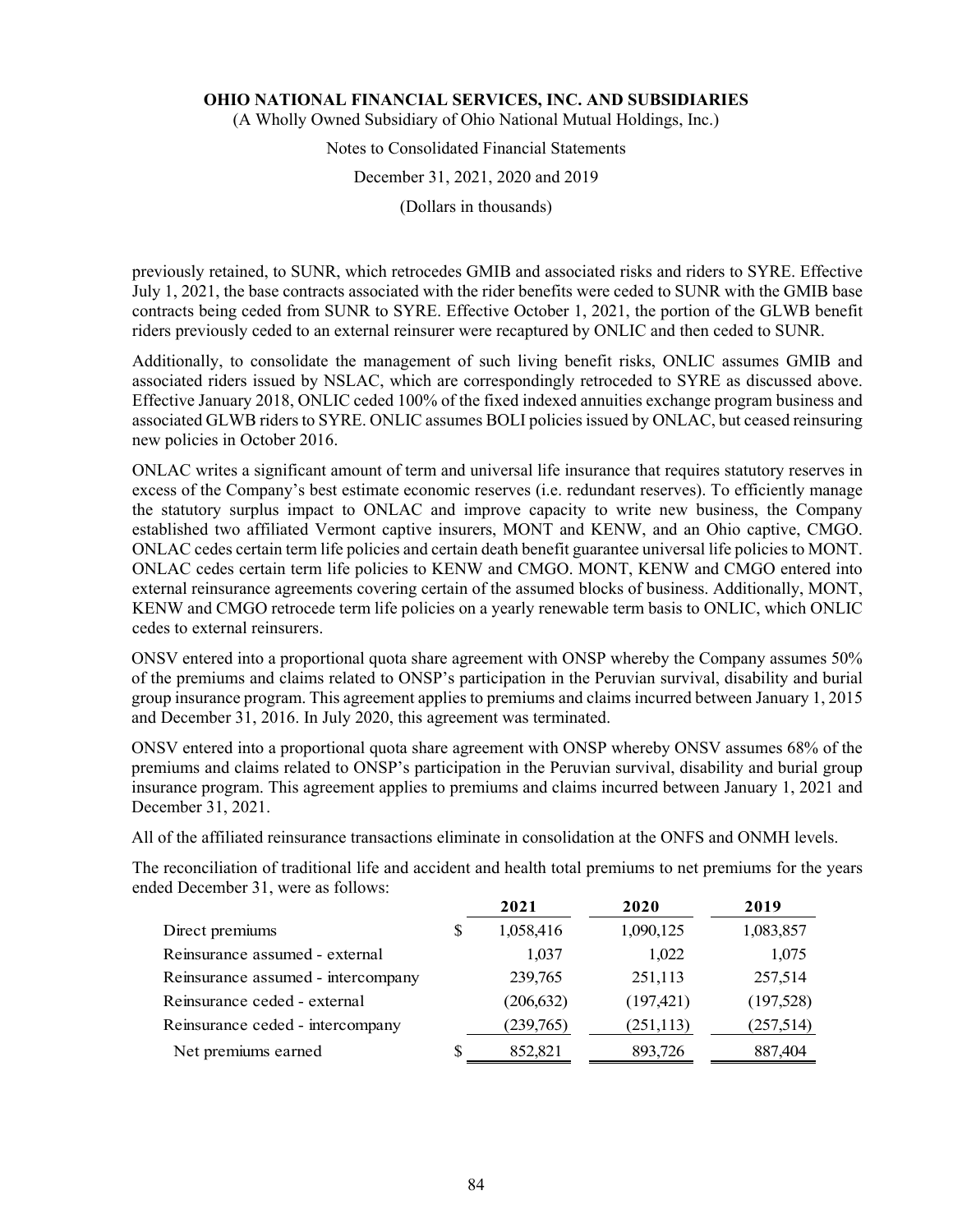previously retained, to SUNR, which retrocedes GMIB and associated risks and riders to SYRE. Effective July 1, 2021, the base contracts associated with the rider benefits were ceded to SUNR with the GMIB base contracts being ceded from SUNR to SYRE. Effective October 1, 2021, the portion of the GLWB benefit riders previously ceded to an external reinsurer were recaptured by ONLIC and then ceded to SUNR.

Additionally, to consolidate the management of such living benefit risks, ONLIC assumes GMIB and associated riders issued by NSLAC, which are correspondingly retroceded to SYRE as discussed above. Effective January 2018, ONLIC ceded 100% of the fixed indexed annuities exchange program business and associated GLWB riders to SYRE. ONLIC assumes BOLI policies issued by ONLAC, but ceased reinsuring new policies in October 2016.

ONLAC writes a significant amount of term and universal life insurance that requires statutory reserves in excess of the Company's best estimate economic reserves (i.e. redundant reserves). To efficiently manage the statutory surplus impact to ONLAC and improve capacity to write new business, the Company established two affiliated Vermont captive insurers, MONT and KENW, and an Ohio captive, CMGO. ONLAC cedes certain term life policies and certain death benefit guarantee universal life policies to MONT. ONLAC cedes certain term life policies to KENW and CMGO. MONT, KENW and CMGO entered into external reinsurance agreements covering certain of the assumed blocks of business. Additionally, MONT, KENW and CMGO retrocede term life policies on a yearly renewable term basis to ONLIC, which ONLIC cedes to external reinsurers.

ONSV entered into a proportional quota share agreement with ONSP whereby the Company assumes 50% of the premiums and claims related to ONSP's participation in the Peruvian survival, disability and burial group insurance program. This agreement applies to premiums and claims incurred between January 1, 2015 and December 31, 2016. In July 2020, this agreement was terminated.

ONSV entered into a proportional quota share agreement with ONSP whereby ONSV assumes 68% of the premiums and claims related to ONSP's participation in the Peruvian survival, disability and burial group insurance program. This agreement applies to premiums and claims incurred between January 1, 2021 and December 31, 2021.

All of the affiliated reinsurance transactions eliminate in consolidation at the ONFS and ONMH levels.

The reconciliation of traditional life and accident and health total premiums to net premiums for the years ended December 31, were as follows:

| | 2021 | 2020 | 2019 |
|---|---|---|---|
| Direct premiums | $ 1,058,416 | 1,090,125 | 1,083,857 |
| Reinsurance assumed - external | 1,037 | 1,022 | 1,075 |
| Reinsurance assumed - intercompany | 239,765 | 251,113 | 257,514 |
| Reinsurance ceded - external | (206,632) | (197,421) | (197,528) |
| Reinsurance ceded - intercompany | (239,765) | (251,113) | (257,514) |
| Net premiums earned | $ 852,821 | 893,726 | 887,404 |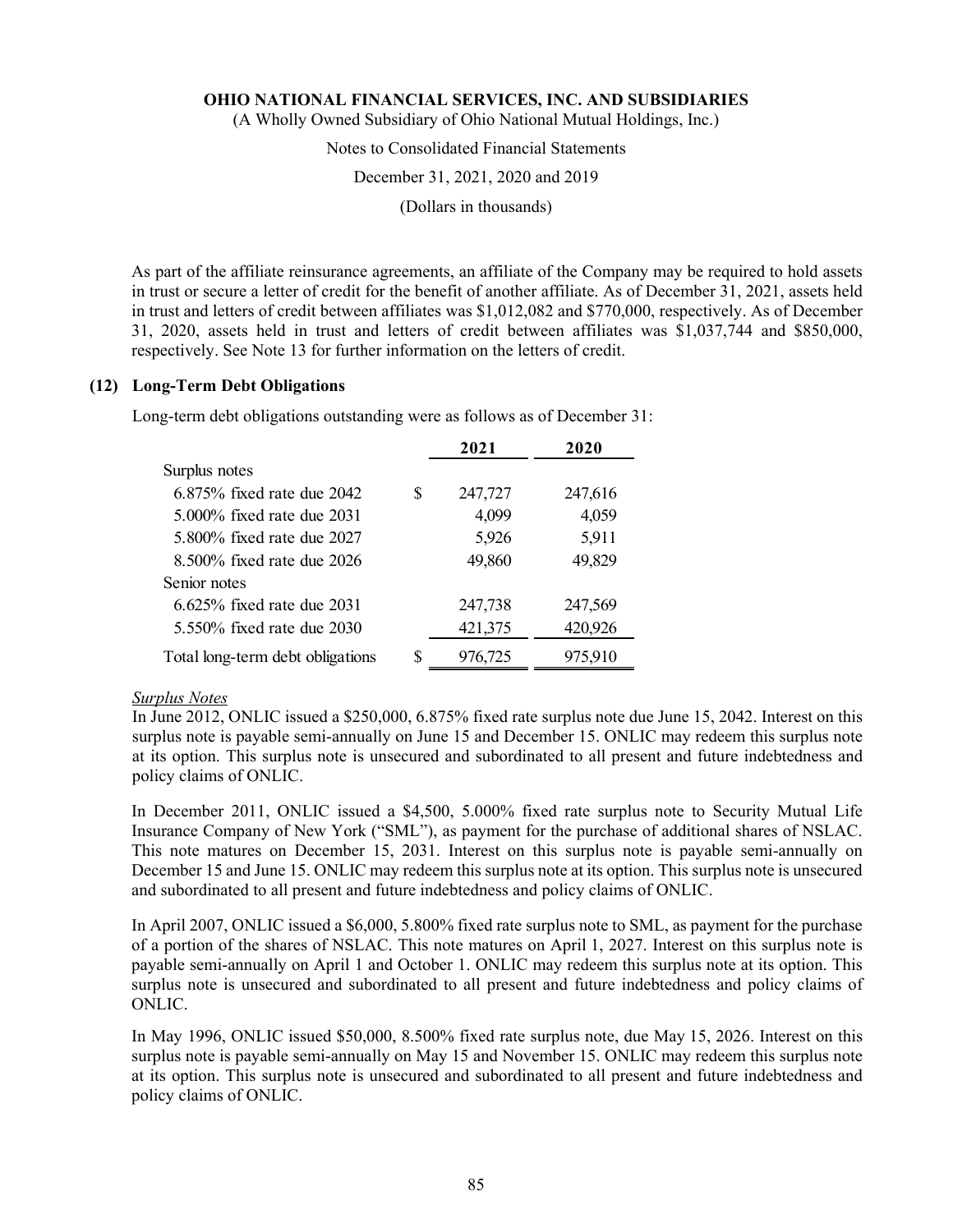As part of the affiliate reinsurance agreements, an affiliate of the Company may be required to hold assets in trust or secure a letter of credit for the benefit of another affiliate. As of December 31, 2021, assets held in trust and letters of credit between affiliates was $1,012,082 and $770,000, respectively. As of December 31, 2020, assets held in trust and letters of credit between affiliates was $1,037,744 and $850,000, respectively. See Note 13 for further information on the letters of credit.

## (12) Long-Term Debt Obligations

Long-term debt obligations outstanding were as follows as of December 31:

| | 2021 | 2020 |
|---|---|---|
| Surplus notes | | |
| 6.875% fixed rate due 2042 | $ 247,727 | 247,616 |
| 5.000% fixed rate due 2031 | 4,099 | 4,059 |
| 5.800% fixed rate due 2027 | 5,926 | 5,911 |
| 8.500% fixed rate due 2026 | 49,860 | 49,829 |
| Senior notes | | |
| 6.625% fixed rate due 2031 | 247,738 | 247,569 |
| 5.550% fixed rate due 2030 | 421,375 | 420,926 |
| Total long-term debt obligations | $ 976,725 | 975,910 |

*Surplus Notes*

In June 2012, ONLIC issued a $250,000, 6.875% fixed rate surplus note due June 15, 2042. Interest on this surplus note is payable semi-annually on June 15 and December 15. ONLIC may redeem this surplus note at its option. This surplus note is unsecured and subordinated to all present and future indebtedness and policy claims of ONLIC.

In December 2011, ONLIC issued a $4,500, 5.000% fixed rate surplus note to Security Mutual Life Insurance Company of New York ("SML"), as payment for the purchase of additional shares of NSLAC. This note matures on December 15, 2031. Interest on this surplus note is payable semi-annually on December 15 and June 15. ONLIC may redeem this surplus note at its option. This surplus note is unsecured and subordinated to all present and future indebtedness and policy claims of ONLIC.

In April 2007, ONLIC issued a $6,000, 5.800% fixed rate surplus note to SML, as payment for the purchase of a portion of the shares of NSLAC. This note matures on April 1, 2027. Interest on this surplus note is payable semi-annually on April 1 and October 1. ONLIC may redeem this surplus note at its option. This surplus note is unsecured and subordinated to all present and future indebtedness and policy claims of ONLIC.

In May 1996, ONLIC issued $50,000, 8.500% fixed rate surplus note, due May 15, 2026. Interest on this surplus note is payable semi-annually on May 15 and November 15. ONLIC may redeem this surplus note at its option. This surplus note is unsecured and subordinated to all present and future indebtedness and policy claims of ONLIC.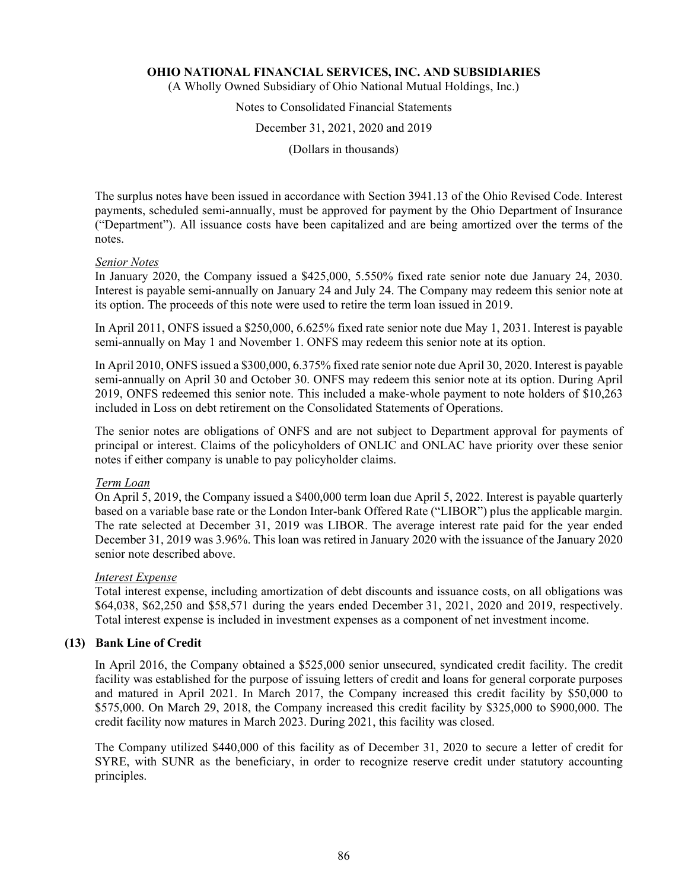The surplus notes have been issued in accordance with Section 3941.13 of the Ohio Revised Code. Interest payments, scheduled semi-annually, must be approved for payment by the Ohio Department of Insurance ("Department"). All issuance costs have been capitalized and are being amortized over the terms of the notes.

*Senior Notes*

In January 2020, the Company issued a $425,000, 5.550% fixed rate senior note due January 24, 2030. Interest is payable semi-annually on January 24 and July 24. The Company may redeem this senior note at its option. The proceeds of this note were used to retire the term loan issued in 2019.

In April 2011, ONFS issued a $250,000, 6.625% fixed rate senior note due May 1, 2031. Interest is payable semi-annually on May 1 and November 1. ONFS may redeem this senior note at its option.

In April 2010, ONFS issued a $300,000, 6.375% fixed rate senior note due April 30, 2020. Interest is payable semi-annually on April 30 and October 30. ONFS may redeem this senior note at its option. During April 2019, ONFS redeemed this senior note. This included a make-whole payment to note holders of $10,263 included in Loss on debt retirement on the Consolidated Statements of Operations.

The senior notes are obligations of ONFS and are not subject to Department approval for payments of principal or interest. Claims of the policyholders of ONLIC and ONLAC have priority over these senior notes if either company is unable to pay policyholder claims.

*Term Loan*

On April 5, 2019, the Company issued a $400,000 term loan due April 5, 2022. Interest is payable quarterly based on a variable base rate or the London Inter-bank Offered Rate ("LIBOR") plus the applicable margin. The rate selected at December 31, 2019 was LIBOR. The average interest rate paid for the year ended December 31, 2019 was 3.96%. This loan was retired in January 2020 with the issuance of the January 2020 senior note described above.

*Interest Expense*

Total interest expense, including amortization of debt discounts and issuance costs, on all obligations was $64,038, $62,250 and $58,571 during the years ended December 31, 2021, 2020 and 2019, respectively. Total interest expense is included in investment expenses as a component of net investment income.

## (13) Bank Line of Credit

In April 2016, the Company obtained a $525,000 senior unsecured, syndicated credit facility. The credit facility was established for the purpose of issuing letters of credit and loans for general corporate purposes and matured in April 2021. In March 2017, the Company increased this credit facility by $50,000 to $575,000. On March 29, 2018, the Company increased this credit facility by $325,000 to $900,000. The credit facility now matures in March 2023. During 2021, this facility was closed.

The Company utilized $440,000 of this facility as of December 31, 2020 to secure a letter of credit for SYRE, with SUNR as the beneficiary, in order to recognize reserve credit under statutory accounting principles.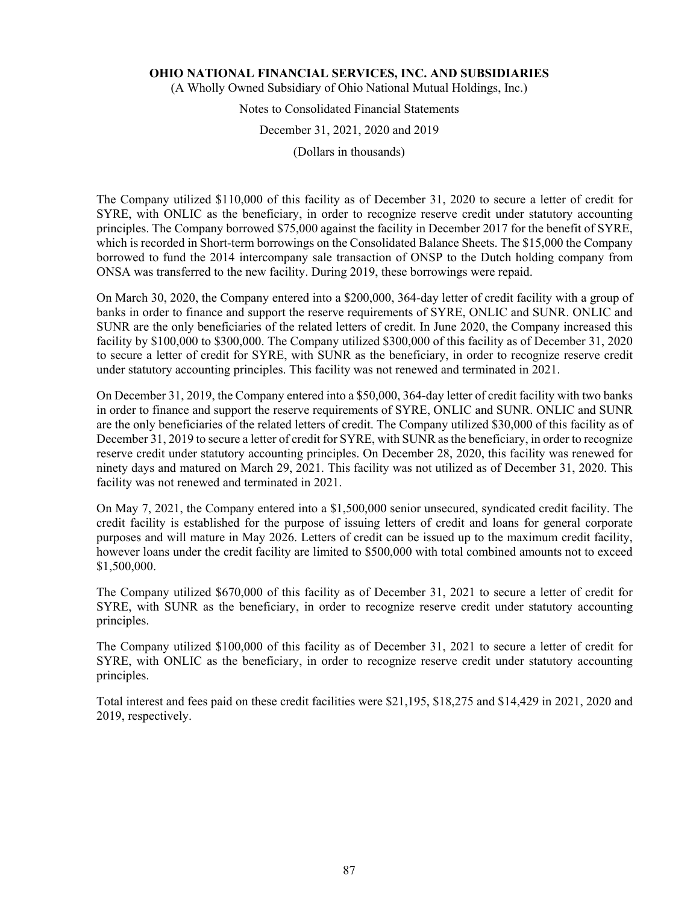The Company utilized $110,000 of this facility as of December 31, 2020 to secure a letter of credit for SYRE, with ONLIC as the beneficiary, in order to recognize reserve credit under statutory accounting principles. The Company borrowed $75,000 against the facility in December 2017 for the benefit of SYRE, which is recorded in Short-term borrowings on the Consolidated Balance Sheets. The $15,000 the Company borrowed to fund the 2014 intercompany sale transaction of ONSP to the Dutch holding company from ONSA was transferred to the new facility. During 2019, these borrowings were repaid.

On March 30, 2020, the Company entered into a $200,000, 364-day letter of credit facility with a group of banks in order to finance and support the reserve requirements of SYRE, ONLIC and SUNR. ONLIC and SUNR are the only beneficiaries of the related letters of credit. In June 2020, the Company increased this facility by $100,000 to $300,000. The Company utilized $300,000 of this facility as of December 31, 2020 to secure a letter of credit for SYRE, with SUNR as the beneficiary, in order to recognize reserve credit under statutory accounting principles. This facility was not renewed and terminated in 2021.

On December 31, 2019, the Company entered into a $50,000, 364-day letter of credit facility with two banks in order to finance and support the reserve requirements of SYRE, ONLIC and SUNR. ONLIC and SUNR are the only beneficiaries of the related letters of credit. The Company utilized $30,000 of this facility as of December 31, 2019 to secure a letter of credit for SYRE, with SUNR as the beneficiary, in order to recognize reserve credit under statutory accounting principles. On December 28, 2020, this facility was renewed for ninety days and matured on March 29, 2021. This facility was not utilized as of December 31, 2020. This facility was not renewed and terminated in 2021.

On May 7, 2021, the Company entered into a $1,500,000 senior unsecured, syndicated credit facility. The credit facility is established for the purpose of issuing letters of credit and loans for general corporate purposes and will mature in May 2026. Letters of credit can be issued up to the maximum credit facility, however loans under the credit facility are limited to $500,000 with total combined amounts not to exceed $1,500,000.

The Company utilized $670,000 of this facility as of December 31, 2021 to secure a letter of credit for SYRE, with SUNR as the beneficiary, in order to recognize reserve credit under statutory accounting principles.

The Company utilized $100,000 of this facility as of December 31, 2021 to secure a letter of credit for SYRE, with ONLIC as the beneficiary, in order to recognize reserve credit under statutory accounting principles.

Total interest and fees paid on these credit facilities were $21,195, $18,275 and $14,429 in 2021, 2020 and 2019, respectively.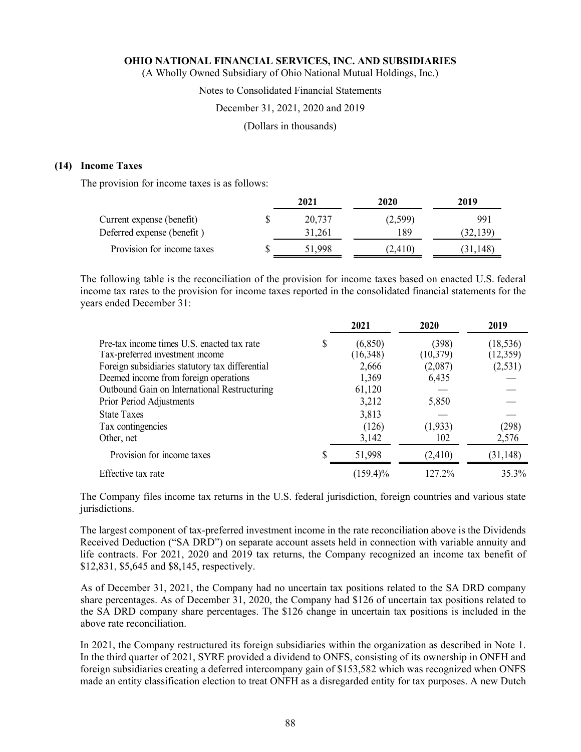### (14) Income Taxes

The provision for income taxes is as follows:

| | 2021 | 2020 | 2019 |
|---|---|---|---|
| Current expense (benefit) | $ 20,737 | (2,599) | 991 |
| Deferred expense (benefit ) | 31,261 | 189 | (32,139) |
| Provision for income taxes | $ 51,998 | (2,410) | (31,148) |

The following table is the reconciliation of the provision for income taxes based on enacted U.S. federal income tax rates to the provision for income taxes reported in the consolidated financial statements for the years ended December 31:

| | 2021 | 2020 | 2019 |
|---|---|---|---|
| Pre-tax income times U.S. enacted tax rate | $ (6,850) | (398) | (18,536) |
| Tax-preferred investment income | (16,348) | (10,379) | (12,359) |
| Foreign subsidiaries statutory tax differential | 2,666 | (2,087) | (2,531) |
| Deemed income from foreign operations | 1,369 | 6,435 | — |
| Outbound Gain on International Restructuring | 61,120 | — | — |
| Prior Period Adjustments | 3,212 | 5,850 | — |
| State Taxes | 3,813 | — | — |
| Tax contingencies | (126) | (1,933) | (298) |
| Other, net | 3,142 | 102 | 2,576 |
| Provision for income taxes | $ 51,998 | (2,410) | (31,148) |
| Effective tax rate | (159.4)% | 127.2% | 35.3% |

The Company files income tax returns in the U.S. federal jurisdiction, foreign countries and various state jurisdictions.

The largest component of tax-preferred investment income in the rate reconciliation above is the Dividends Received Deduction ("SA DRD") on separate account assets held in connection with variable annuity and life contracts. For 2021, 2020 and 2019 tax returns, the Company recognized an income tax benefit of $12,831, $5,645 and $8,145, respectively.

As of December 31, 2021, the Company had no uncertain tax positions related to the SA DRD company share percentages. As of December 31, 2020, the Company had $126 of uncertain tax positions related to the SA DRD company share percentages. The $126 change in uncertain tax positions is included in the above rate reconciliation.

In 2021, the Company restructured its foreign subsidiaries within the organization as described in Note 1. In the third quarter of 2021, SYRE provided a dividend to ONFS, consisting of its ownership in ONFH and foreign subsidiaries creating a deferred intercompany gain of $153,582 which was recognized when ONFS made an entity classification election to treat ONFH as a disregarded entity for tax purposes. A new Dutch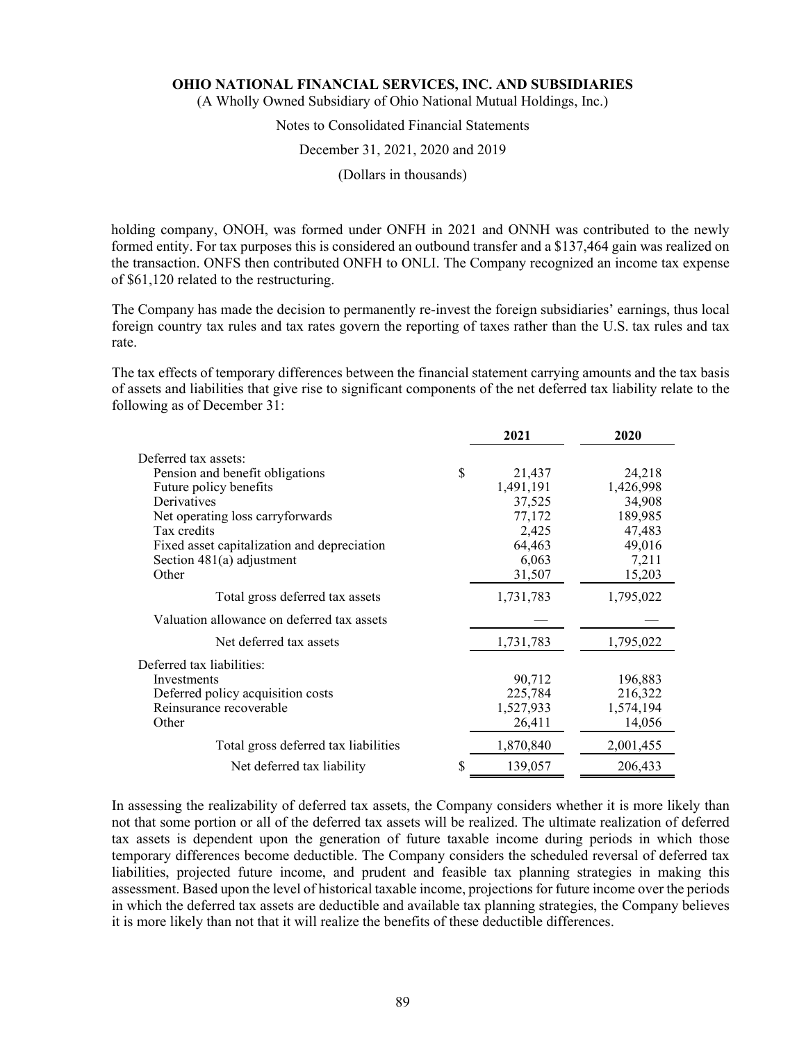holding company, ONOH, was formed under ONFH in 2021 and ONNH was contributed to the newly formed entity. For tax purposes this is considered an outbound transfer and a $137,464 gain was realized on the transaction. ONFS then contributed ONFH to ONLI. The Company recognized an income tax expense of $61,120 related to the restructuring.

The Company has made the decision to permanently re-invest the foreign subsidiaries' earnings, thus local foreign country tax rules and tax rates govern the reporting of taxes rather than the U.S. tax rules and tax rate.

The tax effects of temporary differences between the financial statement carrying amounts and the tax basis of assets and liabilities that give rise to significant components of the net deferred tax liability relate to the following as of December 31:

| | 2021 | 2020 |
|---|---|---|
| Deferred tax assets: | | |
| Pension and benefit obligations | $ 21,437 | 24,218 |
| Future policy benefits | 1,491,191 | 1,426,998 |
| Derivatives | 37,525 | 34,908 |
| Net operating loss carryforwards | 77,172 | 189,985 |
| Tax credits | 2,425 | 47,483 |
| Fixed asset capitalization and depreciation | 64,463 | 49,016 |
| Section 481(a) adjustment | 6,063 | 7,211 |
| Other | 31,507 | 15,203 |
| Total gross deferred tax assets | 1,731,783 | 1,795,022 |
| Valuation allowance on deferred tax assets | — | — |
| Net deferred tax assets | 1,731,783 | 1,795,022 |
| Deferred tax liabilities: | | |
| Investments | 90,712 | 196,883 |
| Deferred policy acquisition costs | 225,784 | 216,322 |
| Reinsurance recoverable | 1,527,933 | 1,574,194 |
| Other | 26,411 | 14,056 |
| Total gross deferred tax liabilities | 1,870,840 | 2,001,455 |
| Net deferred tax liability | $ 139,057 | 206,433 |

In assessing the realizability of deferred tax assets, the Company considers whether it is more likely than not that some portion or all of the deferred tax assets will be realized. The ultimate realization of deferred tax assets is dependent upon the generation of future taxable income during periods in which those temporary differences become deductible. The Company considers the scheduled reversal of deferred tax liabilities, projected future income, and prudent and feasible tax planning strategies in making this assessment. Based upon the level of historical taxable income, projections for future income over the periods in which the deferred tax assets are deductible and available tax planning strategies, the Company believes it is more likely than not that it will realize the benefits of these deductible differences.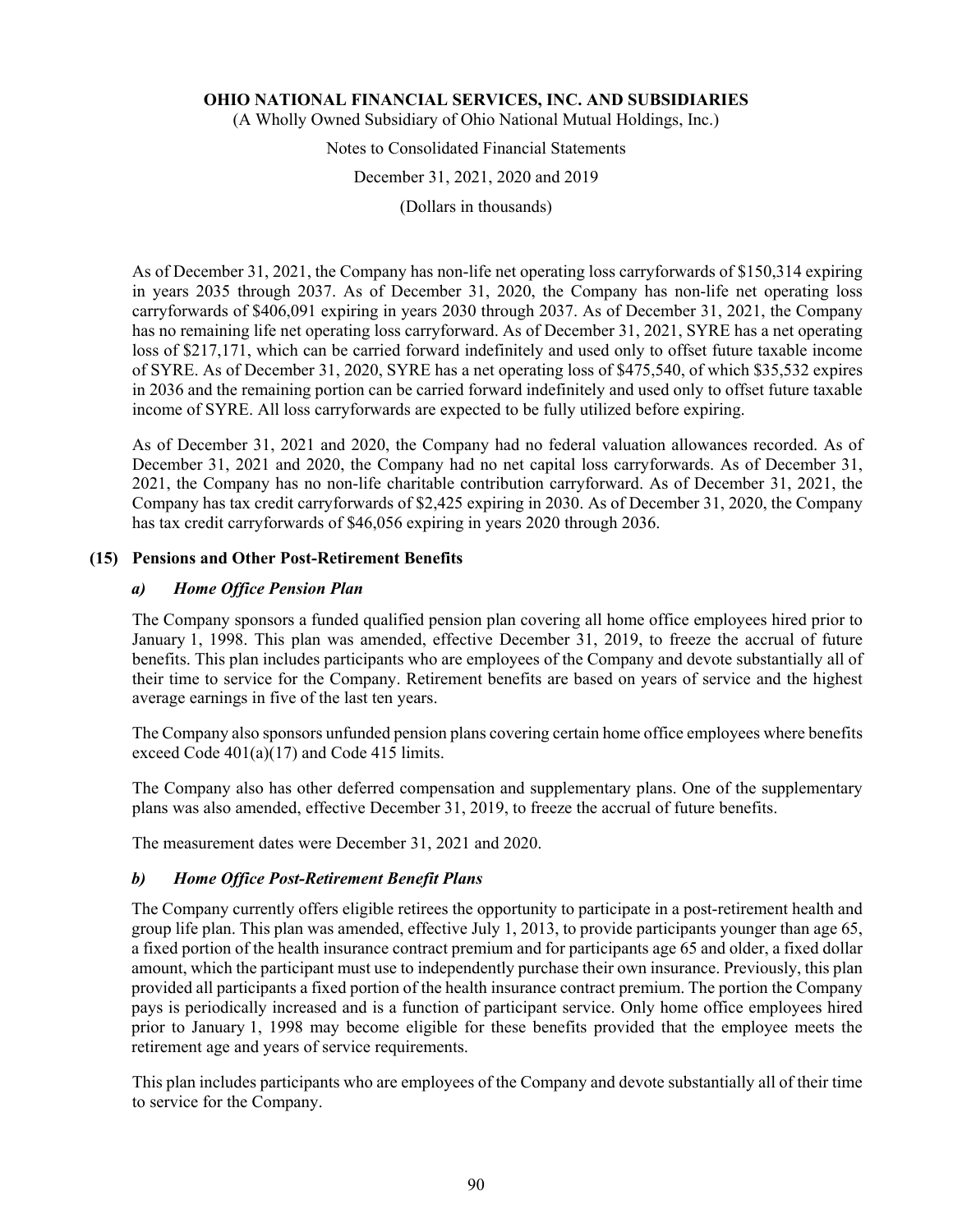As of December 31, 2021, the Company has non-life net operating loss carryforwards of $150,314 expiring in years 2035 through 2037. As of December 31, 2020, the Company has non-life net operating loss carryforwards of $406,091 expiring in years 2030 through 2037. As of December 31, 2021, the Company has no remaining life net operating loss carryforward. As of December 31, 2021, SYRE has a net operating loss of $217,171, which can be carried forward indefinitely and used only to offset future taxable income of SYRE. As of December 31, 2020, SYRE has a net operating loss of $475,540, of which $35,532 expires in 2036 and the remaining portion can be carried forward indefinitely and used only to offset future taxable income of SYRE. All loss carryforwards are expected to be fully utilized before expiring.

As of December 31, 2021 and 2020, the Company had no federal valuation allowances recorded. As of December 31, 2021 and 2020, the Company had no net capital loss carryforwards. As of December 31, 2021, the Company has no non-life charitable contribution carryforward. As of December 31, 2021, the Company has tax credit carryforwards of $2,425 expiring in 2030. As of December 31, 2020, the Company has tax credit carryforwards of $46,056 expiring in years 2020 through 2036.

## (15) Pensions and Other Post-Retirement Benefits

### *a) Home Office Pension Plan*

The Company sponsors a funded qualified pension plan covering all home office employees hired prior to January 1, 1998. This plan was amended, effective December 31, 2019, to freeze the accrual of future benefits. This plan includes participants who are employees of the Company and devote substantially all of their time to service for the Company. Retirement benefits are based on years of service and the highest average earnings in five of the last ten years.

The Company also sponsors unfunded pension plans covering certain home office employees where benefits exceed Code 401(a)(17) and Code 415 limits.

The Company also has other deferred compensation and supplementary plans. One of the supplementary plans was also amended, effective December 31, 2019, to freeze the accrual of future benefits.

The measurement dates were December 31, 2021 and 2020.

### *b) Home Office Post-Retirement Benefit Plans*

The Company currently offers eligible retirees the opportunity to participate in a post-retirement health and group life plan. This plan was amended, effective July 1, 2013, to provide participants younger than age 65, a fixed portion of the health insurance contract premium and for participants age 65 and older, a fixed dollar amount, which the participant must use to independently purchase their own insurance. Previously, this plan provided all participants a fixed portion of the health insurance contract premium. The portion the Company pays is periodically increased and is a function of participant service. Only home office employees hired prior to January 1, 1998 may become eligible for these benefits provided that the employee meets the retirement age and years of service requirements.

This plan includes participants who are employees of the Company and devote substantially all of their time to service for the Company.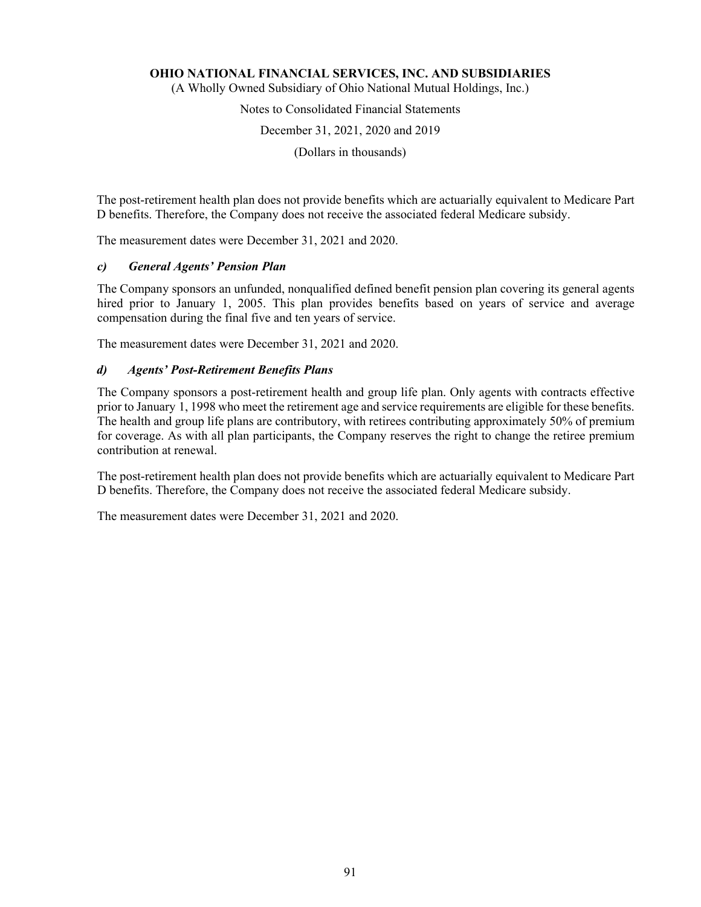The post-retirement health plan does not provide benefits which are actuarially equivalent to Medicare Part D benefits. Therefore, the Company does not receive the associated federal Medicare subsidy.

The measurement dates were December 31, 2021 and 2020.

### *c) General Agents' Pension Plan*

The Company sponsors an unfunded, nonqualified defined benefit pension plan covering its general agents hired prior to January 1, 2005. This plan provides benefits based on years of service and average compensation during the final five and ten years of service.

The measurement dates were December 31, 2021 and 2020.

### *d) Agents' Post-Retirement Benefits Plans*

The Company sponsors a post-retirement health and group life plan. Only agents with contracts effective prior to January 1, 1998 who meet the retirement age and service requirements are eligible for these benefits. The health and group life plans are contributory, with retirees contributing approximately 50% of premium for coverage. As with all plan participants, the Company reserves the right to change the retiree premium contribution at renewal.

The post-retirement health plan does not provide benefits which are actuarially equivalent to Medicare Part D benefits. Therefore, the Company does not receive the associated federal Medicare subsidy.

The measurement dates were December 31, 2021 and 2020.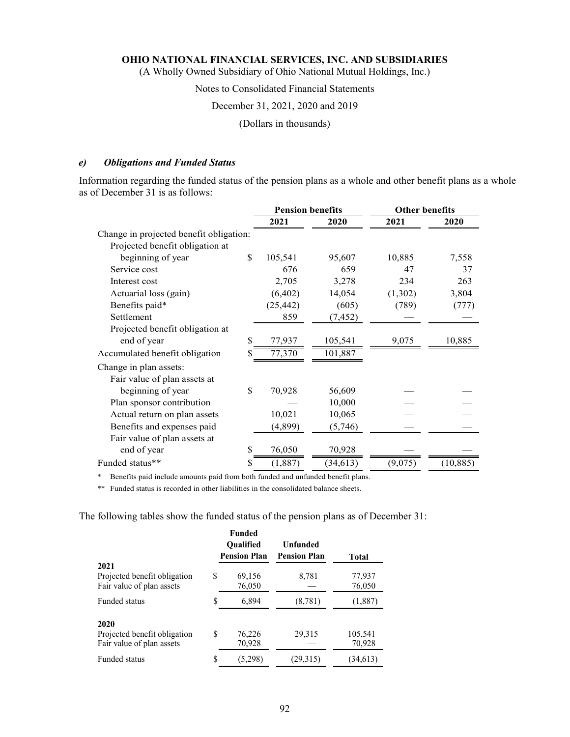#### e) *Obligations and Funded Status*

Information regarding the funded status of the pension plans as a whole and other benefit plans as a whole as of December 31 is as follows:

| | Pension benefits | | Other benefits | |
|---|---|---|---|---|
| | 2021 | 2020 | 2021 | 2020 |
| Change in projected benefit obligation: | | | | |
| Projected benefit obligation at beginning of year | $ 105,541 | 95,607 | 10,885 | 7,558 |
| Service cost | 676 | 659 | 47 | 37 |
| Interest cost | 2,705 | 3,278 | 234 | 263 |
| Actuarial loss (gain) | (6,402) | 14,054 | (1,302) | 3,804 |
| Benefits paid* | (25,442) | (605) | (789) | (777) |
| Settlement | 859 | (7,452) | — | — |
| Projected benefit obligation at end of year | $ 77,937 | 105,541 | 9,075 | 10,885 |
| Accumulated benefit obligation | $ 77,370 | 101,887 | | |
| Change in plan assets: | | | | |
| Fair value of plan assets at beginning of year | $ 70,928 | 56,609 | — | — |
| Plan sponsor contribution | — | 10,000 | — | — |
| Actual return on plan assets | 10,021 | 10,065 | — | — |
| Benefits and expenses paid | (4,899) | (5,746) | — | — |
| Fair value of plan assets at end of year | $ 76,050 | 70,928 | — | — |
| Funded status** | $ (1,887) | (34,613) | (9,075) | (10,885) |

\* Benefits paid include amounts paid from both funded and unfunded benefit plans.

\*\* Funded status is recorded in other liabilities in the consolidated balance sheets.

The following tables show the funded status of the pension plans as of December 31:

| | Funded Qualified Pension Plan | Unfunded Pension Plan | Total |
|---|---|---|---|
| **2021** | | | |
| Projected benefit obligation | $ 69,156 | 8,781 | 77,937 |
| Fair value of plan assets | 76,050 | — | 76,050 |
| Funded status | $ 6,894 | (8,781) | (1,887) |
| **2020** | | | |
| Projected benefit obligation | $ 76,226 | 29,315 | 105,541 |
| Fair value of plan assets | 70,928 | — | 70,928 |
| Funded status | $ (5,298) | (29,315) | (34,613) |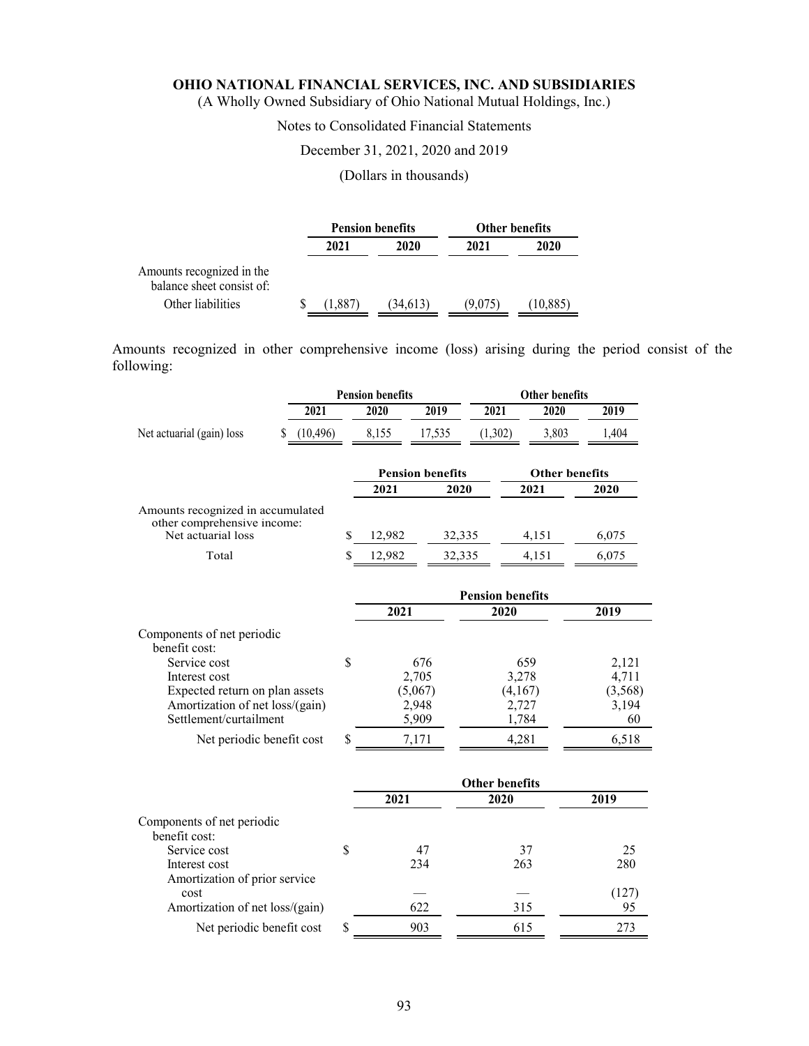# OHIO NATIONAL FINANCIAL SERVICES, INC. AND SUBSIDIARIES

(A Wholly Owned Subsidiary of Ohio National Mutual Holdings, Inc.)

Notes to Consolidated Financial Statements

December 31, 2021, 2020 and 2019

(Dollars in thousands)

| | Pension benefits | | Other benefits | |
|---|---|---|---|---|
| | 2021 | 2020 | 2021 | 2020 |
| Amounts recognized in the balance sheet consist of: | | | | |
| Other liabilities | $ (1,887) | (34,613) | (9,075) | (10,885) |

Amounts recognized in other comprehensive income (loss) arising during the period consist of the following:

| | Pension benefits | | | Other benefits | | |
|---|---|---|---|---|---|---|
| | 2021 | 2020 | 2019 | 2021 | 2020 | 2019 |
| Net actuarial (gain) loss | $ (10,496) | 8,155 | 17,535 | (1,302) | 3,803 | 1,404 |

| | Pension benefits | | Other benefits | |
|---|---|---|---|---|
| | 2021 | 2020 | 2021 | 2020 |
| Amounts recognized in accumulated other comprehensive income: | | | | |
| Net actuarial loss | $ 12,982 | 32,335 | 4,151 | 6,075 |
| Total | $ 12,982 | 32,335 | 4,151 | 6,075 |

| | Pension benefits | | |
|---|---|---|---|
| | 2021 | 2020 | 2019 |
| Components of net periodic benefit cost: | | | |
| Service cost | $ 676 | 659 | 2,121 |
| Interest cost | 2,705 | 3,278 | 4,711 |
| Expected return on plan assets | (5,067) | (4,167) | (3,568) |
| Amortization of net loss/(gain) | 2,948 | 2,727 | 3,194 |
| Settlement/curtailment | 5,909 | 1,784 | 60 |
| Net periodic benefit cost | $ 7,171 | 4,281 | 6,518 |

| | Other benefits | | |
|---|---|---|---|
| | 2021 | 2020 | 2019 |
| Components of net periodic benefit cost: | | | |
| Service cost | $ 47 | 37 | 25 |
| Interest cost | 234 | 263 | 280 |
| Amortization of prior service cost | — | — | (127) |
| Amortization of net loss/(gain) | 622 | 315 | 95 |
| Net periodic benefit cost | $ 903 | 615 | 273 |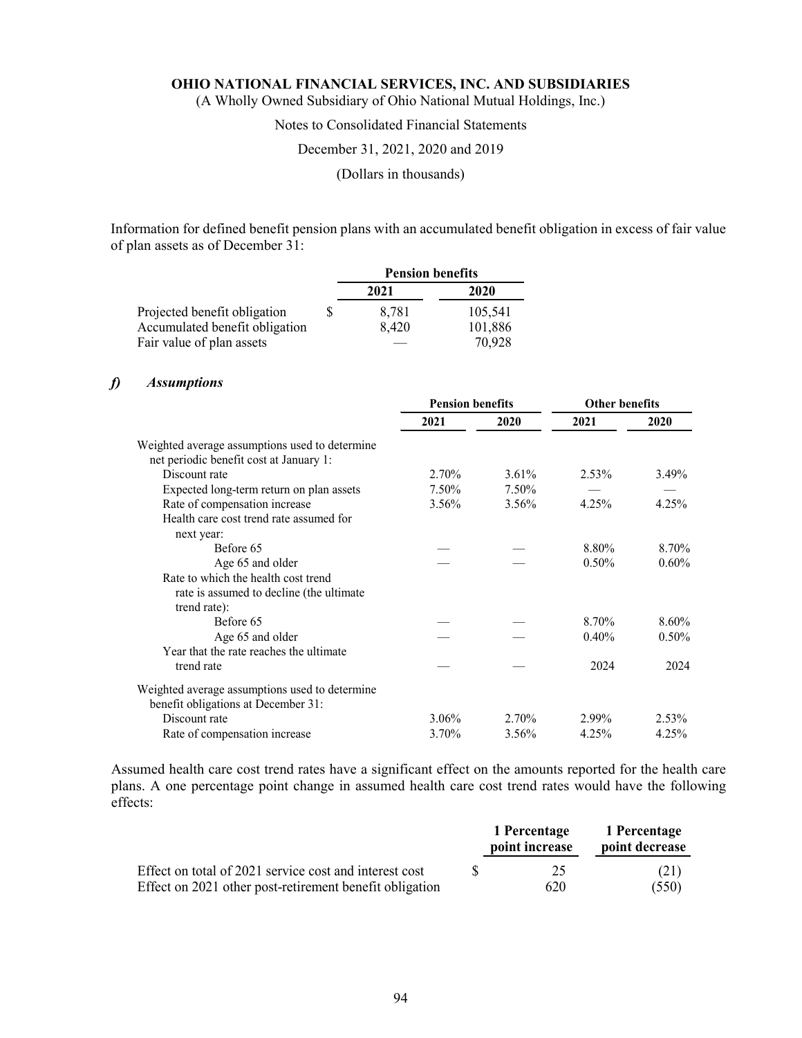Information for defined benefit pension plans with an accumulated benefit obligation in excess of fair value of plan assets as of December 31:

| | Pension benefits | |
|---|---|---|
| | 2021 | 2020 |
| Projected benefit obligation | $ 8,781 | 105,541 |
| Accumulated benefit obligation | 8,420 | 101,886 |
| Fair value of plan assets | — | 70,928 |

### *f) Assumptions*

| | Pension benefits | | Other benefits | |
|---|---|---|---|---|
| | 2021 | 2020 | 2021 | 2020 |
| Weighted average assumptions used to determine net periodic benefit cost at January 1: | | | | |
| Discount rate | 2.70% | 3.61% | 2.53% | 3.49% |
| Expected long-term return on plan assets | 7.50% | 7.50% | — | — |
| Rate of compensation increase | 3.56% | 3.56% | 4.25% | 4.25% |
| Health care cost trend rate assumed for next year: | | | | |
| Before 65 | — | — | 8.80% | 8.70% |
| Age 65 and older | — | — | 0.50% | 0.60% |
| Rate to which the health cost trend rate is assumed to decline (the ultimate trend rate): | | | | |
| Before 65 | — | — | 8.70% | 8.60% |
| Age 65 and older | — | — | 0.40% | 0.50% |
| Year that the rate reaches the ultimate trend rate | — | — | 2024 | 2024 |
| Weighted average assumptions used to determine benefit obligations at December 31: | | | | |
| Discount rate | 3.06% | 2.70% | 2.99% | 2.53% |
| Rate of compensation increase | 3.70% | 3.56% | 4.25% | 4.25% |

Assumed health care cost trend rates have a significant effect on the amounts reported for the health care plans. A one percentage point change in assumed health care cost trend rates would have the following effects:

| | 1 Percentage point increase | 1 Percentage point decrease |
|---|---|---|
| Effect on total of 2021 service cost and interest cost | $ 25 | (21) |
| Effect on 2021 other post-retirement benefit obligation | 620 | (550) |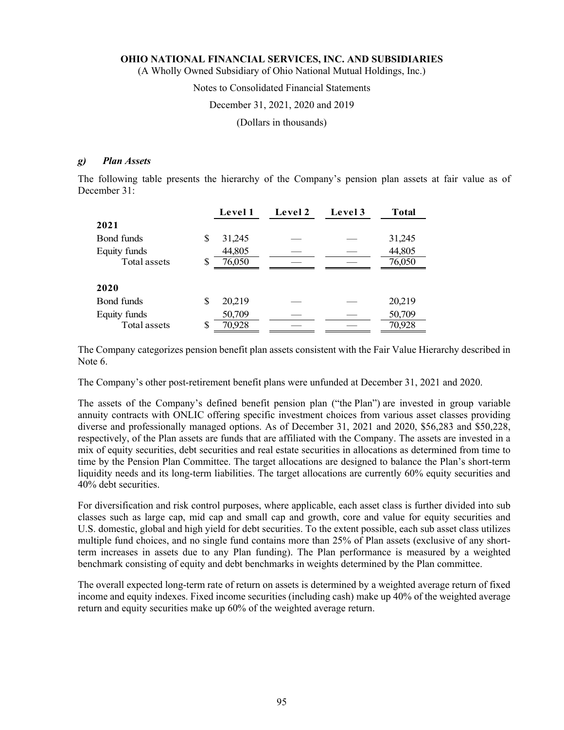### *g) Plan Assets*

The following table presents the hierarchy of the Company's pension plan assets at fair value as of December 31:

| | Level 1 | Level 2 | Level 3 | Total |
|---|---|---|---|---|
| **2021** | | | | |
| Bond funds | $ 31,245 | — | — | 31,245 |
| Equity funds | 44,805 | — | — | 44,805 |
| Total assets | $ 76,050 | — | — | 76,050 |
| **2020** | | | | |
| Bond funds | $ 20,219 | — | — | 20,219 |
| Equity funds | 50,709 | — | — | 50,709 |
| Total assets | $ 70,928 | — | — | 70,928 |

The Company categorizes pension benefit plan assets consistent with the Fair Value Hierarchy described in Note 6.

The Company's other post-retirement benefit plans were unfunded at December 31, 2021 and 2020.

The assets of the Company's defined benefit pension plan ("the Plan") are invested in group variable annuity contracts with ONLIC offering specific investment choices from various asset classes providing diverse and professionally managed options. As of December 31, 2021 and 2020, $56,283 and $50,228, respectively, of the Plan assets are funds that are affiliated with the Company. The assets are invested in a mix of equity securities, debt securities and real estate securities in allocations as determined from time to time by the Pension Plan Committee. The target allocations are designed to balance the Plan's short-term liquidity needs and its long-term liabilities. The target allocations are currently 60% equity securities and 40% debt securities.

For diversification and risk control purposes, where applicable, each asset class is further divided into sub classes such as large cap, mid cap and small cap and growth, core and value for equity securities and U.S. domestic, global and high yield for debt securities. To the extent possible, each sub asset class utilizes multiple fund choices, and no single fund contains more than 25% of Plan assets (exclusive of any short-term increases in assets due to any Plan funding). The Plan performance is measured by a weighted benchmark consisting of equity and debt benchmarks in weights determined by the Plan committee.

The overall expected long-term rate of return on assets is determined by a weighted average return of fixed income and equity indexes. Fixed income securities (including cash) make up 40% of the weighted average return and equity securities make up 60% of the weighted average return.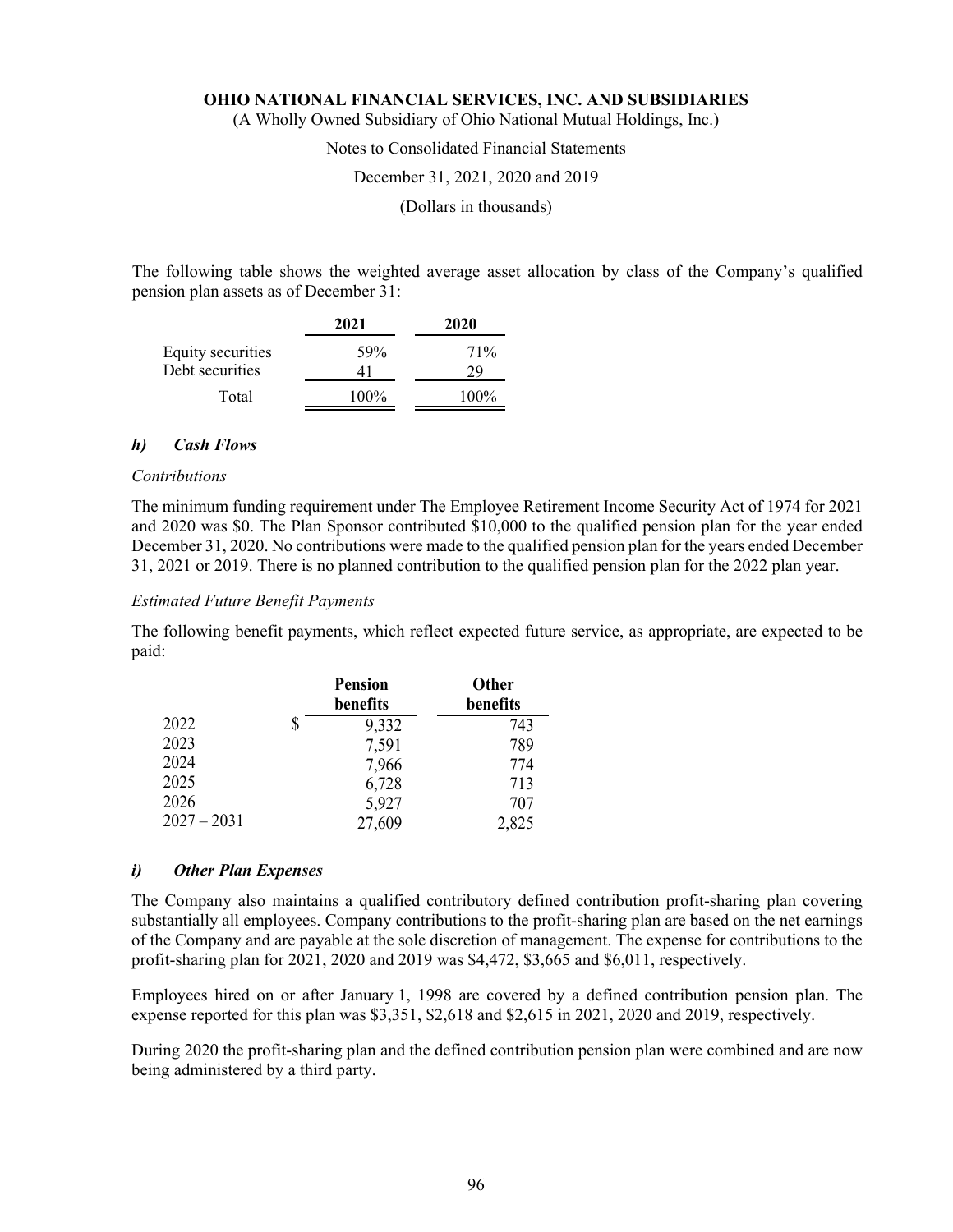The following table shows the weighted average asset allocation by class of the Company's qualified pension plan assets as of December 31:

| | 2021 | 2020 |
|---|---|---|
| Equity securities | 59% | 71% |
| Debt securities | 41 | 29 |
| Total | 100% | 100% |

### *h) Cash Flows*

*Contributions*

The minimum funding requirement under The Employee Retirement Income Security Act of 1974 for 2021 and 2020 was $0. The Plan Sponsor contributed $10,000 to the qualified pension plan for the year ended December 31, 2020. No contributions were made to the qualified pension plan for the years ended December 31, 2021 or 2019. There is no planned contribution to the qualified pension plan for the 2022 plan year.

*Estimated Future Benefit Payments*

The following benefit payments, which reflect expected future service, as appropriate, are expected to be paid:

| | Pension benefits | Other benefits |
|---|---|---|
| 2022 | $ 9,332 | 743 |
| 2023 | 7,591 | 789 |
| 2024 | 7,966 | 774 |
| 2025 | 6,728 | 713 |
| 2026 | 5,927 | 707 |
| 2027 – 2031 | 27,609 | 2,825 |

### *i) Other Plan Expenses*

The Company also maintains a qualified contributory defined contribution profit-sharing plan covering substantially all employees. Company contributions to the profit-sharing plan are based on the net earnings of the Company and are payable at the sole discretion of management. The expense for contributions to the profit-sharing plan for 2021, 2020 and 2019 was $4,472, $3,665 and $6,011, respectively.

Employees hired on or after January 1, 1998 are covered by a defined contribution pension plan. The expense reported for this plan was $3,351, $2,618 and $2,615 in 2021, 2020 and 2019, respectively.

During 2020 the profit-sharing plan and the defined contribution pension plan were combined and are now being administered by a third party.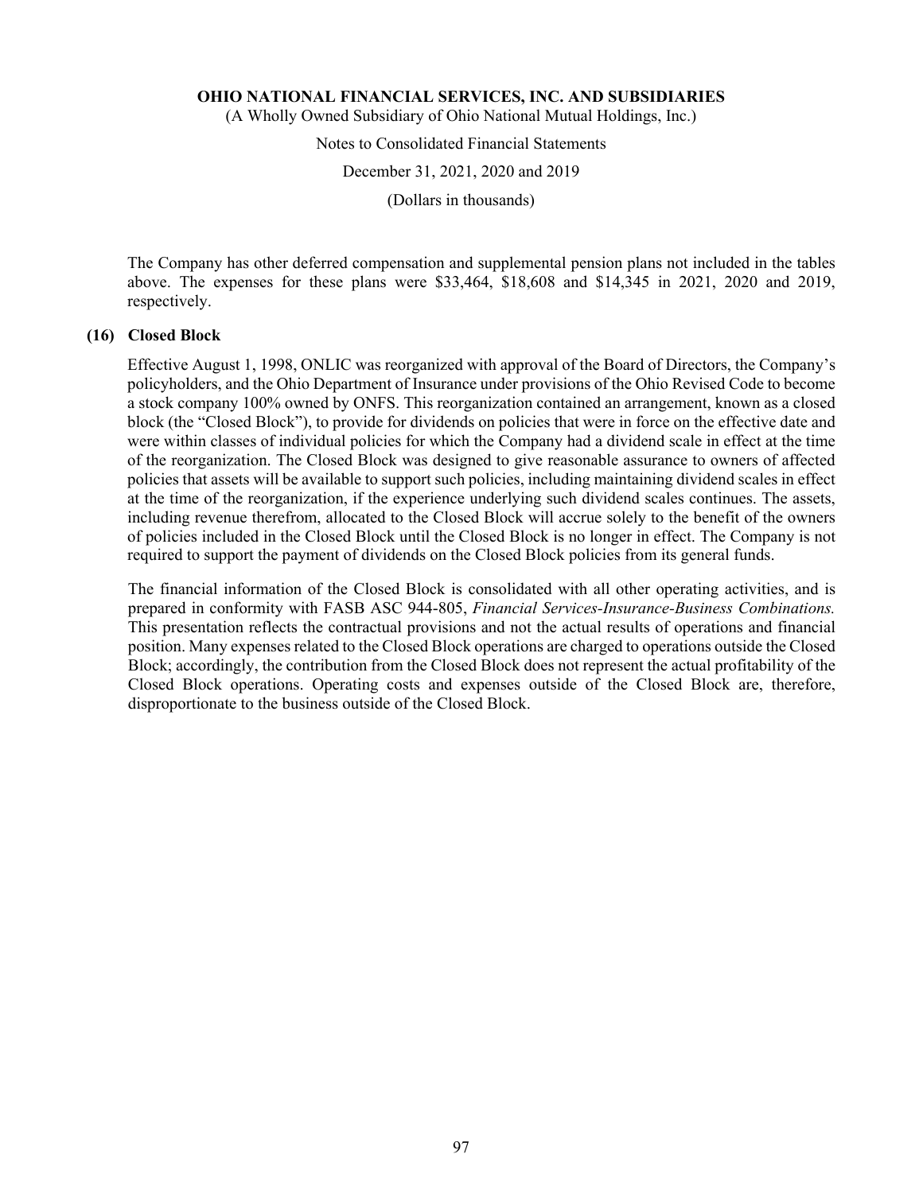The Company has other deferred compensation and supplemental pension plans not included in the tables above. The expenses for these plans were $33,464, $18,608 and $14,345 in 2021, 2020 and 2019, respectively.

## (16) Closed Block

Effective August 1, 1998, ONLIC was reorganized with approval of the Board of Directors, the Company's policyholders, and the Ohio Department of Insurance under provisions of the Ohio Revised Code to become a stock company 100% owned by ONFS. This reorganization contained an arrangement, known as a closed block (the "Closed Block"), to provide for dividends on policies that were in force on the effective date and were within classes of individual policies for which the Company had a dividend scale in effect at the time of the reorganization. The Closed Block was designed to give reasonable assurance to owners of affected policies that assets will be available to support such policies, including maintaining dividend scales in effect at the time of the reorganization, if the experience underlying such dividend scales continues. The assets, including revenue therefrom, allocated to the Closed Block will accrue solely to the benefit of the owners of policies included in the Closed Block until the Closed Block is no longer in effect. The Company is not required to support the payment of dividends on the Closed Block policies from its general funds.

The financial information of the Closed Block is consolidated with all other operating activities, and is prepared in conformity with FASB ASC 944-805, *Financial Services-Insurance-Business Combinations.* This presentation reflects the contractual provisions and not the actual results of operations and financial position. Many expenses related to the Closed Block operations are charged to operations outside the Closed Block; accordingly, the contribution from the Closed Block does not represent the actual profitability of the Closed Block operations. Operating costs and expenses outside of the Closed Block are, therefore, disproportionate to the business outside of the Closed Block.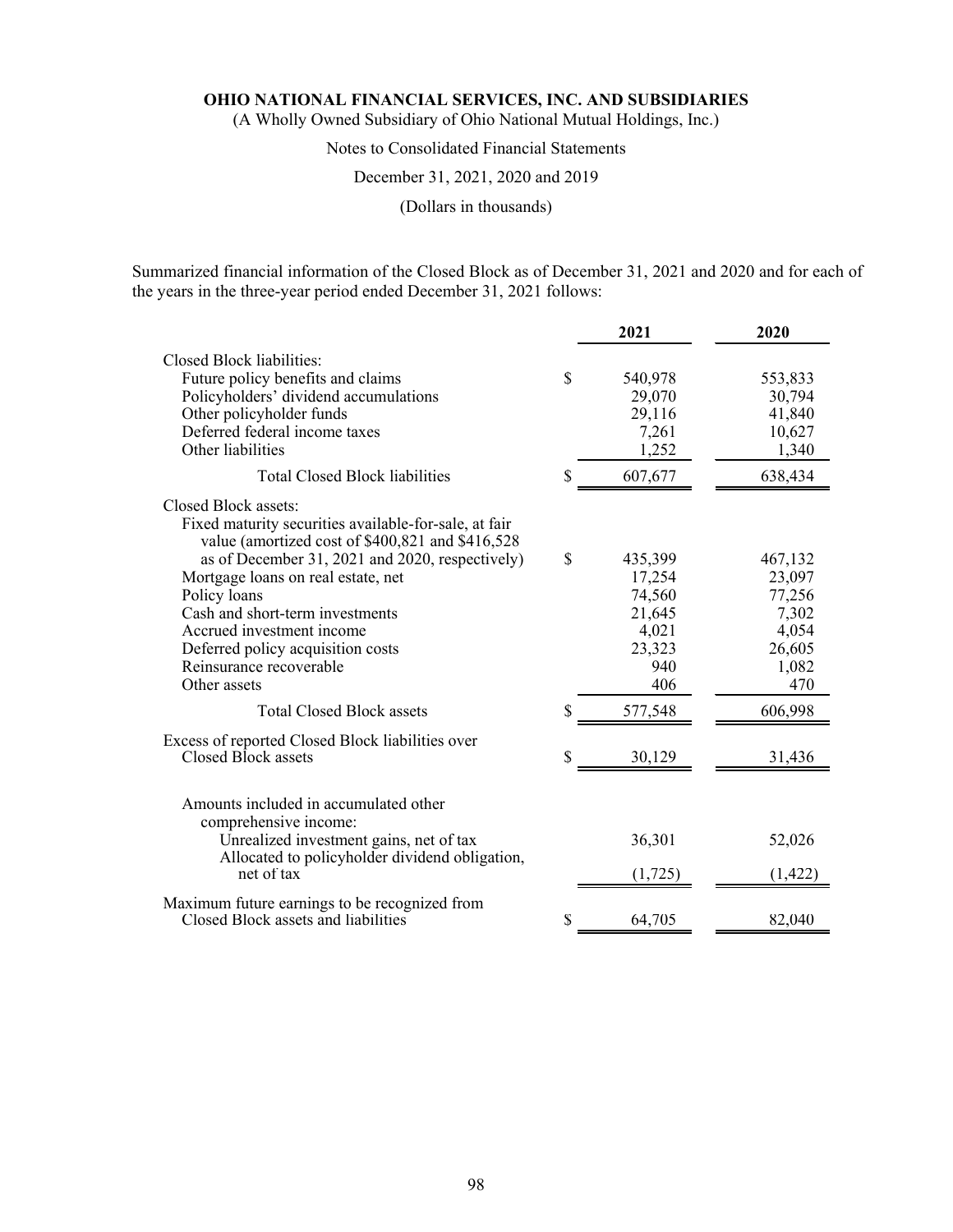**OHIO NATIONAL FINANCIAL SERVICES, INC. AND SUBSIDIARIES**

(A Wholly Owned Subsidiary of Ohio National Mutual Holdings, Inc.)

Notes to Consolidated Financial Statements

December 31, 2021, 2020 and 2019

(Dollars in thousands)

Summarized financial information of the Closed Block as of December 31, 2021 and 2020 and for each of the years in the three-year period ended December 31, 2021 follows:

| | 2021 | 2020 |
|---|---|---|
| Closed Block liabilities: | | |
| Future policy benefits and claims | $ 540,978 | 553,833 |
| Policyholders' dividend accumulations | 29,070 | 30,794 |
| Other policyholder funds | 29,116 | 41,840 |
| Deferred federal income taxes | 7,261 | 10,627 |
| Other liabilities | 1,252 | 1,340 |
| Total Closed Block liabilities | $ 607,677 | 638,434 |
| Closed Block assets: | | |
| Fixed maturity securities available-for-sale, at fair value (amortized cost of $400,821 and $416,528 as of December 31, 2021 and 2020, respectively) | $ 435,399 | 467,132 |
| Mortgage loans on real estate, net | 17,254 | 23,097 |
| Policy loans | 74,560 | 77,256 |
| Cash and short-term investments | 21,645 | 7,302 |
| Accrued investment income | 4,021 | 4,054 |
| Deferred policy acquisition costs | 23,323 | 26,605 |
| Reinsurance recoverable | 940 | 1,082 |
| Other assets | 406 | 470 |
| Total Closed Block assets | $ 577,548 | 606,998 |
| Excess of reported Closed Block liabilities over Closed Block assets | $ 30,129 | 31,436 |
| Amounts included in accumulated other comprehensive income: | | |
| Unrealized investment gains, net of tax | 36,301 | 52,026 |
| Allocated to policyholder dividend obligation, net of tax | (1,725) | (1,422) |
| Maximum future earnings to be recognized from Closed Block assets and liabilities | $ 64,705 | 82,040 |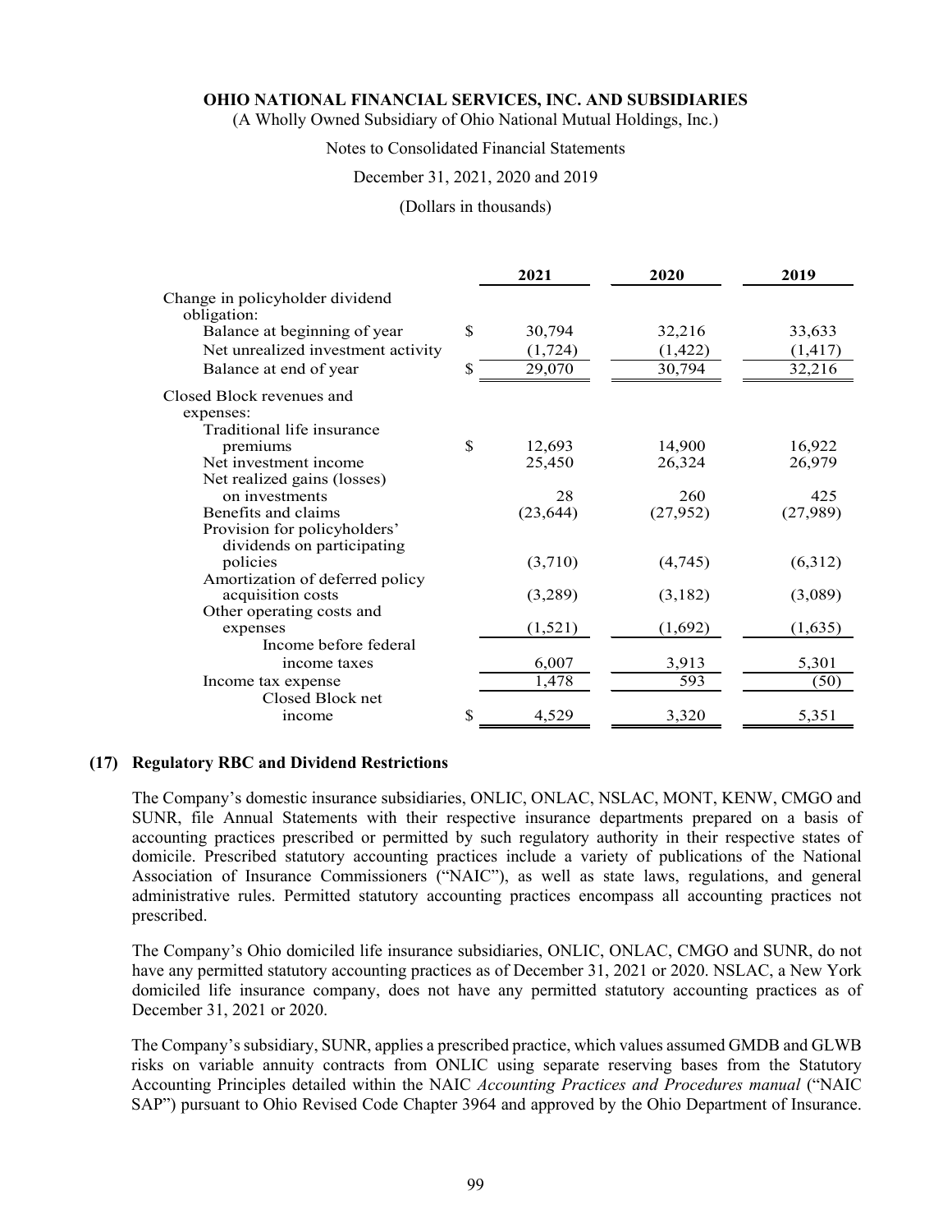|  | 2021 | 2020 | 2019 |
| --- | --- | --- | --- |
| Change in policyholder dividend obligation: |  |  |  |
| Balance at beginning of year | $ 30,794 | 32,216 | 33,633 |
| Net unrealized investment activity | (1,724) | (1,422) | (1,417) |
| Balance at end of year | $ 29,070 | 30,794 | 32,216 |
| Closed Block revenues and expenses: |  |  |  |
| Traditional life insurance premiums | $ 12,693 | 14,900 | 16,922 |
| Net investment income | 25,450 | 26,324 | 26,979 |
| Net realized gains (losses) on investments | 28 | 260 | 425 |
| Benefits and claims | (23,644) | (27,952) | (27,989) |
| Provision for policyholders' dividends on participating policies | (3,710) | (4,745) | (6,312) |
| Amortization of deferred policy acquisition costs | (3,289) | (3,182) | (3,089) |
| Other operating costs and expenses | (1,521) | (1,692) | (1,635) |
| Income before federal income taxes | 6,007 | 3,913 | 5,301 |
| Income tax expense | 1,478 | 593 | (50) |
| Closed Block net income | $ 4,529 | 3,320 | 5,351 |

## (17) Regulatory RBC and Dividend Restrictions

The Company's domestic insurance subsidiaries, ONLIC, ONLAC, NSLAC, MONT, KENW, CMGO and SUNR, file Annual Statements with their respective insurance departments prepared on a basis of accounting practices prescribed or permitted by such regulatory authority in their respective states of domicile. Prescribed statutory accounting practices include a variety of publications of the National Association of Insurance Commissioners ("NAIC"), as well as state laws, regulations, and general administrative rules. Permitted statutory accounting practices encompass all accounting practices not prescribed.

The Company's Ohio domiciled life insurance subsidiaries, ONLIC, ONLAC, CMGO and SUNR, do not have any permitted statutory accounting practices as of December 31, 2021 or 2020. NSLAC, a New York domiciled life insurance company, does not have any permitted statutory accounting practices as of December 31, 2021 or 2020.

The Company's subsidiary, SUNR, applies a prescribed practice, which values assumed GMDB and GLWB risks on variable annuity contracts from ONLIC using separate reserving bases from the Statutory Accounting Principles detailed within the NAIC *Accounting Practices and Procedures manual* ("NAIC SAP") pursuant to Ohio Revised Code Chapter 3964 and approved by the Ohio Department of Insurance.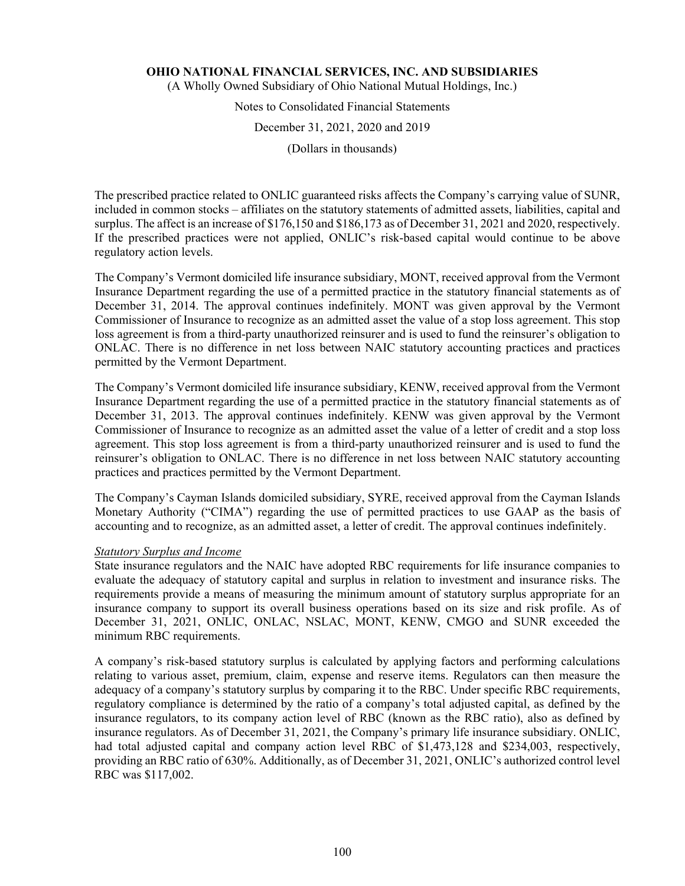The prescribed practice related to ONLIC guaranteed risks affects the Company's carrying value of SUNR, included in common stocks – affiliates on the statutory statements of admitted assets, liabilities, capital and surplus. The affect is an increase of $176,150 and $186,173 as of December 31, 2021 and 2020, respectively. If the prescribed practices were not applied, ONLIC's risk-based capital would continue to be above regulatory action levels.

The Company's Vermont domiciled life insurance subsidiary, MONT, received approval from the Vermont Insurance Department regarding the use of a permitted practice in the statutory financial statements as of December 31, 2014. The approval continues indefinitely. MONT was given approval by the Vermont Commissioner of Insurance to recognize as an admitted asset the value of a stop loss agreement. This stop loss agreement is from a third-party unauthorized reinsurer and is used to fund the reinsurer's obligation to ONLAC. There is no difference in net loss between NAIC statutory accounting practices and practices permitted by the Vermont Department.

The Company's Vermont domiciled life insurance subsidiary, KENW, received approval from the Vermont Insurance Department regarding the use of a permitted practice in the statutory financial statements as of December 31, 2013. The approval continues indefinitely. KENW was given approval by the Vermont Commissioner of Insurance to recognize as an admitted asset the value of a letter of credit and a stop loss agreement. This stop loss agreement is from a third-party unauthorized reinsurer and is used to fund the reinsurer's obligation to ONLAC. There is no difference in net loss between NAIC statutory accounting practices and practices permitted by the Vermont Department.

The Company's Cayman Islands domiciled subsidiary, SYRE, received approval from the Cayman Islands Monetary Authority ("CIMA") regarding the use of permitted practices to use GAAP as the basis of accounting and to recognize, as an admitted asset, a letter of credit. The approval continues indefinitely.

*Statutory Surplus and Income*

State insurance regulators and the NAIC have adopted RBC requirements for life insurance companies to evaluate the adequacy of statutory capital and surplus in relation to investment and insurance risks. The requirements provide a means of measuring the minimum amount of statutory surplus appropriate for an insurance company to support its overall business operations based on its size and risk profile. As of December 31, 2021, ONLIC, ONLAC, NSLAC, MONT, KENW, CMGO and SUNR exceeded the minimum RBC requirements.

A company's risk-based statutory surplus is calculated by applying factors and performing calculations relating to various asset, premium, claim, expense and reserve items. Regulators can then measure the adequacy of a company's statutory surplus by comparing it to the RBC. Under specific RBC requirements, regulatory compliance is determined by the ratio of a company's total adjusted capital, as defined by the insurance regulators, to its company action level of RBC (known as the RBC ratio), also as defined by insurance regulators. As of December 31, 2021, the Company's primary life insurance subsidiary. ONLIC, had total adjusted capital and company action level RBC of $1,473,128 and $234,003, respectively, providing an RBC ratio of 630%. Additionally, as of December 31, 2021, ONLIC's authorized control level RBC was $117,002.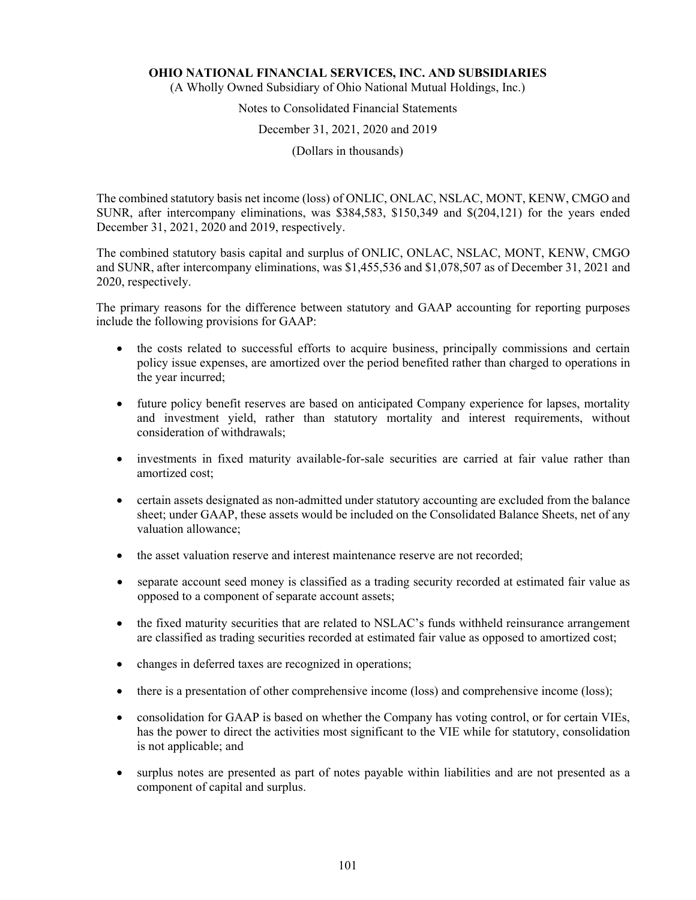The combined statutory basis net income (loss) of ONLIC, ONLAC, NSLAC, MONT, KENW, CMGO and SUNR, after intercompany eliminations, was $384,583, $150,349 and $(204,121) for the years ended December 31, 2021, 2020 and 2019, respectively.

The combined statutory basis capital and surplus of ONLIC, ONLAC, NSLAC, MONT, KENW, CMGO and SUNR, after intercompany eliminations, was $1,455,536 and $1,078,507 as of December 31, 2021 and 2020, respectively.

The primary reasons for the difference between statutory and GAAP accounting for reporting purposes include the following provisions for GAAP:

- the costs related to successful efforts to acquire business, principally commissions and certain policy issue expenses, are amortized over the period benefited rather than charged to operations in the year incurred;
- future policy benefit reserves are based on anticipated Company experience for lapses, mortality and investment yield, rather than statutory mortality and interest requirements, without consideration of withdrawals;
- investments in fixed maturity available-for-sale securities are carried at fair value rather than amortized cost;
- certain assets designated as non-admitted under statutory accounting are excluded from the balance sheet; under GAAP, these assets would be included on the Consolidated Balance Sheets, net of any valuation allowance;
- the asset valuation reserve and interest maintenance reserve are not recorded;
- separate account seed money is classified as a trading security recorded at estimated fair value as opposed to a component of separate account assets;
- the fixed maturity securities that are related to NSLAC's funds withheld reinsurance arrangement are classified as trading securities recorded at estimated fair value as opposed to amortized cost;
- changes in deferred taxes are recognized in operations;
- there is a presentation of other comprehensive income (loss) and comprehensive income (loss);
- consolidation for GAAP is based on whether the Company has voting control, or for certain VIEs, has the power to direct the activities most significant to the VIE while for statutory, consolidation is not applicable; and
- surplus notes are presented as part of notes payable within liabilities and are not presented as a component of capital and surplus.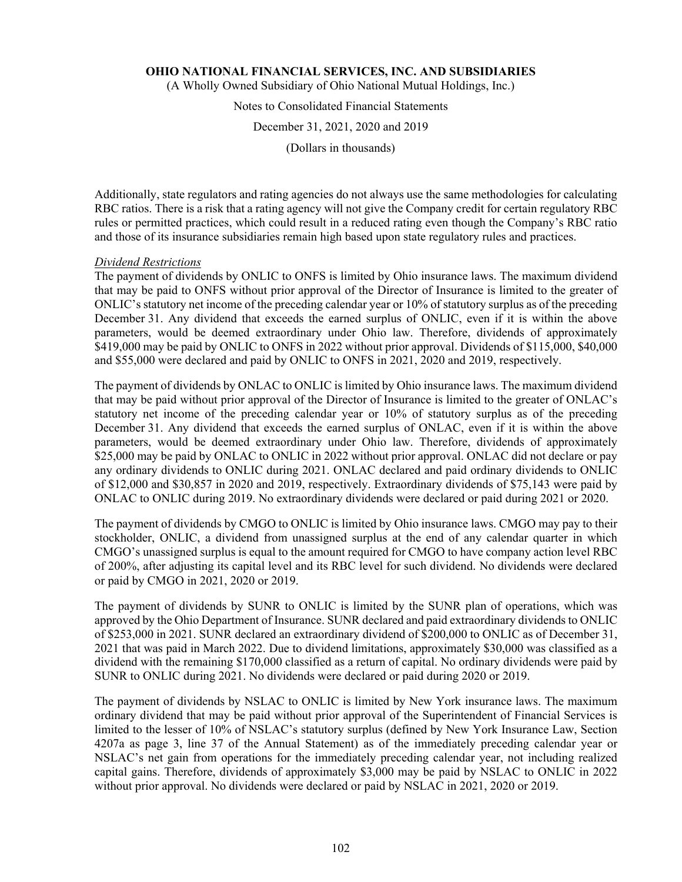Additionally, state regulators and rating agencies do not always use the same methodologies for calculating RBC ratios. There is a risk that a rating agency will not give the Company credit for certain regulatory RBC rules or permitted practices, which could result in a reduced rating even though the Company's RBC ratio and those of its insurance subsidiaries remain high based upon state regulatory rules and practices.

*Dividend Restrictions*

The payment of dividends by ONLIC to ONFS is limited by Ohio insurance laws. The maximum dividend that may be paid to ONFS without prior approval of the Director of Insurance is limited to the greater of ONLIC's statutory net income of the preceding calendar year or 10% of statutory surplus as of the preceding December 31. Any dividend that exceeds the earned surplus of ONLIC, even if it is within the above parameters, would be deemed extraordinary under Ohio law. Therefore, dividends of approximately $419,000 may be paid by ONLIC to ONFS in 2022 without prior approval. Dividends of $115,000, $40,000 and $55,000 were declared and paid by ONLIC to ONFS in 2021, 2020 and 2019, respectively.

The payment of dividends by ONLAC to ONLIC is limited by Ohio insurance laws. The maximum dividend that may be paid without prior approval of the Director of Insurance is limited to the greater of ONLAC's statutory net income of the preceding calendar year or 10% of statutory surplus as of the preceding December 31. Any dividend that exceeds the earned surplus of ONLAC, even if it is within the above parameters, would be deemed extraordinary under Ohio law. Therefore, dividends of approximately $25,000 may be paid by ONLAC to ONLIC in 2022 without prior approval. ONLAC did not declare or pay any ordinary dividends to ONLIC during 2021. ONLAC declared and paid ordinary dividends to ONLIC of $12,000 and $30,857 in 2020 and 2019, respectively. Extraordinary dividends of $75,143 were paid by ONLAC to ONLIC during 2019. No extraordinary dividends were declared or paid during 2021 or 2020.

The payment of dividends by CMGO to ONLIC is limited by Ohio insurance laws. CMGO may pay to their stockholder, ONLIC, a dividend from unassigned surplus at the end of any calendar quarter in which CMGO's unassigned surplus is equal to the amount required for CMGO to have company action level RBC of 200%, after adjusting its capital level and its RBC level for such dividend. No dividends were declared or paid by CMGO in 2021, 2020 or 2019.

The payment of dividends by SUNR to ONLIC is limited by the SUNR plan of operations, which was approved by the Ohio Department of Insurance. SUNR declared and paid extraordinary dividends to ONLIC of $253,000 in 2021. SUNR declared an extraordinary dividend of $200,000 to ONLIC as of December 31, 2021 that was paid in March 2022. Due to dividend limitations, approximately $30,000 was classified as a dividend with the remaining $170,000 classified as a return of capital. No ordinary dividends were paid by SUNR to ONLIC during 2021. No dividends were declared or paid during 2020 or 2019.

The payment of dividends by NSLAC to ONLIC is limited by New York insurance laws. The maximum ordinary dividend that may be paid without prior approval of the Superintendent of Financial Services is limited to the lesser of 10% of NSLAC's statutory surplus (defined by New York Insurance Law, Section 4207a as page 3, line 37 of the Annual Statement) as of the immediately preceding calendar year or NSLAC's net gain from operations for the immediately preceding calendar year, not including realized capital gains. Therefore, dividends of approximately $3,000 may be paid by NSLAC to ONLIC in 2022 without prior approval. No dividends were declared or paid by NSLAC in 2021, 2020 or 2019.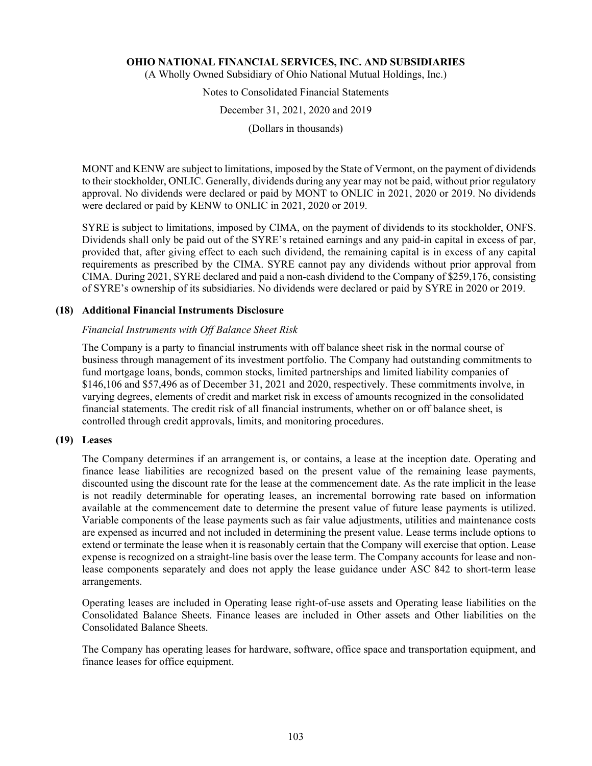MONT and KENW are subject to limitations, imposed by the State of Vermont, on the payment of dividends to their stockholder, ONLIC. Generally, dividends during any year may not be paid, without prior regulatory approval. No dividends were declared or paid by MONT to ONLIC in 2021, 2020 or 2019. No dividends were declared or paid by KENW to ONLIC in 2021, 2020 or 2019.

SYRE is subject to limitations, imposed by CIMA, on the payment of dividends to its stockholder, ONFS. Dividends shall only be paid out of the SYRE's retained earnings and any paid-in capital in excess of par, provided that, after giving effect to each such dividend, the remaining capital is in excess of any capital requirements as prescribed by the CIMA. SYRE cannot pay any dividends without prior approval from CIMA. During 2021, SYRE declared and paid a non-cash dividend to the Company of $259,176, consisting of SYRE's ownership of its subsidiaries. No dividends were declared or paid by SYRE in 2020 or 2019.

## (18) Additional Financial Instruments Disclosure

*Financial Instruments with Off Balance Sheet Risk*

The Company is a party to financial instruments with off balance sheet risk in the normal course of business through management of its investment portfolio. The Company had outstanding commitments to fund mortgage loans, bonds, common stocks, limited partnerships and limited liability companies of $146,106 and $57,496 as of December 31, 2021 and 2020, respectively. These commitments involve, in varying degrees, elements of credit and market risk in excess of amounts recognized in the consolidated financial statements. The credit risk of all financial instruments, whether on or off balance sheet, is controlled through credit approvals, limits, and monitoring procedures.

## (19) Leases

The Company determines if an arrangement is, or contains, a lease at the inception date. Operating and finance lease liabilities are recognized based on the present value of the remaining lease payments, discounted using the discount rate for the lease at the commencement date. As the rate implicit in the lease is not readily determinable for operating leases, an incremental borrowing rate based on information available at the commencement date to determine the present value of future lease payments is utilized. Variable components of the lease payments such as fair value adjustments, utilities and maintenance costs are expensed as incurred and not included in determining the present value. Lease terms include options to extend or terminate the lease when it is reasonably certain that the Company will exercise that option. Lease expense is recognized on a straight-line basis over the lease term. The Company accounts for lease and non-lease components separately and does not apply the lease guidance under ASC 842 to short-term lease arrangements.

Operating leases are included in Operating lease right-of-use assets and Operating lease liabilities on the Consolidated Balance Sheets. Finance leases are included in Other assets and Other liabilities on the Consolidated Balance Sheets.

The Company has operating leases for hardware, software, office space and transportation equipment, and finance leases for office equipment.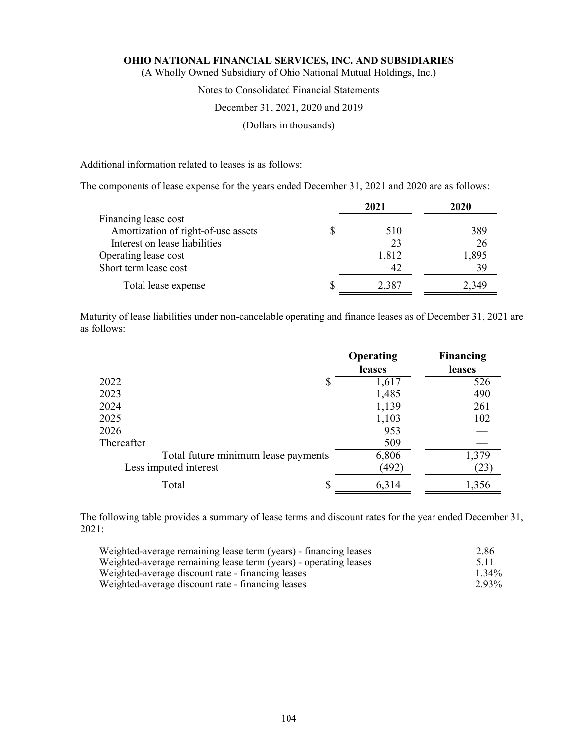Additional information related to leases is as follows:

The components of lease expense for the years ended December 31, 2021 and 2020 are as follows:

| | 2021 | 2020 |
|---|---|---|
| Financing lease cost | | |
| Amortization of right-of-use assets | $ 510 | 389 |
| Interest on lease liabilities | 23 | 26 |
| Operating lease cost | 1,812 | 1,895 |
| Short term lease cost | 42 | 39 |
| Total lease expense | $ 2,387 | 2,349 |

Maturity of lease liabilities under non-cancelable operating and finance leases as of December 31, 2021 are as follows:

| | Operating leases | Financing leases |
|---|---|---|
| 2022 | $ 1,617 | 526 |
| 2023 | 1,485 | 490 |
| 2024 | 1,139 | 261 |
| 2025 | 1,103 | 102 |
| 2026 | 953 | — |
| Thereafter | 509 | — |
| Total future minimum lease payments | 6,806 | 1,379 |
| Less imputed interest | (492) | (23) |
| Total | $ 6,314 | 1,356 |

The following table provides a summary of lease terms and discount rates for the year ended December 31, 2021:

| | |
|---|---|
| Weighted-average remaining lease term (years) - financing leases | 2.86 |
| Weighted-average remaining lease term (years) - operating leases | 5.11 |
| Weighted-average discount rate - financing leases | 1.34% |
| Weighted-average discount rate - financing leases | 2.93% |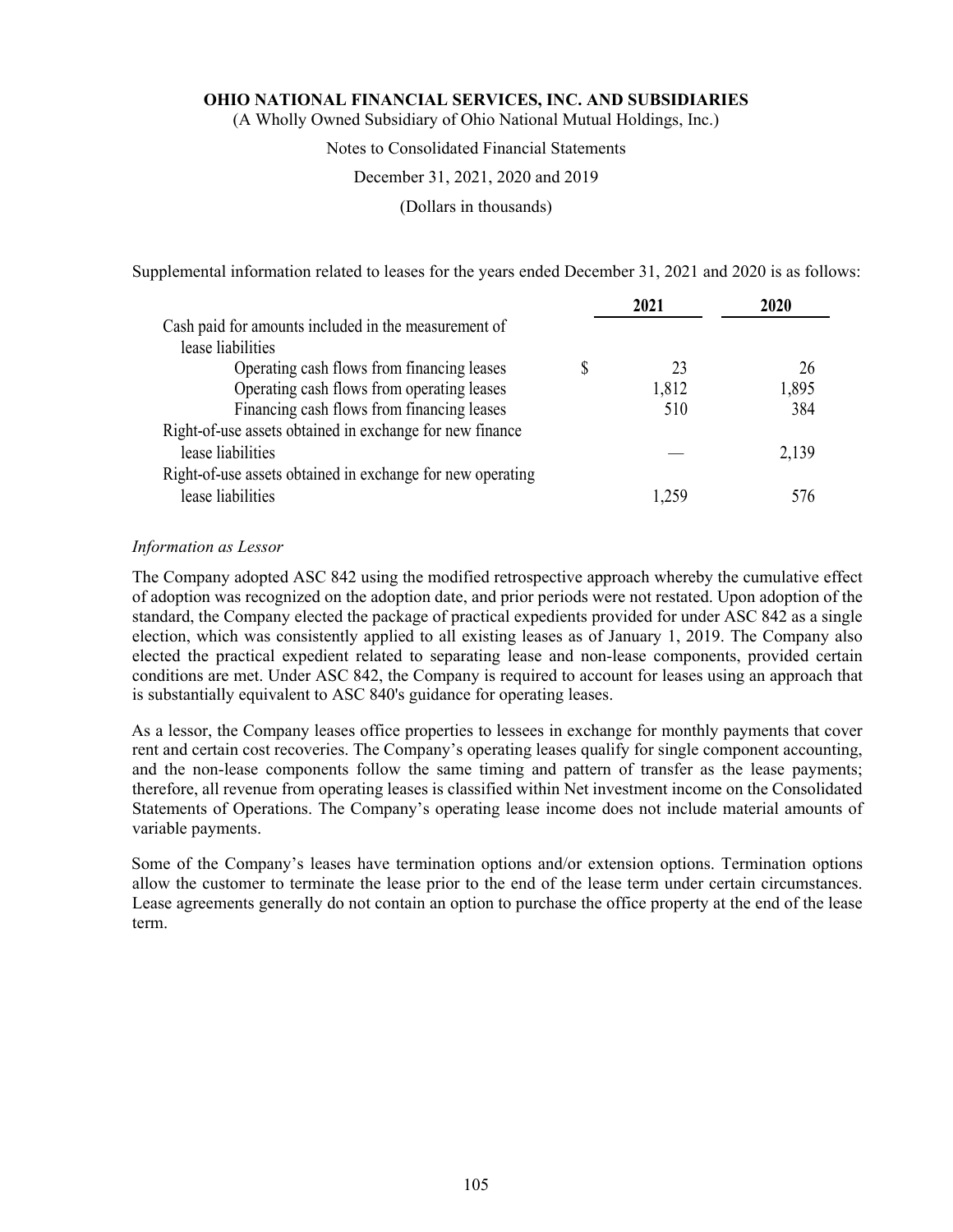Supplemental information related to leases for the years ended December 31, 2021 and 2020 is as follows:

| | 2021 | 2020 |
|---|---|---|
| Cash paid for amounts included in the measurement of lease liabilities | | |
| Operating cash flows from financing leases | $ 23 | 26 |
| Operating cash flows from operating leases | 1,812 | 1,895 |
| Financing cash flows from financing leases | 510 | 384 |
| Right-of-use assets obtained in exchange for new finance lease liabilities | — | 2,139 |
| Right-of-use assets obtained in exchange for new operating lease liabilities | 1,259 | 576 |

*Information as Lessor*

The Company adopted ASC 842 using the modified retrospective approach whereby the cumulative effect of adoption was recognized on the adoption date, and prior periods were not restated. Upon adoption of the standard, the Company elected the package of practical expedients provided for under ASC 842 as a single election, which was consistently applied to all existing leases as of January 1, 2019. The Company also elected the practical expedient related to separating lease and non-lease components, provided certain conditions are met. Under ASC 842, the Company is required to account for leases using an approach that is substantially equivalent to ASC 840's guidance for operating leases.

As a lessor, the Company leases office properties to lessees in exchange for monthly payments that cover rent and certain cost recoveries. The Company's operating leases qualify for single component accounting, and the non-lease components follow the same timing and pattern of transfer as the lease payments; therefore, all revenue from operating leases is classified within Net investment income on the Consolidated Statements of Operations. The Company's operating lease income does not include material amounts of variable payments.

Some of the Company's leases have termination options and/or extension options. Termination options allow the customer to terminate the lease prior to the end of the lease term under certain circumstances. Lease agreements generally do not contain an option to purchase the office property at the end of the lease term.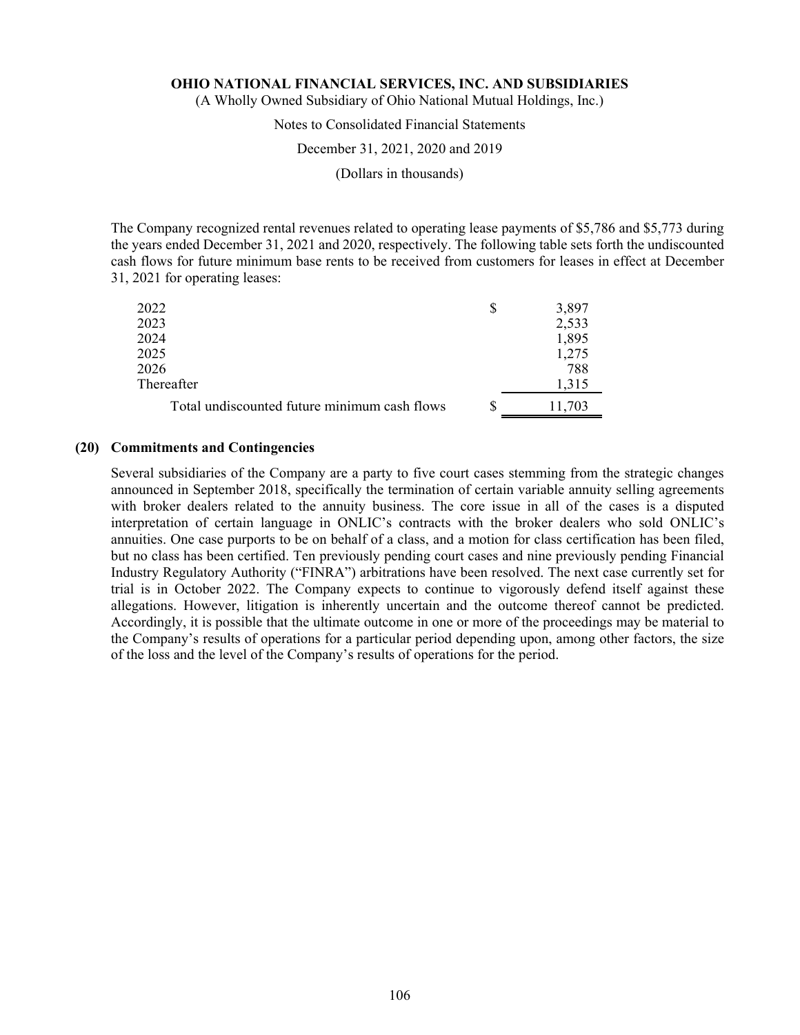The Company recognized rental revenues related to operating lease payments of $5,786 and $5,773 during the years ended December 31, 2021 and 2020, respectively. The following table sets forth the undiscounted cash flows for future minimum base rents to be received from customers for leases in effect at December 31, 2021 for operating leases:

| | | |
|---|---|---|
| 2022 | $ | 3,897 |
| 2023 | | 2,533 |
| 2024 | | 1,895 |
| 2025 | | 1,275 |
| 2026 | | 788 |
| Thereafter | | 1,315 |
| Total undiscounted future minimum cash flows | $ | 11,703 |

## (20) Commitments and Contingencies

Several subsidiaries of the Company are a party to five court cases stemming from the strategic changes announced in September 2018, specifically the termination of certain variable annuity selling agreements with broker dealers related to the annuity business. The core issue in all of the cases is a disputed interpretation of certain language in ONLIC's contracts with the broker dealers who sold ONLIC's annuities. One case purports to be on behalf of a class, and a motion for class certification has been filed, but no class has been certified. Ten previously pending court cases and nine previously pending Financial Industry Regulatory Authority ("FINRA") arbitrations have been resolved. The next case currently set for trial is in October 2022. The Company expects to continue to vigorously defend itself against these allegations. However, litigation is inherently uncertain and the outcome thereof cannot be predicted. Accordingly, it is possible that the ultimate outcome in one or more of the proceedings may be material to the Company's results of operations for a particular period depending upon, among other factors, the size of the loss and the level of the Company's results of operations for the period.